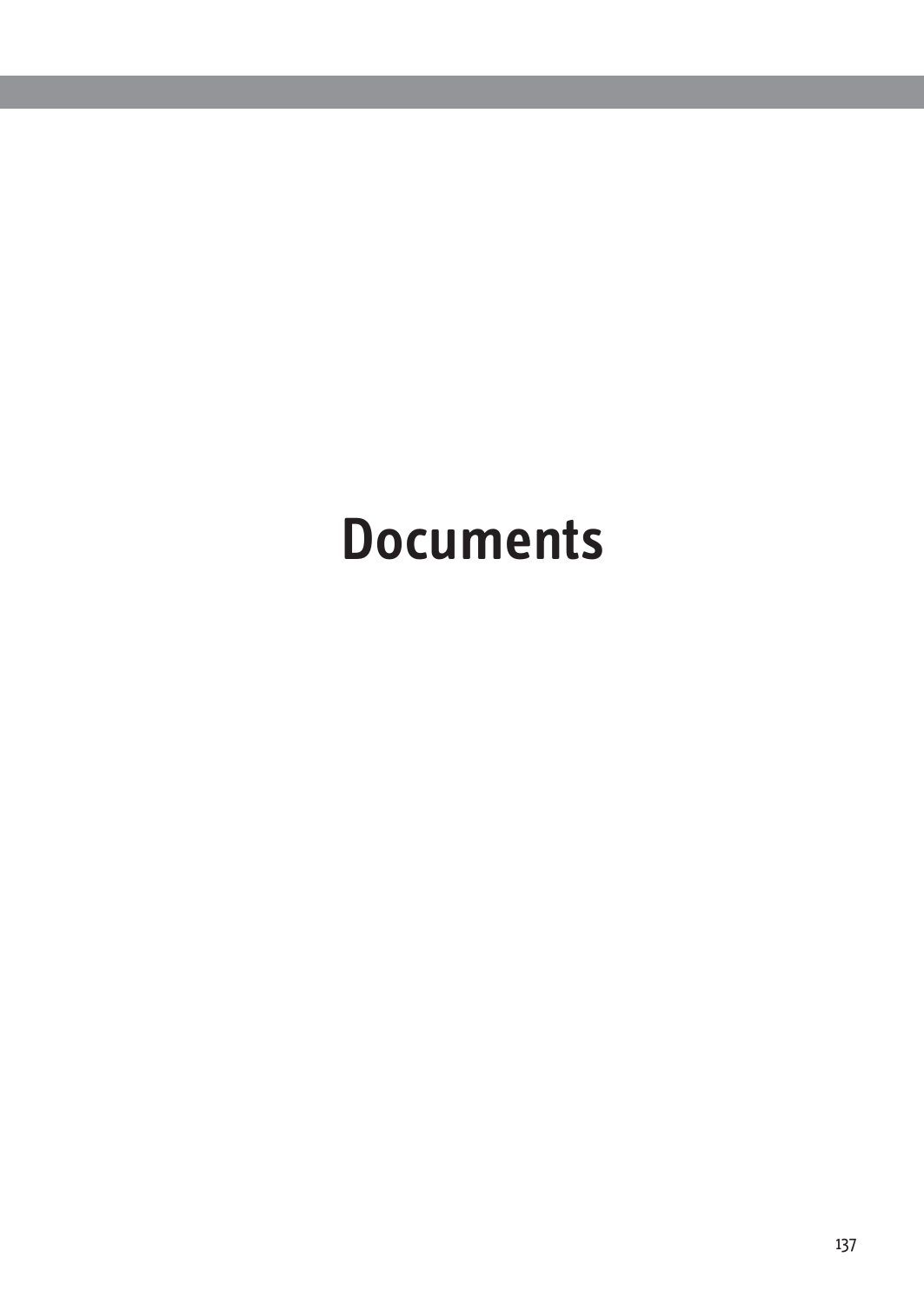# Documents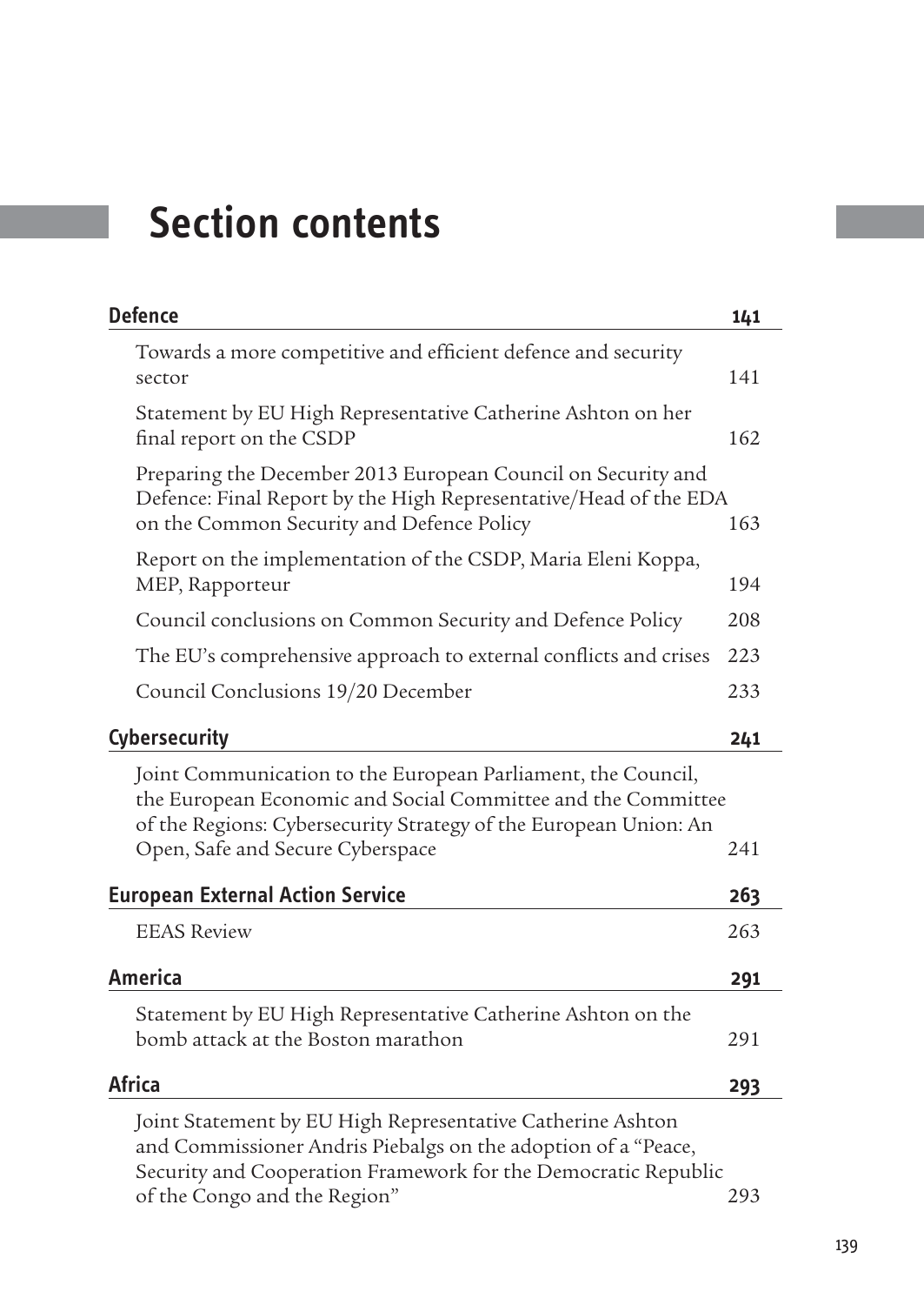# Section contents

| Defence | 141 |
|---|---|
| Towards a more competitive and efficient defence and security sector | 141 |
| Statement by EU High Representative Catherine Ashton on her final report on the CSDP | 162 |
| Preparing the December 2013 European Council on Security and Defence: Final Report by the High Representative/Head of the EDA on the Common Security and Defence Policy | 163 |
| Report on the implementation of the CSDP, Maria Eleni Koppa, MEP, Rapporteur | 194 |
| Council conclusions on Common Security and Defence Policy | 208 |
| The EU's comprehensive approach to external conflicts and crises | 223 |
| Council Conclusions 19/20 December | 233 |
| **Cybersecurity** | **241** |
| Joint Communication to the European Parliament, the Council, the European Economic and Social Committee and the Committee of the Regions: Cybersecurity Strategy of the European Union: An Open, Safe and Secure Cyberspace | 241 |
| **European External Action Service** | **263** |
| EEAS Review | 263 |
| **America** | **291** |
| Statement by EU High Representative Catherine Ashton on the bomb attack at the Boston marathon | 291 |
| **Africa** | **293** |
| Joint Statement by EU High Representative Catherine Ashton and Commissioner Andris Piebalgs on the adoption of a "Peace, Security and Cooperation Framework for the Democratic Republic of the Congo and the Region" | 293 |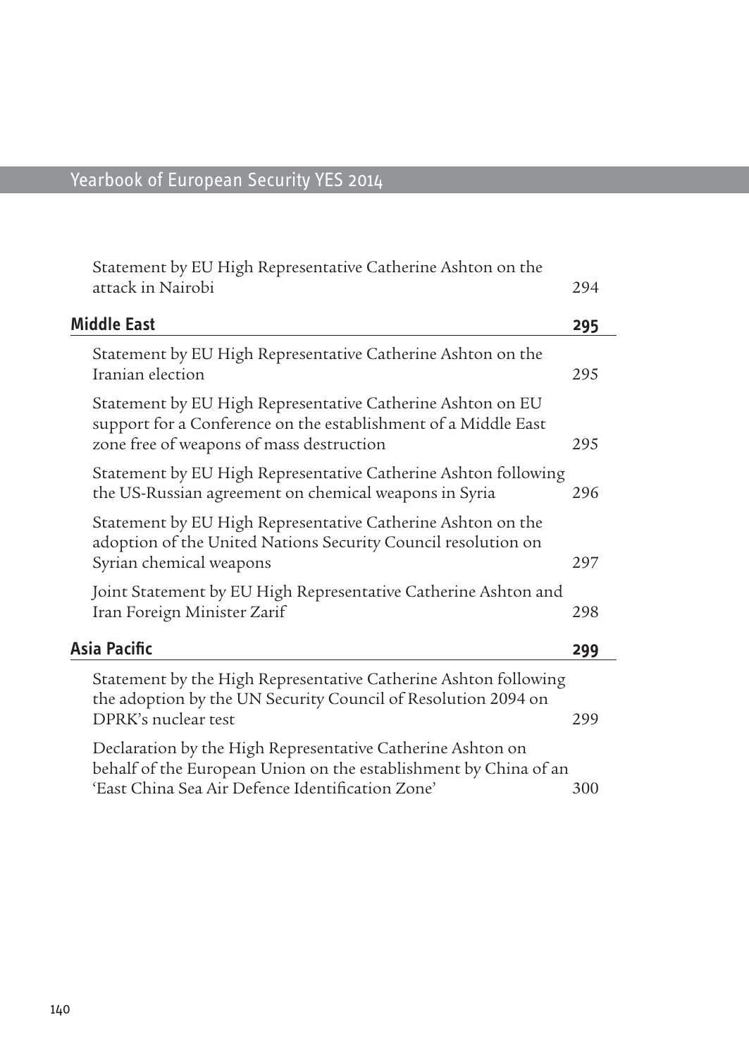Statement by EU High Representative Catherine Ashton on the attack in Nairobi 294

## Middle East 295

Statement by EU High Representative Catherine Ashton on the Iranian election 295

Statement by EU High Representative Catherine Ashton on EU support for a Conference on the establishment of a Middle East zone free of weapons of mass destruction 295

Statement by EU High Representative Catherine Ashton following the US-Russian agreement on chemical weapons in Syria 296

Statement by EU High Representative Catherine Ashton on the adoption of the United Nations Security Council resolution on Syrian chemical weapons 297

Joint Statement by EU High Representative Catherine Ashton and Iran Foreign Minister Zarif 298

## Asia Pacific 299

Statement by the High Representative Catherine Ashton following the adoption by the UN Security Council of Resolution 2094 on DPRK's nuclear test 299

Declaration by the High Representative Catherine Ashton on behalf of the European Union on the establishment by China of an 'East China Sea Air Defence Identification Zone' 300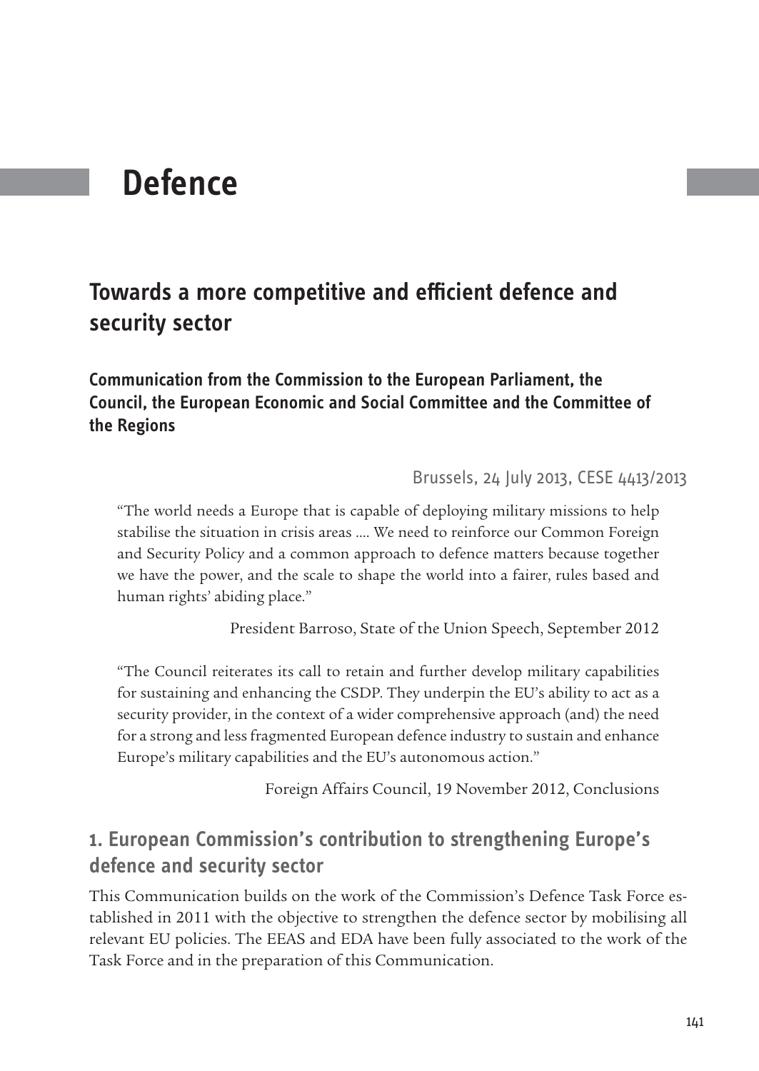# Defence

## Towards a more competitive and efficient defence and security sector

### Communication from the Commission to the European Parliament, the Council, the European Economic and Social Committee and the Committee of the Regions

Brussels, 24 July 2013, CESE 4413/2013

> "The world needs a Europe that is capable of deploying military missions to help stabilise the situation in crisis areas .... We need to reinforce our Common Foreign and Security Policy and a common approach to defence matters because together we have the power, and the scale to shape the world into a fairer, rules based and human rights' abiding place."
>
> President Barroso, State of the Union Speech, September 2012

> "The Council reiterates its call to retain and further develop military capabilities for sustaining and enhancing the CSDP. They underpin the EU's ability to act as a security provider, in the context of a wider comprehensive approach (and) the need for a strong and less fragmented European defence industry to sustain and enhance Europe's military capabilities and the EU's autonomous action."
>
> Foreign Affairs Council, 19 November 2012, Conclusions

## 1. European Commission's contribution to strengthening Europe's defence and security sector

This Communication builds on the work of the Commission's Defence Task Force established in 2011 with the objective to strengthen the defence sector by mobilising all relevant EU policies. The EEAS and EDA have been fully associated to the work of the Task Force and in the preparation of this Communication.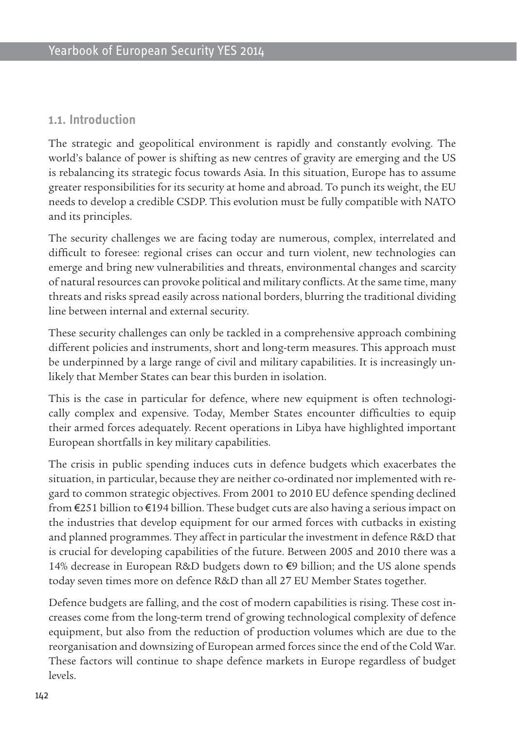## 1.1. Introduction

The strategic and geopolitical environment is rapidly and constantly evolving. The world's balance of power is shifting as new centres of gravity are emerging and the US is rebalancing its strategic focus towards Asia. In this situation, Europe has to assume greater responsibilities for its security at home and abroad. To punch its weight, the EU needs to develop a credible CSDP. This evolution must be fully compatible with NATO and its principles.

The security challenges we are facing today are numerous, complex, interrelated and difficult to foresee: regional crises can occur and turn violent, new technologies can emerge and bring new vulnerabilities and threats, environmental changes and scarcity of natural resources can provoke political and military conflicts. At the same time, many threats and risks spread easily across national borders, blurring the traditional dividing line between internal and external security.

These security challenges can only be tackled in a comprehensive approach combining different policies and instruments, short and long-term measures. This approach must be underpinned by a large range of civil and military capabilities. It is increasingly unlikely that Member States can bear this burden in isolation.

This is the case in particular for defence, where new equipment is often technologically complex and expensive. Today, Member States encounter difficulties to equip their armed forces adequately. Recent operations in Libya have highlighted important European shortfalls in key military capabilities.

The crisis in public spending induces cuts in defence budgets which exacerbates the situation, in particular, because they are neither co-ordinated nor implemented with regard to common strategic objectives. From 2001 to 2010 EU defence spending declined from €251 billion to €194 billion. These budget cuts are also having a serious impact on the industries that develop equipment for our armed forces with cutbacks in existing and planned programmes. They affect in particular the investment in defence R&D that is crucial for developing capabilities of the future. Between 2005 and 2010 there was a 14% decrease in European R&D budgets down to €9 billion; and the US alone spends today seven times more on defence R&D than all 27 EU Member States together.

Defence budgets are falling, and the cost of modern capabilities is rising. These cost increases come from the long-term trend of growing technological complexity of defence equipment, but also from the reduction of production volumes which are due to the reorganisation and downsizing of European armed forces since the end of the Cold War. These factors will continue to shape defence markets in Europe regardless of budget levels.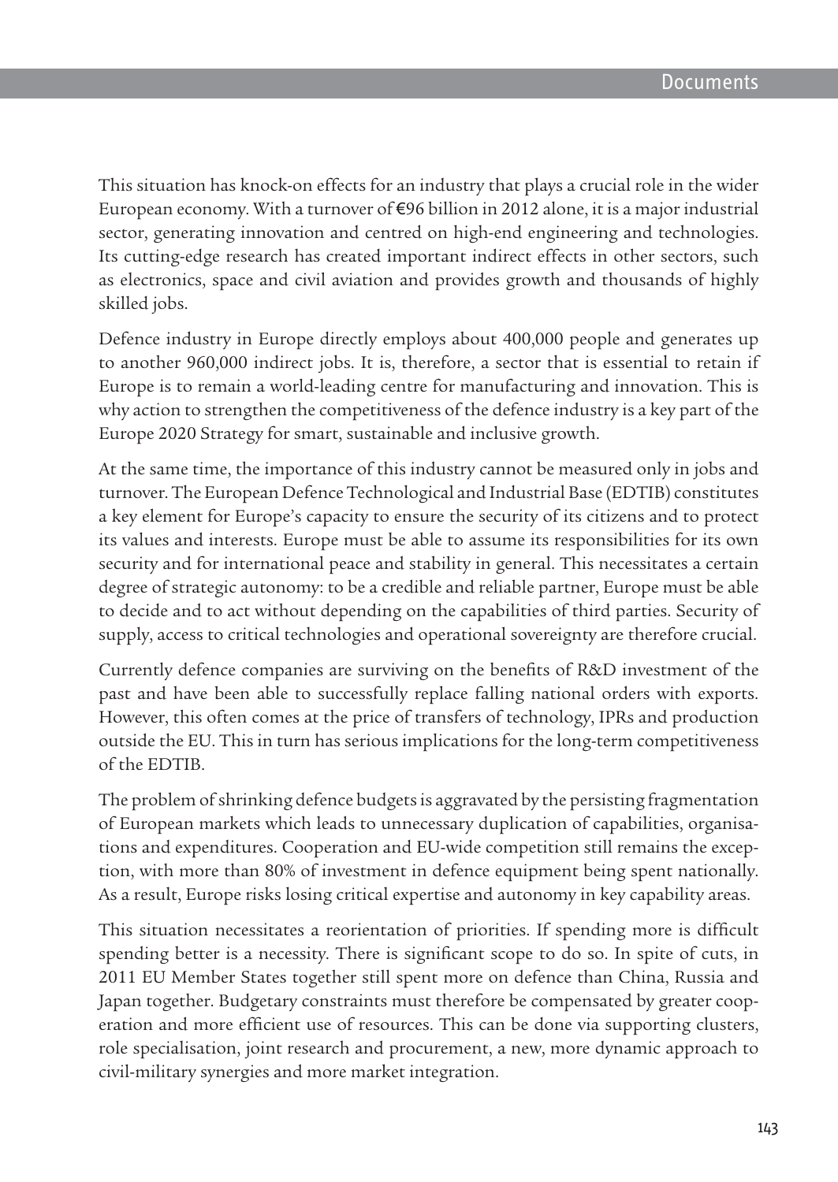This situation has knock-on effects for an industry that plays a crucial role in the wider European economy. With a turnover of €96 billion in 2012 alone, it is a major industrial sector, generating innovation and centred on high-end engineering and technologies. Its cutting-edge research has created important indirect effects in other sectors, such as electronics, space and civil aviation and provides growth and thousands of highly skilled jobs.

Defence industry in Europe directly employs about 400,000 people and generates up to another 960,000 indirect jobs. It is, therefore, a sector that is essential to retain if Europe is to remain a world-leading centre for manufacturing and innovation. This is why action to strengthen the competitiveness of the defence industry is a key part of the Europe 2020 Strategy for smart, sustainable and inclusive growth.

At the same time, the importance of this industry cannot be measured only in jobs and turnover. The European Defence Technological and Industrial Base (EDTIB) constitutes a key element for Europe's capacity to ensure the security of its citizens and to protect its values and interests. Europe must be able to assume its responsibilities for its own security and for international peace and stability in general. This necessitates a certain degree of strategic autonomy: to be a credible and reliable partner, Europe must be able to decide and to act without depending on the capabilities of third parties. Security of supply, access to critical technologies and operational sovereignty are therefore crucial.

Currently defence companies are surviving on the benefits of R&D investment of the past and have been able to successfully replace falling national orders with exports. However, this often comes at the price of transfers of technology, IPRs and production outside the EU. This in turn has serious implications for the long-term competitiveness of the EDTIB.

The problem of shrinking defence budgets is aggravated by the persisting fragmentation of European markets which leads to unnecessary duplication of capabilities, organisations and expenditures. Cooperation and EU-wide competition still remains the exception, with more than 80% of investment in defence equipment being spent nationally. As a result, Europe risks losing critical expertise and autonomy in key capability areas.

This situation necessitates a reorientation of priorities. If spending more is difficult spending better is a necessity. There is significant scope to do so. In spite of cuts, in 2011 EU Member States together still spent more on defence than China, Russia and Japan together. Budgetary constraints must therefore be compensated by greater cooperation and more efficient use of resources. This can be done via supporting clusters, role specialisation, joint research and procurement, a new, more dynamic approach to civil-military synergies and more market integration.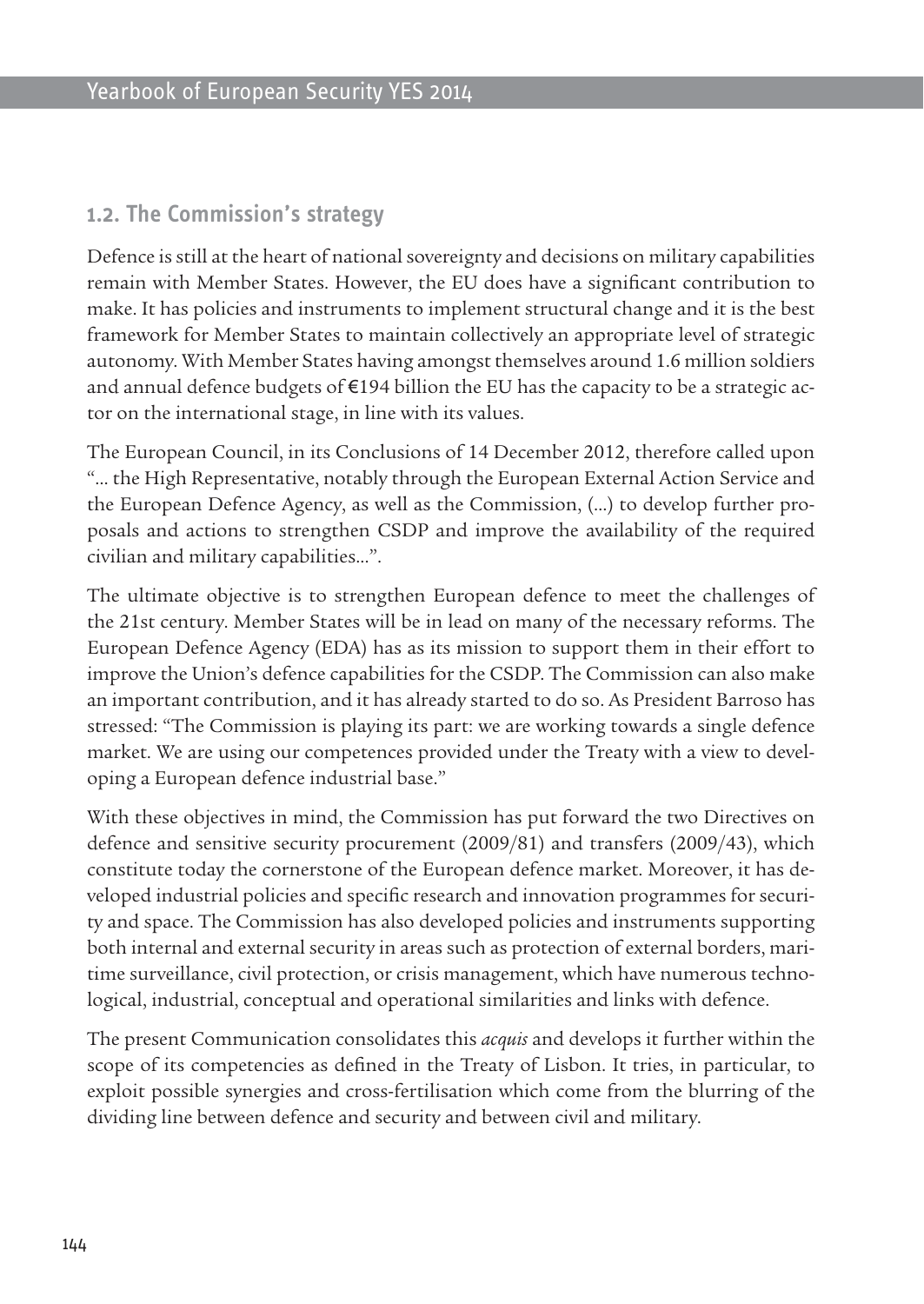## 1.2. The Commission's strategy

Defence is still at the heart of national sovereignty and decisions on military capabilities remain with Member States. However, the EU does have a significant contribution to make. It has policies and instruments to implement structural change and it is the best framework for Member States to maintain collectively an appropriate level of strategic autonomy. With Member States having amongst themselves around 1.6 million soldiers and annual defence budgets of €194 billion the EU has the capacity to be a strategic actor on the international stage, in line with its values.

The European Council, in its Conclusions of 14 December 2012, therefore called upon "... the High Representative, notably through the European External Action Service and the European Defence Agency, as well as the Commission, (...) to develop further proposals and actions to strengthen CSDP and improve the availability of the required civilian and military capabilities...".

The ultimate objective is to strengthen European defence to meet the challenges of the 21st century. Member States will be in lead on many of the necessary reforms. The European Defence Agency (EDA) has as its mission to support them in their effort to improve the Union's defence capabilities for the CSDP. The Commission can also make an important contribution, and it has already started to do so. As President Barroso has stressed: "The Commission is playing its part: we are working towards a single defence market. We are using our competences provided under the Treaty with a view to developing a European defence industrial base."

With these objectives in mind, the Commission has put forward the two Directives on defence and sensitive security procurement (2009/81) and transfers (2009/43), which constitute today the cornerstone of the European defence market. Moreover, it has developed industrial policies and specific research and innovation programmes for security and space. The Commission has also developed policies and instruments supporting both internal and external security in areas such as protection of external borders, maritime surveillance, civil protection, or crisis management, which have numerous technological, industrial, conceptual and operational similarities and links with defence.

The present Communication consolidates this *acquis* and develops it further within the scope of its competencies as defined in the Treaty of Lisbon. It tries, in particular, to exploit possible synergies and cross-fertilisation which come from the blurring of the dividing line between defence and security and between civil and military.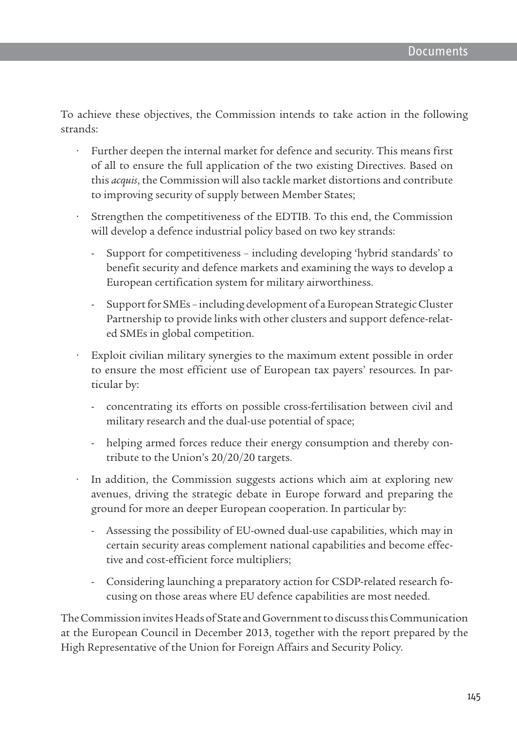To achieve these objectives, the Commission intends to take action in the following strands:

- Further deepen the internal market for defence and security. This means first of all to ensure the full application of the two existing Directives. Based on this *acquis*, the Commission will also tackle market distortions and contribute to improving security of supply between Member States;
- Strengthen the competitiveness of the EDTIB. To this end, the Commission will develop a defence industrial policy based on two key strands:
  - Support for competitiveness – including developing 'hybrid standards' to benefit security and defence markets and examining the ways to develop a European certification system for military airworthiness.
  - Support for SMEs – including development of a European Strategic Cluster Partnership to provide links with other clusters and support defence-related SMEs in global competition.
- Exploit civilian military synergies to the maximum extent possible in order to ensure the most efficient use of European tax payers' resources. In particular by:
  - concentrating its efforts on possible cross-fertilisation between civil and military research and the dual-use potential of space;
  - helping armed forces reduce their energy consumption and thereby contribute to the Union's 20/20/20 targets.
- In addition, the Commission suggests actions which aim at exploring new avenues, driving the strategic debate in Europe forward and preparing the ground for more an deeper European cooperation. In particular by:
  - Assessing the possibility of EU-owned dual-use capabilities, which may in certain security areas complement national capabilities and become effective and cost-efficient force multipliers;
  - Considering launching a preparatory action for CSDP-related research focusing on those areas where EU defence capabilities are most needed.

The Commission invites Heads of State and Government to discuss this Communication at the European Council in December 2013, together with the report prepared by the High Representative of the Union for Foreign Affairs and Security Policy.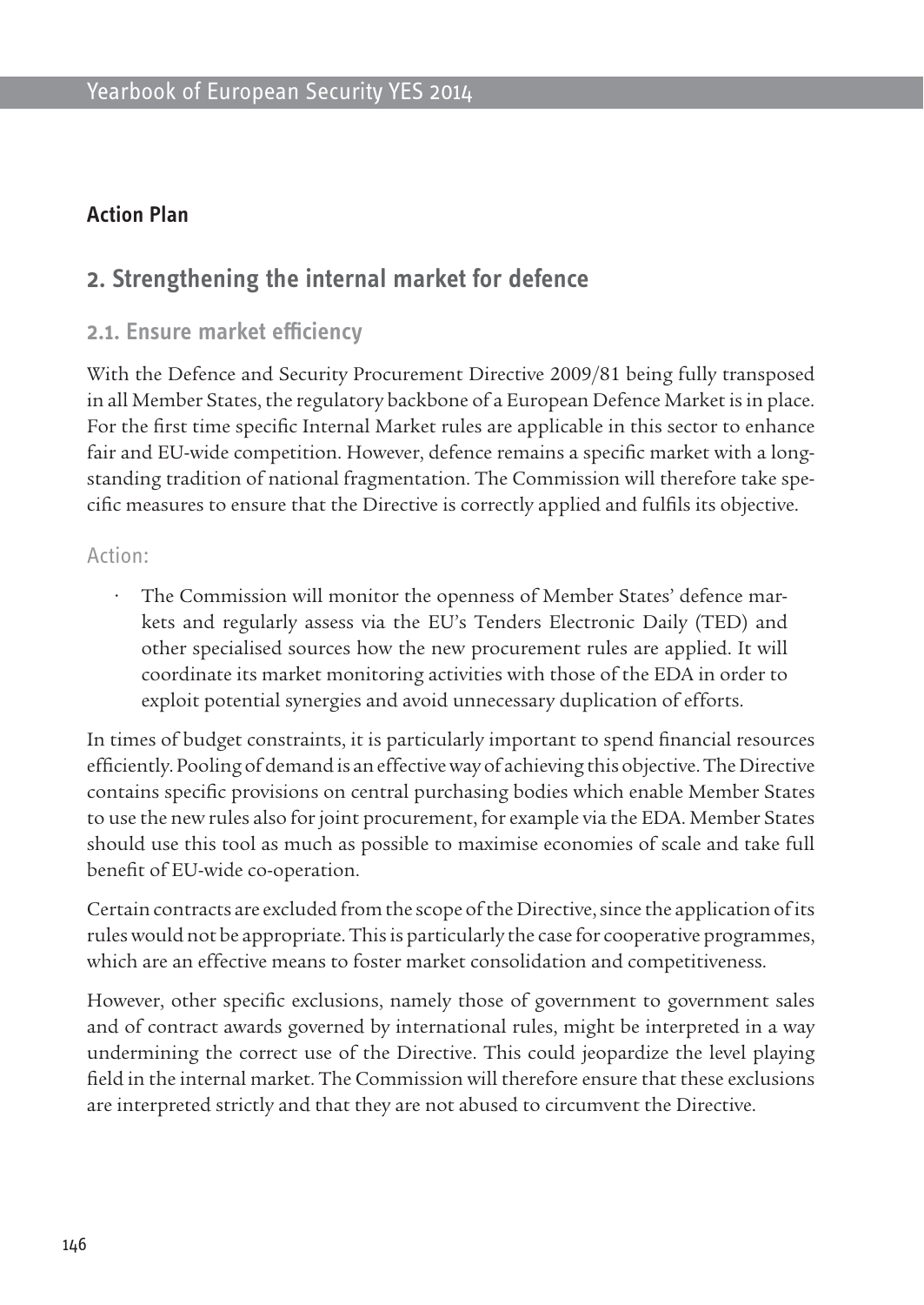## Action Plan

## 2. Strengthening the internal market for defence

### 2.1. Ensure market efficiency

With the Defence and Security Procurement Directive 2009/81 being fully transposed in all Member States, the regulatory backbone of a European Defence Market is in place. For the first time specific Internal Market rules are applicable in this sector to enhance fair and EU-wide competition. However, defence remains a specific market with a long-standing tradition of national fragmentation. The Commission will therefore take specific measures to ensure that the Directive is correctly applied and fulfils its objective.

Action:

- The Commission will monitor the openness of Member States' defence markets and regularly assess via the EU's Tenders Electronic Daily (TED) and other specialised sources how the new procurement rules are applied. It will coordinate its market monitoring activities with those of the EDA in order to exploit potential synergies and avoid unnecessary duplication of efforts.

In times of budget constraints, it is particularly important to spend financial resources efficiently. Pooling of demand is an effective way of achieving this objective. The Directive contains specific provisions on central purchasing bodies which enable Member States to use the new rules also for joint procurement, for example via the EDA. Member States should use this tool as much as possible to maximise economies of scale and take full benefit of EU-wide co-operation.

Certain contracts are excluded from the scope of the Directive, since the application of its rules would not be appropriate. This is particularly the case for cooperative programmes, which are an effective means to foster market consolidation and competitiveness.

However, other specific exclusions, namely those of government to government sales and of contract awards governed by international rules, might be interpreted in a way undermining the correct use of the Directive. This could jeopardize the level playing field in the internal market. The Commission will therefore ensure that these exclusions are interpreted strictly and that they are not abused to circumvent the Directive.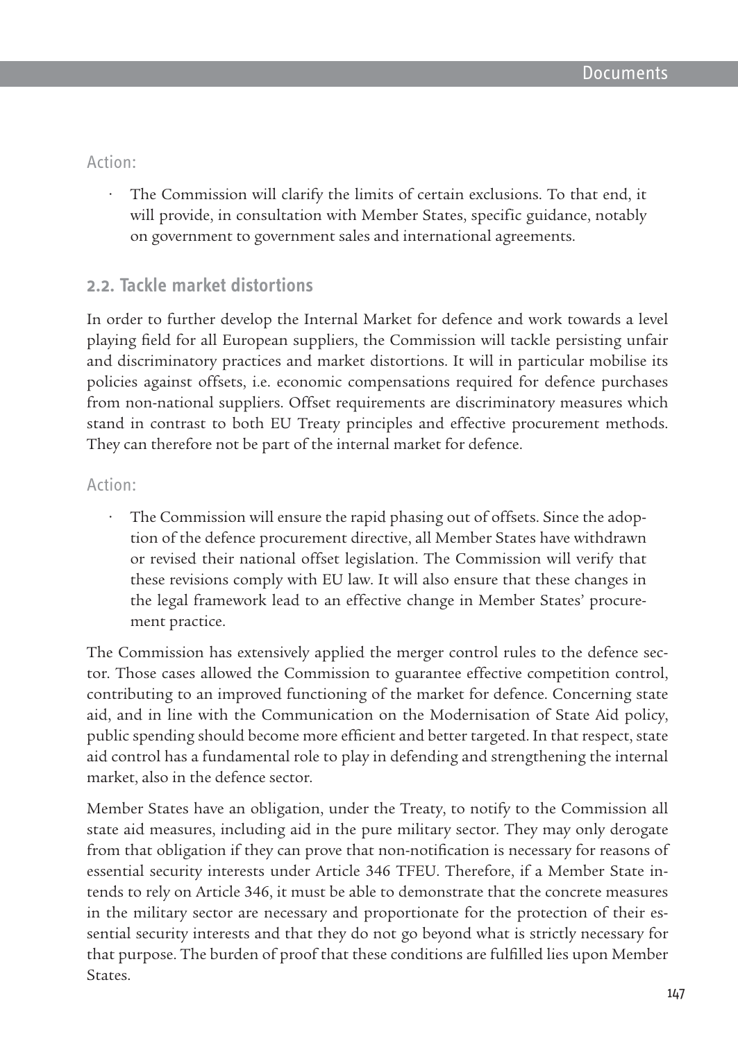Action:

- The Commission will clarify the limits of certain exclusions. To that end, it will provide, in consultation with Member States, specific guidance, notably on government to government sales and international agreements.

## 2.2. Tackle market distortions

In order to further develop the Internal Market for defence and work towards a level playing field for all European suppliers, the Commission will tackle persisting unfair and discriminatory practices and market distortions. It will in particular mobilise its policies against offsets, i.e. economic compensations required for defence purchases from non-national suppliers. Offset requirements are discriminatory measures which stand in contrast to both EU Treaty principles and effective procurement methods. They can therefore not be part of the internal market for defence.

Action:

- The Commission will ensure the rapid phasing out of offsets. Since the adoption of the defence procurement directive, all Member States have withdrawn or revised their national offset legislation. The Commission will verify that these revisions comply with EU law. It will also ensure that these changes in the legal framework lead to an effective change in Member States' procurement practice.

The Commission has extensively applied the merger control rules to the defence sector. Those cases allowed the Commission to guarantee effective competition control, contributing to an improved functioning of the market for defence. Concerning state aid, and in line with the Communication on the Modernisation of State Aid policy, public spending should become more efficient and better targeted. In that respect, state aid control has a fundamental role to play in defending and strengthening the internal market, also in the defence sector.

Member States have an obligation, under the Treaty, to notify to the Commission all state aid measures, including aid in the pure military sector. They may only derogate from that obligation if they can prove that non-notification is necessary for reasons of essential security interests under Article 346 TFEU. Therefore, if a Member State intends to rely on Article 346, it must be able to demonstrate that the concrete measures in the military sector are necessary and proportionate for the protection of their essential security interests and that they do not go beyond what is strictly necessary for that purpose. The burden of proof that these conditions are fulfilled lies upon Member States.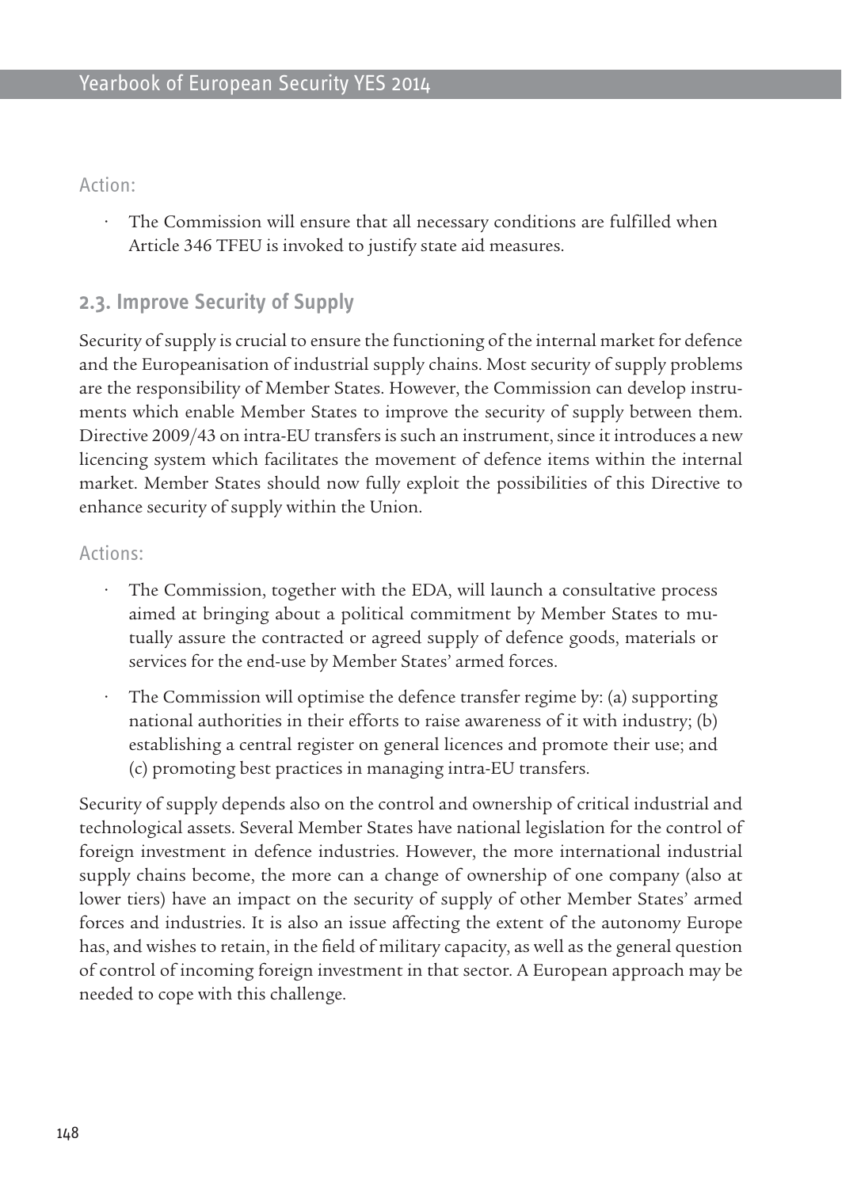Action:

- The Commission will ensure that all necessary conditions are fulfilled when Article 346 TFEU is invoked to justify state aid measures.

## 2.3. Improve Security of Supply

Security of supply is crucial to ensure the functioning of the internal market for defence and the Europeanisation of industrial supply chains. Most security of supply problems are the responsibility of Member States. However, the Commission can develop instruments which enable Member States to improve the security of supply between them. Directive 2009/43 on intra-EU transfers is such an instrument, since it introduces a new licencing system which facilitates the movement of defence items within the internal market. Member States should now fully exploit the possibilities of this Directive to enhance security of supply within the Union.

Actions:

- The Commission, together with the EDA, will launch a consultative process aimed at bringing about a political commitment by Member States to mutually assure the contracted or agreed supply of defence goods, materials or services for the end-use by Member States' armed forces.
- The Commission will optimise the defence transfer regime by: (a) supporting national authorities in their efforts to raise awareness of it with industry; (b) establishing a central register on general licences and promote their use; and (c) promoting best practices in managing intra-EU transfers.

Security of supply depends also on the control and ownership of critical industrial and technological assets. Several Member States have national legislation for the control of foreign investment in defence industries. However, the more international industrial supply chains become, the more can a change of ownership of one company (also at lower tiers) have an impact on the security of supply of other Member States' armed forces and industries. It is also an issue affecting the extent of the autonomy Europe has, and wishes to retain, in the field of military capacity, as well as the general question of control of incoming foreign investment in that sector. A European approach may be needed to cope with this challenge.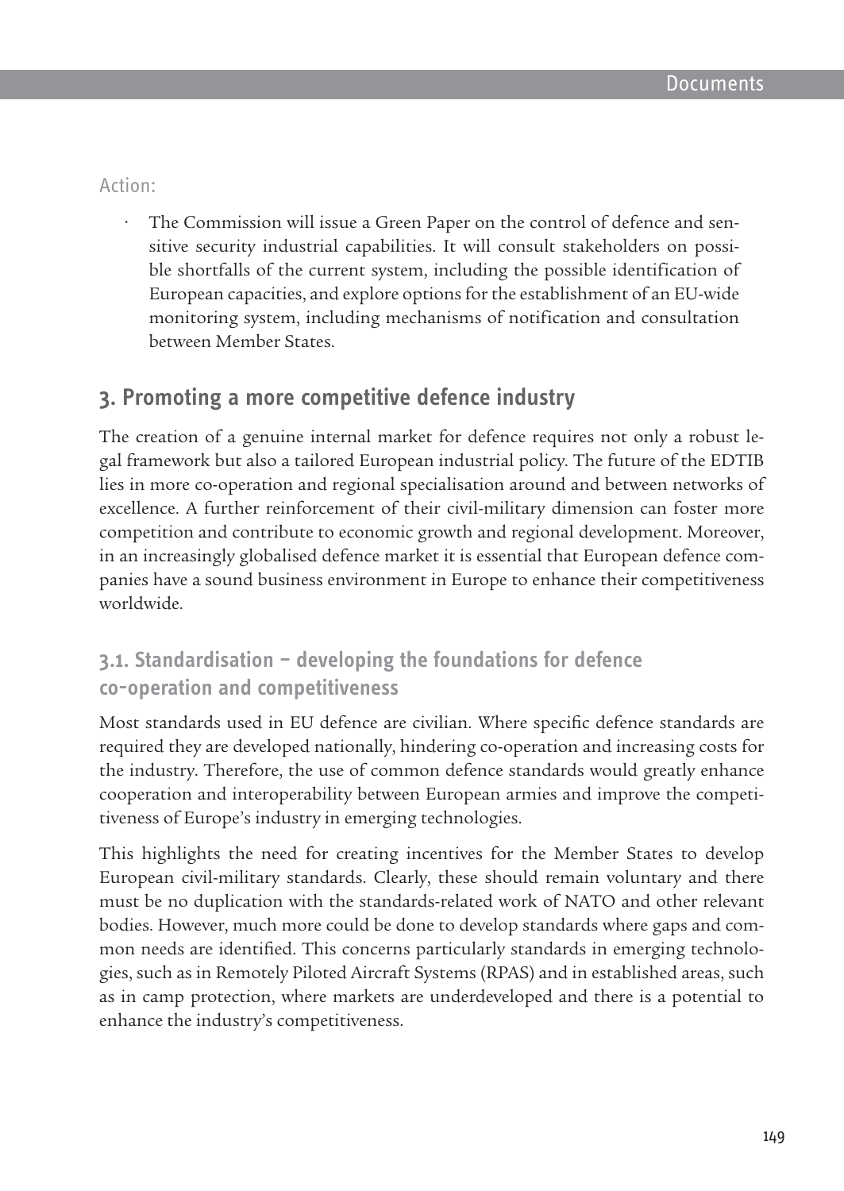Action:

- The Commission will issue a Green Paper on the control of defence and sensitive security industrial capabilities. It will consult stakeholders on possible shortfalls of the current system, including the possible identification of European capacities, and explore options for the establishment of an EU-wide monitoring system, including mechanisms of notification and consultation between Member States.

## 3. Promoting a more competitive defence industry

The creation of a genuine internal market for defence requires not only a robust legal framework but also a tailored European industrial policy. The future of the EDTIB lies in more co-operation and regional specialisation around and between networks of excellence. A further reinforcement of their civil-military dimension can foster more competition and contribute to economic growth and regional development. Moreover, in an increasingly globalised defence market it is essential that European defence companies have a sound business environment in Europe to enhance their competitiveness worldwide.

### 3.1. Standardisation – developing the foundations for defence co-operation and competitiveness

Most standards used in EU defence are civilian. Where specific defence standards are required they are developed nationally, hindering co-operation and increasing costs for the industry. Therefore, the use of common defence standards would greatly enhance cooperation and interoperability between European armies and improve the competitiveness of Europe's industry in emerging technologies.

This highlights the need for creating incentives for the Member States to develop European civil-military standards. Clearly, these should remain voluntary and there must be no duplication with the standards-related work of NATO and other relevant bodies. However, much more could be done to develop standards where gaps and common needs are identified. This concerns particularly standards in emerging technologies, such as in Remotely Piloted Aircraft Systems (RPAS) and in established areas, such as in camp protection, where markets are underdeveloped and there is a potential to enhance the industry's competitiveness.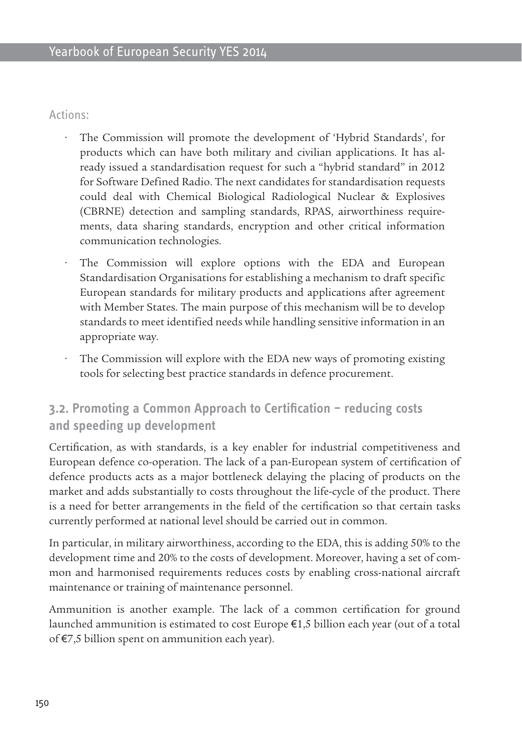Actions:

- The Commission will promote the development of 'Hybrid Standards', for products which can have both military and civilian applications. It has already issued a standardisation request for such a "hybrid standard" in 2012 for Software Defined Radio. The next candidates for standardisation requests could deal with Chemical Biological Radiological Nuclear & Explosives (CBRNE) detection and sampling standards, RPAS, airworthiness requirements, data sharing standards, encryption and other critical information communication technologies.
- The Commission will explore options with the EDA and European Standardisation Organisations for establishing a mechanism to draft specific European standards for military products and applications after agreement with Member States. The main purpose of this mechanism will be to develop standards to meet identified needs while handling sensitive information in an appropriate way.
- The Commission will explore with the EDA new ways of promoting existing tools for selecting best practice standards in defence procurement.

## 3.2. Promoting a Common Approach to Certification – reducing costs and speeding up development

Certification, as with standards, is a key enabler for industrial competitiveness and European defence co-operation. The lack of a pan-European system of certification of defence products acts as a major bottleneck delaying the placing of products on the market and adds substantially to costs throughout the life-cycle of the product. There is a need for better arrangements in the field of the certification so that certain tasks currently performed at national level should be carried out in common.

In particular, in military airworthiness, according to the EDA, this is adding 50% to the development time and 20% to the costs of development. Moreover, having a set of common and harmonised requirements reduces costs by enabling cross-national aircraft maintenance or training of maintenance personnel.

Ammunition is another example. The lack of a common certification for ground launched ammunition is estimated to cost Europe €1,5 billion each year (out of a total of €7,5 billion spent on ammunition each year).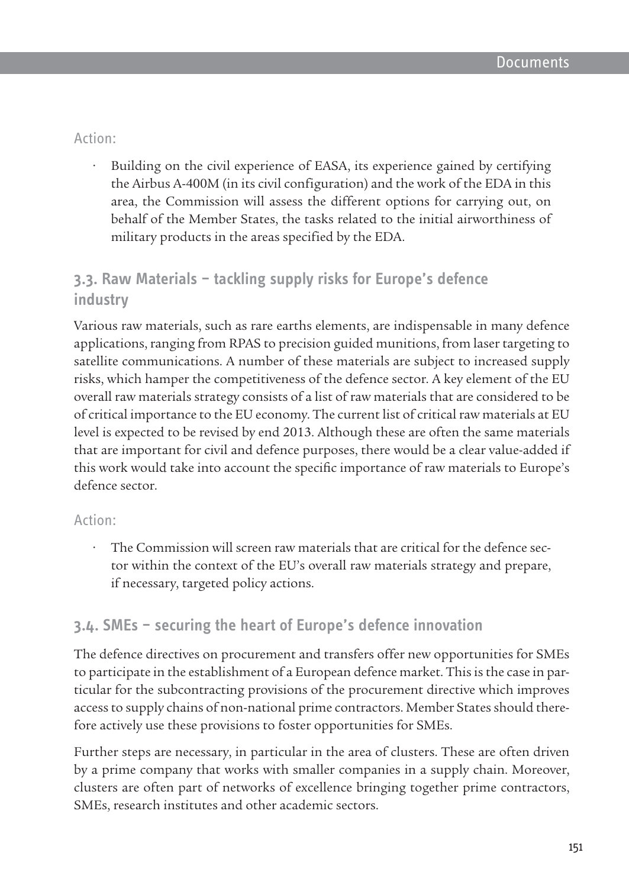Action:

- Building on the civil experience of EASA, its experience gained by certifying the Airbus A-400M (in its civil configuration) and the work of the EDA in this area, the Commission will assess the different options for carrying out, on behalf of the Member States, the tasks related to the initial airworthiness of military products in the areas specified by the EDA.

## 3.3. Raw Materials – tackling supply risks for Europe's defence industry

Various raw materials, such as rare earths elements, are indispensable in many defence applications, ranging from RPAS to precision guided munitions, from laser targeting to satellite communications. A number of these materials are subject to increased supply risks, which hamper the competitiveness of the defence sector. A key element of the EU overall raw materials strategy consists of a list of raw materials that are considered to be of critical importance to the EU economy. The current list of critical raw materials at EU level is expected to be revised by end 2013. Although these are often the same materials that are important for civil and defence purposes, there would be a clear value-added if this work would take into account the specific importance of raw materials to Europe's defence sector.

Action:

- The Commission will screen raw materials that are critical for the defence sector within the context of the EU's overall raw materials strategy and prepare, if necessary, targeted policy actions.

## 3.4. SMEs – securing the heart of Europe's defence innovation

The defence directives on procurement and transfers offer new opportunities for SMEs to participate in the establishment of a European defence market. This is the case in particular for the subcontracting provisions of the procurement directive which improves access to supply chains of non-national prime contractors. Member States should therefore actively use these provisions to foster opportunities for SMEs.

Further steps are necessary, in particular in the area of clusters. These are often driven by a prime company that works with smaller companies in a supply chain. Moreover, clusters are often part of networks of excellence bringing together prime contractors, SMEs, research institutes and other academic sectors.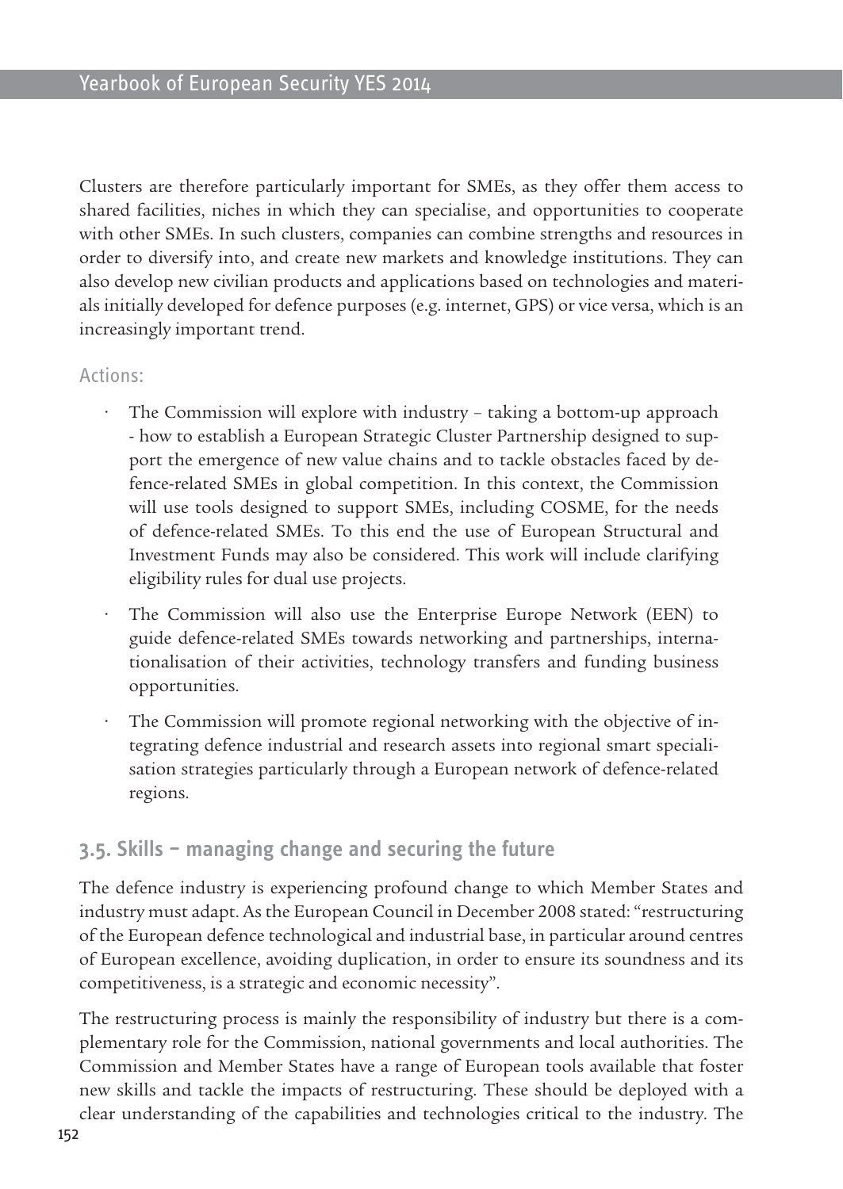Clusters are therefore particularly important for SMEs, as they offer them access to shared facilities, niches in which they can specialise, and opportunities to cooperate with other SMEs. In such clusters, companies can combine strengths and resources in order to diversify into, and create new markets and knowledge institutions. They can also develop new civilian products and applications based on technologies and materials initially developed for defence purposes (e.g. internet, GPS) or vice versa, which is an increasingly important trend.

Actions:

- The Commission will explore with industry – taking a bottom-up approach - how to establish a European Strategic Cluster Partnership designed to support the emergence of new value chains and to tackle obstacles faced by defence-related SMEs in global competition. In this context, the Commission will use tools designed to support SMEs, including COSME, for the needs of defence-related SMEs. To this end the use of European Structural and Investment Funds may also be considered. This work will include clarifying eligibility rules for dual use projects.
- The Commission will also use the Enterprise Europe Network (EEN) to guide defence-related SMEs towards networking and partnerships, internationalisation of their activities, technology transfers and funding business opportunities.
- The Commission will promote regional networking with the objective of integrating defence industrial and research assets into regional smart specialisation strategies particularly through a European network of defence-related regions.

## 3.5. Skills – managing change and securing the future

The defence industry is experiencing profound change to which Member States and industry must adapt. As the European Council in December 2008 stated: "restructuring of the European defence technological and industrial base, in particular around centres of European excellence, avoiding duplication, in order to ensure its soundness and its competitiveness, is a strategic and economic necessity".

The restructuring process is mainly the responsibility of industry but there is a complementary role for the Commission, national governments and local authorities. The Commission and Member States have a range of European tools available that foster new skills and tackle the impacts of restructuring. These should be deployed with a clear understanding of the capabilities and technologies critical to the industry. The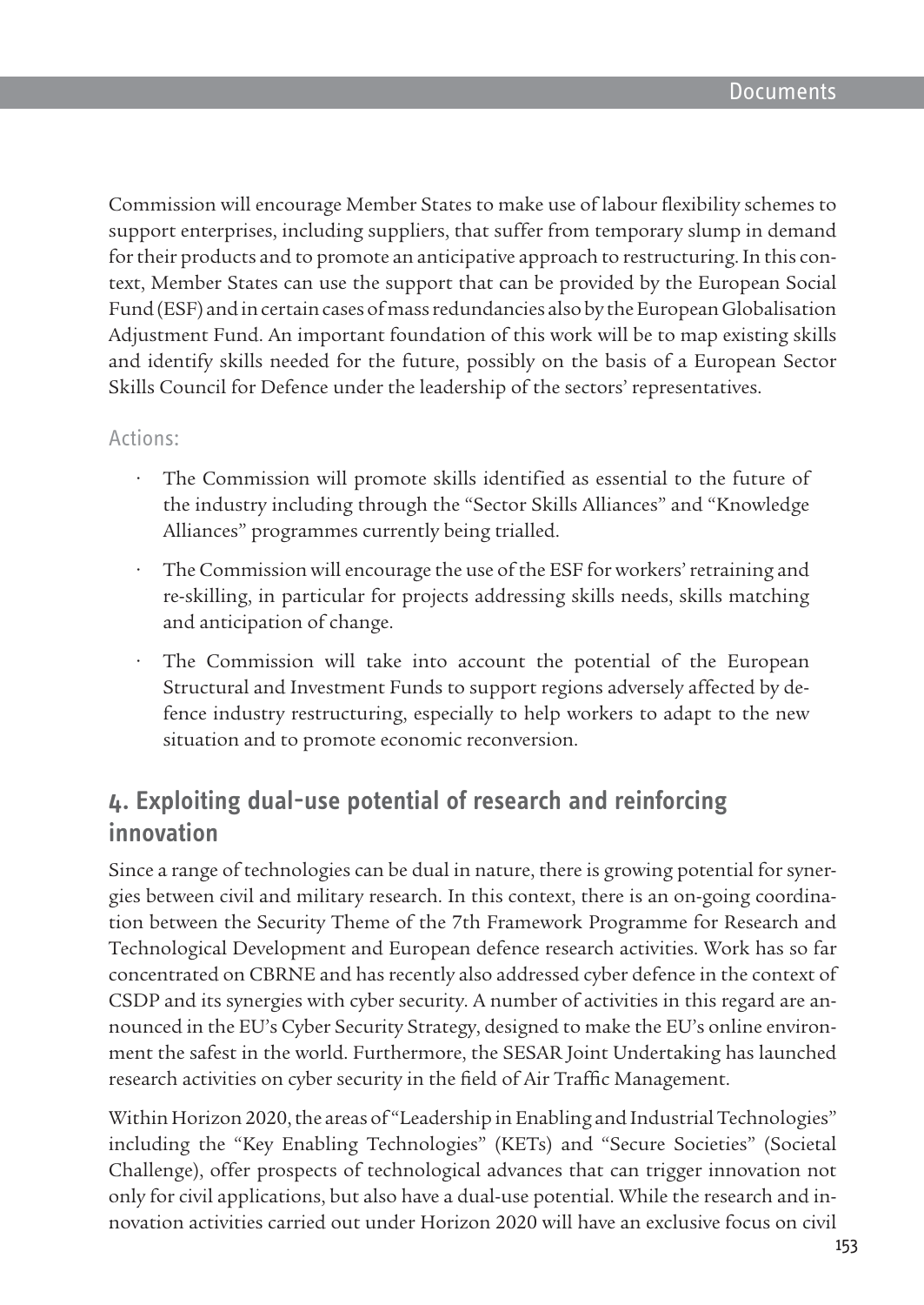Commission will encourage Member States to make use of labour flexibility schemes to support enterprises, including suppliers, that suffer from temporary slump in demand for their products and to promote an anticipative approach to restructuring. In this context, Member States can use the support that can be provided by the European Social Fund (ESF) and in certain cases of mass redundancies also by the European Globalisation Adjustment Fund. An important foundation of this work will be to map existing skills and identify skills needed for the future, possibly on the basis of a European Sector Skills Council for Defence under the leadership of the sectors' representatives.

Actions:

- The Commission will promote skills identified as essential to the future of the industry including through the "Sector Skills Alliances" and "Knowledge Alliances" programmes currently being trialled.
- The Commission will encourage the use of the ESF for workers' retraining and re-skilling, in particular for projects addressing skills needs, skills matching and anticipation of change.
- The Commission will take into account the potential of the European Structural and Investment Funds to support regions adversely affected by defence industry restructuring, especially to help workers to adapt to the new situation and to promote economic reconversion.

## 4. Exploiting dual-use potential of research and reinforcing innovation

Since a range of technologies can be dual in nature, there is growing potential for synergies between civil and military research. In this context, there is an on-going coordination between the Security Theme of the 7th Framework Programme for Research and Technological Development and European defence research activities. Work has so far concentrated on CBRNE and has recently also addressed cyber defence in the context of CSDP and its synergies with cyber security. A number of activities in this regard are announced in the EU's Cyber Security Strategy, designed to make the EU's online environment the safest in the world. Furthermore, the SESAR Joint Undertaking has launched research activities on cyber security in the field of Air Traffic Management.

Within Horizon 2020, the areas of "Leadership in Enabling and Industrial Technologies" including the "Key Enabling Technologies" (KETs) and "Secure Societies" (Societal Challenge), offer prospects of technological advances that can trigger innovation not only for civil applications, but also have a dual-use potential. While the research and innovation activities carried out under Horizon 2020 will have an exclusive focus on civil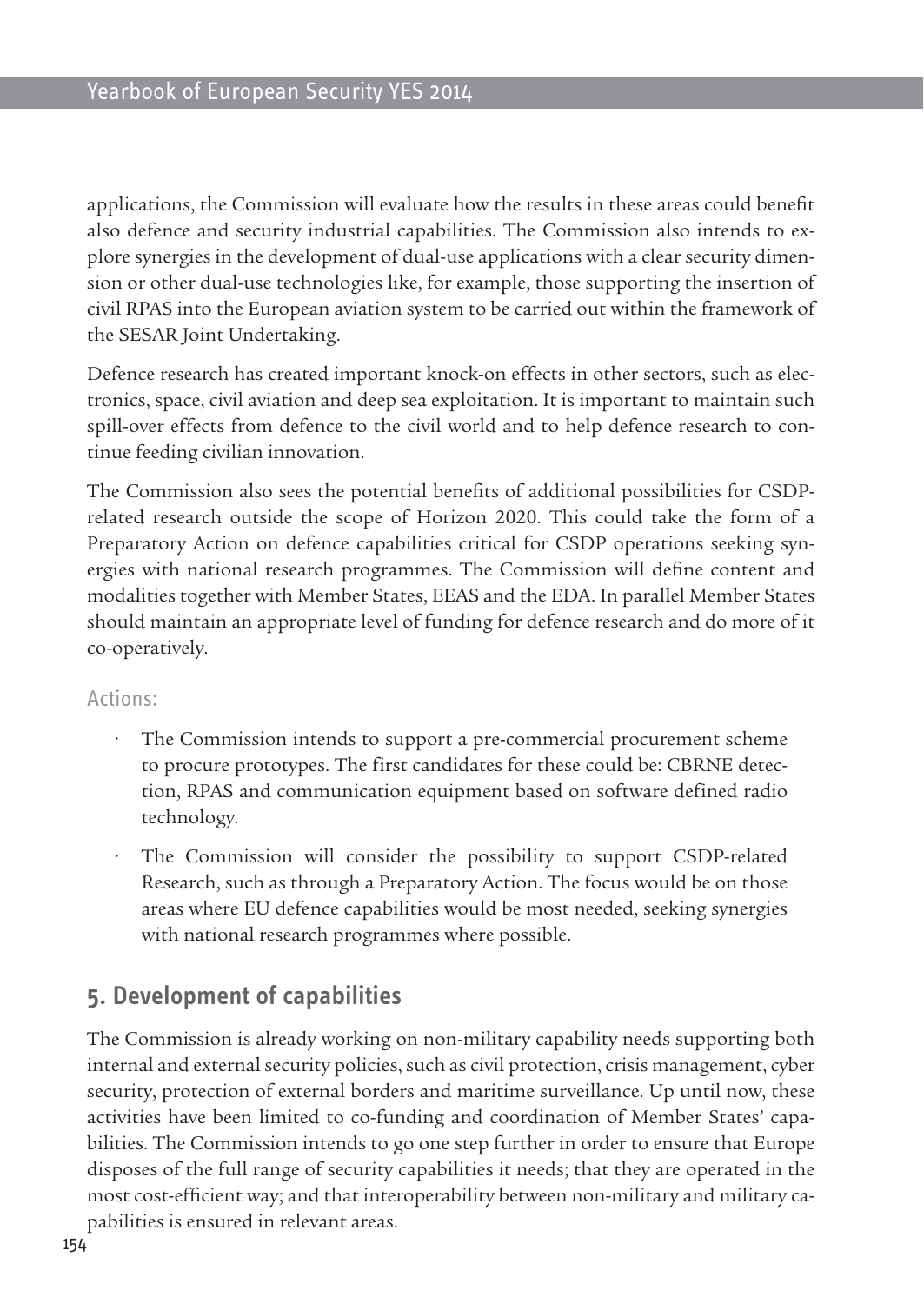applications, the Commission will evaluate how the results in these areas could benefit also defence and security industrial capabilities. The Commission also intends to explore synergies in the development of dual-use applications with a clear security dimension or other dual-use technologies like, for example, those supporting the insertion of civil RPAS into the European aviation system to be carried out within the framework of the SESAR Joint Undertaking.

Defence research has created important knock-on effects in other sectors, such as electronics, space, civil aviation and deep sea exploitation. It is important to maintain such spill-over effects from defence to the civil world and to help defence research to continue feeding civilian innovation.

The Commission also sees the potential benefits of additional possibilities for CSDP-related research outside the scope of Horizon 2020. This could take the form of a Preparatory Action on defence capabilities critical for CSDP operations seeking synergies with national research programmes. The Commission will define content and modalities together with Member States, EEAS and the EDA. In parallel Member States should maintain an appropriate level of funding for defence research and do more of it co-operatively.

Actions:

- The Commission intends to support a pre-commercial procurement scheme to procure prototypes. The first candidates for these could be: CBRNE detection, RPAS and communication equipment based on software defined radio technology.
- The Commission will consider the possibility to support CSDP-related Research, such as through a Preparatory Action. The focus would be on those areas where EU defence capabilities would be most needed, seeking synergies with national research programmes where possible.

## 5. Development of capabilities

The Commission is already working on non-military capability needs supporting both internal and external security policies, such as civil protection, crisis management, cyber security, protection of external borders and maritime surveillance. Up until now, these activities have been limited to co-funding and coordination of Member States' capabilities. The Commission intends to go one step further in order to ensure that Europe disposes of the full range of security capabilities it needs; that they are operated in the most cost-efficient way; and that interoperability between non-military and military capabilities is ensured in relevant areas.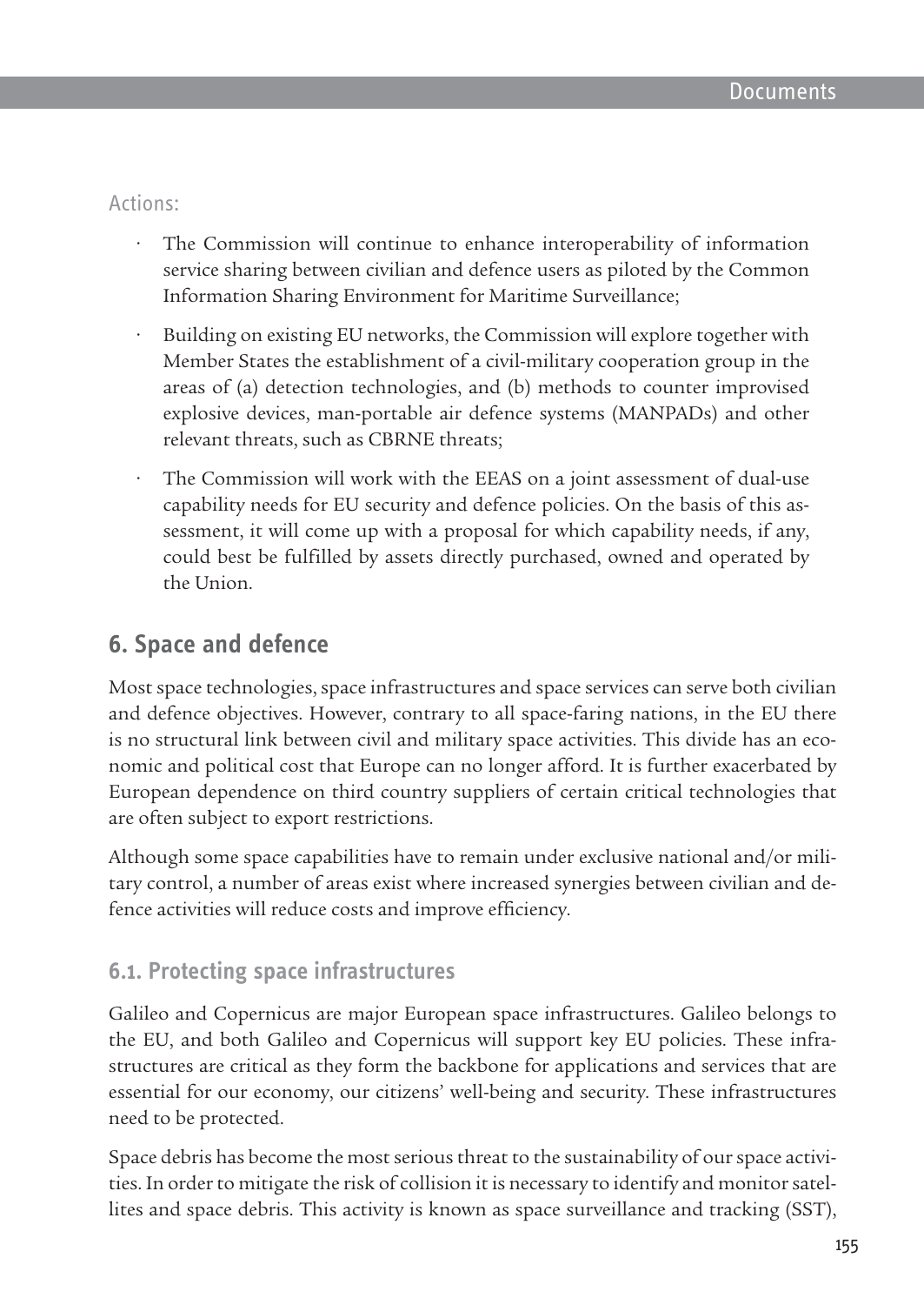Actions:

- The Commission will continue to enhance interoperability of information service sharing between civilian and defence users as piloted by the Common Information Sharing Environment for Maritime Surveillance;
- Building on existing EU networks, the Commission will explore together with Member States the establishment of a civil-military cooperation group in the areas of (a) detection technologies, and (b) methods to counter improvised explosive devices, man-portable air defence systems (MANPADs) and other relevant threats, such as CBRNE threats;
- The Commission will work with the EEAS on a joint assessment of dual-use capability needs for EU security and defence policies. On the basis of this assessment, it will come up with a proposal for which capability needs, if any, could best be fulfilled by assets directly purchased, owned and operated by the Union.

## 6. Space and defence

Most space technologies, space infrastructures and space services can serve both civilian and defence objectives. However, contrary to all space-faring nations, in the EU there is no structural link between civil and military space activities. This divide has an economic and political cost that Europe can no longer afford. It is further exacerbated by European dependence on third country suppliers of certain critical technologies that are often subject to export restrictions.

Although some space capabilities have to remain under exclusive national and/or military control, a number of areas exist where increased synergies between civilian and defence activities will reduce costs and improve efficiency.

### 6.1. Protecting space infrastructures

Galileo and Copernicus are major European space infrastructures. Galileo belongs to the EU, and both Galileo and Copernicus will support key EU policies. These infrastructures are critical as they form the backbone for applications and services that are essential for our economy, our citizens' well-being and security. These infrastructures need to be protected.

Space debris has become the most serious threat to the sustainability of our space activities. In order to mitigate the risk of collision it is necessary to identify and monitor satellites and space debris. This activity is known as space surveillance and tracking (SST),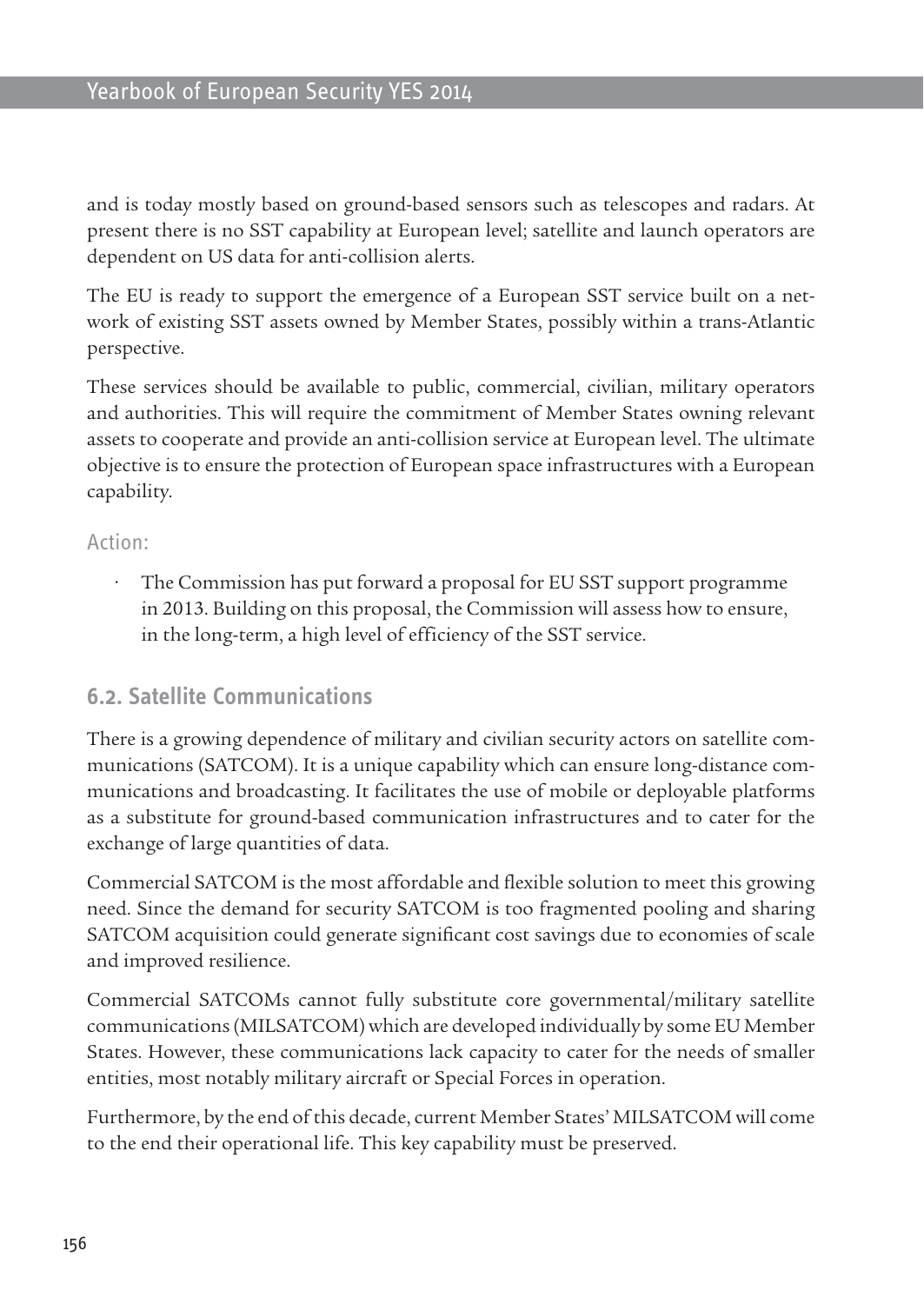and is today mostly based on ground-based sensors such as telescopes and radars. At present there is no SST capability at European level; satellite and launch operators are dependent on US data for anti-collision alerts.

The EU is ready to support the emergence of a European SST service built on a network of existing SST assets owned by Member States, possibly within a trans-Atlantic perspective.

These services should be available to public, commercial, civilian, military operators and authorities. This will require the commitment of Member States owning relevant assets to cooperate and provide an anti-collision service at European level. The ultimate objective is to ensure the protection of European space infrastructures with a European capability.

Action:

- The Commission has put forward a proposal for EU SST support programme in 2013. Building on this proposal, the Commission will assess how to ensure, in the long-term, a high level of efficiency of the SST service.

### 6.2. Satellite Communications

There is a growing dependence of military and civilian security actors on satellite communications (SATCOM). It is a unique capability which can ensure long-distance communications and broadcasting. It facilitates the use of mobile or deployable platforms as a substitute for ground-based communication infrastructures and to cater for the exchange of large quantities of data.

Commercial SATCOM is the most affordable and flexible solution to meet this growing need. Since the demand for security SATCOM is too fragmented pooling and sharing SATCOM acquisition could generate significant cost savings due to economies of scale and improved resilience.

Commercial SATCOMs cannot fully substitute core governmental/military satellite communications (MILSATCOM) which are developed individually by some EU Member States. However, these communications lack capacity to cater for the needs of smaller entities, most notably military aircraft or Special Forces in operation.

Furthermore, by the end of this decade, current Member States' MILSATCOM will come to the end their operational life. This key capability must be preserved.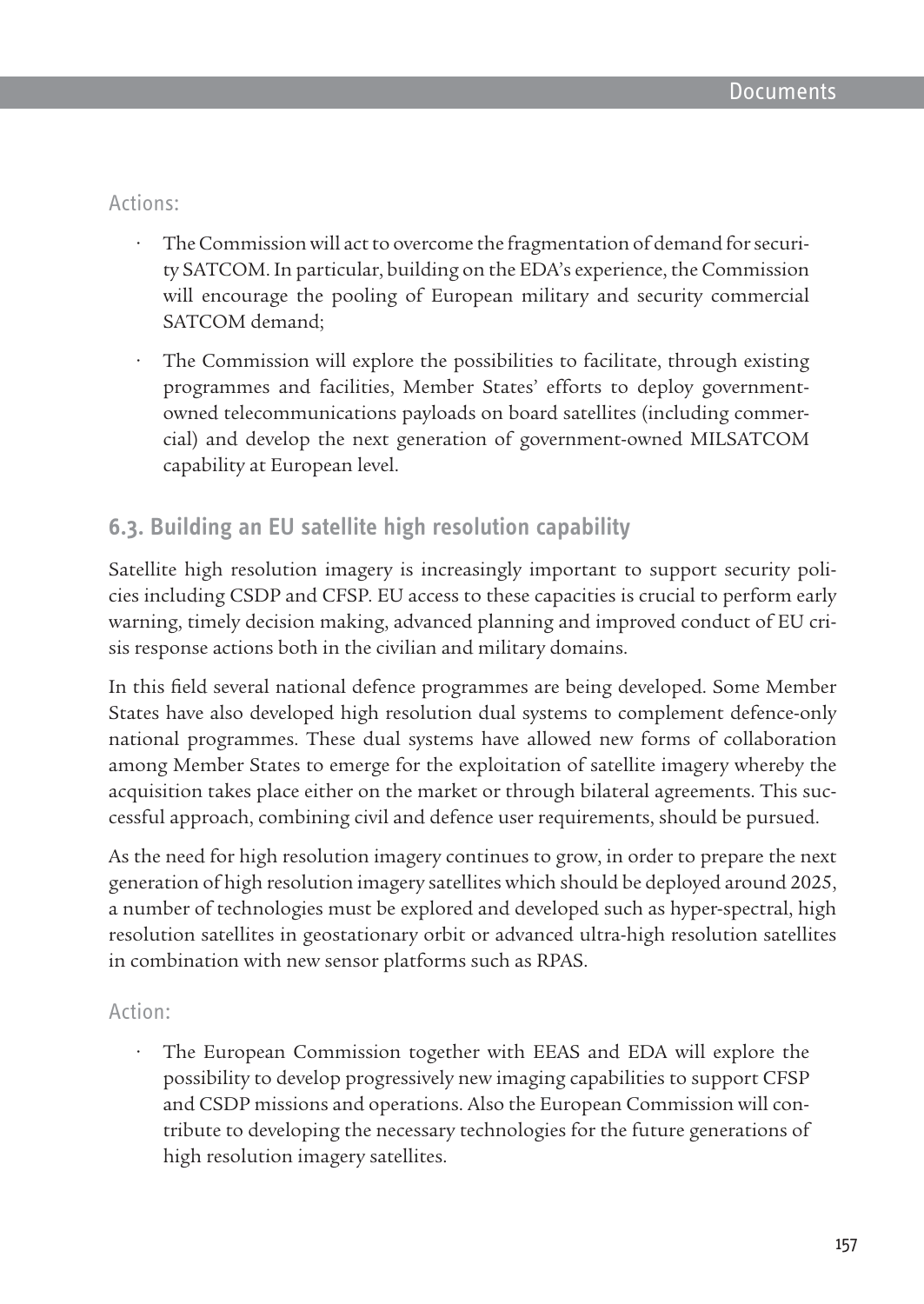Actions:

- The Commission will act to overcome the fragmentation of demand for security SATCOM. In particular, building on the EDA's experience, the Commission will encourage the pooling of European military and security commercial SATCOM demand;
- The Commission will explore the possibilities to facilitate, through existing programmes and facilities, Member States' efforts to deploy government-owned telecommunications payloads on board satellites (including commercial) and develop the next generation of government-owned MILSATCOM capability at European level.

## 6.3. Building an EU satellite high resolution capability

Satellite high resolution imagery is increasingly important to support security policies including CSDP and CFSP. EU access to these capacities is crucial to perform early warning, timely decision making, advanced planning and improved conduct of EU crisis response actions both in the civilian and military domains.

In this field several national defence programmes are being developed. Some Member States have also developed high resolution dual systems to complement defence-only national programmes. These dual systems have allowed new forms of collaboration among Member States to emerge for the exploitation of satellite imagery whereby the acquisition takes place either on the market or through bilateral agreements. This successful approach, combining civil and defence user requirements, should be pursued.

As the need for high resolution imagery continues to grow, in order to prepare the next generation of high resolution imagery satellites which should be deployed around 2025, a number of technologies must be explored and developed such as hyper-spectral, high resolution satellites in geostationary orbit or advanced ultra-high resolution satellites in combination with new sensor platforms such as RPAS.

Action:

- The European Commission together with EEAS and EDA will explore the possibility to develop progressively new imaging capabilities to support CFSP and CSDP missions and operations. Also the European Commission will contribute to developing the necessary technologies for the future generations of high resolution imagery satellites.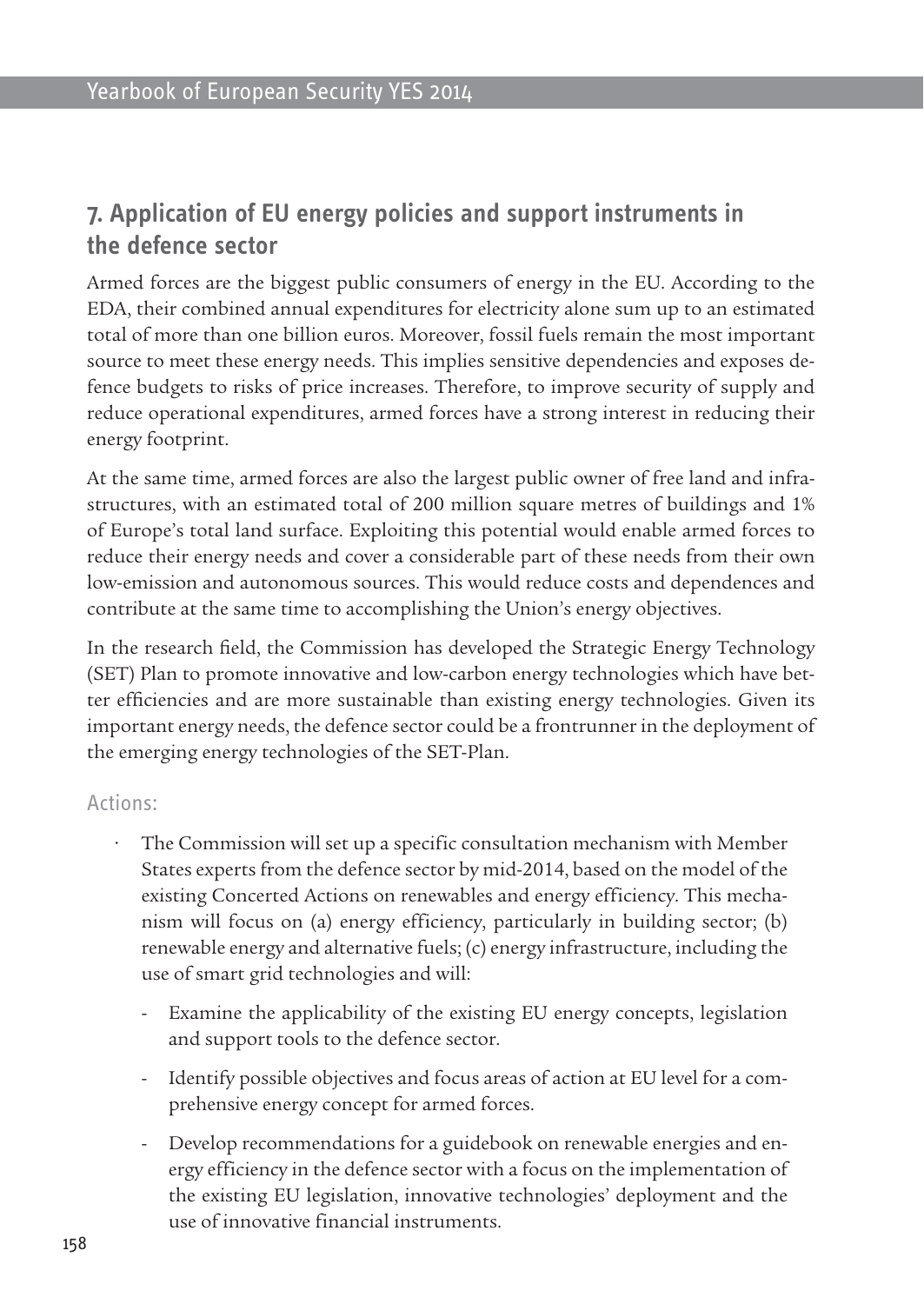## 7. Application of EU energy policies and support instruments in the defence sector

Armed forces are the biggest public consumers of energy in the EU. According to the EDA, their combined annual expenditures for electricity alone sum up to an estimated total of more than one billion euros. Moreover, fossil fuels remain the most important source to meet these energy needs. This implies sensitive dependencies and exposes defence budgets to risks of price increases. Therefore, to improve security of supply and reduce operational expenditures, armed forces have a strong interest in reducing their energy footprint.

At the same time, armed forces are also the largest public owner of free land and infrastructures, with an estimated total of 200 million square metres of buildings and 1% of Europe's total land surface. Exploiting this potential would enable armed forces to reduce their energy needs and cover a considerable part of these needs from their own low-emission and autonomous sources. This would reduce costs and dependences and contribute at the same time to accomplishing the Union's energy objectives.

In the research field, the Commission has developed the Strategic Energy Technology (SET) Plan to promote innovative and low-carbon energy technologies which have better efficiencies and are more sustainable than existing energy technologies. Given its important energy needs, the defence sector could be a frontrunner in the deployment of the emerging energy technologies of the SET-Plan.

Actions:

- The Commission will set up a specific consultation mechanism with Member States experts from the defence sector by mid-2014, based on the model of the existing Concerted Actions on renewables and energy efficiency. This mechanism will focus on (a) energy efficiency, particularly in building sector; (b) renewable energy and alternative fuels; (c) energy infrastructure, including the use of smart grid technologies and will:
  - Examine the applicability of the existing EU energy concepts, legislation and support tools to the defence sector.
  - Identify possible objectives and focus areas of action at EU level for a comprehensive energy concept for armed forces.
  - Develop recommendations for a guidebook on renewable energies and energy efficiency in the defence sector with a focus on the implementation of the existing EU legislation, innovative technologies' deployment and the use of innovative financial instruments.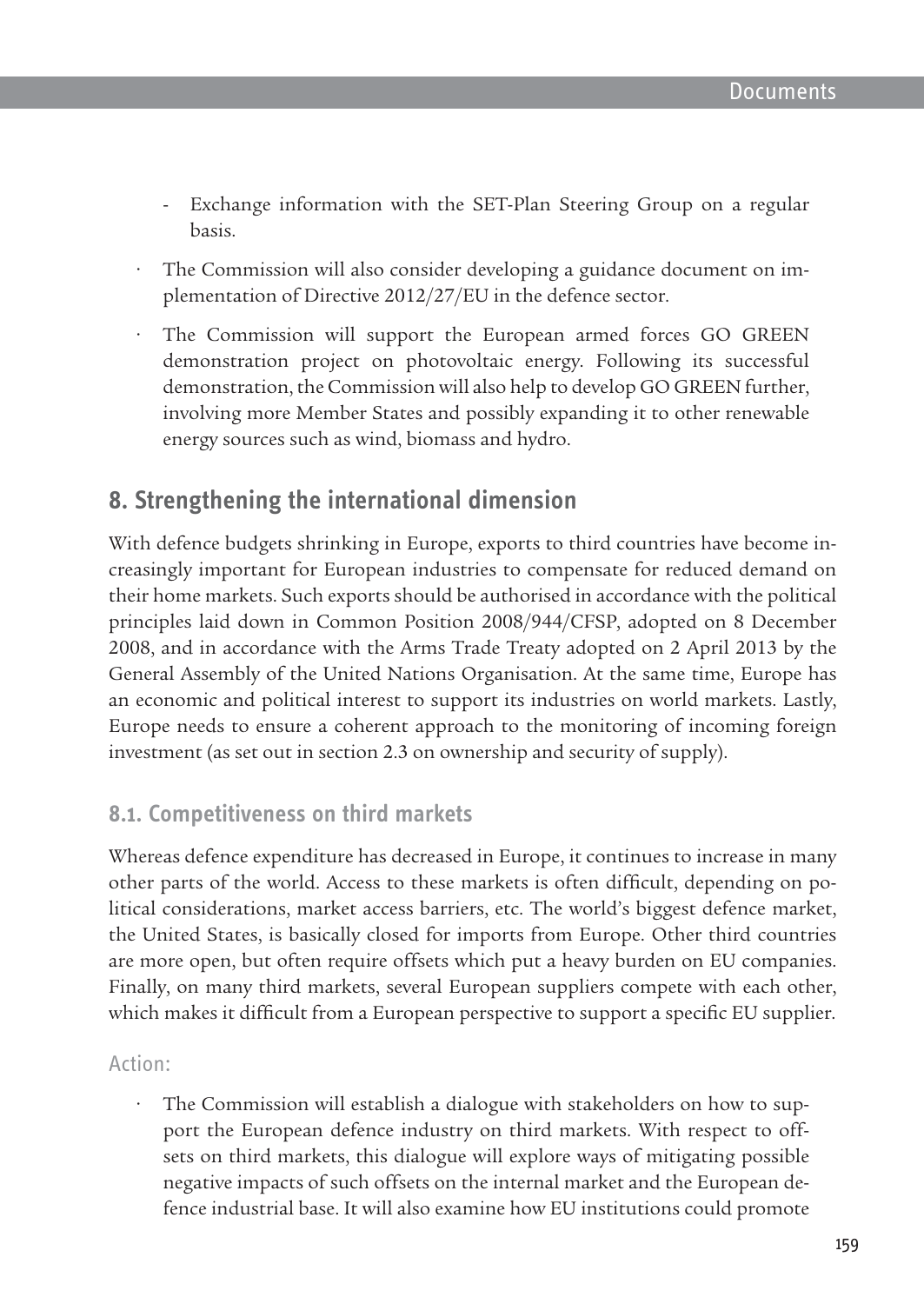- Exchange information with the SET-Plan Steering Group on a regular basis.

- The Commission will also consider developing a guidance document on implementation of Directive 2012/27/EU in the defence sector.
- The Commission will support the European armed forces GO GREEN demonstration project on photovoltaic energy. Following its successful demonstration, the Commission will also help to develop GO GREEN further, involving more Member States and possibly expanding it to other renewable energy sources such as wind, biomass and hydro.

## 8. Strengthening the international dimension

With defence budgets shrinking in Europe, exports to third countries have become increasingly important for European industries to compensate for reduced demand on their home markets. Such exports should be authorised in accordance with the political principles laid down in Common Position 2008/944/CFSP, adopted on 8 December 2008, and in accordance with the Arms Trade Treaty adopted on 2 April 2013 by the General Assembly of the United Nations Organisation. At the same time, Europe has an economic and political interest to support its industries on world markets. Lastly, Europe needs to ensure a coherent approach to the monitoring of incoming foreign investment (as set out in section 2.3 on ownership and security of supply).

### 8.1. Competitiveness on third markets

Whereas defence expenditure has decreased in Europe, it continues to increase in many other parts of the world. Access to these markets is often difficult, depending on political considerations, market access barriers, etc. The world's biggest defence market, the United States, is basically closed for imports from Europe. Other third countries are more open, but often require offsets which put a heavy burden on EU companies. Finally, on many third markets, several European suppliers compete with each other, which makes it difficult from a European perspective to support a specific EU supplier.

Action:

- The Commission will establish a dialogue with stakeholders on how to support the European defence industry on third markets. With respect to offsets on third markets, this dialogue will explore ways of mitigating possible negative impacts of such offsets on the internal market and the European defence industrial base. It will also examine how EU institutions could promote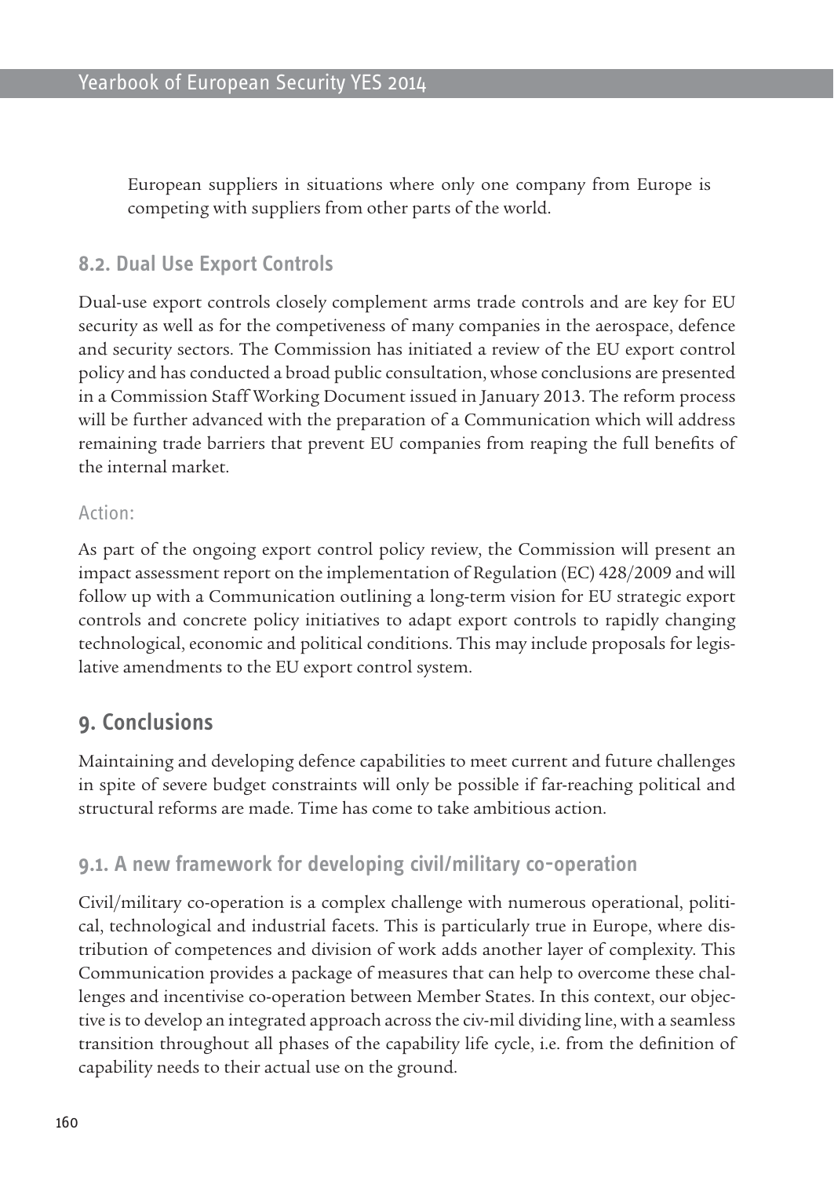European suppliers in situations where only one company from Europe is competing with suppliers from other parts of the world.

### 8.2. Dual Use Export Controls

Dual-use export controls closely complement arms trade controls and are key for EU security as well as for the competiveness of many companies in the aerospace, defence and security sectors. The Commission has initiated a review of the EU export control policy and has conducted a broad public consultation, whose conclusions are presented in a Commission Staff Working Document issued in January 2013. The reform process will be further advanced with the preparation of a Communication which will address remaining trade barriers that prevent EU companies from reaping the full benefits of the internal market.

#### Action:

As part of the ongoing export control policy review, the Commission will present an impact assessment report on the implementation of Regulation (EC) 428/2009 and will follow up with a Communication outlining a long-term vision for EU strategic export controls and concrete policy initiatives to adapt export controls to rapidly changing technological, economic and political conditions. This may include proposals for legislative amendments to the EU export control system.

## 9. Conclusions

Maintaining and developing defence capabilities to meet current and future challenges in spite of severe budget constraints will only be possible if far-reaching political and structural reforms are made. Time has come to take ambitious action.

### 9.1. A new framework for developing civil/military co-operation

Civil/military co-operation is a complex challenge with numerous operational, political, technological and industrial facets. This is particularly true in Europe, where distribution of competences and division of work adds another layer of complexity. This Communication provides a package of measures that can help to overcome these challenges and incentivise co-operation between Member States. In this context, our objective is to develop an integrated approach across the civ-mil dividing line, with a seamless transition throughout all phases of the capability life cycle, i.e. from the definition of capability needs to their actual use on the ground.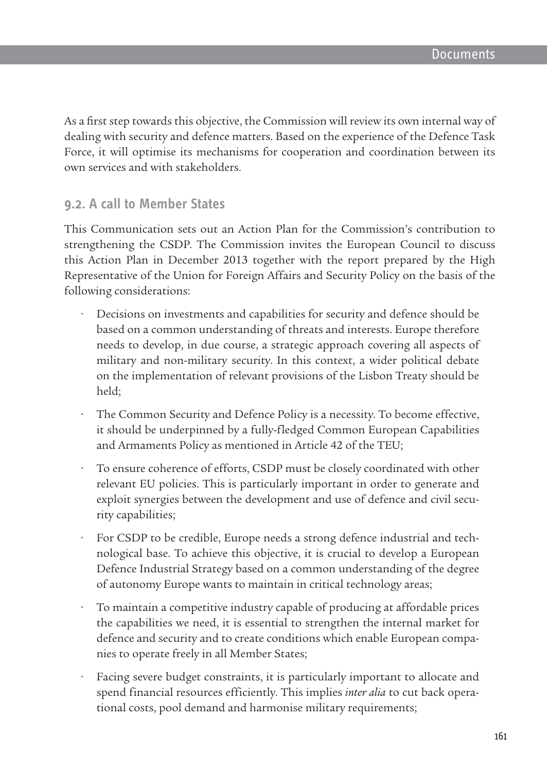As a first step towards this objective, the Commission will review its own internal way of dealing with security and defence matters. Based on the experience of the Defence Task Force, it will optimise its mechanisms for cooperation and coordination between its own services and with stakeholders.

## 9.2. A call to Member States

This Communication sets out an Action Plan for the Commission's contribution to strengthening the CSDP. The Commission invites the European Council to discuss this Action Plan in December 2013 together with the report prepared by the High Representative of the Union for Foreign Affairs and Security Policy on the basis of the following considerations:

- Decisions on investments and capabilities for security and defence should be based on a common understanding of threats and interests. Europe therefore needs to develop, in due course, a strategic approach covering all aspects of military and non-military security. In this context, a wider political debate on the implementation of relevant provisions of the Lisbon Treaty should be held;
- The Common Security and Defence Policy is a necessity. To become effective, it should be underpinned by a fully-fledged Common European Capabilities and Armaments Policy as mentioned in Article 42 of the TEU;
- To ensure coherence of efforts, CSDP must be closely coordinated with other relevant EU policies. This is particularly important in order to generate and exploit synergies between the development and use of defence and civil security capabilities;
- For CSDP to be credible, Europe needs a strong defence industrial and technological base. To achieve this objective, it is crucial to develop a European Defence Industrial Strategy based on a common understanding of the degree of autonomy Europe wants to maintain in critical technology areas;
- To maintain a competitive industry capable of producing at affordable prices the capabilities we need, it is essential to strengthen the internal market for defence and security and to create conditions which enable European companies to operate freely in all Member States;
- Facing severe budget constraints, it is particularly important to allocate and spend financial resources efficiently. This implies *inter alia* to cut back operational costs, pool demand and harmonise military requirements;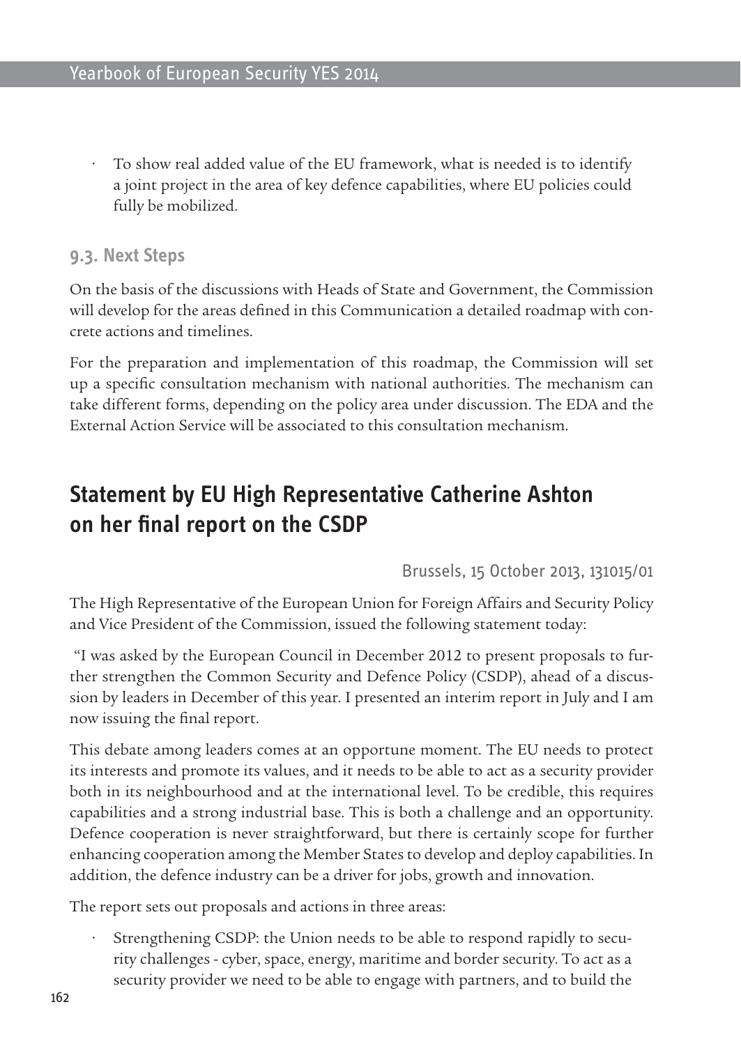- To show real added value of the EU framework, what is needed is to identify a joint project in the area of key defence capabilities, where EU policies could fully be mobilized.

### 9.3. Next Steps

On the basis of the discussions with Heads of State and Government, the Commission will develop for the areas defined in this Communication a detailed roadmap with concrete actions and timelines.

For the preparation and implementation of this roadmap, the Commission will set up a specific consultation mechanism with national authorities. The mechanism can take different forms, depending on the policy area under discussion. The EDA and the External Action Service will be associated to this consultation mechanism.

## Statement by EU High Representative Catherine Ashton on her final report on the CSDP

Brussels, 15 October 2013, 131015/01

The High Representative of the European Union for Foreign Affairs and Security Policy and Vice President of the Commission, issued the following statement today:

"I was asked by the European Council in December 2012 to present proposals to further strengthen the Common Security and Defence Policy (CSDP), ahead of a discussion by leaders in December of this year. I presented an interim report in July and I am now issuing the final report.

This debate among leaders comes at an opportune moment. The EU needs to protect its interests and promote its values, and it needs to be able to act as a security provider both in its neighbourhood and at the international level. To be credible, this requires capabilities and a strong industrial base. This is both a challenge and an opportunity. Defence cooperation is never straightforward, but there is certainly scope for further enhancing cooperation among the Member States to develop and deploy capabilities. In addition, the defence industry can be a driver for jobs, growth and innovation.

The report sets out proposals and actions in three areas:

- Strengthening CSDP: the Union needs to be able to respond rapidly to security challenges - cyber, space, energy, maritime and border security. To act as a security provider we need to be able to engage with partners, and to build the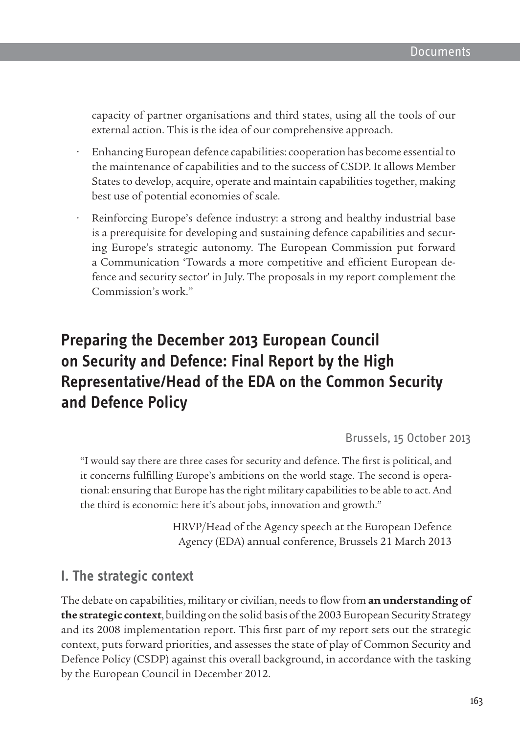capacity of partner organisations and third states, using all the tools of our external action. This is the idea of our comprehensive approach.

- Enhancing European defence capabilities: cooperation has become essential to the maintenance of capabilities and to the success of CSDP. It allows Member States to develop, acquire, operate and maintain capabilities together, making best use of potential economies of scale.
- Reinforcing Europe's defence industry: a strong and healthy industrial base is a prerequisite for developing and sustaining defence capabilities and securing Europe's strategic autonomy. The European Commission put forward a Communication 'Towards a more competitive and efficient European defence and security sector' in July. The proposals in my report complement the Commission's work."

## Preparing the December 2013 European Council on Security and Defence: Final Report by the High Representative/Head of the EDA on the Common Security and Defence Policy

Brussels, 15 October 2013

> "I would say there are three cases for security and defence. The first is political, and it concerns fulfilling Europe's ambitions on the world stage. The second is operational: ensuring that Europe has the right military capabilities to be able to act. And the third is economic: here it's about jobs, innovation and growth."
>
> HRVP/Head of the Agency speech at the European Defence Agency (EDA) annual conference, Brussels 21 March 2013

### I. The strategic context

The debate on capabilities, military or civilian, needs to flow from **an understanding of the strategic context**, building on the solid basis of the 2003 European Security Strategy and its 2008 implementation report. This first part of my report sets out the strategic context, puts forward priorities, and assesses the state of play of Common Security and Defence Policy (CSDP) against this overall background, in accordance with the tasking by the European Council in December 2012.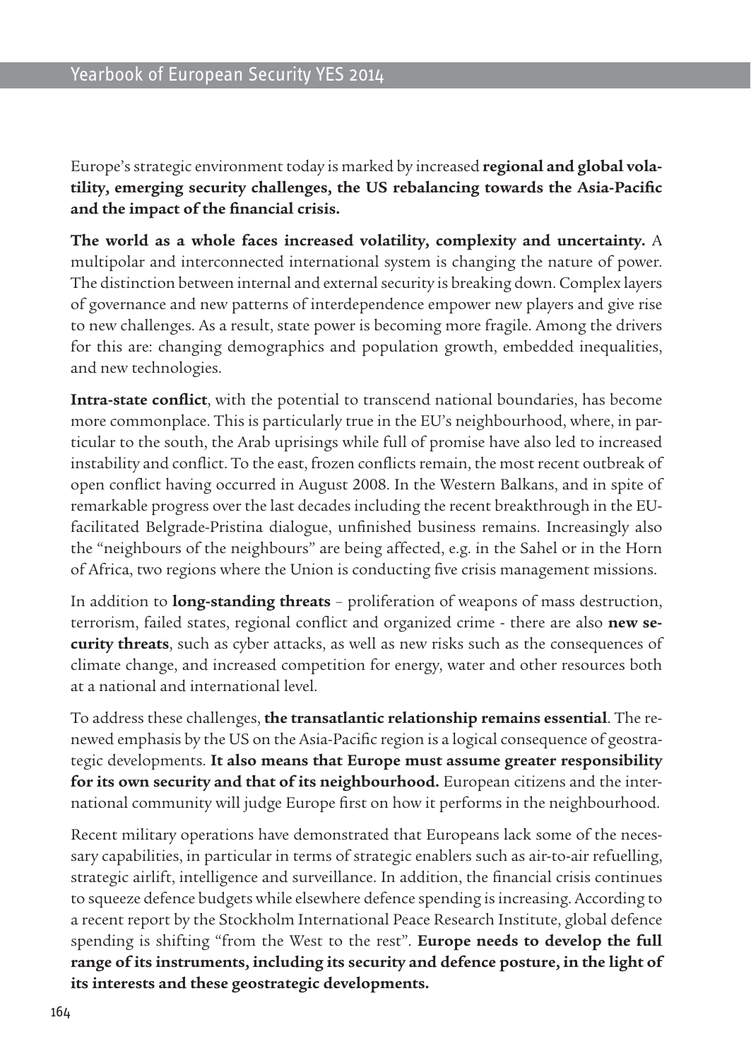Europe's strategic environment today is marked by increased **regional and global volatility, emerging security challenges, the US rebalancing towards the Asia-Pacific and the impact of the financial crisis.**

**The world as a whole faces increased volatility, complexity and uncertainty.** A multipolar and interconnected international system is changing the nature of power. The distinction between internal and external security is breaking down. Complex layers of governance and new patterns of interdependence empower new players and give rise to new challenges. As a result, state power is becoming more fragile. Among the drivers for this are: changing demographics and population growth, embedded inequalities, and new technologies.

**Intra-state conflict**, with the potential to transcend national boundaries, has become more commonplace. This is particularly true in the EU's neighbourhood, where, in particular to the south, the Arab uprisings while full of promise have also led to increased instability and conflict. To the east, frozen conflicts remain, the most recent outbreak of open conflict having occurred in August 2008. In the Western Balkans, and in spite of remarkable progress over the last decades including the recent breakthrough in the EU-facilitated Belgrade-Pristina dialogue, unfinished business remains. Increasingly also the "neighbours of the neighbours" are being affected, e.g. in the Sahel or in the Horn of Africa, two regions where the Union is conducting five crisis management missions.

In addition to **long-standing threats** – proliferation of weapons of mass destruction, terrorism, failed states, regional conflict and organized crime - there are also **new security threats**, such as cyber attacks, as well as new risks such as the consequences of climate change, and increased competition for energy, water and other resources both at a national and international level.

To address these challenges, **the transatlantic relationship remains essential**. The renewed emphasis by the US on the Asia-Pacific region is a logical consequence of geostrategic developments. **It also means that Europe must assume greater responsibility for its own security and that of its neighbourhood.** European citizens and the international community will judge Europe first on how it performs in the neighbourhood.

Recent military operations have demonstrated that Europeans lack some of the necessary capabilities, in particular in terms of strategic enablers such as air-to-air refuelling, strategic airlift, intelligence and surveillance. In addition, the financial crisis continues to squeeze defence budgets while elsewhere defence spending is increasing. According to a recent report by the Stockholm International Peace Research Institute, global defence spending is shifting "from the West to the rest". **Europe needs to develop the full range of its instruments, including its security and defence posture, in the light of its interests and these geostrategic developments.**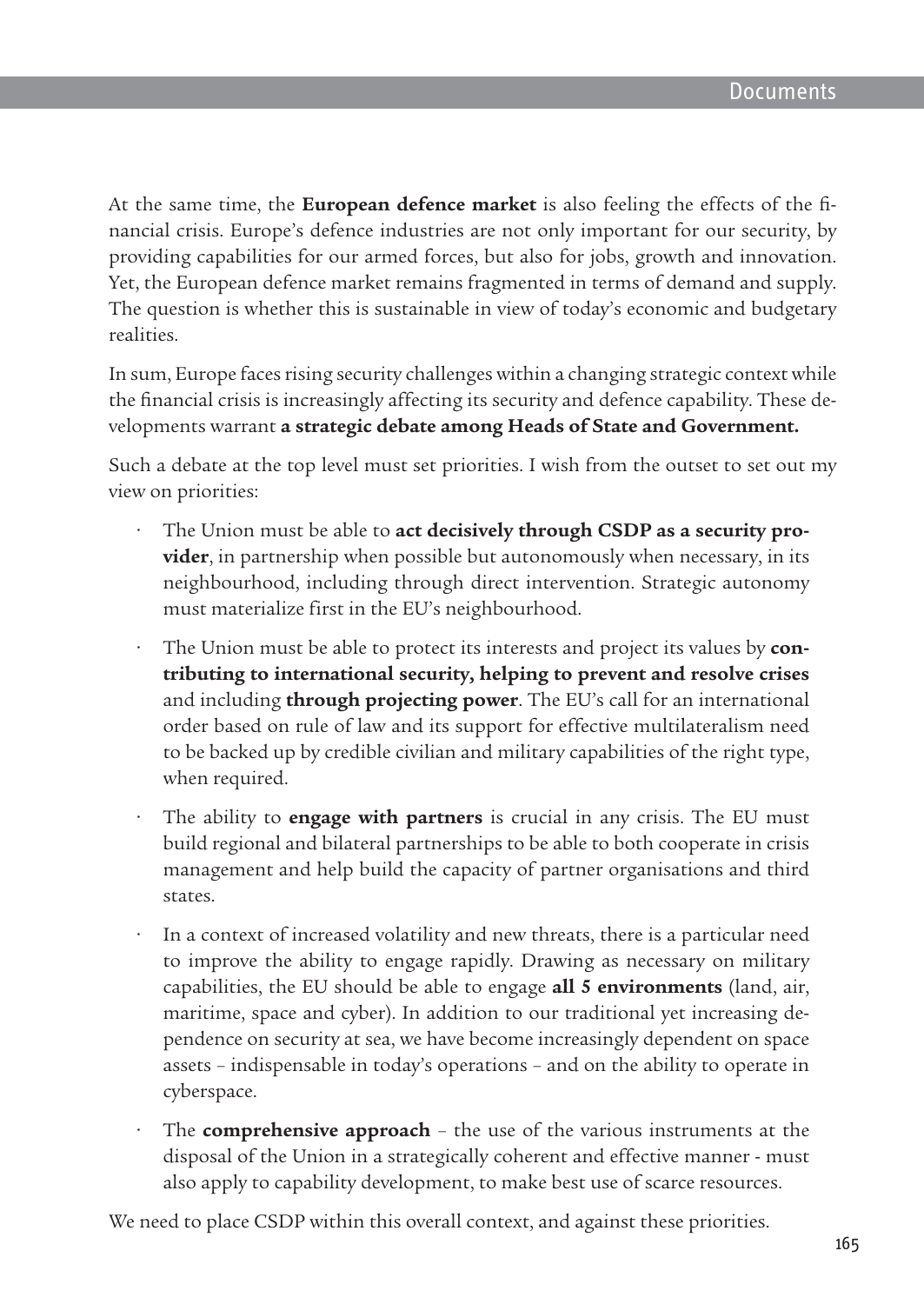At the same time, the **European defence market** is also feeling the effects of the financial crisis. Europe's defence industries are not only important for our security, by providing capabilities for our armed forces, but also for jobs, growth and innovation. Yet, the European defence market remains fragmented in terms of demand and supply. The question is whether this is sustainable in view of today's economic and budgetary realities.

In sum, Europe faces rising security challenges within a changing strategic context while the financial crisis is increasingly affecting its security and defence capability. These developments warrant **a strategic debate among Heads of State and Government.**

Such a debate at the top level must set priorities. I wish from the outset to set out my view on priorities:

- The Union must be able to **act decisively through CSDP as a security provider**, in partnership when possible but autonomously when necessary, in its neighbourhood, including through direct intervention. Strategic autonomy must materialize first in the EU's neighbourhood.
- The Union must be able to protect its interests and project its values by **contributing to international security, helping to prevent and resolve crises** and including **through projecting power**. The EU's call for an international order based on rule of law and its support for effective multilateralism need to be backed up by credible civilian and military capabilities of the right type, when required.
- The ability to **engage with partners** is crucial in any crisis. The EU must build regional and bilateral partnerships to be able to both cooperate in crisis management and help build the capacity of partner organisations and third states.
- In a context of increased volatility and new threats, there is a particular need to improve the ability to engage rapidly. Drawing as necessary on military capabilities, the EU should be able to engage **all 5 environments** (land, air, maritime, space and cyber). In addition to our traditional yet increasing dependence on security at sea, we have become increasingly dependent on space assets – indispensable in today's operations – and on the ability to operate in cyberspace.
- The **comprehensive approach** – the use of the various instruments at the disposal of the Union in a strategically coherent and effective manner - must also apply to capability development, to make best use of scarce resources.

We need to place CSDP within this overall context, and against these priorities.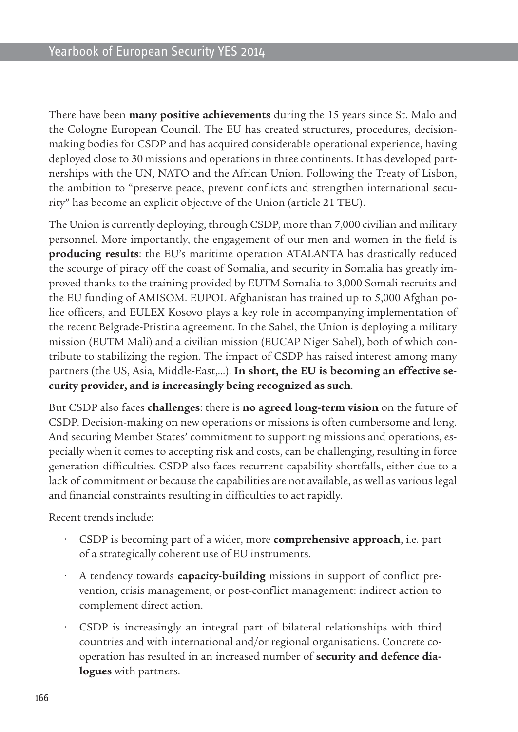There have been **many positive achievements** during the 15 years since St. Malo and the Cologne European Council. The EU has created structures, procedures, decision-making bodies for CSDP and has acquired considerable operational experience, having deployed close to 30 missions and operations in three continents. It has developed partnerships with the UN, NATO and the African Union. Following the Treaty of Lisbon, the ambition to "preserve peace, prevent conflicts and strengthen international security" has become an explicit objective of the Union (article 21 TEU).

The Union is currently deploying, through CSDP, more than 7,000 civilian and military personnel. More importantly, the engagement of our men and women in the field is **producing results**: the EU's maritime operation ATALANTA has drastically reduced the scourge of piracy off the coast of Somalia, and security in Somalia has greatly improved thanks to the training provided by EUTM Somalia to 3,000 Somali recruits and the EU funding of AMISOM. EUPOL Afghanistan has trained up to 5,000 Afghan police officers, and EULEX Kosovo plays a key role in accompanying implementation of the recent Belgrade-Pristina agreement. In the Sahel, the Union is deploying a military mission (EUTM Mali) and a civilian mission (EUCAP Niger Sahel), both of which contribute to stabilizing the region. The impact of CSDP has raised interest among many partners (the US, Asia, Middle-East,...). **In short, the EU is becoming an effective security provider, and is increasingly being recognized as such**.

But CSDP also faces **challenges**: there is **no agreed long-term vision** on the future of CSDP. Decision-making on new operations or missions is often cumbersome and long. And securing Member States' commitment to supporting missions and operations, especially when it comes to accepting risk and costs, can be challenging, resulting in force generation difficulties. CSDP also faces recurrent capability shortfalls, either due to a lack of commitment or because the capabilities are not available, as well as various legal and financial constraints resulting in difficulties to act rapidly.

Recent trends include:

- CSDP is becoming part of a wider, more **comprehensive approach**, i.e. part of a strategically coherent use of EU instruments.
- A tendency towards **capacity-building** missions in support of conflict prevention, crisis management, or post-conflict management: indirect action to complement direct action.
- CSDP is increasingly an integral part of bilateral relationships with third countries and with international and/or regional organisations. Concrete co-operation has resulted in an increased number of **security and defence dialogues** with partners.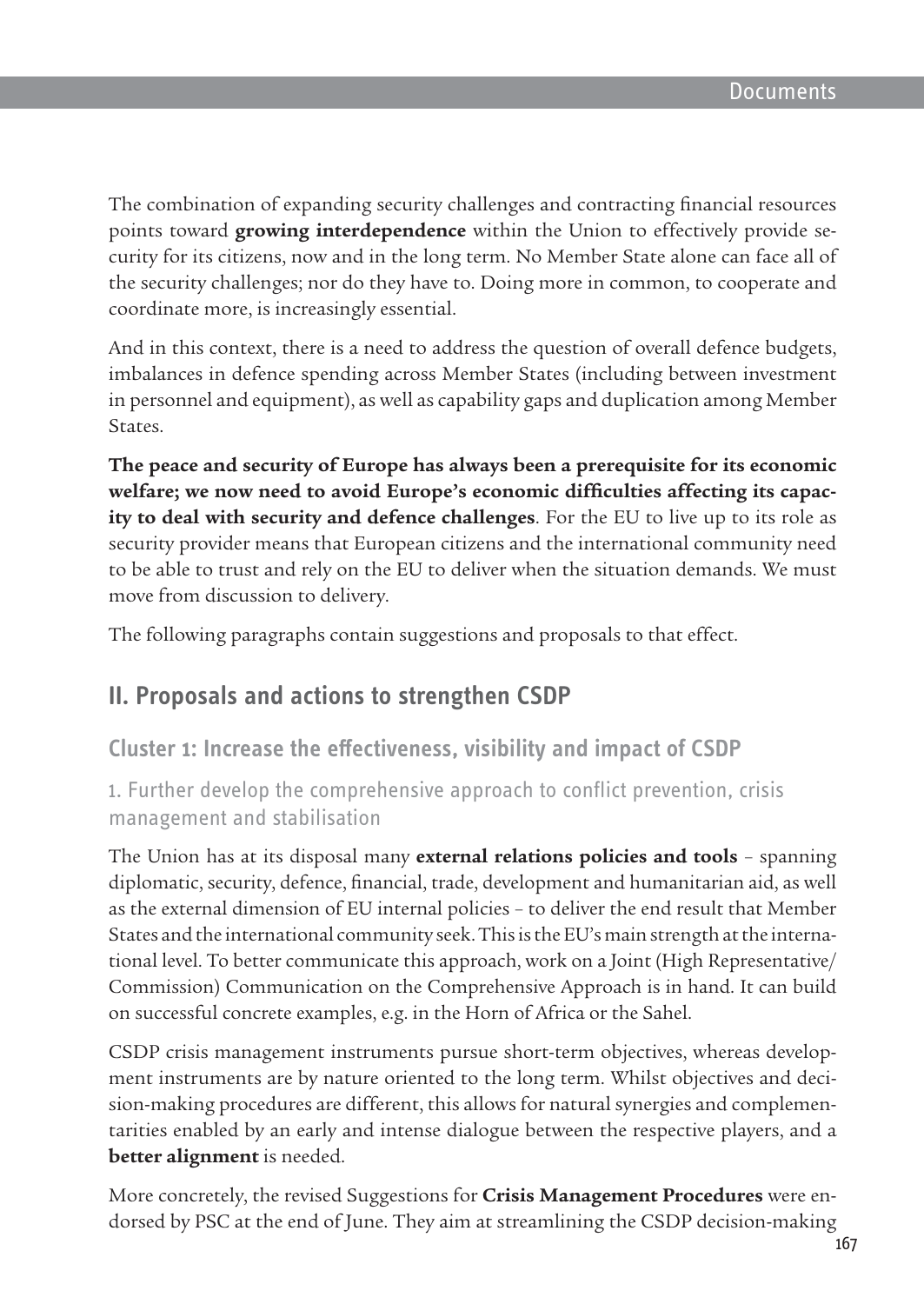The combination of expanding security challenges and contracting financial resources points toward **growing interdependence** within the Union to effectively provide security for its citizens, now and in the long term. No Member State alone can face all of the security challenges; nor do they have to. Doing more in common, to cooperate and coordinate more, is increasingly essential.

And in this context, there is a need to address the question of overall defence budgets, imbalances in defence spending across Member States (including between investment in personnel and equipment), as well as capability gaps and duplication among Member States.

**The peace and security of Europe has always been a prerequisite for its economic welfare; we now need to avoid Europe's economic difficulties affecting its capacity to deal with security and defence challenges**. For the EU to live up to its role as security provider means that European citizens and the international community need to be able to trust and rely on the EU to deliver when the situation demands. We must move from discussion to delivery.

The following paragraphs contain suggestions and proposals to that effect.

## II. Proposals and actions to strengthen CSDP

### Cluster 1: Increase the effectiveness, visibility and impact of CSDP

#### 1. Further develop the comprehensive approach to conflict prevention, crisis management and stabilisation

The Union has at its disposal many **external relations policies and tools** – spanning diplomatic, security, defence, financial, trade, development and humanitarian aid, as well as the external dimension of EU internal policies – to deliver the end result that Member States and the international community seek. This is the EU's main strength at the international level. To better communicate this approach, work on a Joint (High Representative/Commission) Communication on the Comprehensive Approach is in hand. It can build on successful concrete examples, e.g. in the Horn of Africa or the Sahel.

CSDP crisis management instruments pursue short-term objectives, whereas development instruments are by nature oriented to the long term. Whilst objectives and decision-making procedures are different, this allows for natural synergies and complementarities enabled by an early and intense dialogue between the respective players, and a **better alignment** is needed.

More concretely, the revised Suggestions for **Crisis Management Procedures** were endorsed by PSC at the end of June. They aim at streamlining the CSDP decision-making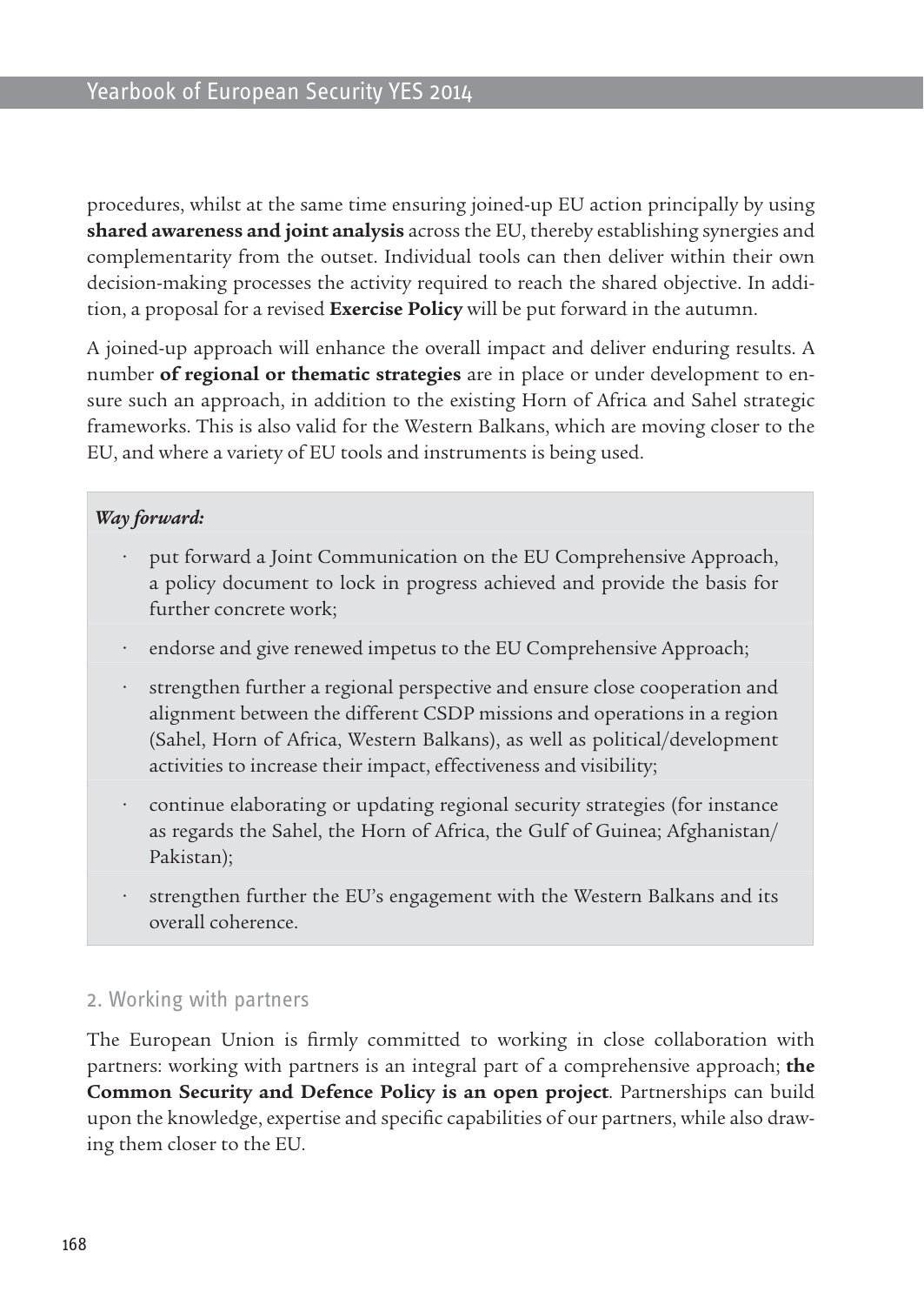procedures, whilst at the same time ensuring joined-up EU action principally by using **shared awareness and joint analysis** across the EU, thereby establishing synergies and complementarity from the outset. Individual tools can then deliver within their own decision-making processes the activity required to reach the shared objective. In addition, a proposal for a revised **Exercise Policy** will be put forward in the autumn.

A joined-up approach will enhance the overall impact and deliver enduring results. A number **of regional or thematic strategies** are in place or under development to ensure such an approach, in addition to the existing Horn of Africa and Sahel strategic frameworks. This is also valid for the Western Balkans, which are moving closer to the EU, and where a variety of EU tools and instruments is being used.

***Way forward:***

- put forward a Joint Communication on the EU Comprehensive Approach, a policy document to lock in progress achieved and provide the basis for further concrete work;
- endorse and give renewed impetus to the EU Comprehensive Approach;
- strengthen further a regional perspective and ensure close cooperation and alignment between the different CSDP missions and operations in a region (Sahel, Horn of Africa, Western Balkans), as well as political/development activities to increase their impact, effectiveness and visibility;
- continue elaborating or updating regional security strategies (for instance as regards the Sahel, the Horn of Africa, the Gulf of Guinea; Afghanistan/Pakistan);
- strengthen further the EU's engagement with the Western Balkans and its overall coherence.

## 2. Working with partners

The European Union is firmly committed to working in close collaboration with partners: working with partners is an integral part of a comprehensive approach; **the Common Security and Defence Policy is an open project**. Partnerships can build upon the knowledge, expertise and specific capabilities of our partners, while also drawing them closer to the EU.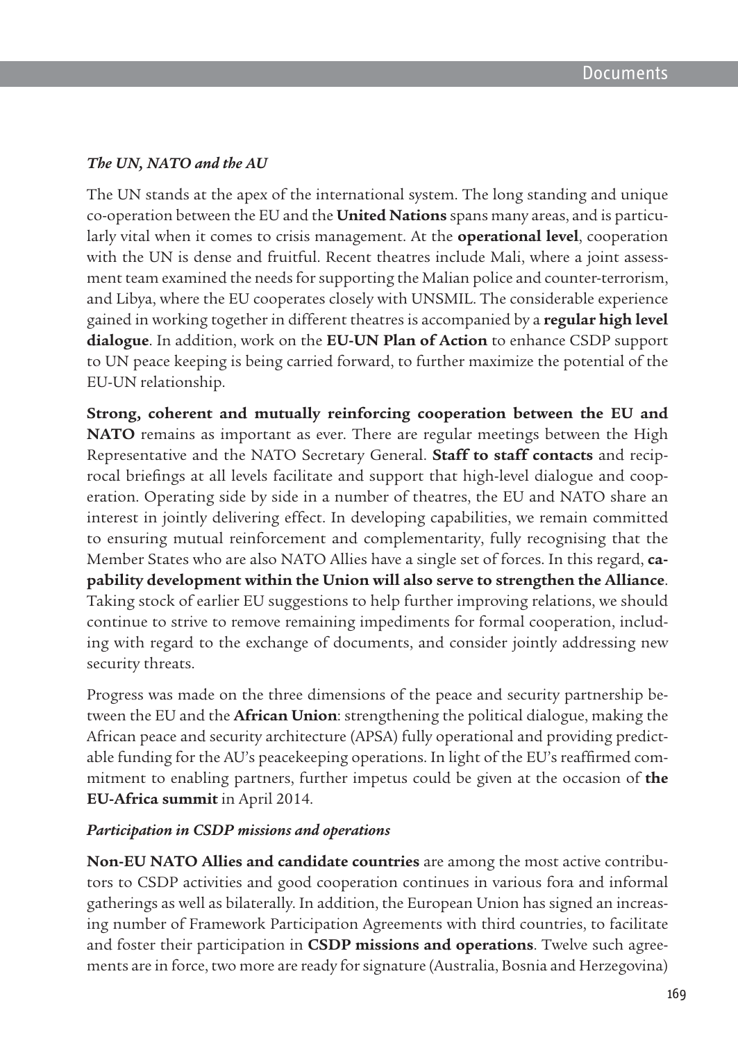### *The UN, NATO and the AU*

The UN stands at the apex of the international system. The long standing and unique co-operation between the EU and the **United Nations** spans many areas, and is particularly vital when it comes to crisis management. At the **operational level**, cooperation with the UN is dense and fruitful. Recent theatres include Mali, where a joint assessment team examined the needs for supporting the Malian police and counter-terrorism, and Libya, where the EU cooperates closely with UNSMIL. The considerable experience gained in working together in different theatres is accompanied by a **regular high level dialogue**. In addition, work on the **EU-UN Plan of Action** to enhance CSDP support to UN peace keeping is being carried forward, to further maximize the potential of the EU-UN relationship.

**Strong, coherent and mutually reinforcing cooperation between the EU and NATO** remains as important as ever. There are regular meetings between the High Representative and the NATO Secretary General. **Staff to staff contacts** and reciprocal briefings at all levels facilitate and support that high-level dialogue and cooperation. Operating side by side in a number of theatres, the EU and NATO share an interest in jointly delivering effect. In developing capabilities, we remain committed to ensuring mutual reinforcement and complementarity, fully recognising that the Member States who are also NATO Allies have a single set of forces. In this regard, **capability development within the Union will also serve to strengthen the Alliance**. Taking stock of earlier EU suggestions to help further improving relations, we should continue to strive to remove remaining impediments for formal cooperation, including with regard to the exchange of documents, and consider jointly addressing new security threats.

Progress was made on the three dimensions of the peace and security partnership between the EU and the **African Union**: strengthening the political dialogue, making the African peace and security architecture (APSA) fully operational and providing predictable funding for the AU's peacekeeping operations. In light of the EU's reaffirmed commitment to enabling partners, further impetus could be given at the occasion of **the EU-Africa summit** in April 2014.

### *Participation in CSDP missions and operations*

**Non-EU NATO Allies and candidate countries** are among the most active contributors to CSDP activities and good cooperation continues in various fora and informal gatherings as well as bilaterally. In addition, the European Union has signed an increasing number of Framework Participation Agreements with third countries, to facilitate and foster their participation in **CSDP missions and operations**. Twelve such agreements are in force, two more are ready for signature (Australia, Bosnia and Herzegovina)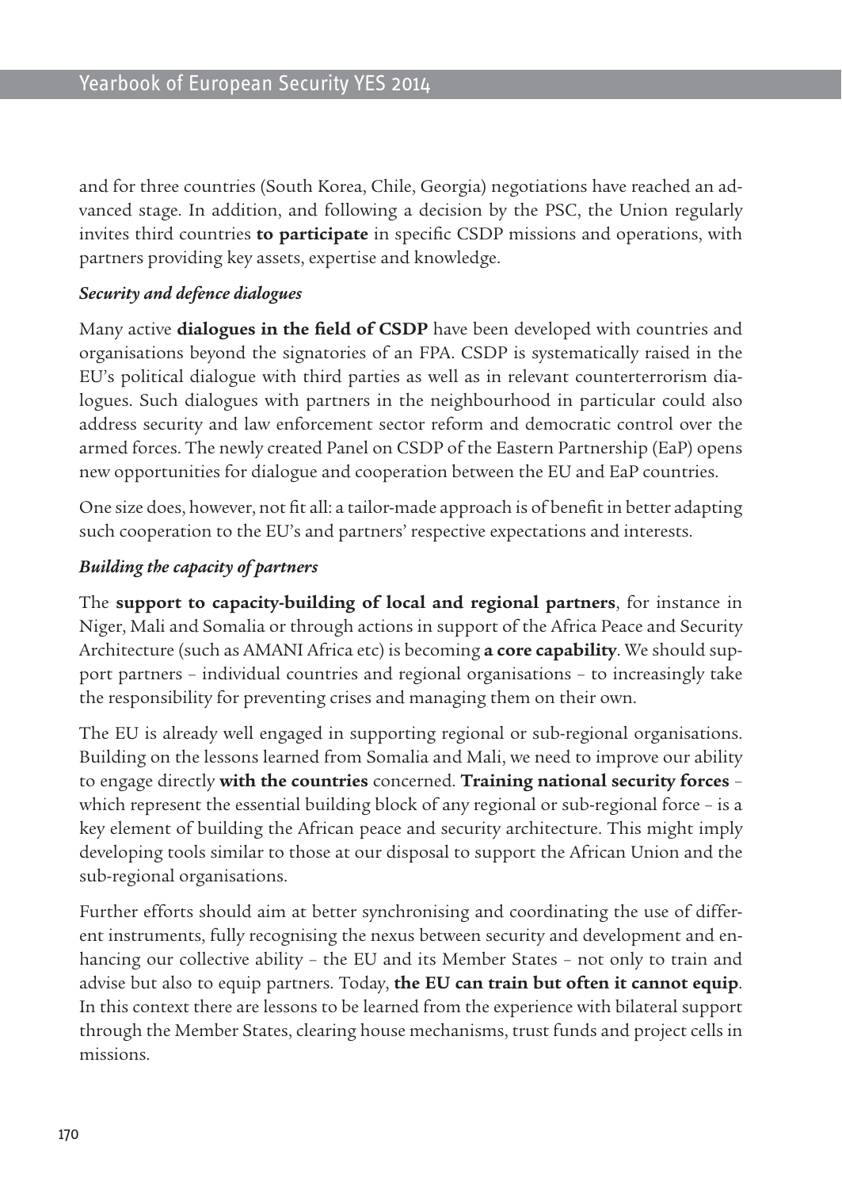and for three countries (South Korea, Chile, Georgia) negotiations have reached an advanced stage. In addition, and following a decision by the PSC, the Union regularly invites third countries **to participate** in specific CSDP missions and operations, with partners providing key assets, expertise and knowledge.

***Security and defence dialogues***

Many active **dialogues in the field of CSDP** have been developed with countries and organisations beyond the signatories of an FPA. CSDP is systematically raised in the EU's political dialogue with third parties as well as in relevant counterterrorism dialogues. Such dialogues with partners in the neighbourhood in particular could also address security and law enforcement sector reform and democratic control over the armed forces. The newly created Panel on CSDP of the Eastern Partnership (EaP) opens new opportunities for dialogue and cooperation between the EU and EaP countries.

One size does, however, not fit all: a tailor-made approach is of benefit in better adapting such cooperation to the EU's and partners' respective expectations and interests.

***Building the capacity of partners***

The **support to capacity-building of local and regional partners**, for instance in Niger, Mali and Somalia or through actions in support of the Africa Peace and Security Architecture (such as AMANI Africa etc) is becoming **a core capability**. We should support partners – individual countries and regional organisations – to increasingly take the responsibility for preventing crises and managing them on their own.

The EU is already well engaged in supporting regional or sub-regional organisations. Building on the lessons learned from Somalia and Mali, we need to improve our ability to engage directly **with the countries** concerned. **Training national security forces** – which represent the essential building block of any regional or sub-regional force – is a key element of building the African peace and security architecture. This might imply developing tools similar to those at our disposal to support the African Union and the sub-regional organisations.

Further efforts should aim at better synchronising and coordinating the use of different instruments, fully recognising the nexus between security and development and enhancing our collective ability – the EU and its Member States – not only to train and advise but also to equip partners. Today, **the EU can train but often it cannot equip**. In this context there are lessons to be learned from the experience with bilateral support through the Member States, clearing house mechanisms, trust funds and project cells in missions.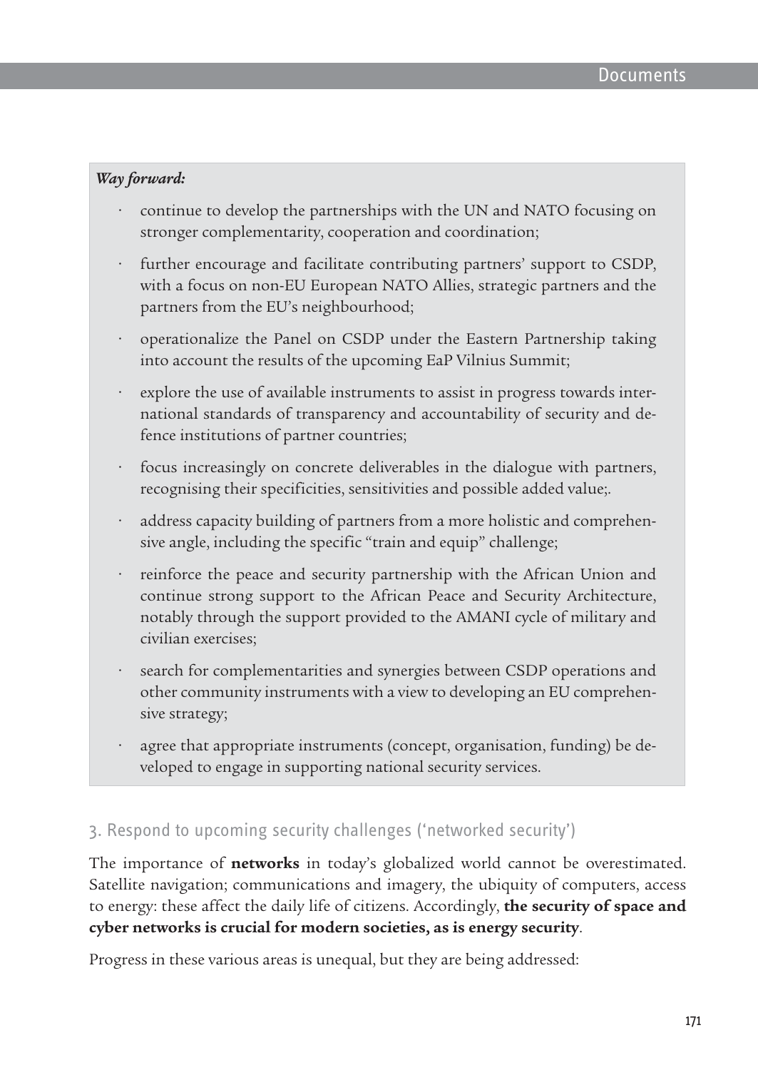***Way forward:***

- continue to develop the partnerships with the UN and NATO focusing on stronger complementarity, cooperation and coordination;
- further encourage and facilitate contributing partners' support to CSDP, with a focus on non-EU European NATO Allies, strategic partners and the partners from the EU's neighbourhood;
- operationalize the Panel on CSDP under the Eastern Partnership taking into account the results of the upcoming EaP Vilnius Summit;
- explore the use of available instruments to assist in progress towards international standards of transparency and accountability of security and defence institutions of partner countries;
- focus increasingly on concrete deliverables in the dialogue with partners, recognising their specificities, sensitivities and possible added value;.
- address capacity building of partners from a more holistic and comprehensive angle, including the specific "train and equip" challenge;
- reinforce the peace and security partnership with the African Union and continue strong support to the African Peace and Security Architecture, notably through the support provided to the AMANI cycle of military and civilian exercises;
- search for complementarities and synergies between CSDP operations and other community instruments with a view to developing an EU comprehensive strategy;
- agree that appropriate instruments (concept, organisation, funding) be developed to engage in supporting national security services.

### 3. Respond to upcoming security challenges ('networked security')

The importance of **networks** in today's globalized world cannot be overestimated. Satellite navigation; communications and imagery, the ubiquity of computers, access to energy: these affect the daily life of citizens. Accordingly, **the security of space and cyber networks is crucial for modern societies, as is energy security**.

Progress in these various areas is unequal, but they are being addressed: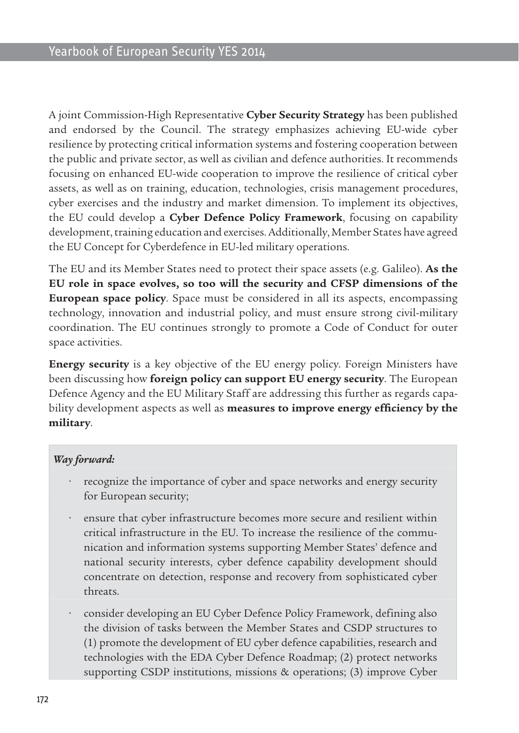A joint Commission-High Representative **Cyber Security Strategy** has been published and endorsed by the Council. The strategy emphasizes achieving EU-wide cyber resilience by protecting critical information systems and fostering cooperation between the public and private sector, as well as civilian and defence authorities. It recommends focusing on enhanced EU-wide cooperation to improve the resilience of critical cyber assets, as well as on training, education, technologies, crisis management procedures, cyber exercises and the industry and market dimension. To implement its objectives, the EU could develop a **Cyber Defence Policy Framework**, focusing on capability development, training education and exercises. Additionally, Member States have agreed the EU Concept for Cyberdefence in EU-led military operations.

The EU and its Member States need to protect their space assets (e.g. Galileo). **As the EU role in space evolves, so too will the security and CFSP dimensions of the European space policy**. Space must be considered in all its aspects, encompassing technology, innovation and industrial policy, and must ensure strong civil-military coordination. The EU continues strongly to promote a Code of Conduct for outer space activities.

**Energy security** is a key objective of the EU energy policy. Foreign Ministers have been discussing how **foreign policy can support EU energy security**. The European Defence Agency and the EU Military Staff are addressing this further as regards capability development aspects as well as **measures to improve energy efficiency by the military**.

***Way forward:***

- recognize the importance of cyber and space networks and energy security for European security;
- ensure that cyber infrastructure becomes more secure and resilient within critical infrastructure in the EU. To increase the resilience of the communication and information systems supporting Member States' defence and national security interests, cyber defence capability development should concentrate on detection, response and recovery from sophisticated cyber threats.
- consider developing an EU Cyber Defence Policy Framework, defining also the division of tasks between the Member States and CSDP structures to (1) promote the development of EU cyber defence capabilities, research and technologies with the EDA Cyber Defence Roadmap; (2) protect networks supporting CSDP institutions, missions & operations; (3) improve Cyber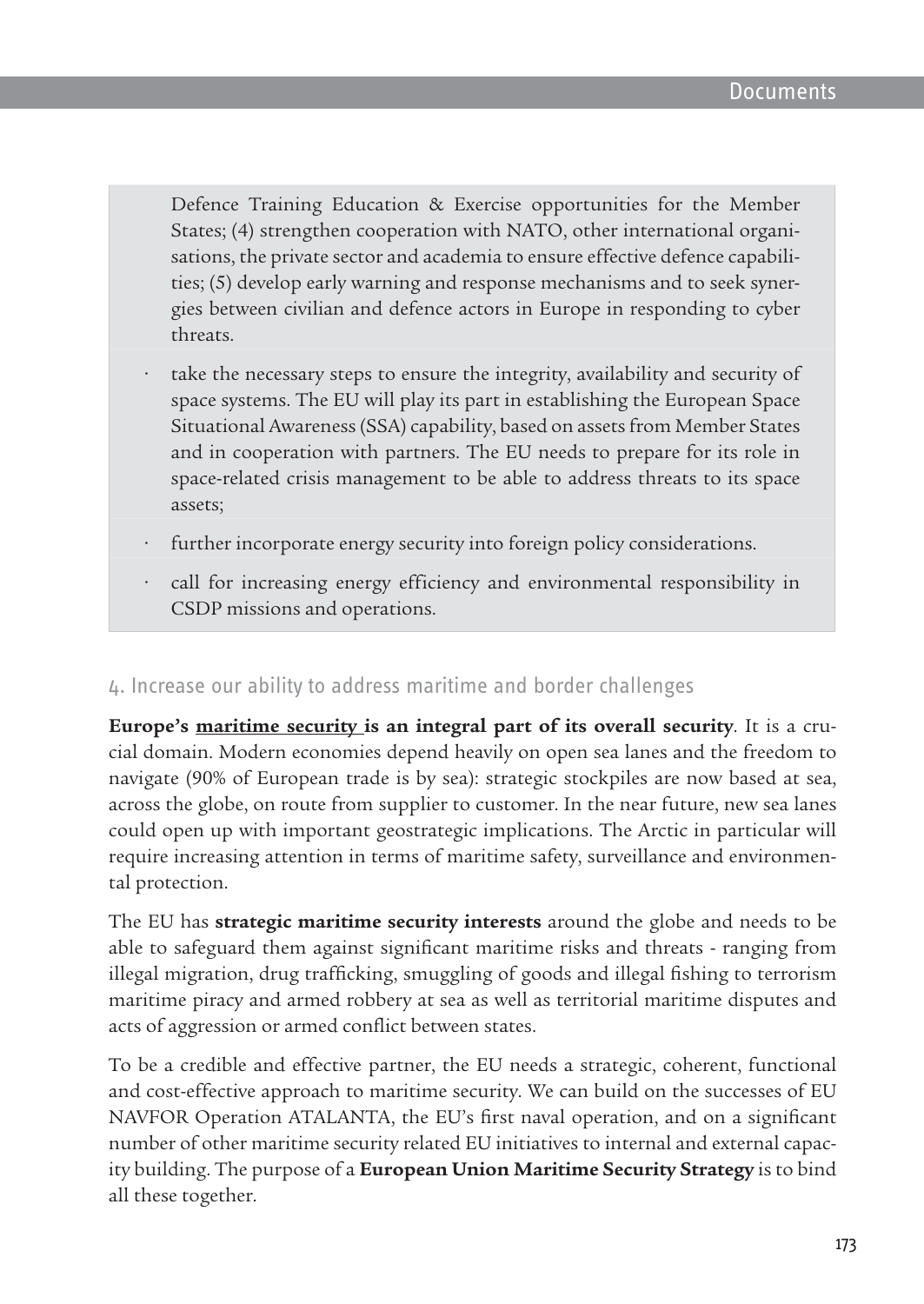Defence Training Education & Exercise opportunities for the Member States; (4) strengthen cooperation with NATO, other international organisations, the private sector and academia to ensure effective defence capabilities; (5) develop early warning and response mechanisms and to seek synergies between civilian and defence actors in Europe in responding to cyber threats.

- take the necessary steps to ensure the integrity, availability and security of space systems. The EU will play its part in establishing the European Space Situational Awareness (SSA) capability, based on assets from Member States and in cooperation with partners. The EU needs to prepare for its role in space-related crisis management to be able to address threats to its space assets;
- further incorporate energy security into foreign policy considerations.
- call for increasing energy efficiency and environmental responsibility in CSDP missions and operations.

## 4. Increase our ability to address maritime and border challenges

**Europe's <u>maritime security</u> is an integral part of its overall security**. It is a crucial domain. Modern economies depend heavily on open sea lanes and the freedom to navigate (90% of European trade is by sea): strategic stockpiles are now based at sea, across the globe, on route from supplier to customer. In the near future, new sea lanes could open up with important geostrategic implications. The Arctic in particular will require increasing attention in terms of maritime safety, surveillance and environmental protection.

The EU has **strategic maritime security interests** around the globe and needs to be able to safeguard them against significant maritime risks and threats - ranging from illegal migration, drug trafficking, smuggling of goods and illegal fishing to terrorism maritime piracy and armed robbery at sea as well as territorial maritime disputes and acts of aggression or armed conflict between states.

To be a credible and effective partner, the EU needs a strategic, coherent, functional and cost-effective approach to maritime security. We can build on the successes of EU NAVFOR Operation ATALANTA, the EU's first naval operation, and on a significant number of other maritime security related EU initiatives to internal and external capacity building. The purpose of a **European Union Maritime Security Strategy** is to bind all these together.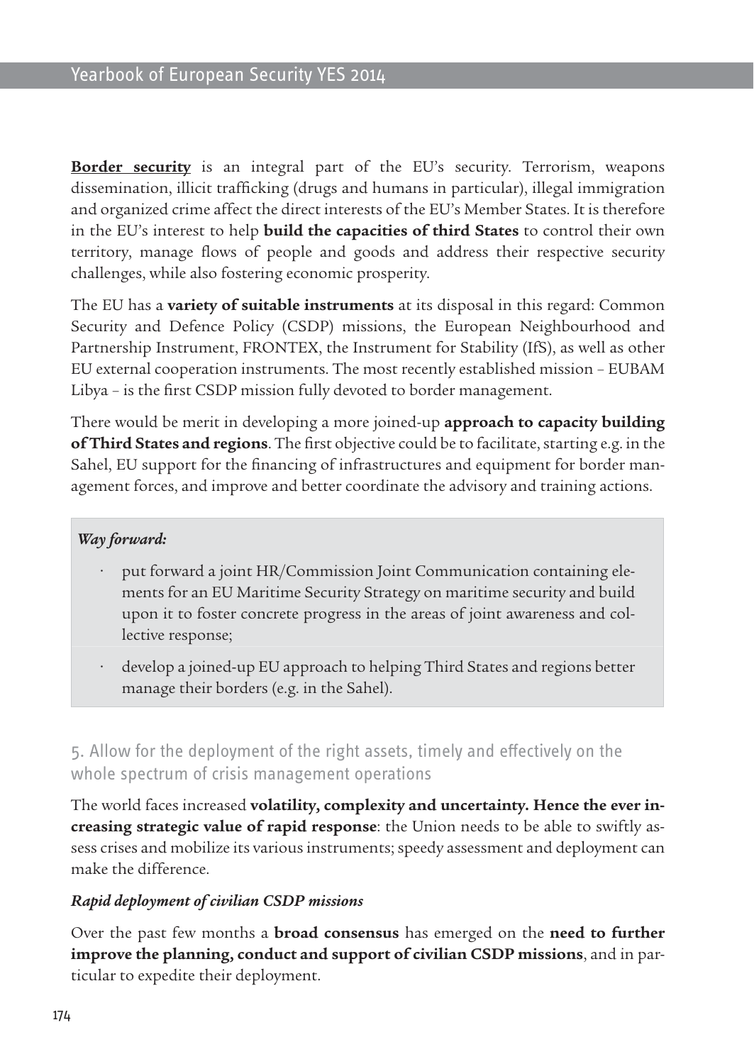**Border security** is an integral part of the EU's security. Terrorism, weapons dissemination, illicit trafficking (drugs and humans in particular), illegal immigration and organized crime affect the direct interests of the EU's Member States. It is therefore in the EU's interest to help **build the capacities of third States** to control their own territory, manage flows of people and goods and address their respective security challenges, while also fostering economic prosperity.

The EU has a **variety of suitable instruments** at its disposal in this regard: Common Security and Defence Policy (CSDP) missions, the European Neighbourhood and Partnership Instrument, FRONTEX, the Instrument for Stability (IfS), as well as other EU external cooperation instruments. The most recently established mission – EUBAM Libya – is the first CSDP mission fully devoted to border management.

There would be merit in developing a more joined-up **approach to capacity building of Third States and regions**. The first objective could be to facilitate, starting e.g. in the Sahel, EU support for the financing of infrastructures and equipment for border management forces, and improve and better coordinate the advisory and training actions.

***Way forward:***

- put forward a joint HR/Commission Joint Communication containing elements for an EU Maritime Security Strategy on maritime security and build upon it to foster concrete progress in the areas of joint awareness and collective response;
- develop a joined-up EU approach to helping Third States and regions better manage their borders (e.g. in the Sahel).

## 5. Allow for the deployment of the right assets, timely and effectively on the whole spectrum of crisis management operations

The world faces increased **volatility, complexity and uncertainty. Hence the ever increasing strategic value of rapid response**: the Union needs to be able to swiftly assess crises and mobilize its various instruments; speedy assessment and deployment can make the difference.

***Rapid deployment of civilian CSDP missions***

Over the past few months a **broad consensus** has emerged on the **need to further improve the planning, conduct and support of civilian CSDP missions**, and in particular to expedite their deployment.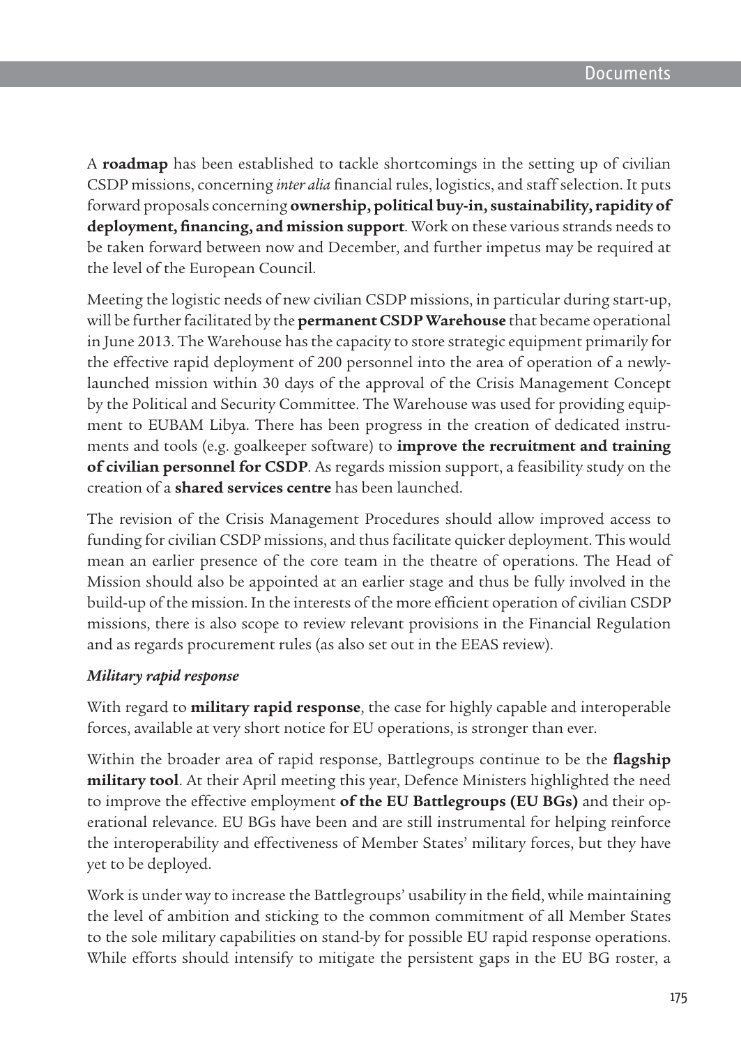A **roadmap** has been established to tackle shortcomings in the setting up of civilian CSDP missions, concerning *inter alia* financial rules, logistics, and staff selection. It puts forward proposals concerning **ownership, political buy-in, sustainability, rapidity of deployment, financing, and mission support**. Work on these various strands needs to be taken forward between now and December, and further impetus may be required at the level of the European Council.

Meeting the logistic needs of new civilian CSDP missions, in particular during start-up, will be further facilitated by the **permanent CSDP Warehouse** that became operational in June 2013. The Warehouse has the capacity to store strategic equipment primarily for the effective rapid deployment of 200 personnel into the area of operation of a newly-launched mission within 30 days of the approval of the Crisis Management Concept by the Political and Security Committee. The Warehouse was used for providing equipment to EUBAM Libya. There has been progress in the creation of dedicated instruments and tools (e.g. goalkeeper software) to **improve the recruitment and training of civilian personnel for CSDP**. As regards mission support, a feasibility study on the creation of a **shared services centre** has been launched.

The revision of the Crisis Management Procedures should allow improved access to funding for civilian CSDP missions, and thus facilitate quicker deployment. This would mean an earlier presence of the core team in the theatre of operations. The Head of Mission should also be appointed at an earlier stage and thus be fully involved in the build-up of the mission. In the interests of the more efficient operation of civilian CSDP missions, there is also scope to review relevant provisions in the Financial Regulation and as regards procurement rules (as also set out in the EEAS review).

***Military rapid response***

With regard to **military rapid response**, the case for highly capable and interoperable forces, available at very short notice for EU operations, is stronger than ever.

Within the broader area of rapid response, Battlegroups continue to be the **flagship military tool**. At their April meeting this year, Defence Ministers highlighted the need to improve the effective employment **of the EU Battlegroups (EU BGs)** and their operational relevance. EU BGs have been and are still instrumental for helping reinforce the interoperability and effectiveness of Member States' military forces, but they have yet to be deployed.

Work is under way to increase the Battlegroups' usability in the field, while maintaining the level of ambition and sticking to the common commitment of all Member States to the sole military capabilities on stand-by for possible EU rapid response operations. While efforts should intensify to mitigate the persistent gaps in the EU BG roster, a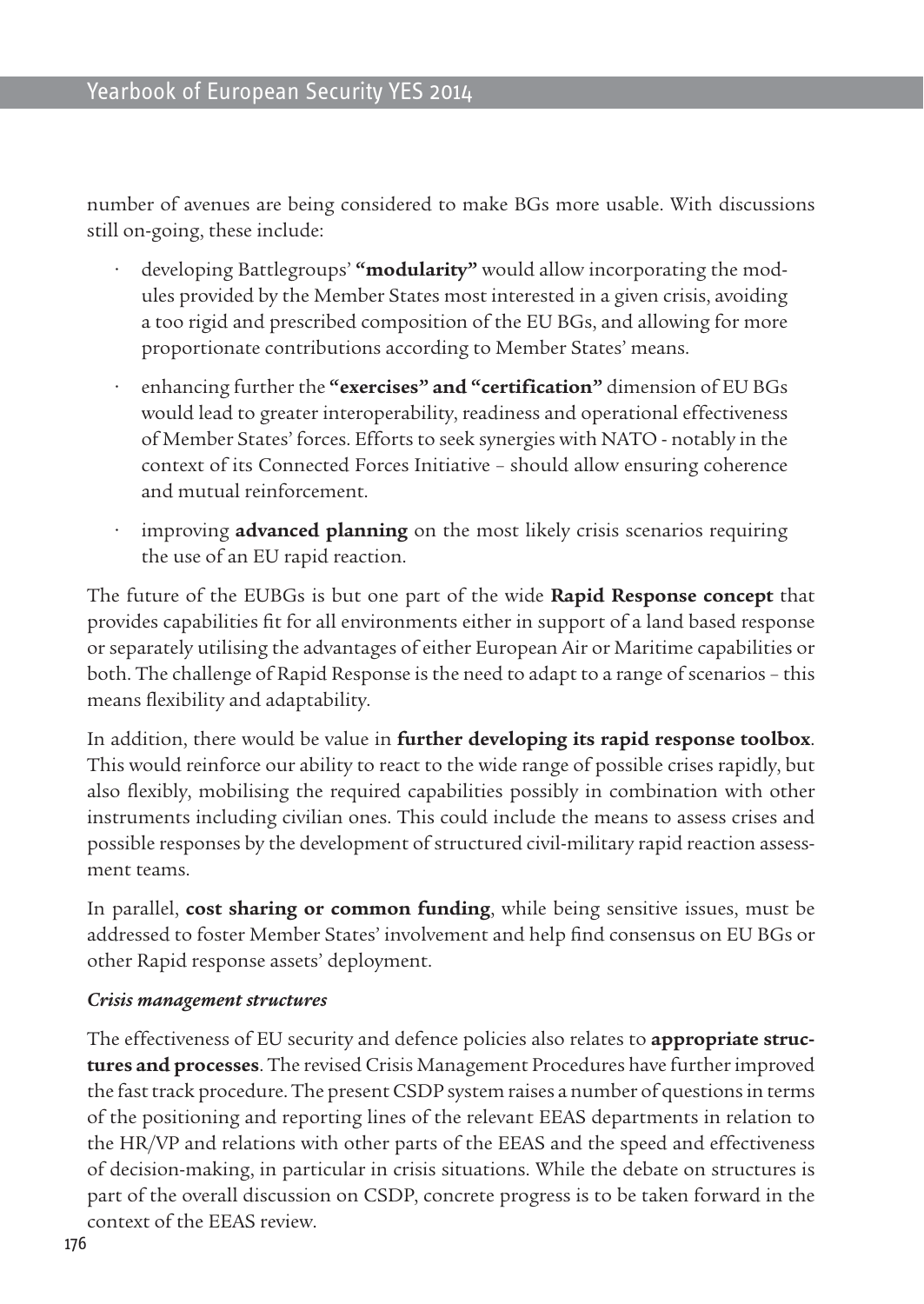number of avenues are being considered to make BGs more usable. With discussions still on-going, these include:

- developing Battlegroups' **"modularity"** would allow incorporating the modules provided by the Member States most interested in a given crisis, avoiding a too rigid and prescribed composition of the EU BGs, and allowing for more proportionate contributions according to Member States' means.
- enhancing further the **"exercises" and "certification"** dimension of EU BGs would lead to greater interoperability, readiness and operational effectiveness of Member States' forces. Efforts to seek synergies with NATO - notably in the context of its Connected Forces Initiative – should allow ensuring coherence and mutual reinforcement.
- improving **advanced planning** on the most likely crisis scenarios requiring the use of an EU rapid reaction.

The future of the EUBGs is but one part of the wide **Rapid Response concept** that provides capabilities fit for all environments either in support of a land based response or separately utilising the advantages of either European Air or Maritime capabilities or both. The challenge of Rapid Response is the need to adapt to a range of scenarios – this means flexibility and adaptability.

In addition, there would be value in **further developing its rapid response toolbox**. This would reinforce our ability to react to the wide range of possible crises rapidly, but also flexibly, mobilising the required capabilities possibly in combination with other instruments including civilian ones. This could include the means to assess crises and possible responses by the development of structured civil-military rapid reaction assessment teams.

In parallel, **cost sharing or common funding**, while being sensitive issues, must be addressed to foster Member States' involvement and help find consensus on EU BGs or other Rapid response assets' deployment.

***Crisis management structures***

The effectiveness of EU security and defence policies also relates to **appropriate structures and processes**. The revised Crisis Management Procedures have further improved the fast track procedure. The present CSDP system raises a number of questions in terms of the positioning and reporting lines of the relevant EEAS departments in relation to the HR/VP and relations with other parts of the EEAS and the speed and effectiveness of decision-making, in particular in crisis situations. While the debate on structures is part of the overall discussion on CSDP, concrete progress is to be taken forward in the context of the EEAS review.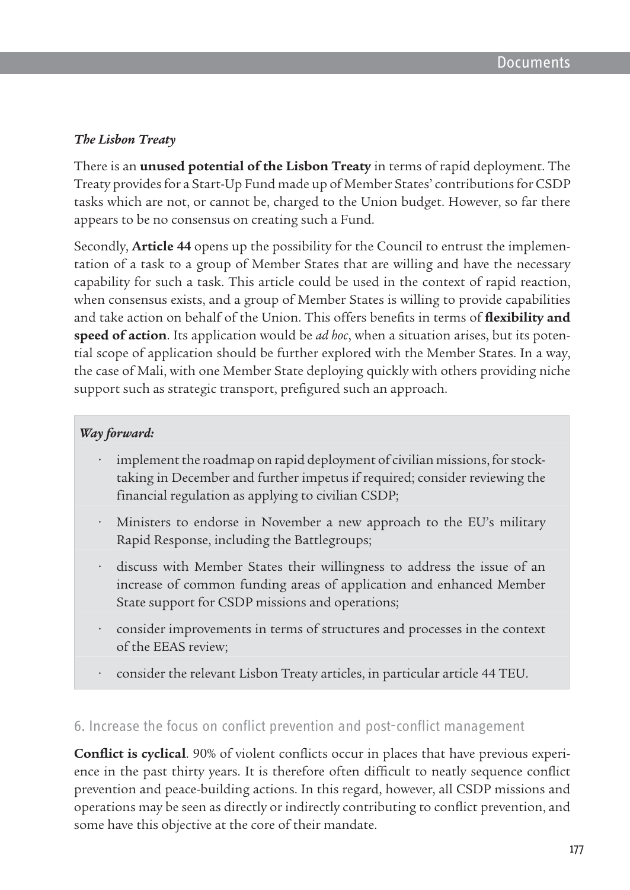### *The Lisbon Treaty*

There is an **unused potential of the Lisbon Treaty** in terms of rapid deployment. The Treaty provides for a Start-Up Fund made up of Member States' contributions for CSDP tasks which are not, or cannot be, charged to the Union budget. However, so far there appears to be no consensus on creating such a Fund.

Secondly, **Article 44** opens up the possibility for the Council to entrust the implementation of a task to a group of Member States that are willing and have the necessary capability for such a task. This article could be used in the context of rapid reaction, when consensus exists, and a group of Member States is willing to provide capabilities and take action on behalf of the Union. This offers benefits in terms of **flexibility and speed of action**. Its application would be *ad hoc*, when a situation arises, but its potential scope of application should be further explored with the Member States. In a way, the case of Mali, with one Member State deploying quickly with others providing niche support such as strategic transport, prefigured such an approach.

*Way forward:*

- implement the roadmap on rapid deployment of civilian missions, for stocktaking in December and further impetus if required; consider reviewing the financial regulation as applying to civilian CSDP;
- Ministers to endorse in November a new approach to the EU's military Rapid Response, including the Battlegroups;
- discuss with Member States their willingness to address the issue of an increase of common funding areas of application and enhanced Member State support for CSDP missions and operations;
- consider improvements in terms of structures and processes in the context of the EEAS review;
- consider the relevant Lisbon Treaty articles, in particular article 44 TEU.

## 6. Increase the focus on conflict prevention and post-conflict management

**Conflict is cyclical**. 90% of violent conflicts occur in places that have previous experience in the past thirty years. It is therefore often difficult to neatly sequence conflict prevention and peace-building actions. In this regard, however, all CSDP missions and operations may be seen as directly or indirectly contributing to conflict prevention, and some have this objective at the core of their mandate.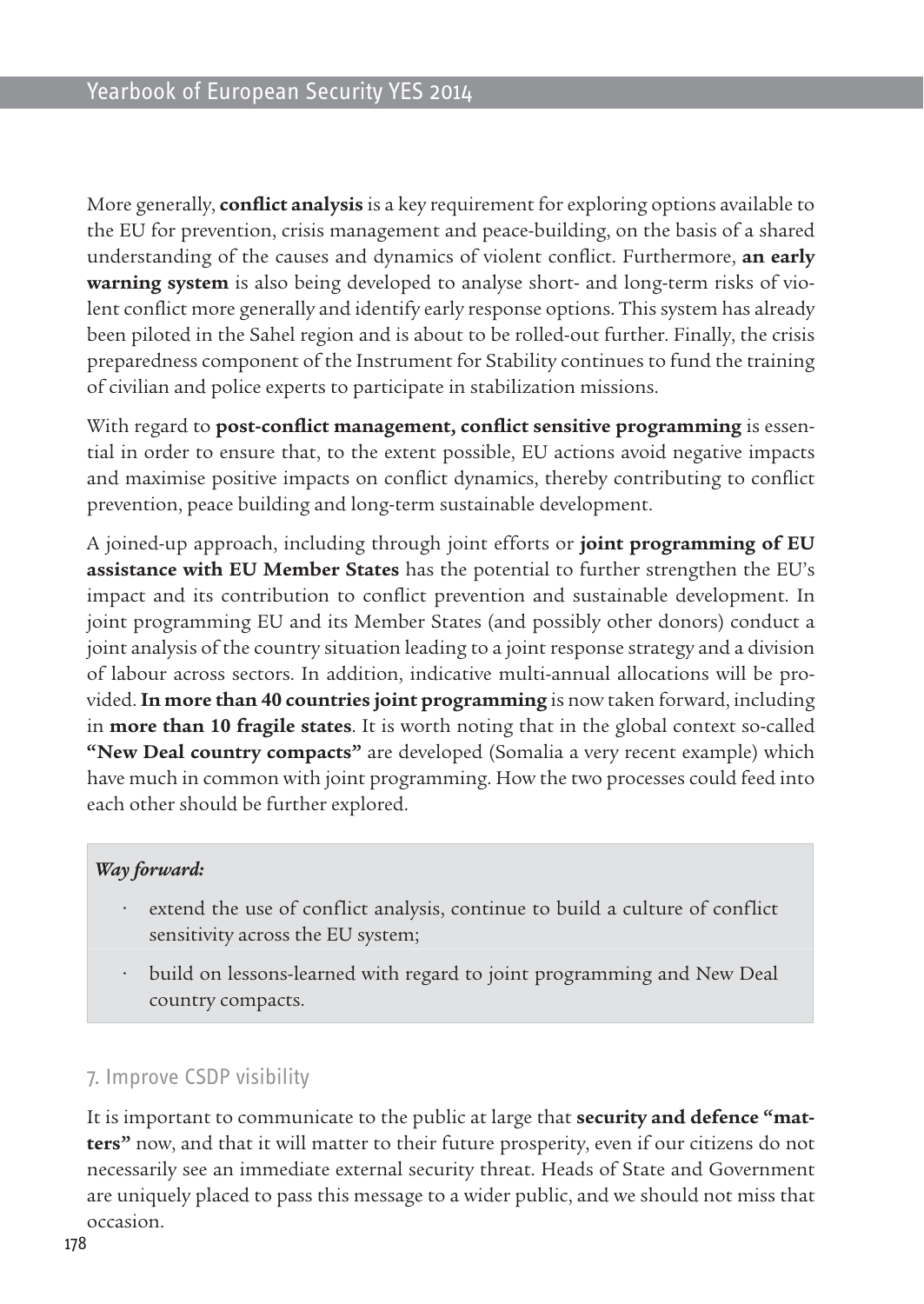More generally, **conflict analysis** is a key requirement for exploring options available to the EU for prevention, crisis management and peace-building, on the basis of a shared understanding of the causes and dynamics of violent conflict. Furthermore, **an early warning system** is also being developed to analyse short- and long-term risks of violent conflict more generally and identify early response options. This system has already been piloted in the Sahel region and is about to be rolled-out further. Finally, the crisis preparedness component of the Instrument for Stability continues to fund the training of civilian and police experts to participate in stabilization missions.

With regard to **post-conflict management, conflict sensitive programming** is essential in order to ensure that, to the extent possible, EU actions avoid negative impacts and maximise positive impacts on conflict dynamics, thereby contributing to conflict prevention, peace building and long-term sustainable development.

A joined-up approach, including through joint efforts or **joint programming of EU assistance with EU Member States** has the potential to further strengthen the EU's impact and its contribution to conflict prevention and sustainable development. In joint programming EU and its Member States (and possibly other donors) conduct a joint analysis of the country situation leading to a joint response strategy and a division of labour across sectors. In addition, indicative multi-annual allocations will be provided. **In more than 40 countries joint programming** is now taken forward, including in **more than 10 fragile states**. It is worth noting that in the global context so-called **"New Deal country compacts"** are developed (Somalia a very recent example) which have much in common with joint programming. How the two processes could feed into each other should be further explored.

> ***Way forward:***
>
> - extend the use of conflict analysis, continue to build a culture of conflict sensitivity across the EU system;
> - build on lessons-learned with regard to joint programming and New Deal country compacts.

## 7. Improve CSDP visibility

It is important to communicate to the public at large that **security and defence "matters"** now, and that it will matter to their future prosperity, even if our citizens do not necessarily see an immediate external security threat. Heads of State and Government are uniquely placed to pass this message to a wider public, and we should not miss that occasion.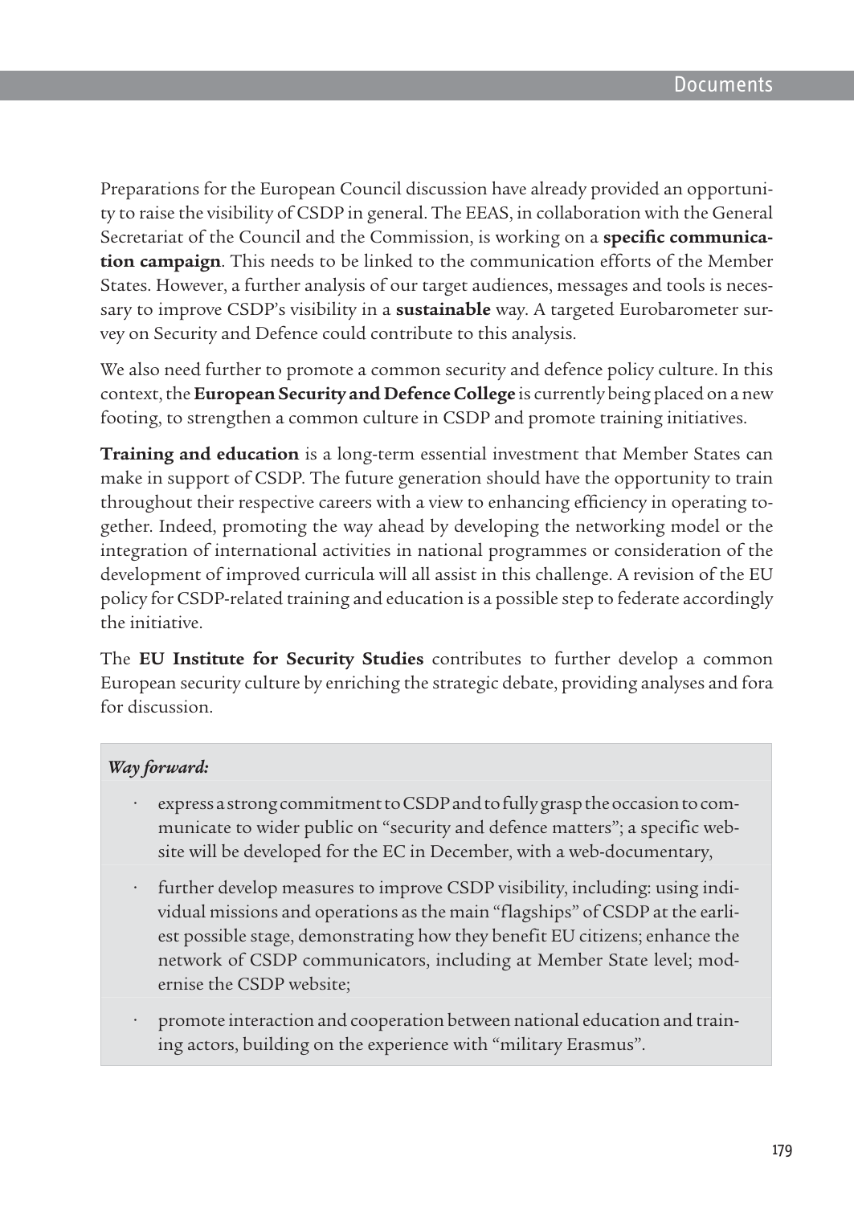Preparations for the European Council discussion have already provided an opportunity to raise the visibility of CSDP in general. The EEAS, in collaboration with the General Secretariat of the Council and the Commission, is working on a **specific communication campaign**. This needs to be linked to the communication efforts of the Member States. However, a further analysis of our target audiences, messages and tools is necessary to improve CSDP's visibility in a **sustainable** way. A targeted Eurobarometer survey on Security and Defence could contribute to this analysis.

We also need further to promote a common security and defence policy culture. In this context, the **European Security and Defence College** is currently being placed on a new footing, to strengthen a common culture in CSDP and promote training initiatives.

**Training and education** is a long-term essential investment that Member States can make in support of CSDP. The future generation should have the opportunity to train throughout their respective careers with a view to enhancing efficiency in operating together. Indeed, promoting the way ahead by developing the networking model or the integration of international activities in national programmes or consideration of the development of improved curricula will all assist in this challenge. A revision of the EU policy for CSDP-related training and education is a possible step to federate accordingly the initiative.

The **EU Institute for Security Studies** contributes to further develop a common European security culture by enriching the strategic debate, providing analyses and fora for discussion.

***Way forward:***

- express a strong commitment to CSDP and to fully grasp the occasion to communicate to wider public on "security and defence matters"; a specific website will be developed for the EC in December, with a web-documentary,
- further develop measures to improve CSDP visibility, including: using individual missions and operations as the main "flagships" of CSDP at the earliest possible stage, demonstrating how they benefit EU citizens; enhance the network of CSDP communicators, including at Member State level; modernise the CSDP website;
- promote interaction and cooperation between national education and training actors, building on the experience with "military Erasmus".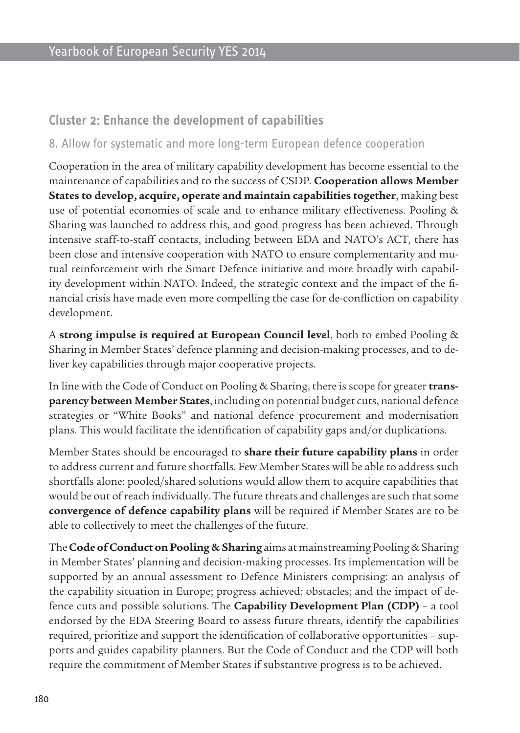## Cluster 2: Enhance the development of capabilities

### 8. Allow for systematic and more long-term European defence cooperation

Cooperation in the area of military capability development has become essential to the maintenance of capabilities and to the success of CSDP. **Cooperation allows Member States to develop, acquire, operate and maintain capabilities together**, making best use of potential economies of scale and to enhance military effectiveness. Pooling & Sharing was launched to address this, and good progress has been achieved. Through intensive staff-to-staff contacts, including between EDA and NATO's ACT, there has been close and intensive cooperation with NATO to ensure complementarity and mutual reinforcement with the Smart Defence initiative and more broadly with capability development within NATO. Indeed, the strategic context and the impact of the financial crisis have made even more compelling the case for de-confliction on capability development.

A **strong impulse is required at European Council level**, both to embed Pooling & Sharing in Member States' defence planning and decision-making processes, and to deliver key capabilities through major cooperative projects.

In line with the Code of Conduct on Pooling & Sharing, there is scope for greater **transparency between Member States**, including on potential budget cuts, national defence strategies or "White Books" and national defence procurement and modernisation plans. This would facilitate the identification of capability gaps and/or duplications.

Member States should be encouraged to **share their future capability plans** in order to address current and future shortfalls. Few Member States will be able to address such shortfalls alone: pooled/shared solutions would allow them to acquire capabilities that would be out of reach individually. The future threats and challenges are such that some **convergence of defence capability plans** will be required if Member States are to be able to collectively to meet the challenges of the future.

The **Code of Conduct on Pooling & Sharing** aims at mainstreaming Pooling & Sharing in Member States' planning and decision-making processes. Its implementation will be supported by an annual assessment to Defence Ministers comprising: an analysis of the capability situation in Europe; progress achieved; obstacles; and the impact of defence cuts and possible solutions. The **Capability Development Plan (CDP)** – a tool endorsed by the EDA Steering Board to assess future threats, identify the capabilities required, prioritize and support the identification of collaborative opportunities – supports and guides capability planners. But the Code of Conduct and the CDP will both require the commitment of Member States if substantive progress is to be achieved.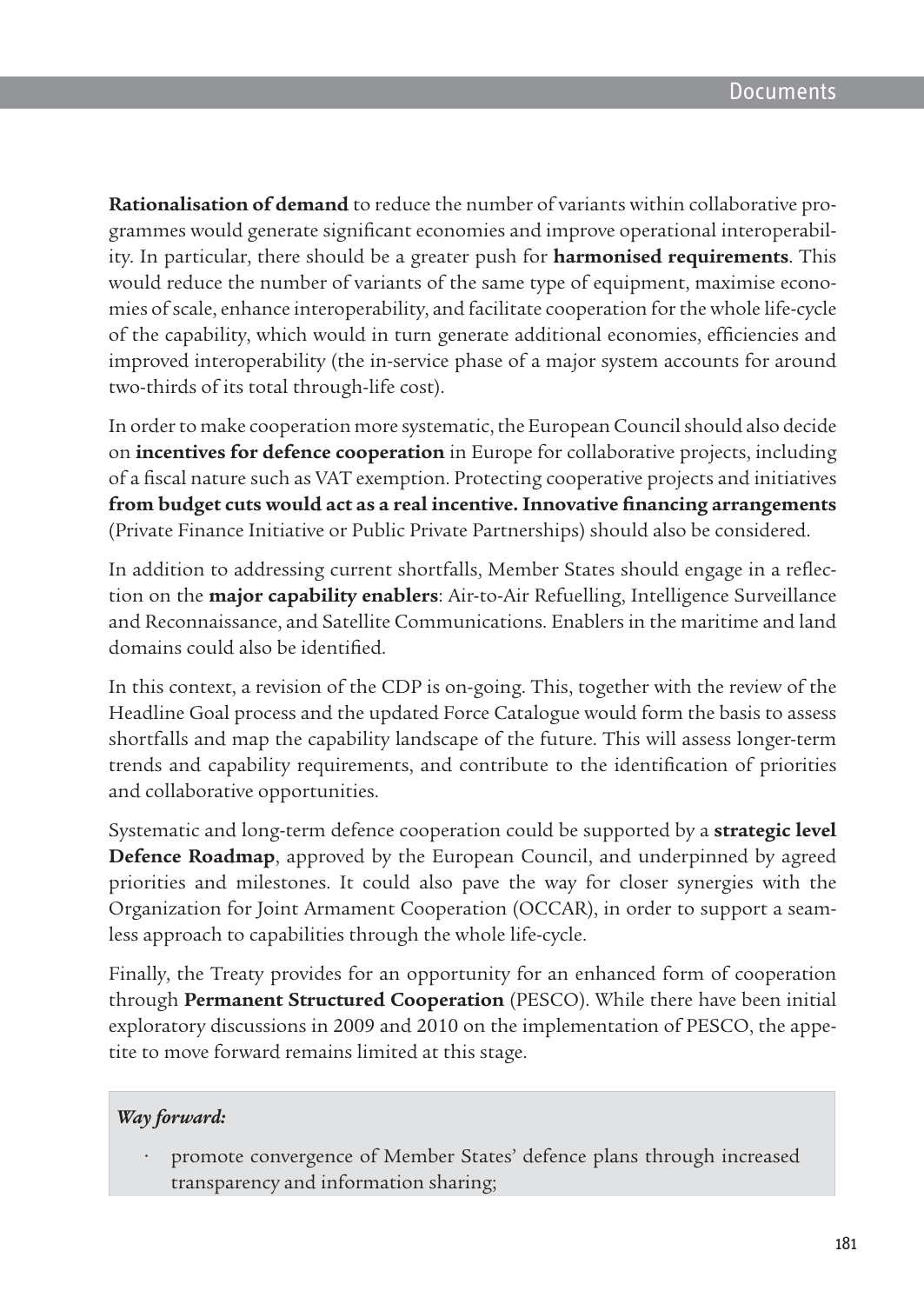**Rationalisation of demand** to reduce the number of variants within collaborative programmes would generate significant economies and improve operational interoperability. In particular, there should be a greater push for **harmonised requirements**. This would reduce the number of variants of the same type of equipment, maximise economies of scale, enhance interoperability, and facilitate cooperation for the whole life-cycle of the capability, which would in turn generate additional economies, efficiencies and improved interoperability (the in-service phase of a major system accounts for around two-thirds of its total through-life cost).

In order to make cooperation more systematic, the European Council should also decide on **incentives for defence cooperation** in Europe for collaborative projects, including of a fiscal nature such as VAT exemption. Protecting cooperative projects and initiatives **from budget cuts would act as a real incentive. Innovative financing arrangements** (Private Finance Initiative or Public Private Partnerships) should also be considered.

In addition to addressing current shortfalls, Member States should engage in a reflection on the **major capability enablers**: Air-to-Air Refuelling, Intelligence Surveillance and Reconnaissance, and Satellite Communications. Enablers in the maritime and land domains could also be identified.

In this context, a revision of the CDP is on-going. This, together with the review of the Headline Goal process and the updated Force Catalogue would form the basis to assess shortfalls and map the capability landscape of the future. This will assess longer-term trends and capability requirements, and contribute to the identification of priorities and collaborative opportunities.

Systematic and long-term defence cooperation could be supported by a **strategic level Defence Roadmap**, approved by the European Council, and underpinned by agreed priorities and milestones. It could also pave the way for closer synergies with the Organization for Joint Armament Cooperation (OCCAR), in order to support a seamless approach to capabilities through the whole life-cycle.

Finally, the Treaty provides for an opportunity for an enhanced form of cooperation through **Permanent Structured Cooperation** (PESCO). While there have been initial exploratory discussions in 2009 and 2010 on the implementation of PESCO, the appetite to move forward remains limited at this stage.

***Way forward:***

- promote convergence of Member States' defence plans through increased transparency and information sharing;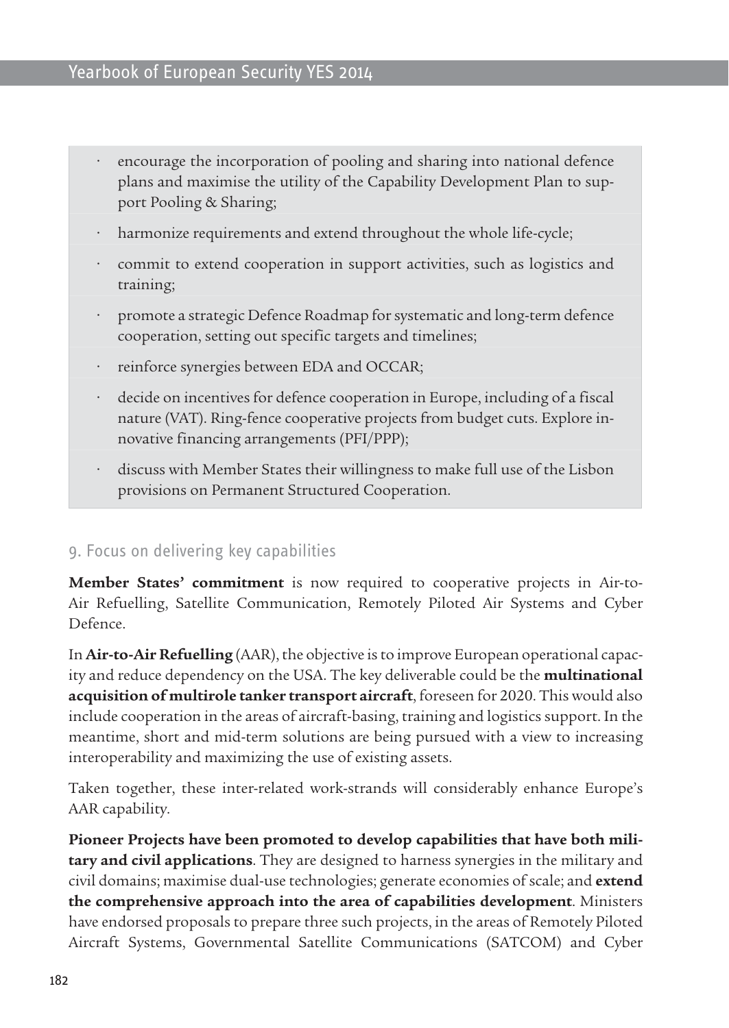- encourage the incorporation of pooling and sharing into national defence plans and maximise the utility of the Capability Development Plan to support Pooling & Sharing;
- harmonize requirements and extend throughout the whole life-cycle;
- commit to extend cooperation in support activities, such as logistics and training;
- promote a strategic Defence Roadmap for systematic and long-term defence cooperation, setting out specific targets and timelines;
- reinforce synergies between EDA and OCCAR;
- decide on incentives for defence cooperation in Europe, including of a fiscal nature (VAT). Ring-fence cooperative projects from budget cuts. Explore innovative financing arrangements (PFI/PPP);
- discuss with Member States their willingness to make full use of the Lisbon provisions on Permanent Structured Cooperation.

## 9. Focus on delivering key capabilities

**Member States' commitment** is now required to cooperative projects in Air-to-Air Refuelling, Satellite Communication, Remotely Piloted Air Systems and Cyber Defence.

In **Air-to-Air Refuelling** (AAR), the objective is to improve European operational capacity and reduce dependency on the USA. The key deliverable could be the **multinational acquisition of multirole tanker transport aircraft**, foreseen for 2020. This would also include cooperation in the areas of aircraft-basing, training and logistics support. In the meantime, short and mid-term solutions are being pursued with a view to increasing interoperability and maximizing the use of existing assets.

Taken together, these inter-related work-strands will considerably enhance Europe's AAR capability.

**Pioneer Projects have been promoted to develop capabilities that have both military and civil applications**. They are designed to harness synergies in the military and civil domains; maximise dual-use technologies; generate economies of scale; and **extend the comprehensive approach into the area of capabilities development**. Ministers have endorsed proposals to prepare three such projects, in the areas of Remotely Piloted Aircraft Systems, Governmental Satellite Communications (SATCOM) and Cyber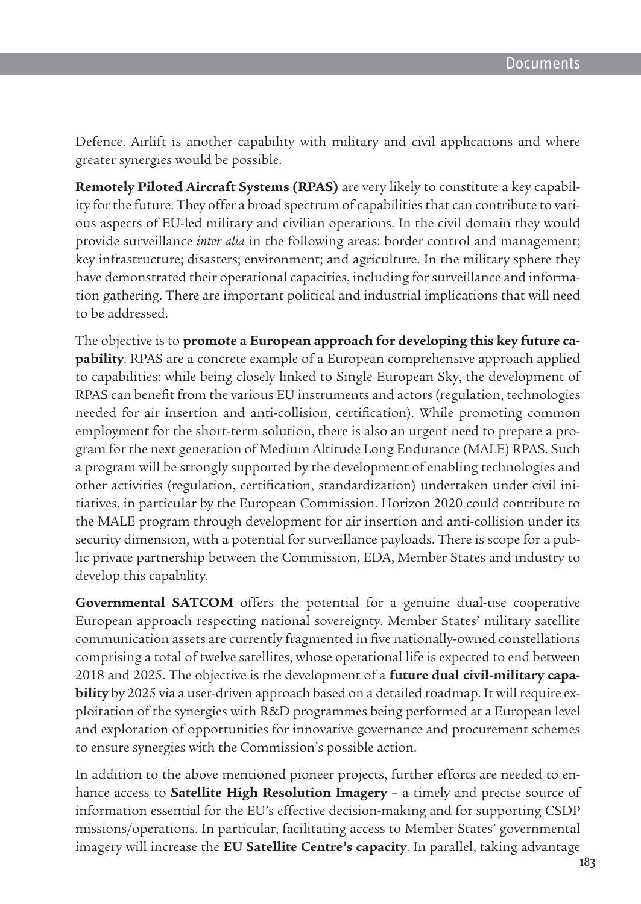Defence. Airlift is another capability with military and civil applications and where greater synergies would be possible.

**Remotely Piloted Aircraft Systems (RPAS)** are very likely to constitute a key capability for the future. They offer a broad spectrum of capabilities that can contribute to various aspects of EU-led military and civilian operations. In the civil domain they would provide surveillance *inter alia* in the following areas: border control and management; key infrastructure; disasters; environment; and agriculture. In the military sphere they have demonstrated their operational capacities, including for surveillance and information gathering. There are important political and industrial implications that will need to be addressed.

The objective is to **promote a European approach for developing this key future capability**. RPAS are a concrete example of a European comprehensive approach applied to capabilities: while being closely linked to Single European Sky, the development of RPAS can benefit from the various EU instruments and actors (regulation, technologies needed for air insertion and anti-collision, certification). While promoting common employment for the short-term solution, there is also an urgent need to prepare a program for the next generation of Medium Altitude Long Endurance (MALE) RPAS. Such a program will be strongly supported by the development of enabling technologies and other activities (regulation, certification, standardization) undertaken under civil initiatives, in particular by the European Commission. Horizon 2020 could contribute to the MALE program through development for air insertion and anti-collision under its security dimension, with a potential for surveillance payloads. There is scope for a public private partnership between the Commission, EDA, Member States and industry to develop this capability.

**Governmental SATCOM** offers the potential for a genuine dual-use cooperative European approach respecting national sovereignty. Member States' military satellite communication assets are currently fragmented in five nationally-owned constellations comprising a total of twelve satellites, whose operational life is expected to end between 2018 and 2025. The objective is the development of a **future dual civil-military capability** by 2025 via a user-driven approach based on a detailed roadmap. It will require exploitation of the synergies with R&D programmes being performed at a European level and exploration of opportunities for innovative governance and procurement schemes to ensure synergies with the Commission's possible action.

In addition to the above mentioned pioneer projects, further efforts are needed to enhance access to **Satellite High Resolution Imagery** – a timely and precise source of information essential for the EU's effective decision-making and for supporting CSDP missions/operations. In particular, facilitating access to Member States' governmental imagery will increase the **EU Satellite Centre's capacity**. In parallel, taking advantage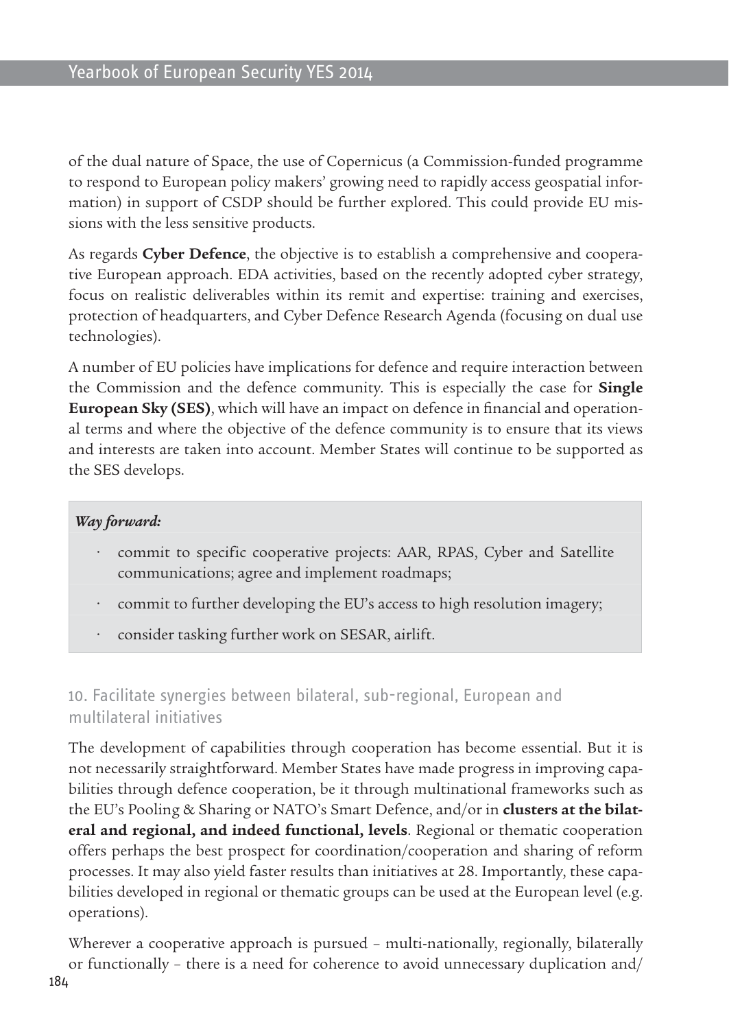of the dual nature of Space, the use of Copernicus (a Commission-funded programme to respond to European policy makers' growing need to rapidly access geospatial information) in support of CSDP should be further explored. This could provide EU missions with the less sensitive products.

As regards **Cyber Defence**, the objective is to establish a comprehensive and cooperative European approach. EDA activities, based on the recently adopted cyber strategy, focus on realistic deliverables within its remit and expertise: training and exercises, protection of headquarters, and Cyber Defence Research Agenda (focusing on dual use technologies).

A number of EU policies have implications for defence and require interaction between the Commission and the defence community. This is especially the case for **Single European Sky (SES)**, which will have an impact on defence in financial and operational terms and where the objective of the defence community is to ensure that its views and interests are taken into account. Member States will continue to be supported as the SES develops.

***Way forward:***

- commit to specific cooperative projects: AAR, RPAS, Cyber and Satellite communications; agree and implement roadmaps;
- commit to further developing the EU's access to high resolution imagery;
- consider tasking further work on SESAR, airlift.

### 10. Facilitate synergies between bilateral, sub-regional, European and multilateral initiatives

The development of capabilities through cooperation has become essential. But it is not necessarily straightforward. Member States have made progress in improving capabilities through defence cooperation, be it through multinational frameworks such as the EU's Pooling & Sharing or NATO's Smart Defence, and/or in **clusters at the bilateral and regional, and indeed functional, levels**. Regional or thematic cooperation offers perhaps the best prospect for coordination/cooperation and sharing of reform processes. It may also yield faster results than initiatives at 28. Importantly, these capabilities developed in regional or thematic groups can be used at the European level (e.g. operations).

Wherever a cooperative approach is pursued – multi-nationally, regionally, bilaterally or functionally – there is a need for coherence to avoid unnecessary duplication and/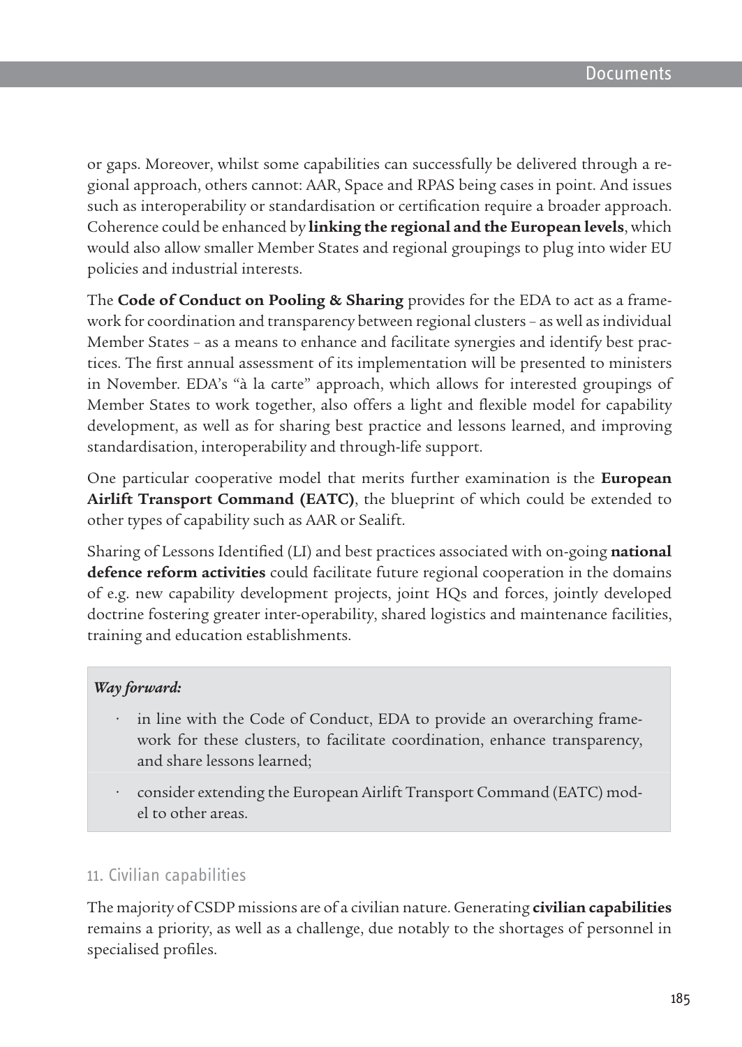or gaps. Moreover, whilst some capabilities can successfully be delivered through a regional approach, others cannot: AAR, Space and RPAS being cases in point. And issues such as interoperability or standardisation or certification require a broader approach. Coherence could be enhanced by **linking the regional and the European levels**, which would also allow smaller Member States and regional groupings to plug into wider EU policies and industrial interests.

The **Code of Conduct on Pooling & Sharing** provides for the EDA to act as a framework for coordination and transparency between regional clusters – as well as individual Member States – as a means to enhance and facilitate synergies and identify best practices. The first annual assessment of its implementation will be presented to ministers in November. EDA's "à la carte" approach, which allows for interested groupings of Member States to work together, also offers a light and flexible model for capability development, as well as for sharing best practice and lessons learned, and improving standardisation, interoperability and through-life support.

One particular cooperative model that merits further examination is the **European Airlift Transport Command (EATC)**, the blueprint of which could be extended to other types of capability such as AAR or Sealift.

Sharing of Lessons Identified (LI) and best practices associated with on-going **national defence reform activities** could facilitate future regional cooperation in the domains of e.g. new capability development projects, joint HQs and forces, jointly developed doctrine fostering greater inter-operability, shared logistics and maintenance facilities, training and education establishments.

***Way forward:***

- in line with the Code of Conduct, EDA to provide an overarching framework for these clusters, to facilitate coordination, enhance transparency, and share lessons learned;
- consider extending the European Airlift Transport Command (EATC) model to other areas.

## 11. Civilian capabilities

The majority of CSDP missions are of a civilian nature. Generating **civilian capabilities** remains a priority, as well as a challenge, due notably to the shortages of personnel in specialised profiles.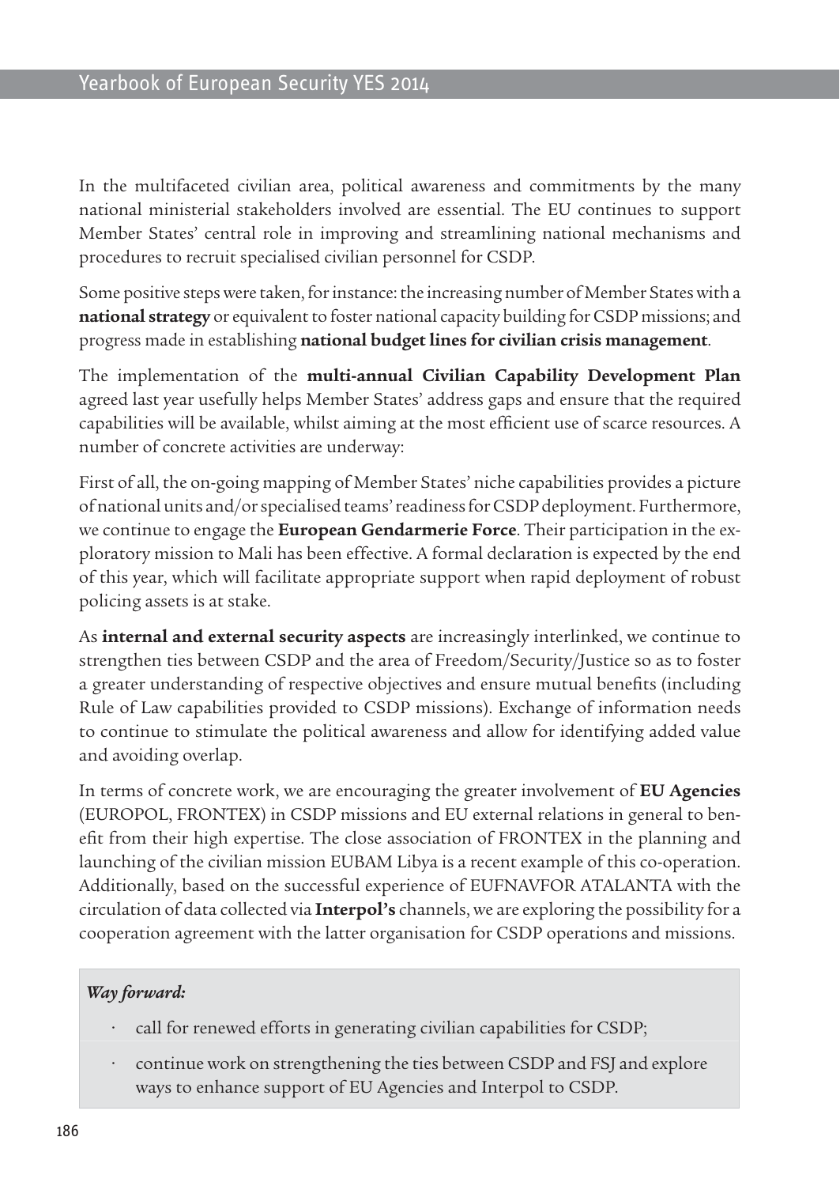In the multifaceted civilian area, political awareness and commitments by the many national ministerial stakeholders involved are essential. The EU continues to support Member States' central role in improving and streamlining national mechanisms and procedures to recruit specialised civilian personnel for CSDP.

Some positive steps were taken, for instance: the increasing number of Member States with a **national strategy** or equivalent to foster national capacity building for CSDP missions; and progress made in establishing **national budget lines for civilian crisis management**.

The implementation of the **multi-annual Civilian Capability Development Plan** agreed last year usefully helps Member States' address gaps and ensure that the required capabilities will be available, whilst aiming at the most efficient use of scarce resources. A number of concrete activities are underway:

First of all, the on-going mapping of Member States' niche capabilities provides a picture of national units and/or specialised teams' readiness for CSDP deployment. Furthermore, we continue to engage the **European Gendarmerie Force**. Their participation in the exploratory mission to Mali has been effective. A formal declaration is expected by the end of this year, which will facilitate appropriate support when rapid deployment of robust policing assets is at stake.

As **internal and external security aspects** are increasingly interlinked, we continue to strengthen ties between CSDP and the area of Freedom/Security/Justice so as to foster a greater understanding of respective objectives and ensure mutual benefits (including Rule of Law capabilities provided to CSDP missions). Exchange of information needs to continue to stimulate the political awareness and allow for identifying added value and avoiding overlap.

In terms of concrete work, we are encouraging the greater involvement of **EU Agencies** (EUROPOL, FRONTEX) in CSDP missions and EU external relations in general to benefit from their high expertise. The close association of FRONTEX in the planning and launching of the civilian mission EUBAM Libya is a recent example of this co-operation. Additionally, based on the successful experience of EUFNAVFOR ATALANTA with the circulation of data collected via **Interpol's** channels, we are exploring the possibility for a cooperation agreement with the latter organisation for CSDP operations and missions.

***Way forward:***

- call for renewed efforts in generating civilian capabilities for CSDP;
- continue work on strengthening the ties between CSDP and FSJ and explore ways to enhance support of EU Agencies and Interpol to CSDP.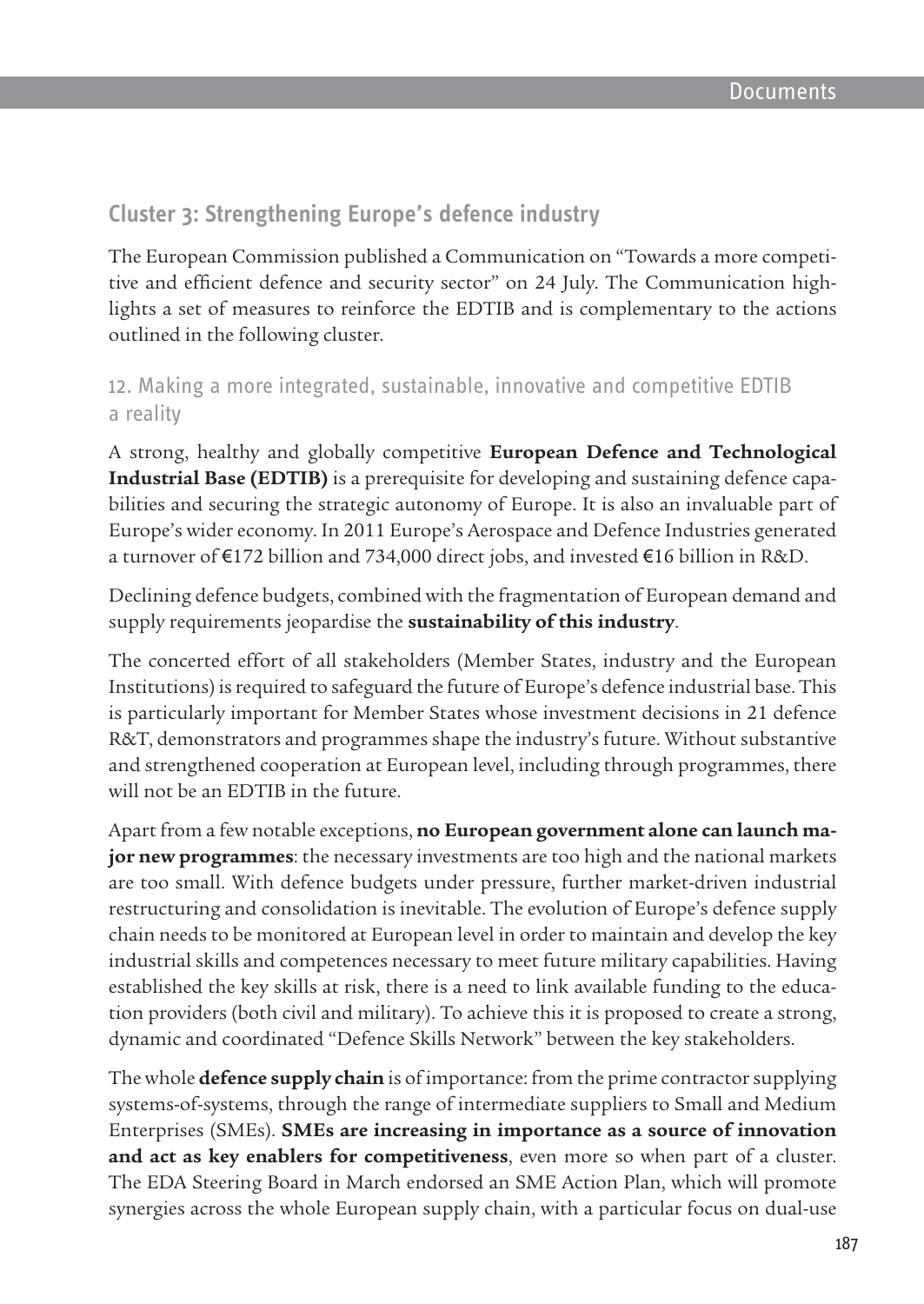## Cluster 3: Strengthening Europe's defence industry

The European Commission published a Communication on "Towards a more competitive and efficient defence and security sector" on 24 July. The Communication highlights a set of measures to reinforce the EDTIB and is complementary to the actions outlined in the following cluster.

### 12. Making a more integrated, sustainable, innovative and competitive EDTIB a reality

A strong, healthy and globally competitive **European Defence and Technological Industrial Base (EDTIB)** is a prerequisite for developing and sustaining defence capabilities and securing the strategic autonomy of Europe. It is also an invaluable part of Europe's wider economy. In 2011 Europe's Aerospace and Defence Industries generated a turnover of €172 billion and 734,000 direct jobs, and invested €16 billion in R&D.

Declining defence budgets, combined with the fragmentation of European demand and supply requirements jeopardise the **sustainability of this industry**.

The concerted effort of all stakeholders (Member States, industry and the European Institutions) is required to safeguard the future of Europe's defence industrial base. This is particularly important for Member States whose investment decisions in 21 defence R&T, demonstrators and programmes shape the industry's future. Without substantive and strengthened cooperation at European level, including through programmes, there will not be an EDTIB in the future.

Apart from a few notable exceptions, **no European government alone can launch major new programmes**: the necessary investments are too high and the national markets are too small. With defence budgets under pressure, further market-driven industrial restructuring and consolidation is inevitable. The evolution of Europe's defence supply chain needs to be monitored at European level in order to maintain and develop the key industrial skills and competences necessary to meet future military capabilities. Having established the key skills at risk, there is a need to link available funding to the education providers (both civil and military). To achieve this it is proposed to create a strong, dynamic and coordinated "Defence Skills Network" between the key stakeholders.

The whole **defence supply chain** is of importance: from the prime contractor supplying systems-of-systems, through the range of intermediate suppliers to Small and Medium Enterprises (SMEs). **SMEs are increasing in importance as a source of innovation and act as key enablers for competitiveness**, even more so when part of a cluster. The EDA Steering Board in March endorsed an SME Action Plan, which will promote synergies across the whole European supply chain, with a particular focus on dual-use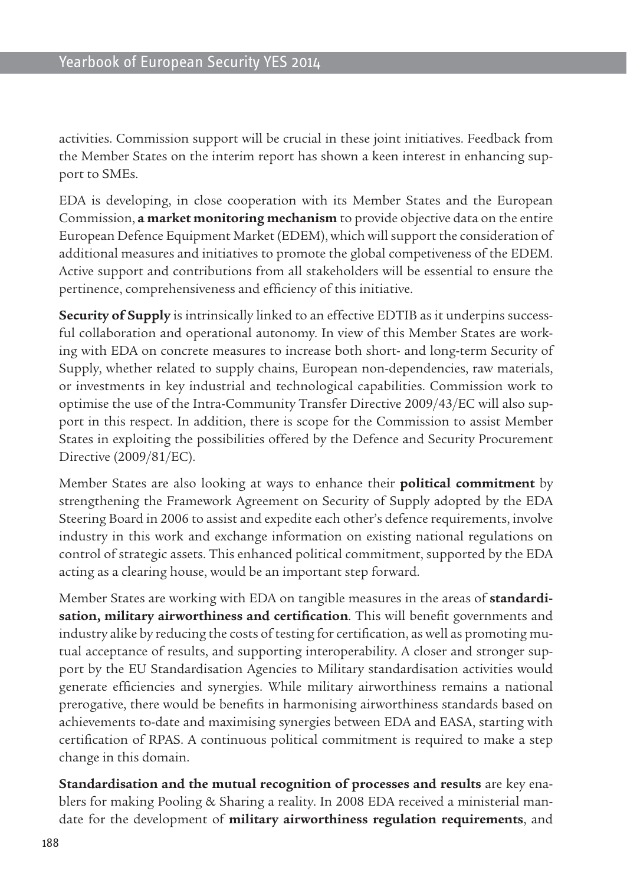activities. Commission support will be crucial in these joint initiatives. Feedback from the Member States on the interim report has shown a keen interest in enhancing support to SMEs.

EDA is developing, in close cooperation with its Member States and the European Commission, **a market monitoring mechanism** to provide objective data on the entire European Defence Equipment Market (EDEM), which will support the consideration of additional measures and initiatives to promote the global competiveness of the EDEM. Active support and contributions from all stakeholders will be essential to ensure the pertinence, comprehensiveness and efficiency of this initiative.

**Security of Supply** is intrinsically linked to an effective EDTIB as it underpins successful collaboration and operational autonomy. In view of this Member States are working with EDA on concrete measures to increase both short- and long-term Security of Supply, whether related to supply chains, European non-dependencies, raw materials, or investments in key industrial and technological capabilities. Commission work to optimise the use of the Intra-Community Transfer Directive 2009/43/EC will also support in this respect. In addition, there is scope for the Commission to assist Member States in exploiting the possibilities offered by the Defence and Security Procurement Directive (2009/81/EC).

Member States are also looking at ways to enhance their **political commitment** by strengthening the Framework Agreement on Security of Supply adopted by the EDA Steering Board in 2006 to assist and expedite each other's defence requirements, involve industry in this work and exchange information on existing national regulations on control of strategic assets. This enhanced political commitment, supported by the EDA acting as a clearing house, would be an important step forward.

Member States are working with EDA on tangible measures in the areas of **standardisation, military airworthiness and certification**. This will benefit governments and industry alike by reducing the costs of testing for certification, as well as promoting mutual acceptance of results, and supporting interoperability. A closer and stronger support by the EU Standardisation Agencies to Military standardisation activities would generate efficiencies and synergies. While military airworthiness remains a national prerogative, there would be benefits in harmonising airworthiness standards based on achievements to-date and maximising synergies between EDA and EASA, starting with certification of RPAS. A continuous political commitment is required to make a step change in this domain.

**Standardisation and the mutual recognition of processes and results** are key enablers for making Pooling & Sharing a reality. In 2008 EDA received a ministerial mandate for the development of **military airworthiness regulation requirements**, and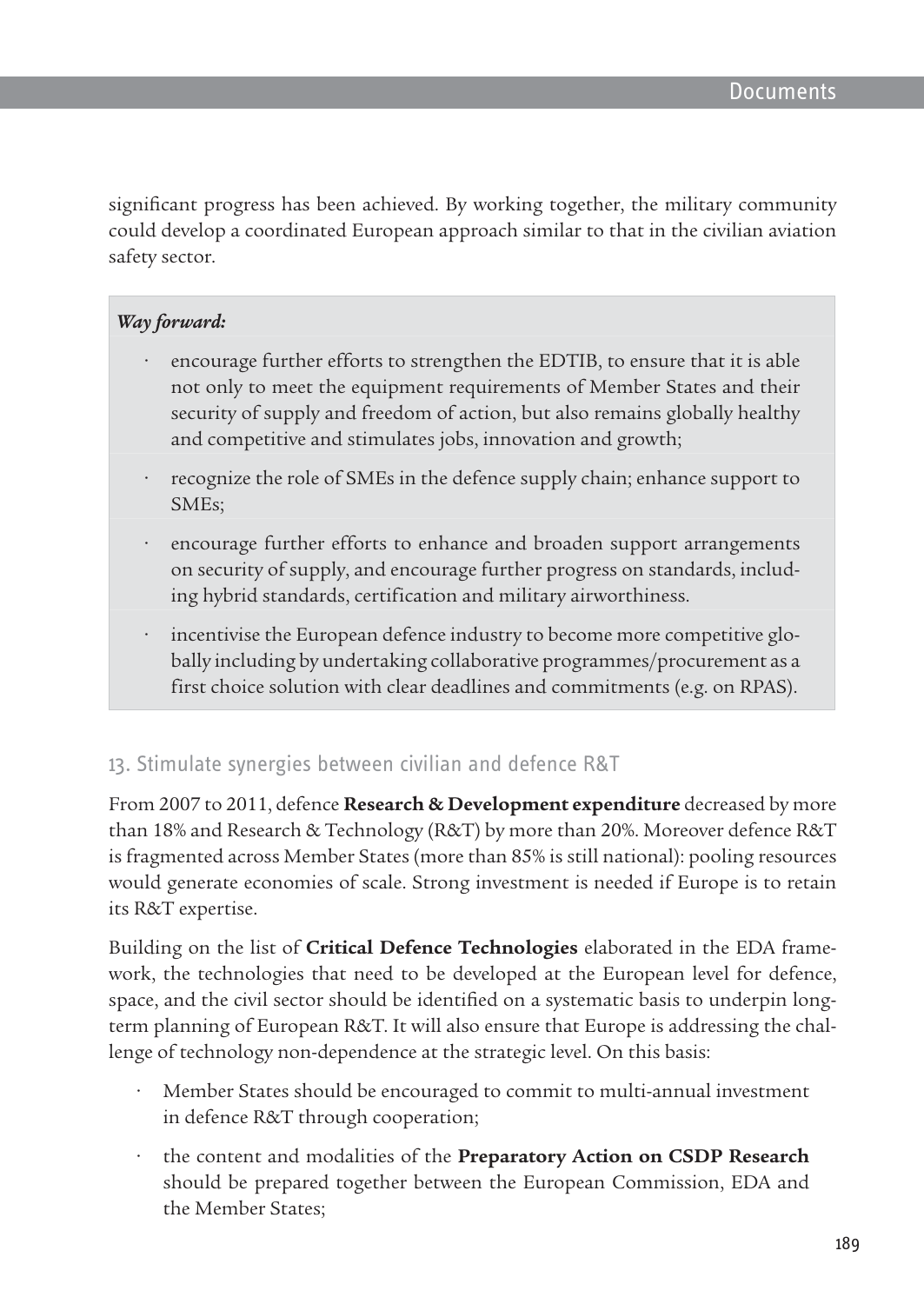significant progress has been achieved. By working together, the military community could develop a coordinated European approach similar to that in the civilian aviation safety sector.

***Way forward:***

- encourage further efforts to strengthen the EDTIB, to ensure that it is able not only to meet the equipment requirements of Member States and their security of supply and freedom of action, but also remains globally healthy and competitive and stimulates jobs, innovation and growth;
- recognize the role of SMEs in the defence supply chain; enhance support to SMEs;
- encourage further efforts to enhance and broaden support arrangements on security of supply, and encourage further progress on standards, including hybrid standards, certification and military airworthiness.
- incentivise the European defence industry to become more competitive globally including by undertaking collaborative programmes/procurement as a first choice solution with clear deadlines and commitments (e.g. on RPAS).

## 13. Stimulate synergies between civilian and defence R&T

From 2007 to 2011, defence **Research & Development expenditure** decreased by more than 18% and Research & Technology (R&T) by more than 20%. Moreover defence R&T is fragmented across Member States (more than 85% is still national): pooling resources would generate economies of scale. Strong investment is needed if Europe is to retain its R&T expertise.

Building on the list of **Critical Defence Technologies** elaborated in the EDA framework, the technologies that need to be developed at the European level for defence, space, and the civil sector should be identified on a systematic basis to underpin long-term planning of European R&T. It will also ensure that Europe is addressing the challenge of technology non-dependence at the strategic level. On this basis:

- Member States should be encouraged to commit to multi-annual investment in defence R&T through cooperation;
- the content and modalities of the **Preparatory Action on CSDP Research** should be prepared together between the European Commission, EDA and the Member States;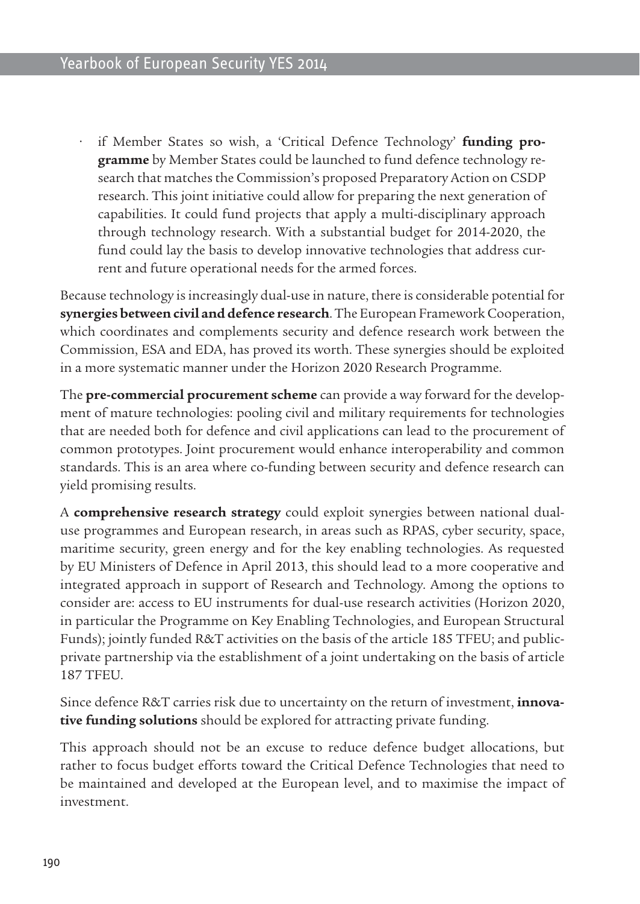- if Member States so wish, a 'Critical Defence Technology' **funding programme** by Member States could be launched to fund defence technology research that matches the Commission's proposed Preparatory Action on CSDP research. This joint initiative could allow for preparing the next generation of capabilities. It could fund projects that apply a multi-disciplinary approach through technology research. With a substantial budget for 2014-2020, the fund could lay the basis to develop innovative technologies that address current and future operational needs for the armed forces.

Because technology is increasingly dual-use in nature, there is considerable potential for **synergies between civil and defence research**. The European Framework Cooperation, which coordinates and complements security and defence research work between the Commission, ESA and EDA, has proved its worth. These synergies should be exploited in a more systematic manner under the Horizon 2020 Research Programme.

The **pre-commercial procurement scheme** can provide a way forward for the development of mature technologies: pooling civil and military requirements for technologies that are needed both for defence and civil applications can lead to the procurement of common prototypes. Joint procurement would enhance interoperability and common standards. This is an area where co-funding between security and defence research can yield promising results.

A **comprehensive research strategy** could exploit synergies between national dual-use programmes and European research, in areas such as RPAS, cyber security, space, maritime security, green energy and for the key enabling technologies. As requested by EU Ministers of Defence in April 2013, this should lead to a more cooperative and integrated approach in support of Research and Technology. Among the options to consider are: access to EU instruments for dual-use research activities (Horizon 2020, in particular the Programme on Key Enabling Technologies, and European Structural Funds); jointly funded R&T activities on the basis of the article 185 TFEU; and public-private partnership via the establishment of a joint undertaking on the basis of article 187 TFEU.

Since defence R&T carries risk due to uncertainty on the return of investment, **innovative funding solutions** should be explored for attracting private funding.

This approach should not be an excuse to reduce defence budget allocations, but rather to focus budget efforts toward the Critical Defence Technologies that need to be maintained and developed at the European level, and to maximise the impact of investment.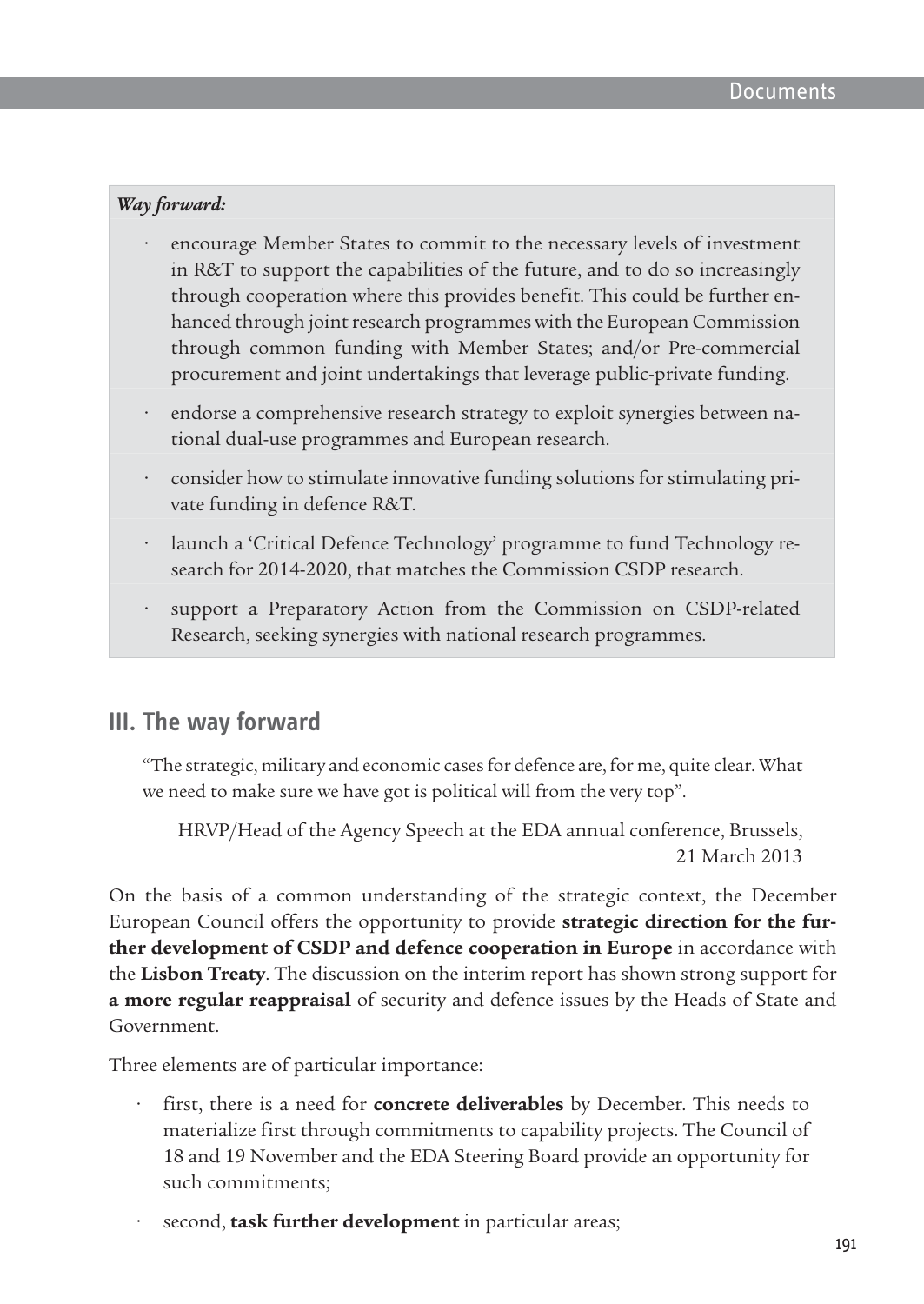***Way forward:***

- encourage Member States to commit to the necessary levels of investment in R&T to support the capabilities of the future, and to do so increasingly through cooperation where this provides benefit. This could be further enhanced through joint research programmes with the European Commission through common funding with Member States; and/or Pre-commercial procurement and joint undertakings that leverage public-private funding.
- endorse a comprehensive research strategy to exploit synergies between national dual-use programmes and European research.
- consider how to stimulate innovative funding solutions for stimulating private funding in defence R&T.
- launch a 'Critical Defence Technology' programme to fund Technology research for 2014-2020, that matches the Commission CSDP research.
- support a Preparatory Action from the Commission on CSDP-related Research, seeking synergies with national research programmes.

## III. The way forward

> "The strategic, military and economic cases for defence are, for me, quite clear. What we need to make sure we have got is political will from the very top".
>
> HRVP/Head of the Agency Speech at the EDA annual conference, Brussels, 21 March 2013

On the basis of a common understanding of the strategic context, the December European Council offers the opportunity to provide **strategic direction for the further development of CSDP and defence cooperation in Europe** in accordance with the **Lisbon Treaty**. The discussion on the interim report has shown strong support for **a more regular reappraisal** of security and defence issues by the Heads of State and Government.

Three elements are of particular importance:

- first, there is a need for **concrete deliverables** by December. This needs to materialize first through commitments to capability projects. The Council of 18 and 19 November and the EDA Steering Board provide an opportunity for such commitments;
- second, **task further development** in particular areas;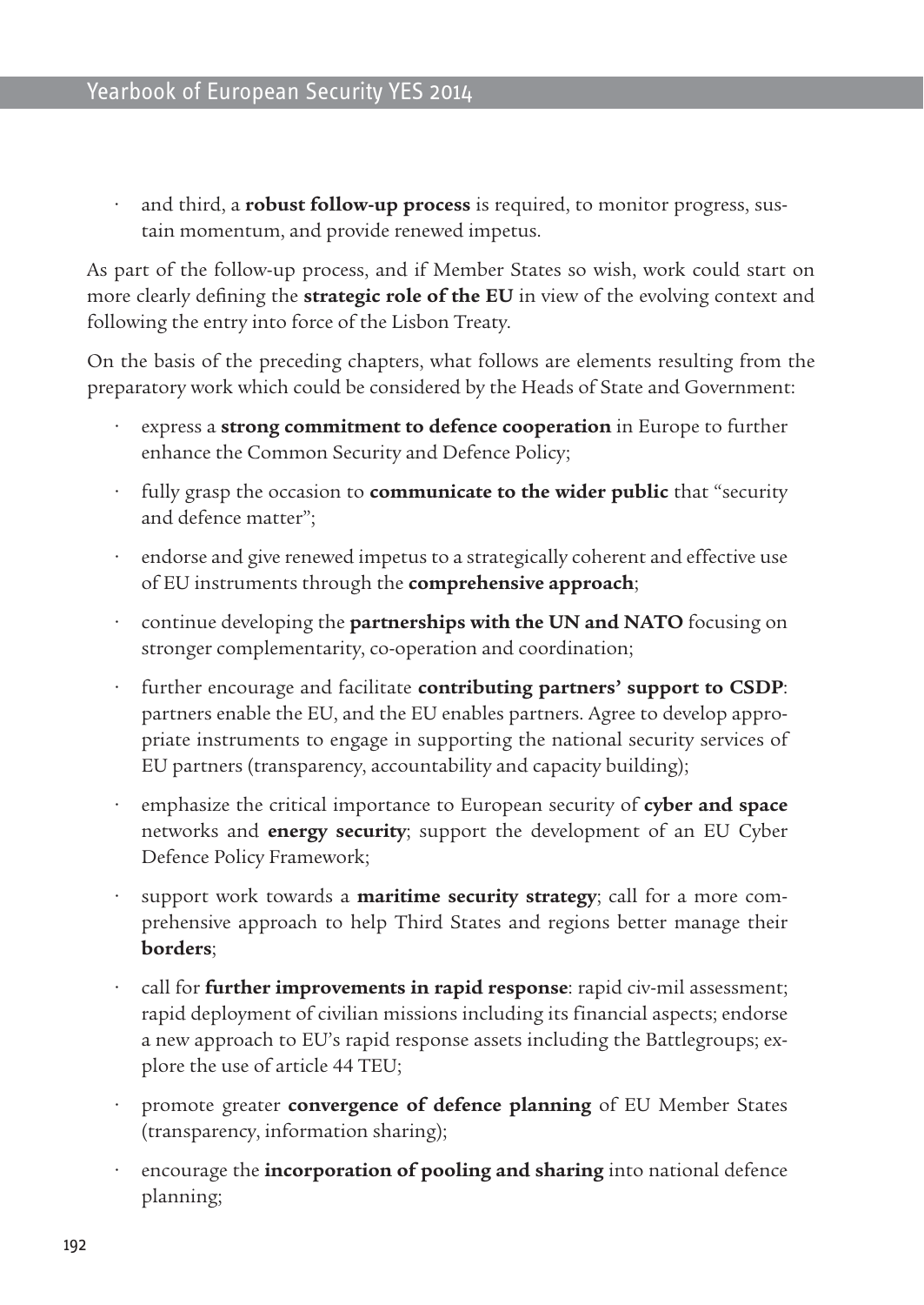- and third, a **robust follow-up process** is required, to monitor progress, sustain momentum, and provide renewed impetus.

As part of the follow-up process, and if Member States so wish, work could start on more clearly defining the **strategic role of the EU** in view of the evolving context and following the entry into force of the Lisbon Treaty.

On the basis of the preceding chapters, what follows are elements resulting from the preparatory work which could be considered by the Heads of State and Government:

- express a **strong commitment to defence cooperation** in Europe to further enhance the Common Security and Defence Policy;
- fully grasp the occasion to **communicate to the wider public** that "security and defence matter";
- endorse and give renewed impetus to a strategically coherent and effective use of EU instruments through the **comprehensive approach**;
- continue developing the **partnerships with the UN and NATO** focusing on stronger complementarity, co-operation and coordination;
- further encourage and facilitate **contributing partners' support to CSDP**: partners enable the EU, and the EU enables partners. Agree to develop appropriate instruments to engage in supporting the national security services of EU partners (transparency, accountability and capacity building);
- emphasize the critical importance to European security of **cyber and space** networks and **energy security**; support the development of an EU Cyber Defence Policy Framework;
- support work towards a **maritime security strategy**; call for a more comprehensive approach to help Third States and regions better manage their **borders**;
- call for **further improvements in rapid response**: rapid civ-mil assessment; rapid deployment of civilian missions including its financial aspects; endorse a new approach to EU's rapid response assets including the Battlegroups; explore the use of article 44 TEU;
- promote greater **convergence of defence planning** of EU Member States (transparency, information sharing);
- encourage the **incorporation of pooling and sharing** into national defence planning;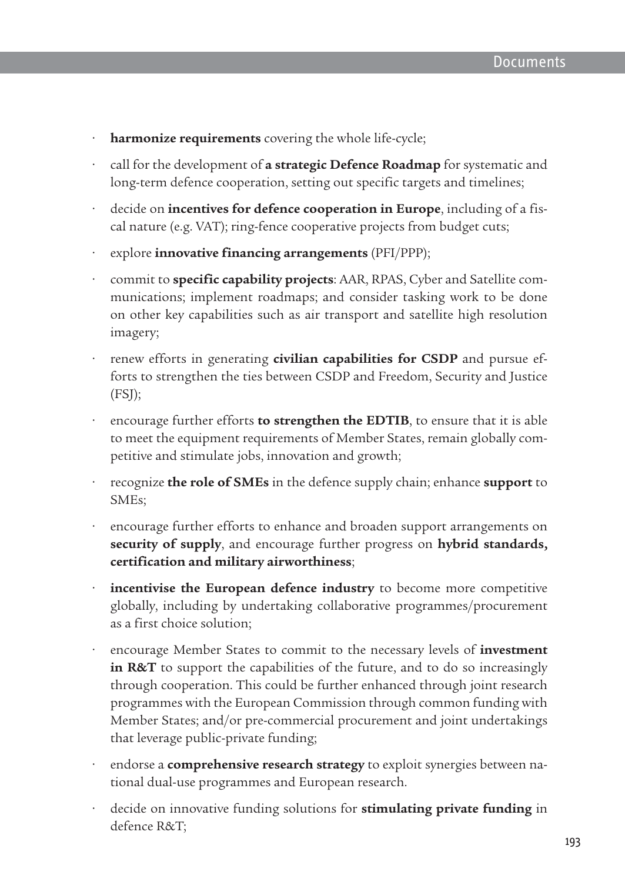- **harmonize requirements** covering the whole life-cycle;
- call for the development of **a strategic Defence Roadmap** for systematic and long-term defence cooperation, setting out specific targets and timelines;
- decide on **incentives for defence cooperation in Europe**, including of a fiscal nature (e.g. VAT); ring-fence cooperative projects from budget cuts;
- explore **innovative financing arrangements** (PFI/PPP);
- commit to **specific capability projects**: AAR, RPAS, Cyber and Satellite communications; implement roadmaps; and consider tasking work to be done on other key capabilities such as air transport and satellite high resolution imagery;
- renew efforts in generating **civilian capabilities for CSDP** and pursue efforts to strengthen the ties between CSDP and Freedom, Security and Justice (FSJ);
- encourage further efforts **to strengthen the EDTIB**, to ensure that it is able to meet the equipment requirements of Member States, remain globally competitive and stimulate jobs, innovation and growth;
- recognize **the role of SMEs** in the defence supply chain; enhance **support** to SMEs;
- encourage further efforts to enhance and broaden support arrangements on **security of supply**, and encourage further progress on **hybrid standards, certification and military airworthiness**;
- **incentivise the European defence industry** to become more competitive globally, including by undertaking collaborative programmes/procurement as a first choice solution;
- encourage Member States to commit to the necessary levels of **investment in R&T** to support the capabilities of the future, and to do so increasingly through cooperation. This could be further enhanced through joint research programmes with the European Commission through common funding with Member States; and/or pre-commercial procurement and joint undertakings that leverage public-private funding;
- endorse a **comprehensive research strategy** to exploit synergies between national dual-use programmes and European research.
- decide on innovative funding solutions for **stimulating private funding** in defence R&T;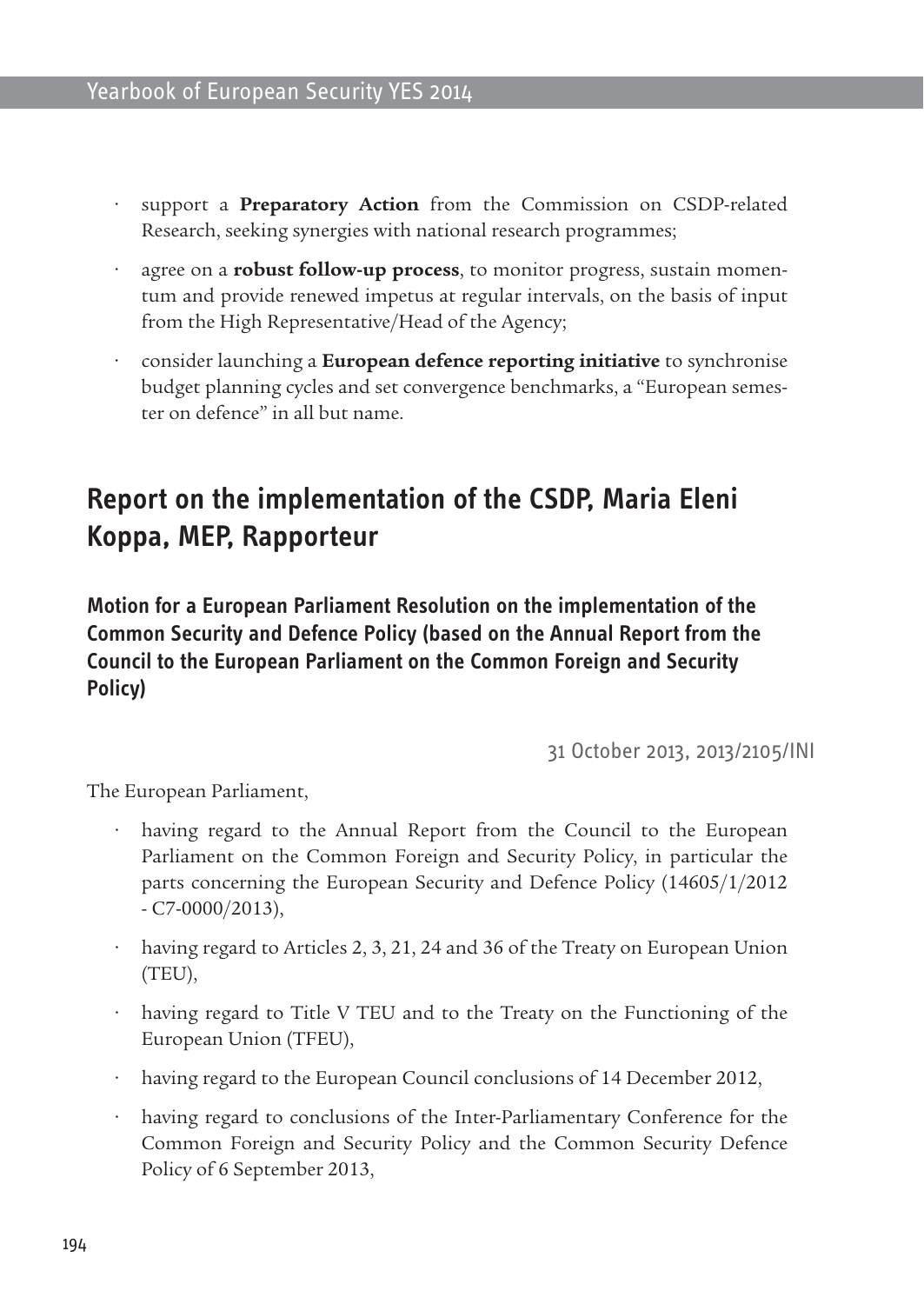- support a **Preparatory Action** from the Commission on CSDP-related Research, seeking synergies with national research programmes;
- agree on a **robust follow-up process**, to monitor progress, sustain momentum and provide renewed impetus at regular intervals, on the basis of input from the High Representative/Head of the Agency;
- consider launching a **European defence reporting initiative** to synchronise budget planning cycles and set convergence benchmarks, a "European semester on defence" in all but name.

## Report on the implementation of the CSDP, Maria Eleni Koppa, MEP, Rapporteur

### Motion for a European Parliament Resolution on the implementation of the Common Security and Defence Policy (based on the Annual Report from the Council to the European Parliament on the Common Foreign and Security Policy)

31 October 2013, 2013/2105/INI

The European Parliament,

- having regard to the Annual Report from the Council to the European Parliament on the Common Foreign and Security Policy, in particular the parts concerning the European Security and Defence Policy (14605/1/2012 - C7-0000/2013),
- having regard to Articles 2, 3, 21, 24 and 36 of the Treaty on European Union (TEU),
- having regard to Title V TEU and to the Treaty on the Functioning of the European Union (TFEU),
- having regard to the European Council conclusions of 14 December 2012,
- having regard to conclusions of the Inter-Parliamentary Conference for the Common Foreign and Security Policy and the Common Security Defence Policy of 6 September 2013,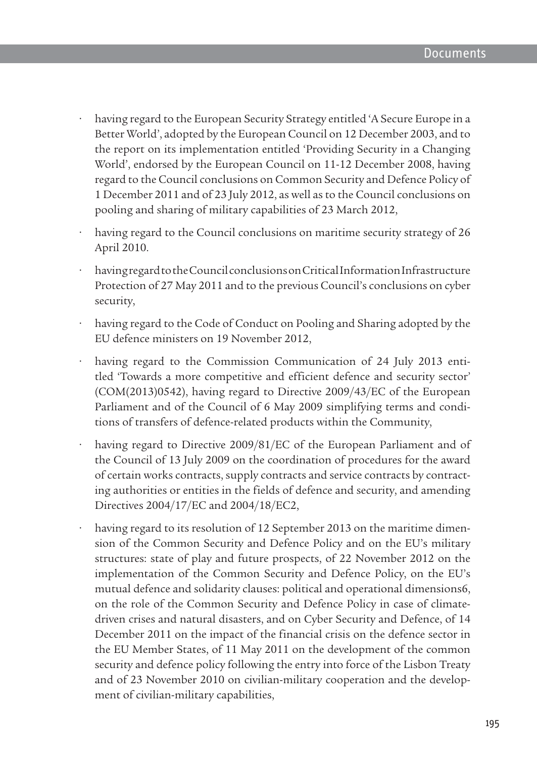- having regard to the European Security Strategy entitled 'A Secure Europe in a Better World', adopted by the European Council on 12 December 2003, and to the report on its implementation entitled 'Providing Security in a Changing World', endorsed by the European Council on 11-12 December 2008, having regard to the Council conclusions on Common Security and Defence Policy of 1 December 2011 and of 23 July 2012, as well as to the Council conclusions on pooling and sharing of military capabilities of 23 March 2012,
- having regard to the Council conclusions on maritime security strategy of 26 April 2010.
- having regard to the Council conclusions on Critical Information Infrastructure Protection of 27 May 2011 and to the previous Council's conclusions on cyber security,
- having regard to the Code of Conduct on Pooling and Sharing adopted by the EU defence ministers on 19 November 2012,
- having regard to the Commission Communication of 24 July 2013 entitled 'Towards a more competitive and efficient defence and security sector' (COM(2013)0542), having regard to Directive 2009/43/EC of the European Parliament and of the Council of 6 May 2009 simplifying terms and conditions of transfers of defence-related products within the Community,
- having regard to Directive 2009/81/EC of the European Parliament and of the Council of 13 July 2009 on the coordination of procedures for the award of certain works contracts, supply contracts and service contracts by contracting authorities or entities in the fields of defence and security, and amending Directives 2004/17/EC and 2004/18/EC2,
- having regard to its resolution of 12 September 2013 on the maritime dimension of the Common Security and Defence Policy and on the EU's military structures: state of play and future prospects, of 22 November 2012 on the implementation of the Common Security and Defence Policy, on the EU's mutual defence and solidarity clauses: political and operational dimensions6, on the role of the Common Security and Defence Policy in case of climate-driven crises and natural disasters, and on Cyber Security and Defence, of 14 December 2011 on the impact of the financial crisis on the defence sector in the EU Member States, of 11 May 2011 on the development of the common security and defence policy following the entry into force of the Lisbon Treaty and of 23 November 2010 on civilian-military cooperation and the development of civilian-military capabilities,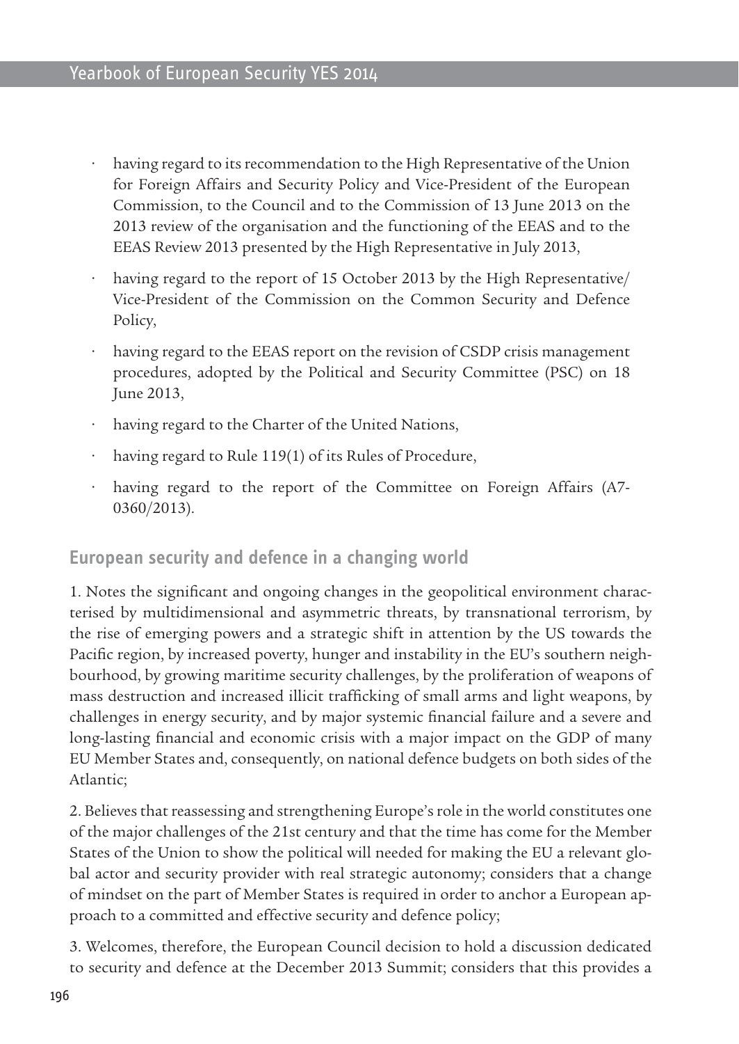- having regard to its recommendation to the High Representative of the Union for Foreign Affairs and Security Policy and Vice-President of the European Commission, to the Council and to the Commission of 13 June 2013 on the 2013 review of the organisation and the functioning of the EEAS and to the EEAS Review 2013 presented by the High Representative in July 2013,
- having regard to the report of 15 October 2013 by the High Representative/ Vice-President of the Commission on the Common Security and Defence Policy,
- having regard to the EEAS report on the revision of CSDP crisis management procedures, adopted by the Political and Security Committee (PSC) on 18 June 2013,
- having regard to the Charter of the United Nations,
- having regard to Rule 119(1) of its Rules of Procedure,
- having regard to the report of the Committee on Foreign Affairs (A7-0360/2013).

## European security and defence in a changing world

1. Notes the significant and ongoing changes in the geopolitical environment characterised by multidimensional and asymmetric threats, by transnational terrorism, by the rise of emerging powers and a strategic shift in attention by the US towards the Pacific region, by increased poverty, hunger and instability in the EU's southern neighbourhood, by growing maritime security challenges, by the proliferation of weapons of mass destruction and increased illicit trafficking of small arms and light weapons, by challenges in energy security, and by major systemic financial failure and a severe and long-lasting financial and economic crisis with a major impact on the GDP of many EU Member States and, consequently, on national defence budgets on both sides of the Atlantic;

2. Believes that reassessing and strengthening Europe's role in the world constitutes one of the major challenges of the 21st century and that the time has come for the Member States of the Union to show the political will needed for making the EU a relevant global actor and security provider with real strategic autonomy; considers that a change of mindset on the part of Member States is required in order to anchor a European approach to a committed and effective security and defence policy;

3. Welcomes, therefore, the European Council decision to hold a discussion dedicated to security and defence at the December 2013 Summit; considers that this provides a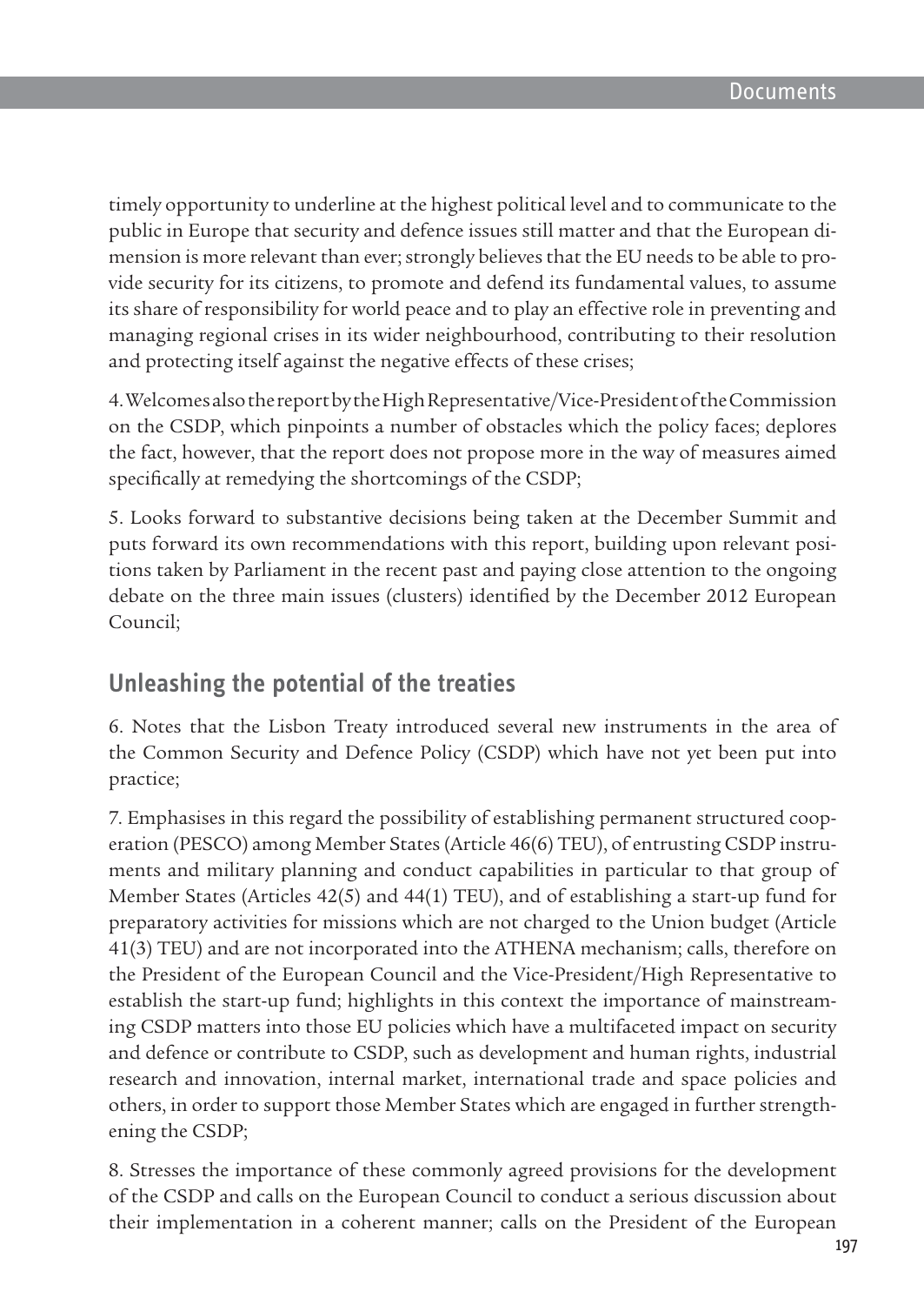timely opportunity to underline at the highest political level and to communicate to the public in Europe that security and defence issues still matter and that the European dimension is more relevant than ever; strongly believes that the EU needs to be able to provide security for its citizens, to promote and defend its fundamental values, to assume its share of responsibility for world peace and to play an effective role in preventing and managing regional crises in its wider neighbourhood, contributing to their resolution and protecting itself against the negative effects of these crises;

4. Welcomes also the report by the High Representative/Vice-President of the Commission on the CSDP, which pinpoints a number of obstacles which the policy faces; deplores the fact, however, that the report does not propose more in the way of measures aimed specifically at remedying the shortcomings of the CSDP;

5. Looks forward to substantive decisions being taken at the December Summit and puts forward its own recommendations with this report, building upon relevant positions taken by Parliament in the recent past and paying close attention to the ongoing debate on the three main issues (clusters) identified by the December 2012 European Council;

## Unleashing the potential of the treaties

6. Notes that the Lisbon Treaty introduced several new instruments in the area of the Common Security and Defence Policy (CSDP) which have not yet been put into practice;

7. Emphasises in this regard the possibility of establishing permanent structured cooperation (PESCO) among Member States (Article 46(6) TEU), of entrusting CSDP instruments and military planning and conduct capabilities in particular to that group of Member States (Articles 42(5) and 44(1) TEU), and of establishing a start-up fund for preparatory activities for missions which are not charged to the Union budget (Article 41(3) TEU) and are not incorporated into the ATHENA mechanism; calls, therefore on the President of the European Council and the Vice-President/High Representative to establish the start-up fund; highlights in this context the importance of mainstreaming CSDP matters into those EU policies which have a multifaceted impact on security and defence or contribute to CSDP, such as development and human rights, industrial research and innovation, internal market, international trade and space policies and others, in order to support those Member States which are engaged in further strengthening the CSDP;

8. Stresses the importance of these commonly agreed provisions for the development of the CSDP and calls on the European Council to conduct a serious discussion about their implementation in a coherent manner; calls on the President of the European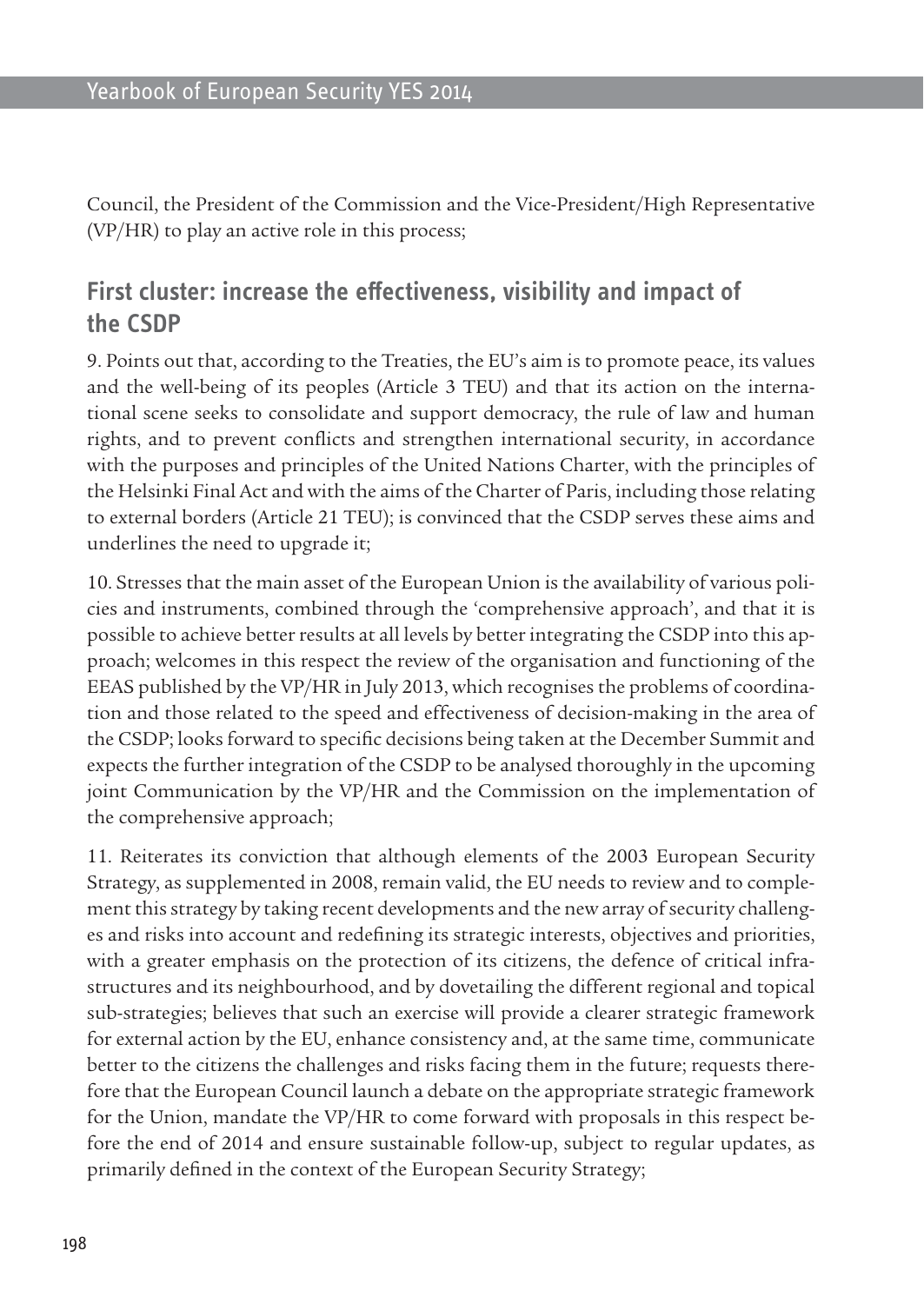Council, the President of the Commission and the Vice-President/High Representative (VP/HR) to play an active role in this process;

## First cluster: increase the effectiveness, visibility and impact of the CSDP

9. Points out that, according to the Treaties, the EU's aim is to promote peace, its values and the well-being of its peoples (Article 3 TEU) and that its action on the international scene seeks to consolidate and support democracy, the rule of law and human rights, and to prevent conflicts and strengthen international security, in accordance with the purposes and principles of the United Nations Charter, with the principles of the Helsinki Final Act and with the aims of the Charter of Paris, including those relating to external borders (Article 21 TEU); is convinced that the CSDP serves these aims and underlines the need to upgrade it;

10. Stresses that the main asset of the European Union is the availability of various policies and instruments, combined through the 'comprehensive approach', and that it is possible to achieve better results at all levels by better integrating the CSDP into this approach; welcomes in this respect the review of the organisation and functioning of the EEAS published by the VP/HR in July 2013, which recognises the problems of coordination and those related to the speed and effectiveness of decision-making in the area of the CSDP; looks forward to specific decisions being taken at the December Summit and expects the further integration of the CSDP to be analysed thoroughly in the upcoming joint Communication by the VP/HR and the Commission on the implementation of the comprehensive approach;

11. Reiterates its conviction that although elements of the 2003 European Security Strategy, as supplemented in 2008, remain valid, the EU needs to review and to complement this strategy by taking recent developments and the new array of security challenges and risks into account and redefining its strategic interests, objectives and priorities, with a greater emphasis on the protection of its citizens, the defence of critical infrastructures and its neighbourhood, and by dovetailing the different regional and topical sub-strategies; believes that such an exercise will provide a clearer strategic framework for external action by the EU, enhance consistency and, at the same time, communicate better to the citizens the challenges and risks facing them in the future; requests therefore that the European Council launch a debate on the appropriate strategic framework for the Union, mandate the VP/HR to come forward with proposals in this respect before the end of 2014 and ensure sustainable follow-up, subject to regular updates, as primarily defined in the context of the European Security Strategy;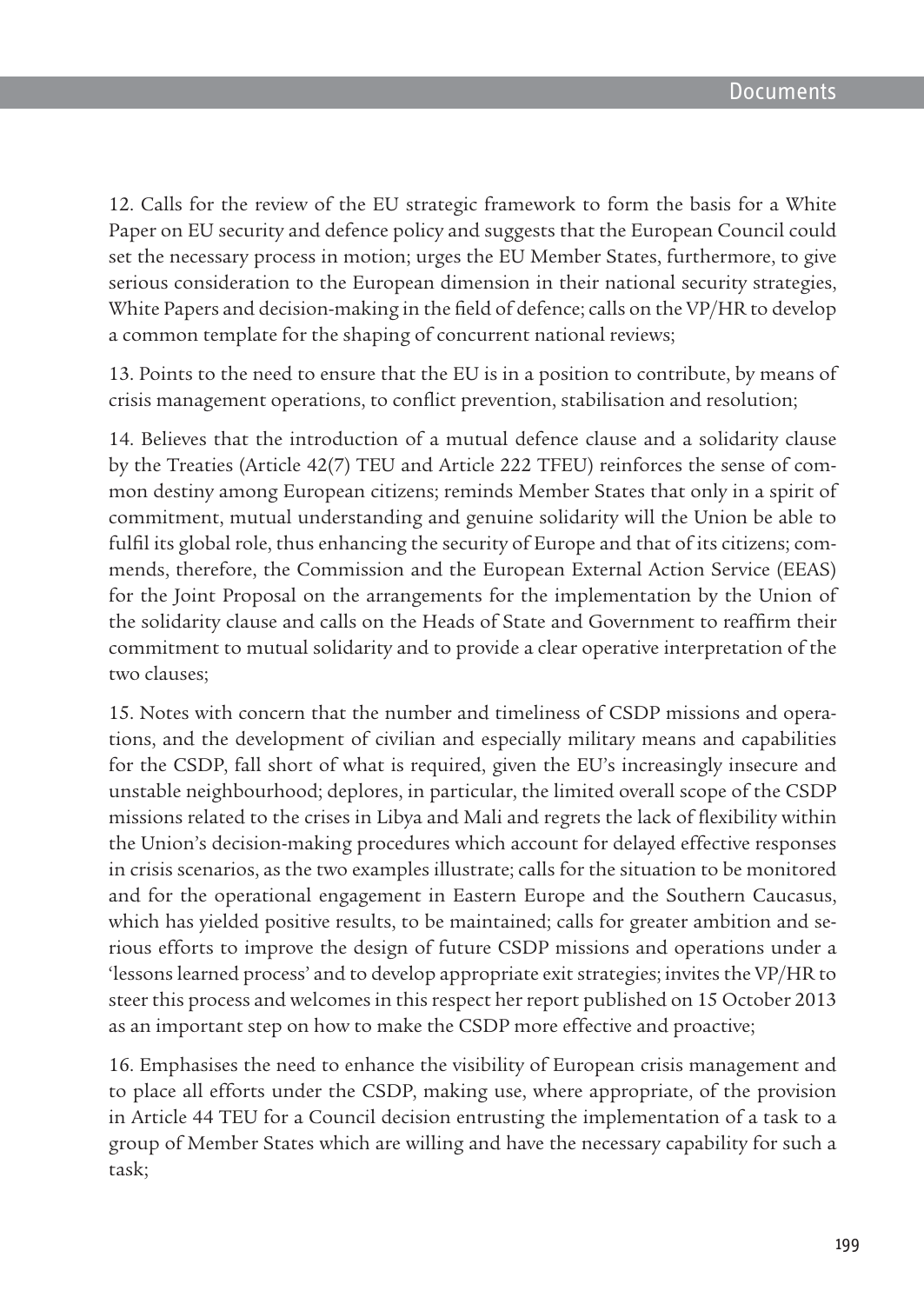12. Calls for the review of the EU strategic framework to form the basis for a White Paper on EU security and defence policy and suggests that the European Council could set the necessary process in motion; urges the EU Member States, furthermore, to give serious consideration to the European dimension in their national security strategies, White Papers and decision-making in the field of defence; calls on the VP/HR to develop a common template for the shaping of concurrent national reviews;

13. Points to the need to ensure that the EU is in a position to contribute, by means of crisis management operations, to conflict prevention, stabilisation and resolution;

14. Believes that the introduction of a mutual defence clause and a solidarity clause by the Treaties (Article 42(7) TEU and Article 222 TFEU) reinforces the sense of common destiny among European citizens; reminds Member States that only in a spirit of commitment, mutual understanding and genuine solidarity will the Union be able to fulfil its global role, thus enhancing the security of Europe and that of its citizens; commends, therefore, the Commission and the European External Action Service (EEAS) for the Joint Proposal on the arrangements for the implementation by the Union of the solidarity clause and calls on the Heads of State and Government to reaffirm their commitment to mutual solidarity and to provide a clear operative interpretation of the two clauses;

15. Notes with concern that the number and timeliness of CSDP missions and operations, and the development of civilian and especially military means and capabilities for the CSDP, fall short of what is required, given the EU's increasingly insecure and unstable neighbourhood; deplores, in particular, the limited overall scope of the CSDP missions related to the crises in Libya and Mali and regrets the lack of flexibility within the Union's decision-making procedures which account for delayed effective responses in crisis scenarios, as the two examples illustrate; calls for the situation to be monitored and for the operational engagement in Eastern Europe and the Southern Caucasus, which has yielded positive results, to be maintained; calls for greater ambition and serious efforts to improve the design of future CSDP missions and operations under a 'lessons learned process' and to develop appropriate exit strategies; invites the VP/HR to steer this process and welcomes in this respect her report published on 15 October 2013 as an important step on how to make the CSDP more effective and proactive;

16. Emphasises the need to enhance the visibility of European crisis management and to place all efforts under the CSDP, making use, where appropriate, of the provision in Article 44 TEU for a Council decision entrusting the implementation of a task to a group of Member States which are willing and have the necessary capability for such a task;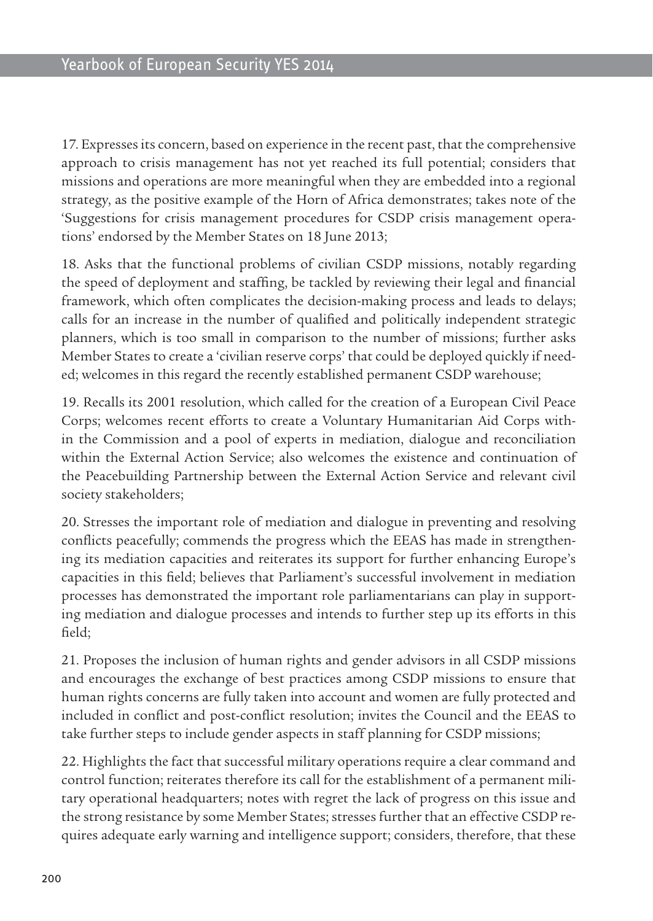17. Expresses its concern, based on experience in the recent past, that the comprehensive approach to crisis management has not yet reached its full potential; considers that missions and operations are more meaningful when they are embedded into a regional strategy, as the positive example of the Horn of Africa demonstrates; takes note of the 'Suggestions for crisis management procedures for CSDP crisis management operations' endorsed by the Member States on 18 June 2013;

18. Asks that the functional problems of civilian CSDP missions, notably regarding the speed of deployment and staffing, be tackled by reviewing their legal and financial framework, which often complicates the decision-making process and leads to delays; calls for an increase in the number of qualified and politically independent strategic planners, which is too small in comparison to the number of missions; further asks Member States to create a 'civilian reserve corps' that could be deployed quickly if needed; welcomes in this regard the recently established permanent CSDP warehouse;

19. Recalls its 2001 resolution, which called for the creation of a European Civil Peace Corps; welcomes recent efforts to create a Voluntary Humanitarian Aid Corps within the Commission and a pool of experts in mediation, dialogue and reconciliation within the External Action Service; also welcomes the existence and continuation of the Peacebuilding Partnership between the External Action Service and relevant civil society stakeholders;

20. Stresses the important role of mediation and dialogue in preventing and resolving conflicts peacefully; commends the progress which the EEAS has made in strengthening its mediation capacities and reiterates its support for further enhancing Europe's capacities in this field; believes that Parliament's successful involvement in mediation processes has demonstrated the important role parliamentarians can play in supporting mediation and dialogue processes and intends to further step up its efforts in this field;

21. Proposes the inclusion of human rights and gender advisors in all CSDP missions and encourages the exchange of best practices among CSDP missions to ensure that human rights concerns are fully taken into account and women are fully protected and included in conflict and post-conflict resolution; invites the Council and the EEAS to take further steps to include gender aspects in staff planning for CSDP missions;

22. Highlights the fact that successful military operations require a clear command and control function; reiterates therefore its call for the establishment of a permanent military operational headquarters; notes with regret the lack of progress on this issue and the strong resistance by some Member States; stresses further that an effective CSDP requires adequate early warning and intelligence support; considers, therefore, that these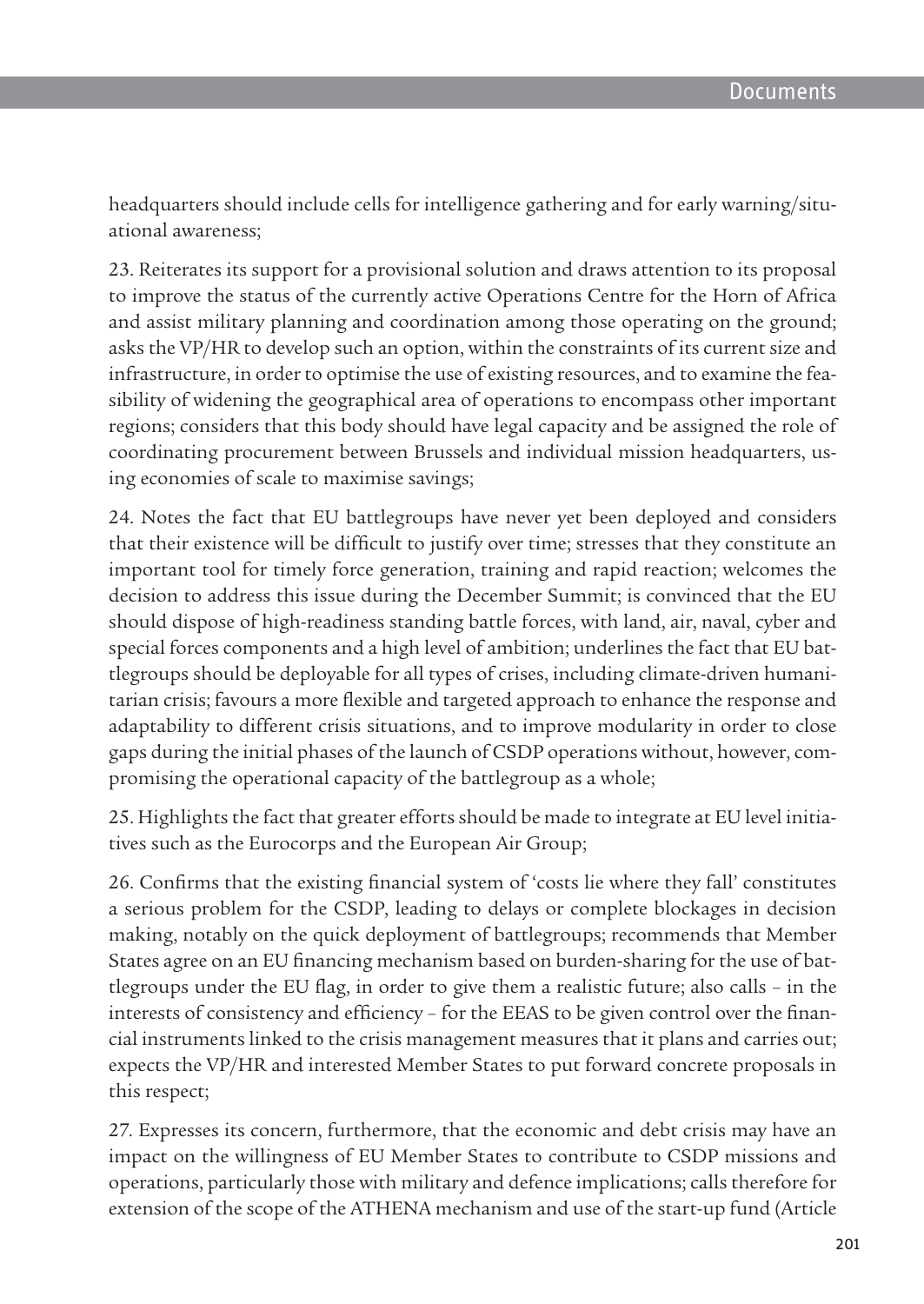headquarters should include cells for intelligence gathering and for early warning/situational awareness;

23. Reiterates its support for a provisional solution and draws attention to its proposal to improve the status of the currently active Operations Centre for the Horn of Africa and assist military planning and coordination among those operating on the ground; asks the VP/HR to develop such an option, within the constraints of its current size and infrastructure, in order to optimise the use of existing resources, and to examine the feasibility of widening the geographical area of operations to encompass other important regions; considers that this body should have legal capacity and be assigned the role of coordinating procurement between Brussels and individual mission headquarters, using economies of scale to maximise savings;

24. Notes the fact that EU battlegroups have never yet been deployed and considers that their existence will be difficult to justify over time; stresses that they constitute an important tool for timely force generation, training and rapid reaction; welcomes the decision to address this issue during the December Summit; is convinced that the EU should dispose of high-readiness standing battle forces, with land, air, naval, cyber and special forces components and a high level of ambition; underlines the fact that EU battlegroups should be deployable for all types of crises, including climate-driven humanitarian crisis; favours a more flexible and targeted approach to enhance the response and adaptability to different crisis situations, and to improve modularity in order to close gaps during the initial phases of the launch of CSDP operations without, however, compromising the operational capacity of the battlegroup as a whole;

25. Highlights the fact that greater efforts should be made to integrate at EU level initiatives such as the Eurocorps and the European Air Group;

26. Confirms that the existing financial system of 'costs lie where they fall' constitutes a serious problem for the CSDP, leading to delays or complete blockages in decision making, notably on the quick deployment of battlegroups; recommends that Member States agree on an EU financing mechanism based on burden-sharing for the use of battlegroups under the EU flag, in order to give them a realistic future; also calls – in the interests of consistency and efficiency – for the EEAS to be given control over the financial instruments linked to the crisis management measures that it plans and carries out; expects the VP/HR and interested Member States to put forward concrete proposals in this respect;

27. Expresses its concern, furthermore, that the economic and debt crisis may have an impact on the willingness of EU Member States to contribute to CSDP missions and operations, particularly those with military and defence implications; calls therefore for extension of the scope of the ATHENA mechanism and use of the start-up fund (Article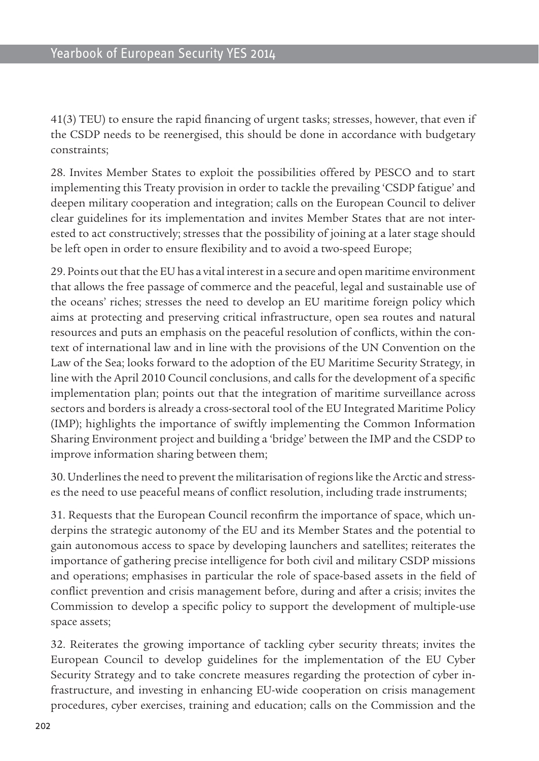41(3) TEU) to ensure the rapid financing of urgent tasks; stresses, however, that even if the CSDP needs to be reenergised, this should be done in accordance with budgetary constraints;

28. Invites Member States to exploit the possibilities offered by PESCO and to start implementing this Treaty provision in order to tackle the prevailing 'CSDP fatigue' and deepen military cooperation and integration; calls on the European Council to deliver clear guidelines for its implementation and invites Member States that are not interested to act constructively; stresses that the possibility of joining at a later stage should be left open in order to ensure flexibility and to avoid a two-speed Europe;

29. Points out that the EU has a vital interest in a secure and open maritime environment that allows the free passage of commerce and the peaceful, legal and sustainable use of the oceans' riches; stresses the need to develop an EU maritime foreign policy which aims at protecting and preserving critical infrastructure, open sea routes and natural resources and puts an emphasis on the peaceful resolution of conflicts, within the context of international law and in line with the provisions of the UN Convention on the Law of the Sea; looks forward to the adoption of the EU Maritime Security Strategy, in line with the April 2010 Council conclusions, and calls for the development of a specific implementation plan; points out that the integration of maritime surveillance across sectors and borders is already a cross-sectoral tool of the EU Integrated Maritime Policy (IMP); highlights the importance of swiftly implementing the Common Information Sharing Environment project and building a 'bridge' between the IMP and the CSDP to improve information sharing between them;

30. Underlines the need to prevent the militarisation of regions like the Arctic and stresses the need to use peaceful means of conflict resolution, including trade instruments;

31. Requests that the European Council reconfirm the importance of space, which underpins the strategic autonomy of the EU and its Member States and the potential to gain autonomous access to space by developing launchers and satellites; reiterates the importance of gathering precise intelligence for both civil and military CSDP missions and operations; emphasises in particular the role of space-based assets in the field of conflict prevention and crisis management before, during and after a crisis; invites the Commission to develop a specific policy to support the development of multiple-use space assets;

32. Reiterates the growing importance of tackling cyber security threats; invites the European Council to develop guidelines for the implementation of the EU Cyber Security Strategy and to take concrete measures regarding the protection of cyber infrastructure, and investing in enhancing EU-wide cooperation on crisis management procedures, cyber exercises, training and education; calls on the Commission and the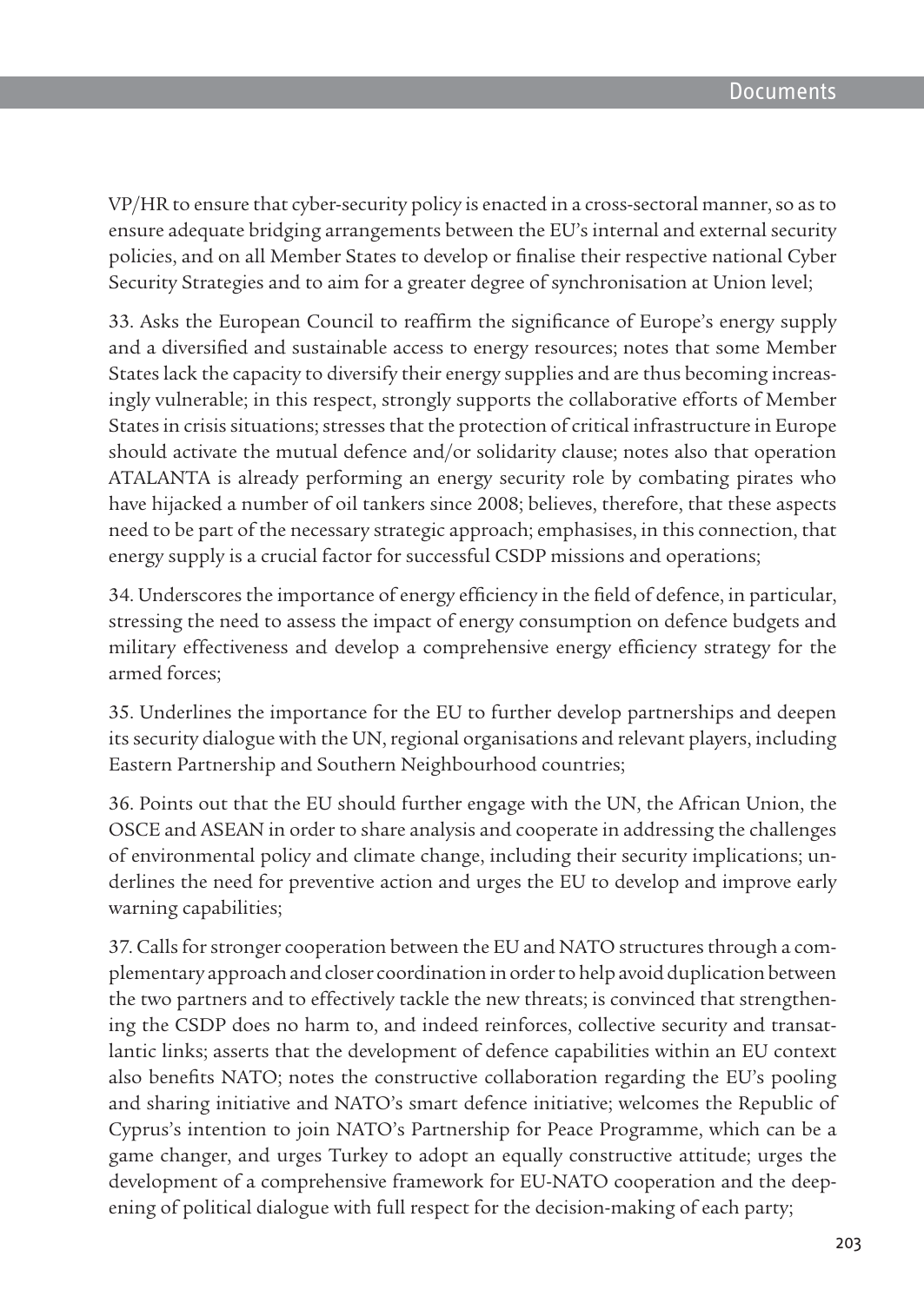VP/HR to ensure that cyber-security policy is enacted in a cross-sectoral manner, so as to ensure adequate bridging arrangements between the EU's internal and external security policies, and on all Member States to develop or finalise their respective national Cyber Security Strategies and to aim for a greater degree of synchronisation at Union level;

33. Asks the European Council to reaffirm the significance of Europe's energy supply and a diversified and sustainable access to energy resources; notes that some Member States lack the capacity to diversify their energy supplies and are thus becoming increasingly vulnerable; in this respect, strongly supports the collaborative efforts of Member States in crisis situations; stresses that the protection of critical infrastructure in Europe should activate the mutual defence and/or solidarity clause; notes also that operation ATALANTA is already performing an energy security role by combating pirates who have hijacked a number of oil tankers since 2008; believes, therefore, that these aspects need to be part of the necessary strategic approach; emphasises, in this connection, that energy supply is a crucial factor for successful CSDP missions and operations;

34. Underscores the importance of energy efficiency in the field of defence, in particular, stressing the need to assess the impact of energy consumption on defence budgets and military effectiveness and develop a comprehensive energy efficiency strategy for the armed forces;

35. Underlines the importance for the EU to further develop partnerships and deepen its security dialogue with the UN, regional organisations and relevant players, including Eastern Partnership and Southern Neighbourhood countries;

36. Points out that the EU should further engage with the UN, the African Union, the OSCE and ASEAN in order to share analysis and cooperate in addressing the challenges of environmental policy and climate change, including their security implications; underlines the need for preventive action and urges the EU to develop and improve early warning capabilities;

37. Calls for stronger cooperation between the EU and NATO structures through a complementary approach and closer coordination in order to help avoid duplication between the two partners and to effectively tackle the new threats; is convinced that strengthening the CSDP does no harm to, and indeed reinforces, collective security and transatlantic links; asserts that the development of defence capabilities within an EU context also benefits NATO; notes the constructive collaboration regarding the EU's pooling and sharing initiative and NATO's smart defence initiative; welcomes the Republic of Cyprus's intention to join NATO's Partnership for Peace Programme, which can be a game changer, and urges Turkey to adopt an equally constructive attitude; urges the development of a comprehensive framework for EU-NATO cooperation and the deepening of political dialogue with full respect for the decision-making of each party;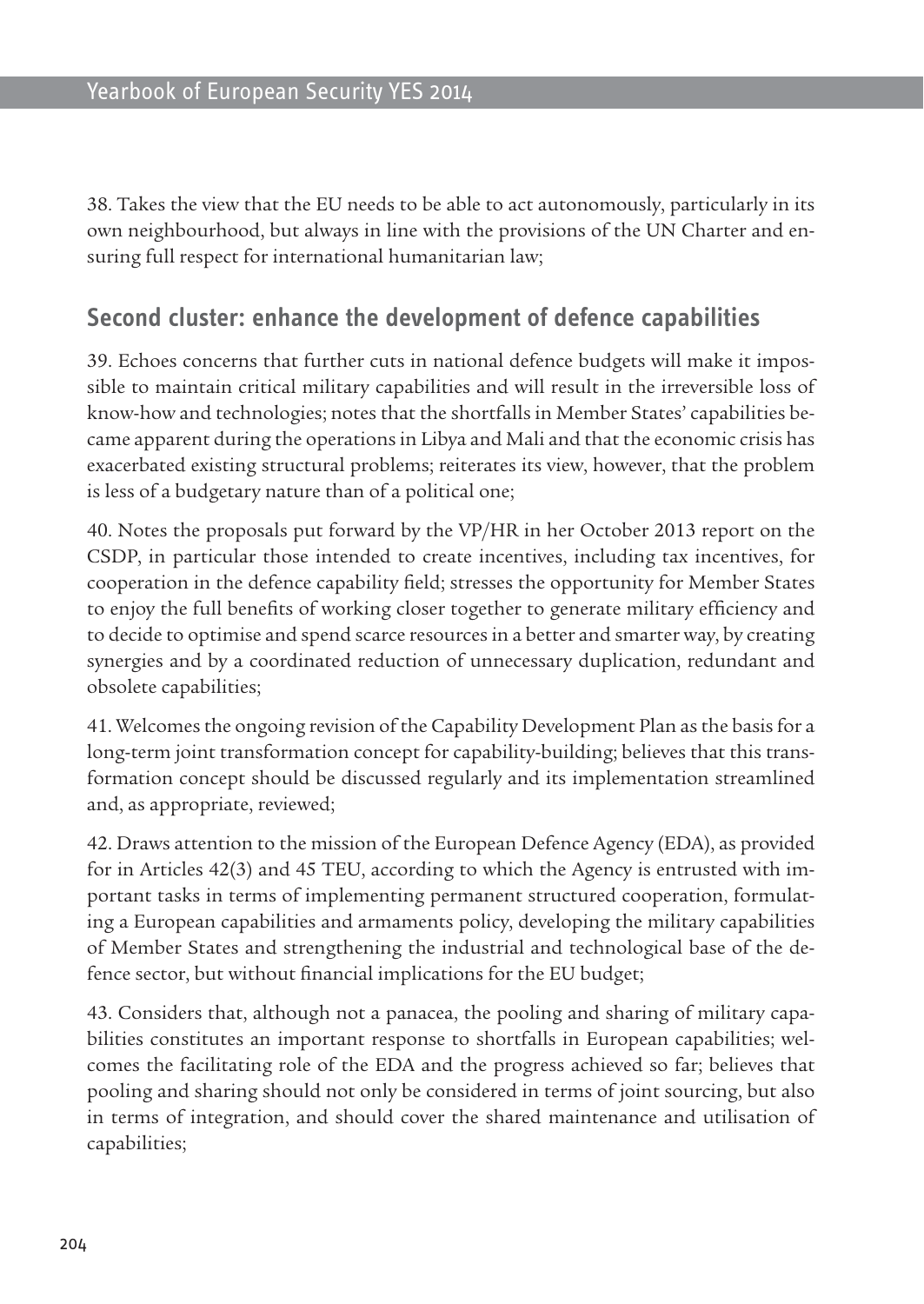38. Takes the view that the EU needs to be able to act autonomously, particularly in its own neighbourhood, but always in line with the provisions of the UN Charter and ensuring full respect for international humanitarian law;

## Second cluster: enhance the development of defence capabilities

39. Echoes concerns that further cuts in national defence budgets will make it impossible to maintain critical military capabilities and will result in the irreversible loss of know-how and technologies; notes that the shortfalls in Member States' capabilities became apparent during the operations in Libya and Mali and that the economic crisis has exacerbated existing structural problems; reiterates its view, however, that the problem is less of a budgetary nature than of a political one;

40. Notes the proposals put forward by the VP/HR in her October 2013 report on the CSDP, in particular those intended to create incentives, including tax incentives, for cooperation in the defence capability field; stresses the opportunity for Member States to enjoy the full benefits of working closer together to generate military efficiency and to decide to optimise and spend scarce resources in a better and smarter way, by creating synergies and by a coordinated reduction of unnecessary duplication, redundant and obsolete capabilities;

41. Welcomes the ongoing revision of the Capability Development Plan as the basis for a long-term joint transformation concept for capability-building; believes that this transformation concept should be discussed regularly and its implementation streamlined and, as appropriate, reviewed;

42. Draws attention to the mission of the European Defence Agency (EDA), as provided for in Articles 42(3) and 45 TEU, according to which the Agency is entrusted with important tasks in terms of implementing permanent structured cooperation, formulating a European capabilities and armaments policy, developing the military capabilities of Member States and strengthening the industrial and technological base of the defence sector, but without financial implications for the EU budget;

43. Considers that, although not a panacea, the pooling and sharing of military capabilities constitutes an important response to shortfalls in European capabilities; welcomes the facilitating role of the EDA and the progress achieved so far; believes that pooling and sharing should not only be considered in terms of joint sourcing, but also in terms of integration, and should cover the shared maintenance and utilisation of capabilities;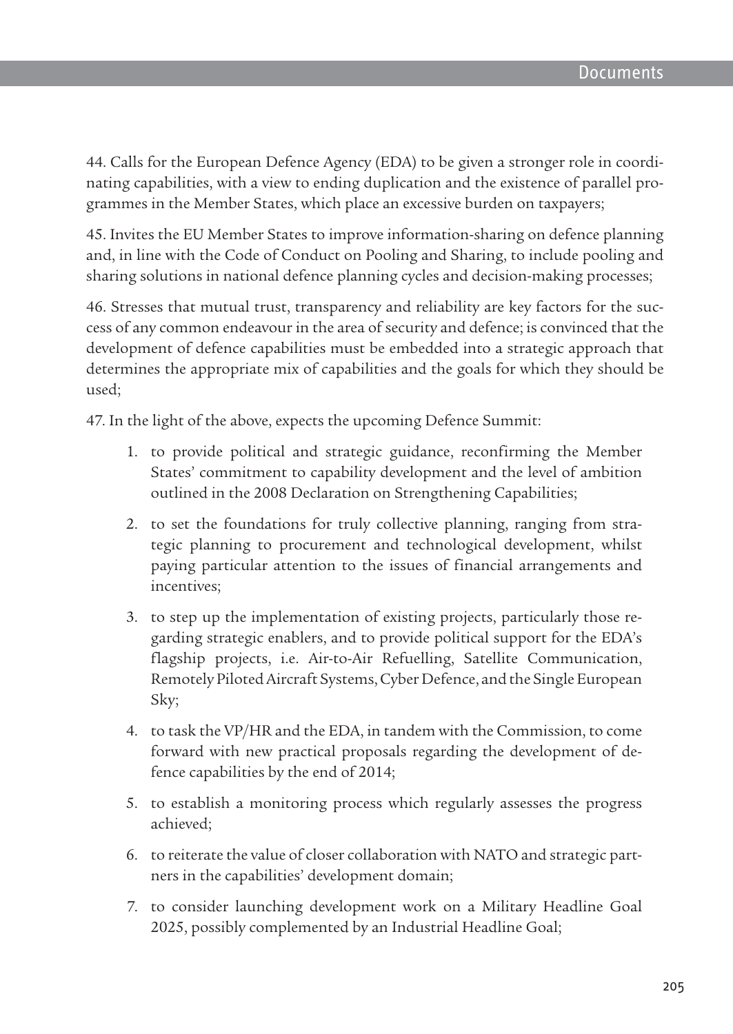44. Calls for the European Defence Agency (EDA) to be given a stronger role in coordinating capabilities, with a view to ending duplication and the existence of parallel programmes in the Member States, which place an excessive burden on taxpayers;

45. Invites the EU Member States to improve information-sharing on defence planning and, in line with the Code of Conduct on Pooling and Sharing, to include pooling and sharing solutions in national defence planning cycles and decision-making processes;

46. Stresses that mutual trust, transparency and reliability are key factors for the success of any common endeavour in the area of security and defence; is convinced that the development of defence capabilities must be embedded into a strategic approach that determines the appropriate mix of capabilities and the goals for which they should be used;

47. In the light of the above, expects the upcoming Defence Summit:

1. to provide political and strategic guidance, reconfirming the Member States' commitment to capability development and the level of ambition outlined in the 2008 Declaration on Strengthening Capabilities;
2. to set the foundations for truly collective planning, ranging from strategic planning to procurement and technological development, whilst paying particular attention to the issues of financial arrangements and incentives;
3. to step up the implementation of existing projects, particularly those regarding strategic enablers, and to provide political support for the EDA's flagship projects, i.e. Air-to-Air Refuelling, Satellite Communication, Remotely Piloted Aircraft Systems, Cyber Defence, and the Single European Sky;
4. to task the VP/HR and the EDA, in tandem with the Commission, to come forward with new practical proposals regarding the development of defence capabilities by the end of 2014;
5. to establish a monitoring process which regularly assesses the progress achieved;
6. to reiterate the value of closer collaboration with NATO and strategic partners in the capabilities' development domain;
7. to consider launching development work on a Military Headline Goal 2025, possibly complemented by an Industrial Headline Goal;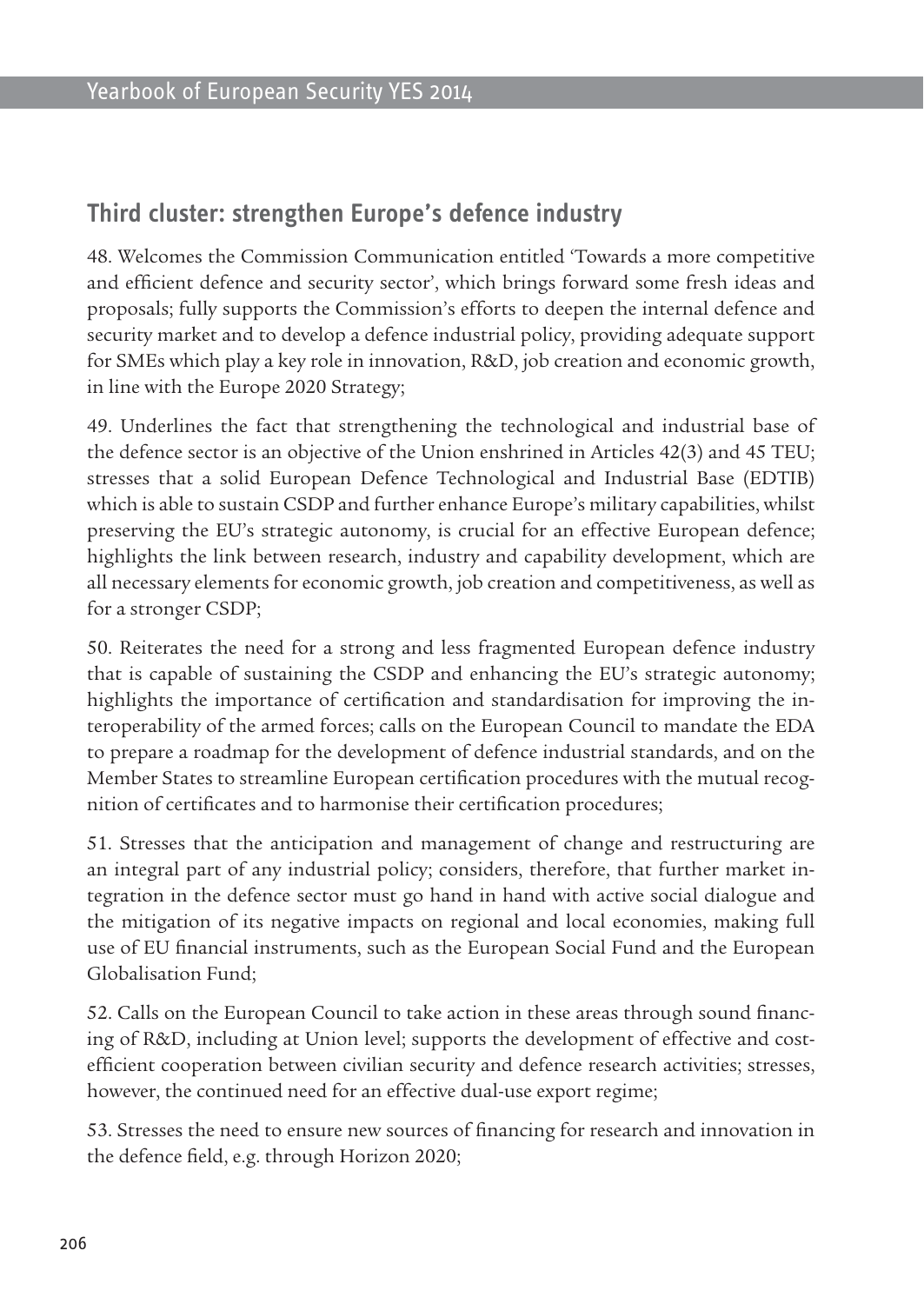## Third cluster: strengthen Europe's defence industry

48. Welcomes the Commission Communication entitled 'Towards a more competitive and efficient defence and security sector', which brings forward some fresh ideas and proposals; fully supports the Commission's efforts to deepen the internal defence and security market and to develop a defence industrial policy, providing adequate support for SMEs which play a key role in innovation, R&D, job creation and economic growth, in line with the Europe 2020 Strategy;

49. Underlines the fact that strengthening the technological and industrial base of the defence sector is an objective of the Union enshrined in Articles 42(3) and 45 TEU; stresses that a solid European Defence Technological and Industrial Base (EDTIB) which is able to sustain CSDP and further enhance Europe's military capabilities, whilst preserving the EU's strategic autonomy, is crucial for an effective European defence; highlights the link between research, industry and capability development, which are all necessary elements for economic growth, job creation and competitiveness, as well as for a stronger CSDP;

50. Reiterates the need for a strong and less fragmented European defence industry that is capable of sustaining the CSDP and enhancing the EU's strategic autonomy; highlights the importance of certification and standardisation for improving the interoperability of the armed forces; calls on the European Council to mandate the EDA to prepare a roadmap for the development of defence industrial standards, and on the Member States to streamline European certification procedures with the mutual recognition of certificates and to harmonise their certification procedures;

51. Stresses that the anticipation and management of change and restructuring are an integral part of any industrial policy; considers, therefore, that further market integration in the defence sector must go hand in hand with active social dialogue and the mitigation of its negative impacts on regional and local economies, making full use of EU financial instruments, such as the European Social Fund and the European Globalisation Fund;

52. Calls on the European Council to take action in these areas through sound financing of R&D, including at Union level; supports the development of effective and cost-efficient cooperation between civilian security and defence research activities; stresses, however, the continued need for an effective dual-use export regime;

53. Stresses the need to ensure new sources of financing for research and innovation in the defence field, e.g. through Horizon 2020;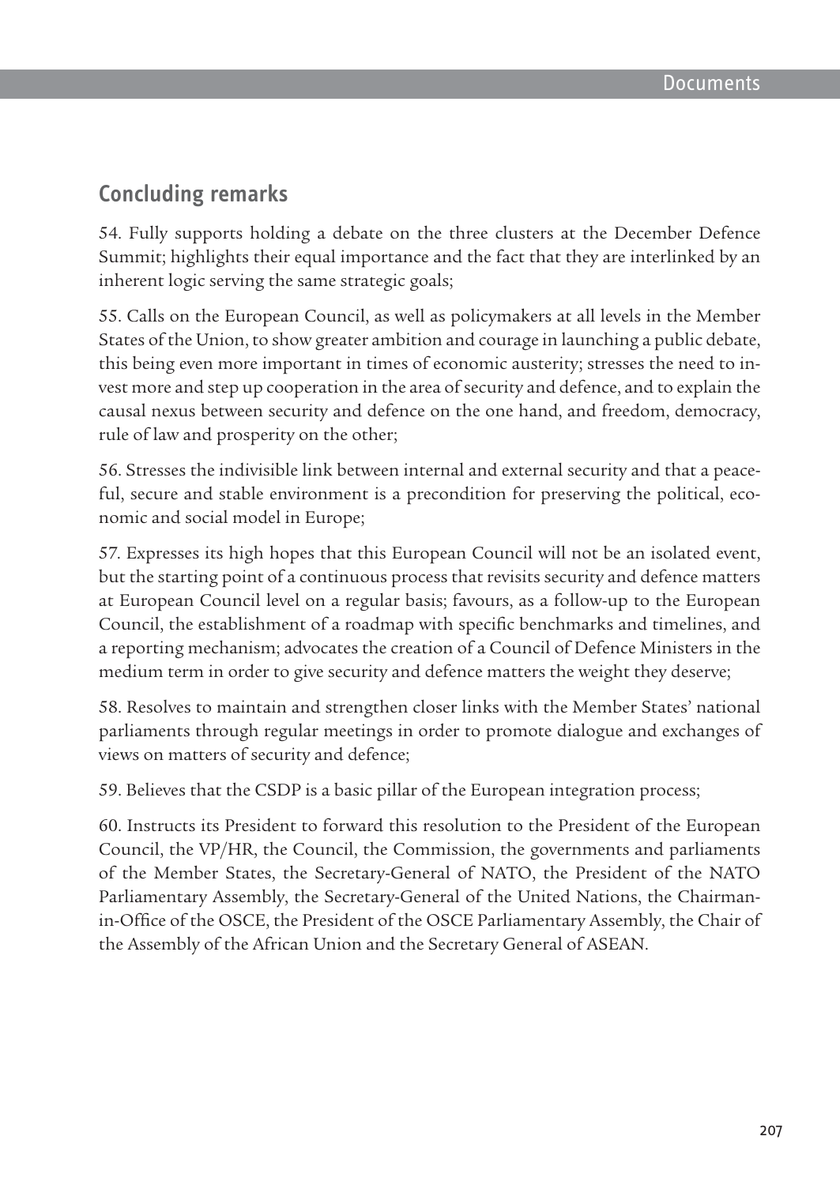## Concluding remarks

54. Fully supports holding a debate on the three clusters at the December Defence Summit; highlights their equal importance and the fact that they are interlinked by an inherent logic serving the same strategic goals;

55. Calls on the European Council, as well as policymakers at all levels in the Member States of the Union, to show greater ambition and courage in launching a public debate, this being even more important in times of economic austerity; stresses the need to invest more and step up cooperation in the area of security and defence, and to explain the causal nexus between security and defence on the one hand, and freedom, democracy, rule of law and prosperity on the other;

56. Stresses the indivisible link between internal and external security and that a peaceful, secure and stable environment is a precondition for preserving the political, economic and social model in Europe;

57. Expresses its high hopes that this European Council will not be an isolated event, but the starting point of a continuous process that revisits security and defence matters at European Council level on a regular basis; favours, as a follow-up to the European Council, the establishment of a roadmap with specific benchmarks and timelines, and a reporting mechanism; advocates the creation of a Council of Defence Ministers in the medium term in order to give security and defence matters the weight they deserve;

58. Resolves to maintain and strengthen closer links with the Member States' national parliaments through regular meetings in order to promote dialogue and exchanges of views on matters of security and defence;

59. Believes that the CSDP is a basic pillar of the European integration process;

60. Instructs its President to forward this resolution to the President of the European Council, the VP/HR, the Council, the Commission, the governments and parliaments of the Member States, the Secretary-General of NATO, the President of the NATO Parliamentary Assembly, the Secretary-General of the United Nations, the Chairman-in-Office of the OSCE, the President of the OSCE Parliamentary Assembly, the Chair of the Assembly of the African Union and the Secretary General of ASEAN.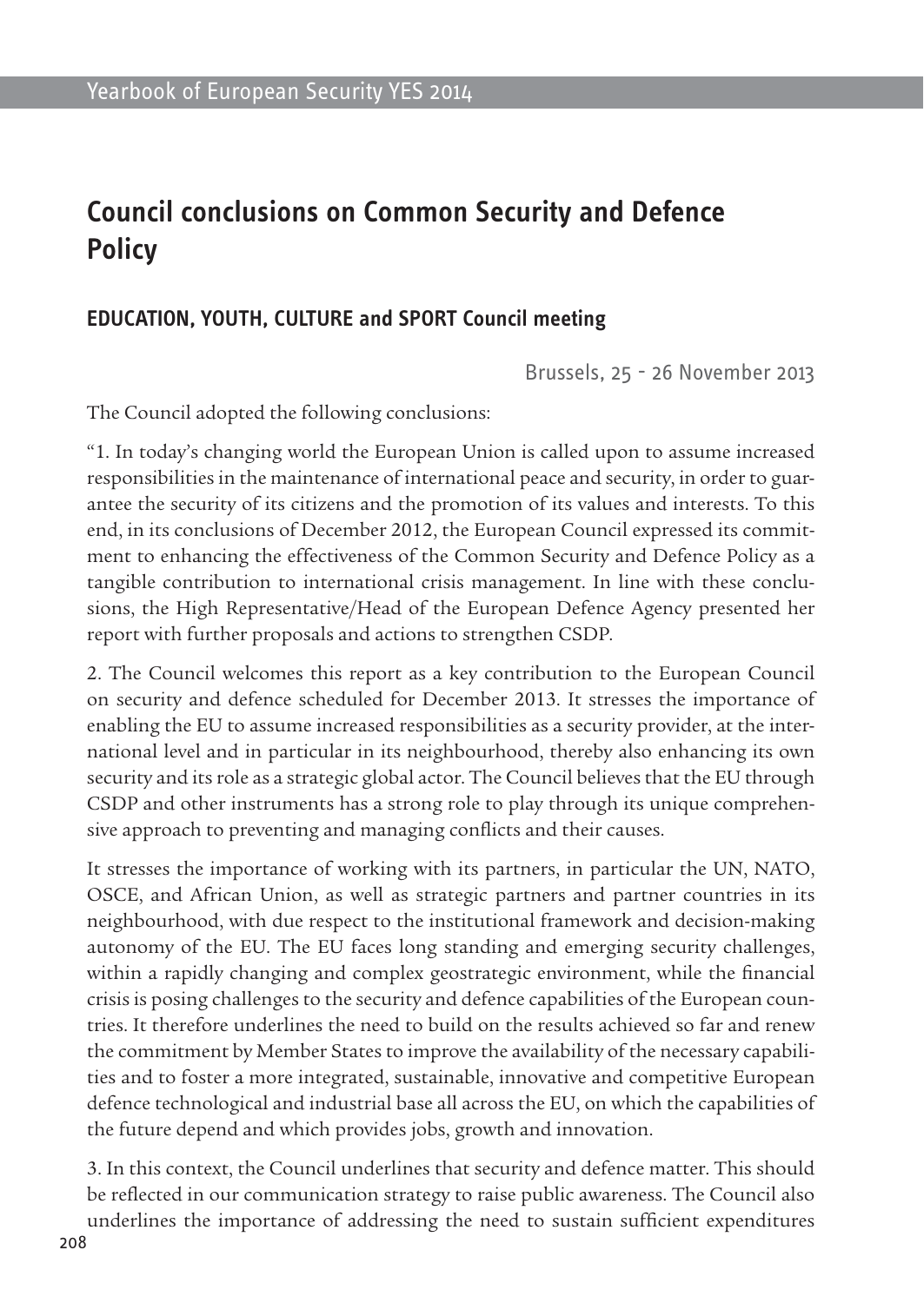# Council conclusions on Common Security and Defence Policy

## EDUCATION, YOUTH, CULTURE and SPORT Council meeting

Brussels, 25 - 26 November 2013

The Council adopted the following conclusions:

"1. In today's changing world the European Union is called upon to assume increased responsibilities in the maintenance of international peace and security, in order to guarantee the security of its citizens and the promotion of its values and interests. To this end, in its conclusions of December 2012, the European Council expressed its commitment to enhancing the effectiveness of the Common Security and Defence Policy as a tangible contribution to international crisis management. In line with these conclusions, the High Representative/Head of the European Defence Agency presented her report with further proposals and actions to strengthen CSDP.

2. The Council welcomes this report as a key contribution to the European Council on security and defence scheduled for December 2013. It stresses the importance of enabling the EU to assume increased responsibilities as a security provider, at the international level and in particular in its neighbourhood, thereby also enhancing its own security and its role as a strategic global actor. The Council believes that the EU through CSDP and other instruments has a strong role to play through its unique comprehensive approach to preventing and managing conflicts and their causes.

It stresses the importance of working with its partners, in particular the UN, NATO, OSCE, and African Union, as well as strategic partners and partner countries in its neighbourhood, with due respect to the institutional framework and decision-making autonomy of the EU. The EU faces long standing and emerging security challenges, within a rapidly changing and complex geostrategic environment, while the financial crisis is posing challenges to the security and defence capabilities of the European countries. It therefore underlines the need to build on the results achieved so far and renew the commitment by Member States to improve the availability of the necessary capabilities and to foster a more integrated, sustainable, innovative and competitive European defence technological and industrial base all across the EU, on which the capabilities of the future depend and which provides jobs, growth and innovation.

3. In this context, the Council underlines that security and defence matter. This should be reflected in our communication strategy to raise public awareness. The Council also underlines the importance of addressing the need to sustain sufficient expenditures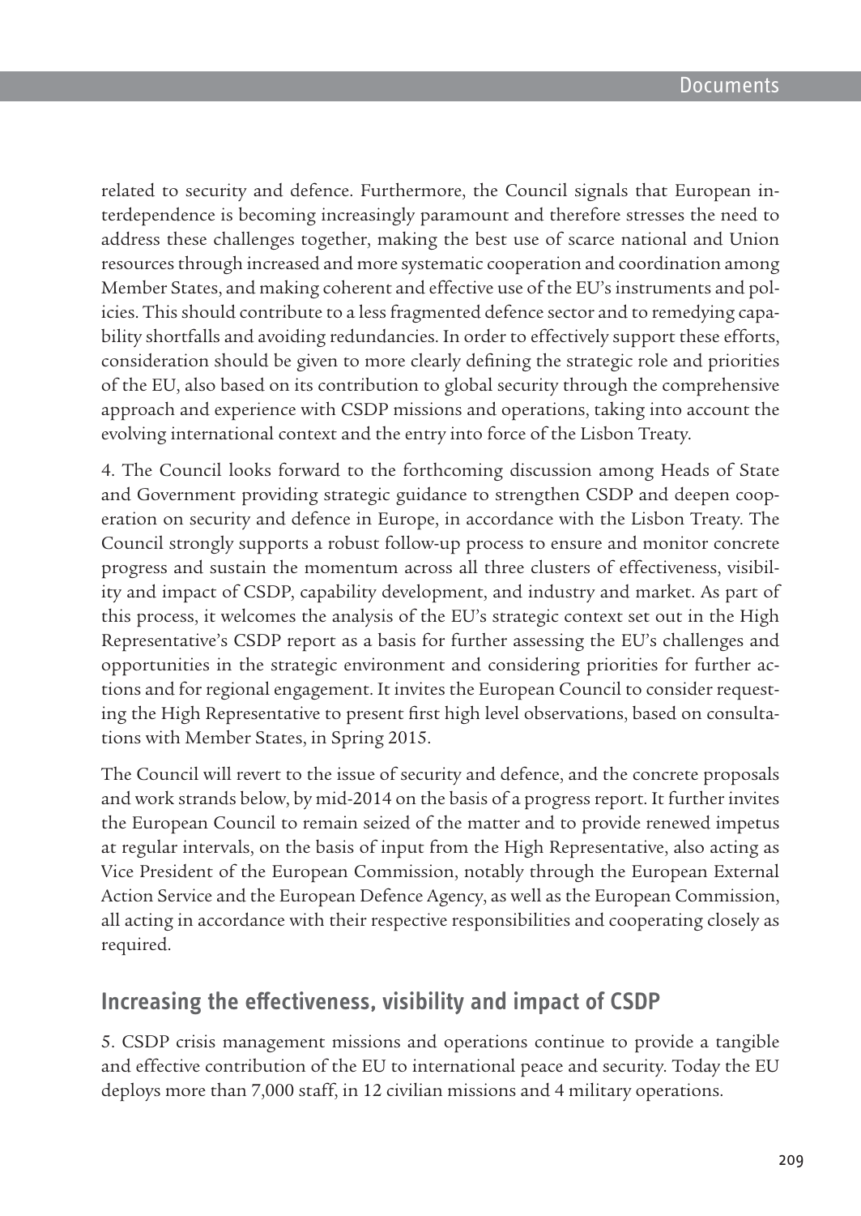related to security and defence. Furthermore, the Council signals that European interdependence is becoming increasingly paramount and therefore stresses the need to address these challenges together, making the best use of scarce national and Union resources through increased and more systematic cooperation and coordination among Member States, and making coherent and effective use of the EU's instruments and policies. This should contribute to a less fragmented defence sector and to remedying capability shortfalls and avoiding redundancies. In order to effectively support these efforts, consideration should be given to more clearly defining the strategic role and priorities of the EU, also based on its contribution to global security through the comprehensive approach and experience with CSDP missions and operations, taking into account the evolving international context and the entry into force of the Lisbon Treaty.

4. The Council looks forward to the forthcoming discussion among Heads of State and Government providing strategic guidance to strengthen CSDP and deepen cooperation on security and defence in Europe, in accordance with the Lisbon Treaty. The Council strongly supports a robust follow-up process to ensure and monitor concrete progress and sustain the momentum across all three clusters of effectiveness, visibility and impact of CSDP, capability development, and industry and market. As part of this process, it welcomes the analysis of the EU's strategic context set out in the High Representative's CSDP report as a basis for further assessing the EU's challenges and opportunities in the strategic environment and considering priorities for further actions and for regional engagement. It invites the European Council to consider requesting the High Representative to present first high level observations, based on consultations with Member States, in Spring 2015.

The Council will revert to the issue of security and defence, and the concrete proposals and work strands below, by mid-2014 on the basis of a progress report. It further invites the European Council to remain seized of the matter and to provide renewed impetus at regular intervals, on the basis of input from the High Representative, also acting as Vice President of the European Commission, notably through the European External Action Service and the European Defence Agency, as well as the European Commission, all acting in accordance with their respective responsibilities and cooperating closely as required.

## Increasing the effectiveness, visibility and impact of CSDP

5. CSDP crisis management missions and operations continue to provide a tangible and effective contribution of the EU to international peace and security. Today the EU deploys more than 7,000 staff, in 12 civilian missions and 4 military operations.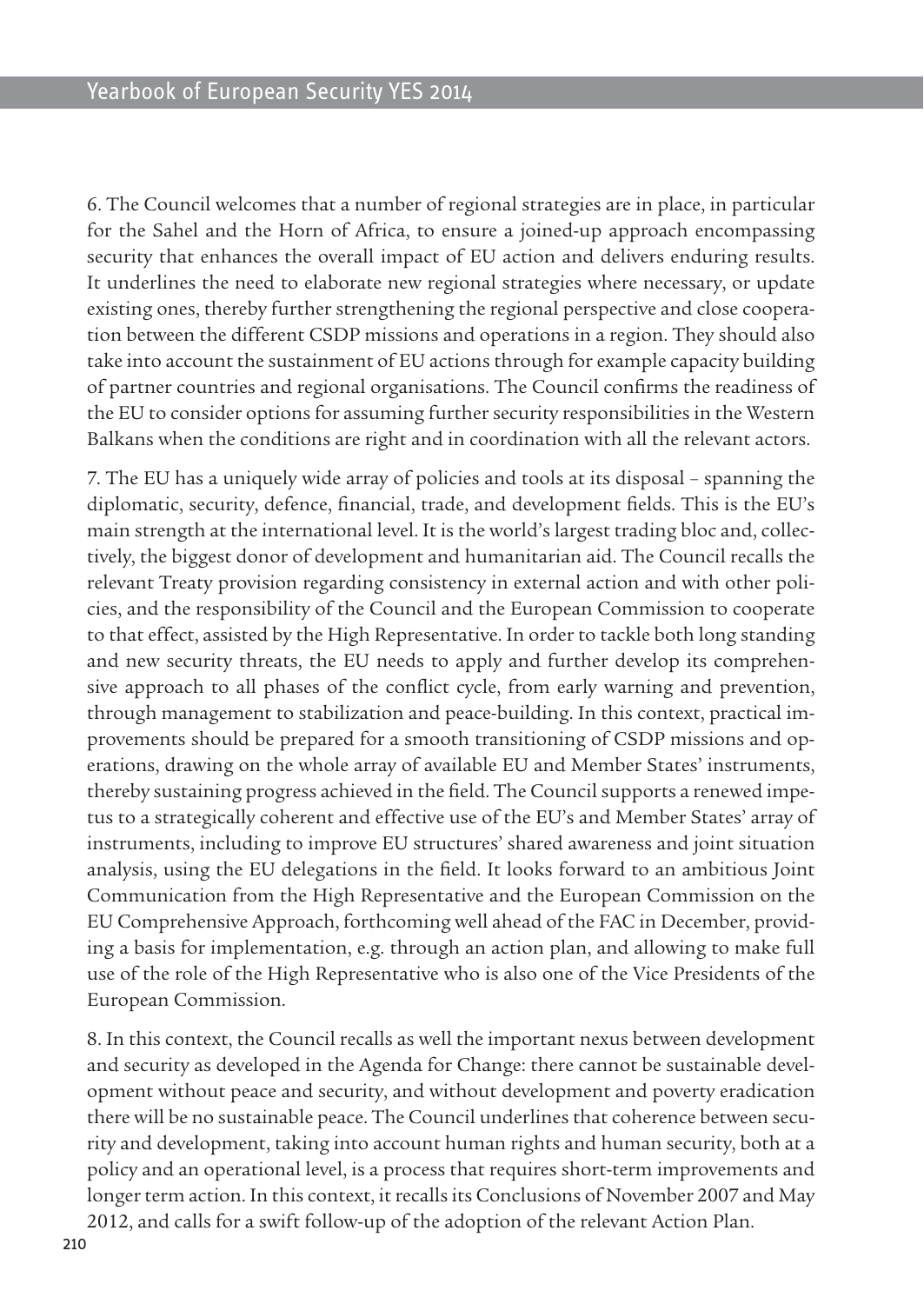6. The Council welcomes that a number of regional strategies are in place, in particular for the Sahel and the Horn of Africa, to ensure a joined-up approach encompassing security that enhances the overall impact of EU action and delivers enduring results. It underlines the need to elaborate new regional strategies where necessary, or update existing ones, thereby further strengthening the regional perspective and close cooperation between the different CSDP missions and operations in a region. They should also take into account the sustainment of EU actions through for example capacity building of partner countries and regional organisations. The Council confirms the readiness of the EU to consider options for assuming further security responsibilities in the Western Balkans when the conditions are right and in coordination with all the relevant actors.

7. The EU has a uniquely wide array of policies and tools at its disposal – spanning the diplomatic, security, defence, financial, trade, and development fields. This is the EU's main strength at the international level. It is the world's largest trading bloc and, collectively, the biggest donor of development and humanitarian aid. The Council recalls the relevant Treaty provision regarding consistency in external action and with other policies, and the responsibility of the Council and the European Commission to cooperate to that effect, assisted by the High Representative. In order to tackle both long standing and new security threats, the EU needs to apply and further develop its comprehensive approach to all phases of the conflict cycle, from early warning and prevention, through management to stabilization and peace-building. In this context, practical improvements should be prepared for a smooth transitioning of CSDP missions and operations, drawing on the whole array of available EU and Member States' instruments, thereby sustaining progress achieved in the field. The Council supports a renewed impetus to a strategically coherent and effective use of the EU's and Member States' array of instruments, including to improve EU structures' shared awareness and joint situation analysis, using the EU delegations in the field. It looks forward to an ambitious Joint Communication from the High Representative and the European Commission on the EU Comprehensive Approach, forthcoming well ahead of the FAC in December, providing a basis for implementation, e.g. through an action plan, and allowing to make full use of the role of the High Representative who is also one of the Vice Presidents of the European Commission.

8. In this context, the Council recalls as well the important nexus between development and security as developed in the Agenda for Change: there cannot be sustainable development without peace and security, and without development and poverty eradication there will be no sustainable peace. The Council underlines that coherence between security and development, taking into account human rights and human security, both at a policy and an operational level, is a process that requires short-term improvements and longer term action. In this context, it recalls its Conclusions of November 2007 and May 2012, and calls for a swift follow-up of the adoption of the relevant Action Plan.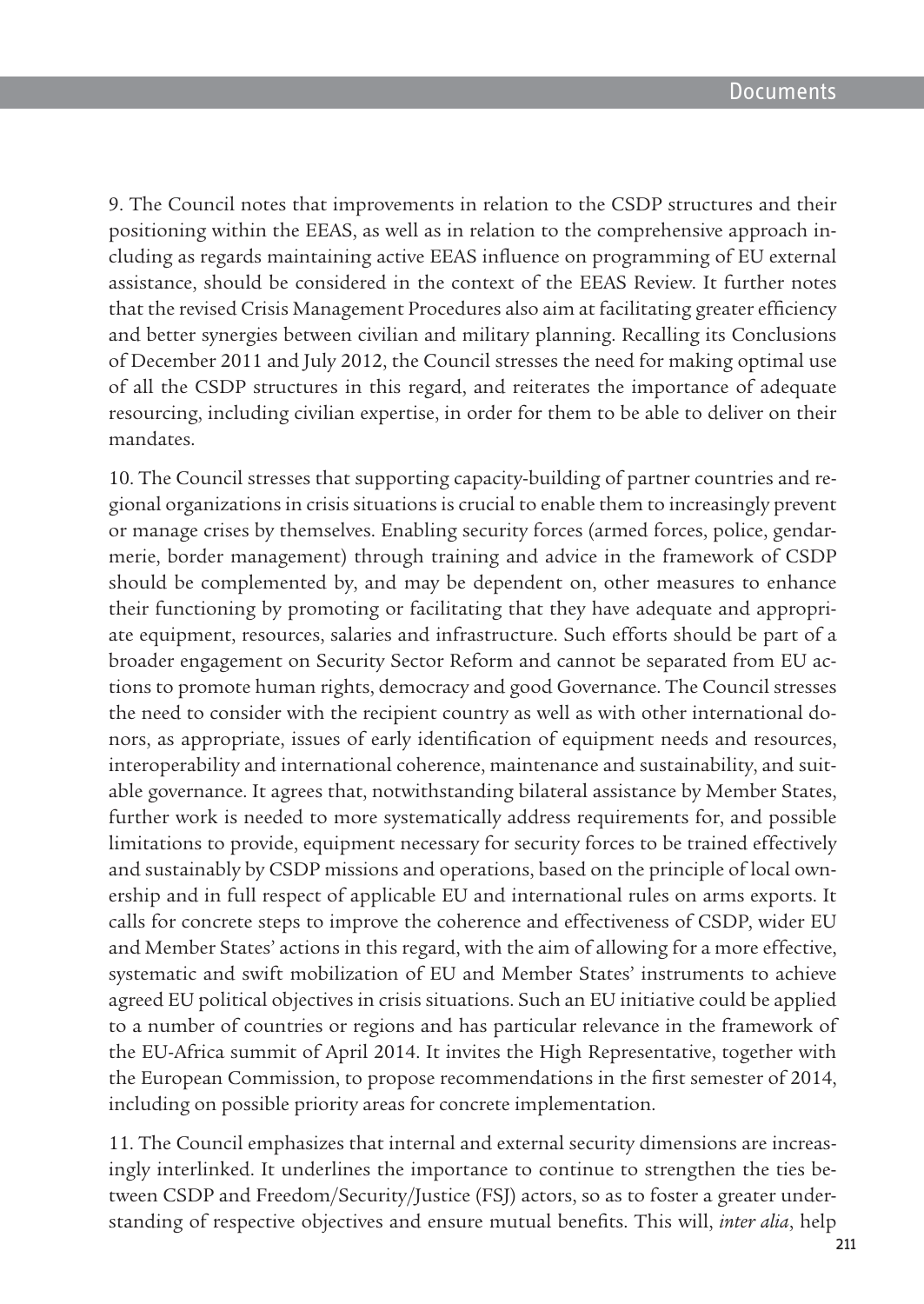9. The Council notes that improvements in relation to the CSDP structures and their positioning within the EEAS, as well as in relation to the comprehensive approach including as regards maintaining active EEAS influence on programming of EU external assistance, should be considered in the context of the EEAS Review. It further notes that the revised Crisis Management Procedures also aim at facilitating greater efficiency and better synergies between civilian and military planning. Recalling its Conclusions of December 2011 and July 2012, the Council stresses the need for making optimal use of all the CSDP structures in this regard, and reiterates the importance of adequate resourcing, including civilian expertise, in order for them to be able to deliver on their mandates.

10. The Council stresses that supporting capacity-building of partner countries and regional organizations in crisis situations is crucial to enable them to increasingly prevent or manage crises by themselves. Enabling security forces (armed forces, police, gendarmerie, border management) through training and advice in the framework of CSDP should be complemented by, and may be dependent on, other measures to enhance their functioning by promoting or facilitating that they have adequate and appropriate equipment, resources, salaries and infrastructure. Such efforts should be part of a broader engagement on Security Sector Reform and cannot be separated from EU actions to promote human rights, democracy and good Governance. The Council stresses the need to consider with the recipient country as well as with other international donors, as appropriate, issues of early identification of equipment needs and resources, interoperability and international coherence, maintenance and sustainability, and suitable governance. It agrees that, notwithstanding bilateral assistance by Member States, further work is needed to more systematically address requirements for, and possible limitations to provide, equipment necessary for security forces to be trained effectively and sustainably by CSDP missions and operations, based on the principle of local ownership and in full respect of applicable EU and international rules on arms exports. It calls for concrete steps to improve the coherence and effectiveness of CSDP, wider EU and Member States' actions in this regard, with the aim of allowing for a more effective, systematic and swift mobilization of EU and Member States' instruments to achieve agreed EU political objectives in crisis situations. Such an EU initiative could be applied to a number of countries or regions and has particular relevance in the framework of the EU-Africa summit of April 2014. It invites the High Representative, together with the European Commission, to propose recommendations in the first semester of 2014, including on possible priority areas for concrete implementation.

11. The Council emphasizes that internal and external security dimensions are increasingly interlinked. It underlines the importance to continue to strengthen the ties between CSDP and Freedom/Security/Justice (FSJ) actors, so as to foster a greater understanding of respective objectives and ensure mutual benefits. This will, *inter alia*, help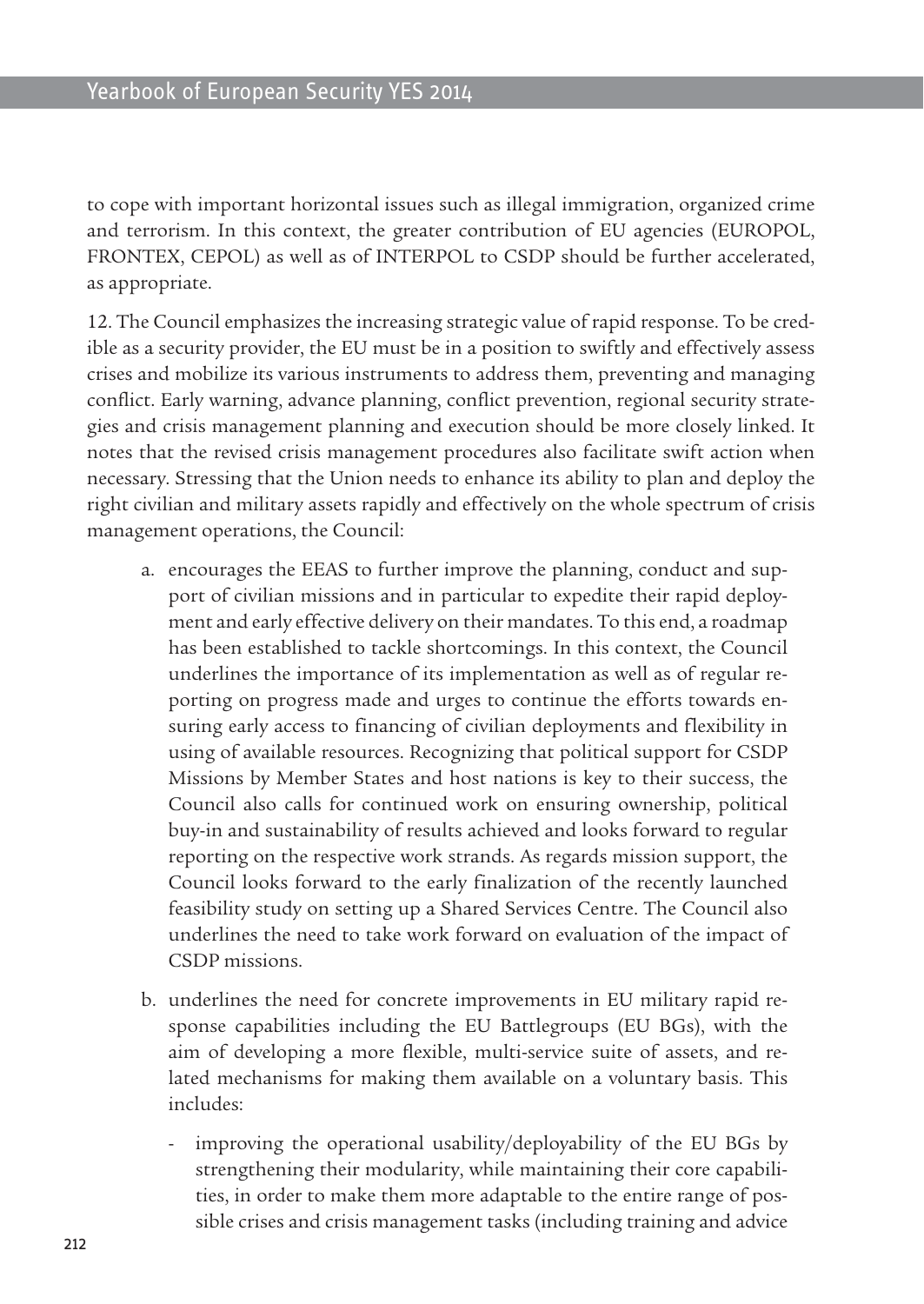to cope with important horizontal issues such as illegal immigration, organized crime and terrorism. In this context, the greater contribution of EU agencies (EUROPOL, FRONTEX, CEPOL) as well as of INTERPOL to CSDP should be further accelerated, as appropriate.

12. The Council emphasizes the increasing strategic value of rapid response. To be credible as a security provider, the EU must be in a position to swiftly and effectively assess crises and mobilize its various instruments to address them, preventing and managing conflict. Early warning, advance planning, conflict prevention, regional security strategies and crisis management planning and execution should be more closely linked. It notes that the revised crisis management procedures also facilitate swift action when necessary. Stressing that the Union needs to enhance its ability to plan and deploy the right civilian and military assets rapidly and effectively on the whole spectrum of crisis management operations, the Council:

a. encourages the EEAS to further improve the planning, conduct and support of civilian missions and in particular to expedite their rapid deployment and early effective delivery on their mandates. To this end, a roadmap has been established to tackle shortcomings. In this context, the Council underlines the importance of its implementation as well as of regular reporting on progress made and urges to continue the efforts towards ensuring early access to financing of civilian deployments and flexibility in using of available resources. Recognizing that political support for CSDP Missions by Member States and host nations is key to their success, the Council also calls for continued work on ensuring ownership, political buy-in and sustainability of results achieved and looks forward to regular reporting on the respective work strands. As regards mission support, the Council looks forward to the early finalization of the recently launched feasibility study on setting up a Shared Services Centre. The Council also underlines the need to take work forward on evaluation of the impact of CSDP missions.

b. underlines the need for concrete improvements in EU military rapid response capabilities including the EU Battlegroups (EU BGs), with the aim of developing a more flexible, multi-service suite of assets, and related mechanisms for making them available on a voluntary basis. This includes:

   - improving the operational usability/deployability of the EU BGs by strengthening their modularity, while maintaining their core capabilities, in order to make them more adaptable to the entire range of possible crises and crisis management tasks (including training and advice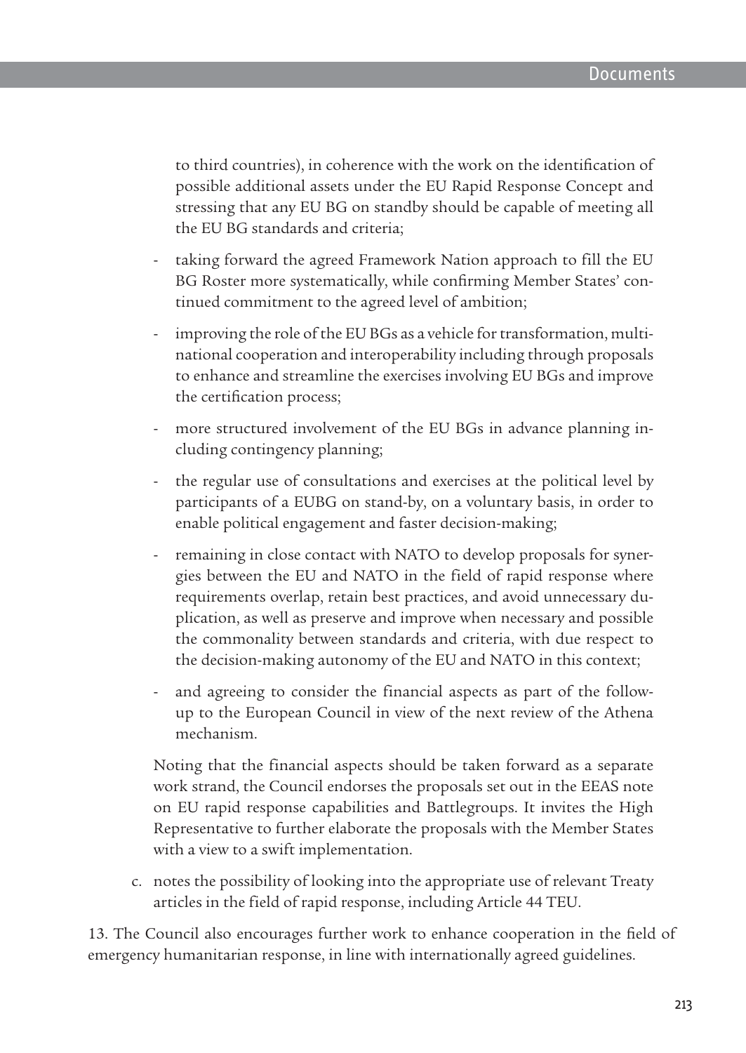to third countries), in coherence with the work on the identification of possible additional assets under the EU Rapid Response Concept and stressing that any EU BG on standby should be capable of meeting all the EU BG standards and criteria;

- taking forward the agreed Framework Nation approach to fill the EU BG Roster more systematically, while confirming Member States' continued commitment to the agreed level of ambition;
- improving the role of the EU BGs as a vehicle for transformation, multinational cooperation and interoperability including through proposals to enhance and streamline the exercises involving EU BGs and improve the certification process;
- more structured involvement of the EU BGs in advance planning including contingency planning;
- the regular use of consultations and exercises at the political level by participants of a EUBG on stand-by, on a voluntary basis, in order to enable political engagement and faster decision-making;
- remaining in close contact with NATO to develop proposals for synergies between the EU and NATO in the field of rapid response where requirements overlap, retain best practices, and avoid unnecessary duplication, as well as preserve and improve when necessary and possible the commonality between standards and criteria, with due respect to the decision-making autonomy of the EU and NATO in this context;
- and agreeing to consider the financial aspects as part of the follow-up to the European Council in view of the next review of the Athena mechanism.

Noting that the financial aspects should be taken forward as a separate work strand, the Council endorses the proposals set out in the EEAS note on EU rapid response capabilities and Battlegroups. It invites the High Representative to further elaborate the proposals with the Member States with a view to a swift implementation.

c. notes the possibility of looking into the appropriate use of relevant Treaty articles in the field of rapid response, including Article 44 TEU.

13. The Council also encourages further work to enhance cooperation in the field of emergency humanitarian response, in line with internationally agreed guidelines.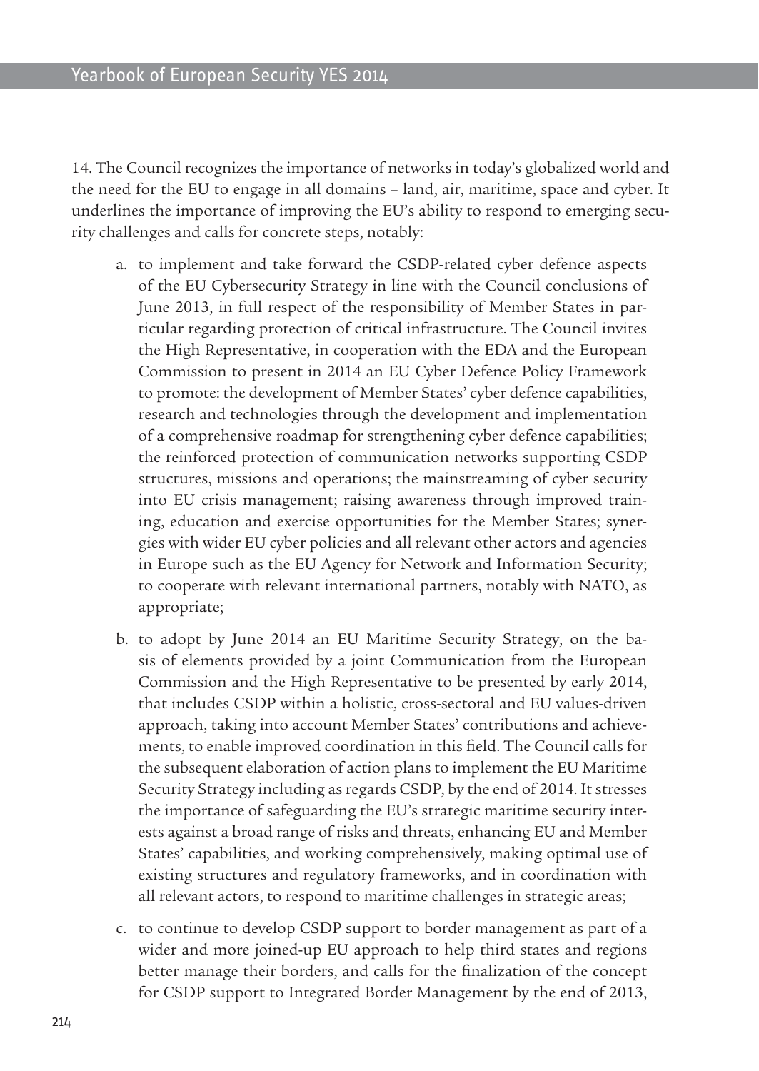14. The Council recognizes the importance of networks in today's globalized world and the need for the EU to engage in all domains – land, air, maritime, space and cyber. It underlines the importance of improving the EU's ability to respond to emerging security challenges and calls for concrete steps, notably:

a. to implement and take forward the CSDP-related cyber defence aspects of the EU Cybersecurity Strategy in line with the Council conclusions of June 2013, in full respect of the responsibility of Member States in particular regarding protection of critical infrastructure. The Council invites the High Representative, in cooperation with the EDA and the European Commission to present in 2014 an EU Cyber Defence Policy Framework to promote: the development of Member States' cyber defence capabilities, research and technologies through the development and implementation of a comprehensive roadmap for strengthening cyber defence capabilities; the reinforced protection of communication networks supporting CSDP structures, missions and operations; the mainstreaming of cyber security into EU crisis management; raising awareness through improved training, education and exercise opportunities for the Member States; synergies with wider EU cyber policies and all relevant other actors and agencies in Europe such as the EU Agency for Network and Information Security; to cooperate with relevant international partners, notably with NATO, as appropriate;

b. to adopt by June 2014 an EU Maritime Security Strategy, on the basis of elements provided by a joint Communication from the European Commission and the High Representative to be presented by early 2014, that includes CSDP within a holistic, cross-sectoral and EU values-driven approach, taking into account Member States' contributions and achievements, to enable improved coordination in this field. The Council calls for the subsequent elaboration of action plans to implement the EU Maritime Security Strategy including as regards CSDP, by the end of 2014. It stresses the importance of safeguarding the EU's strategic maritime security interests against a broad range of risks and threats, enhancing EU and Member States' capabilities, and working comprehensively, making optimal use of existing structures and regulatory frameworks, and in coordination with all relevant actors, to respond to maritime challenges in strategic areas;

c. to continue to develop CSDP support to border management as part of a wider and more joined-up EU approach to help third states and regions better manage their borders, and calls for the finalization of the concept for CSDP support to Integrated Border Management by the end of 2013,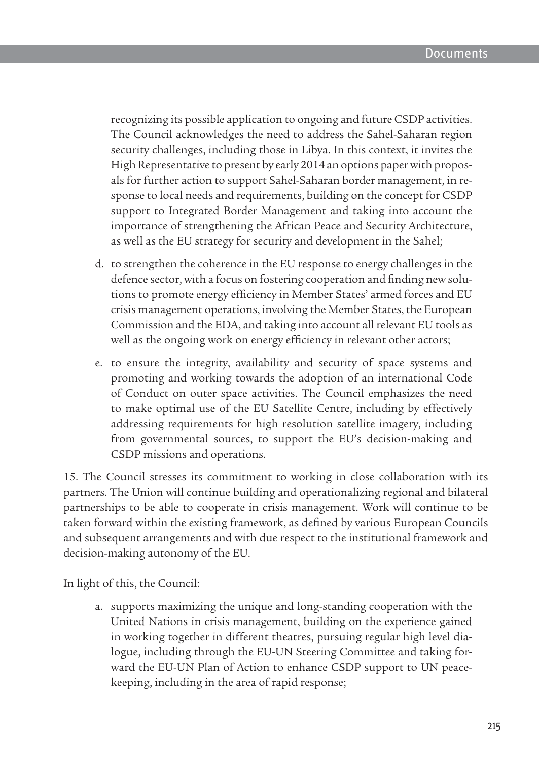recognizing its possible application to ongoing and future CSDP activities. The Council acknowledges the need to address the Sahel-Saharan region security challenges, including those in Libya. In this context, it invites the High Representative to present by early 2014 an options paper with proposals for further action to support Sahel-Saharan border management, in response to local needs and requirements, building on the concept for CSDP support to Integrated Border Management and taking into account the importance of strengthening the African Peace and Security Architecture, as well as the EU strategy for security and development in the Sahel;

d. to strengthen the coherence in the EU response to energy challenges in the defence sector, with a focus on fostering cooperation and finding new solutions to promote energy efficiency in Member States' armed forces and EU crisis management operations, involving the Member States, the European Commission and the EDA, and taking into account all relevant EU tools as well as the ongoing work on energy efficiency in relevant other actors;

e. to ensure the integrity, availability and security of space systems and promoting and working towards the adoption of an international Code of Conduct on outer space activities. The Council emphasizes the need to make optimal use of the EU Satellite Centre, including by effectively addressing requirements for high resolution satellite imagery, including from governmental sources, to support the EU's decision-making and CSDP missions and operations.

15. The Council stresses its commitment to working in close collaboration with its partners. The Union will continue building and operationalizing regional and bilateral partnerships to be able to cooperate in crisis management. Work will continue to be taken forward within the existing framework, as defined by various European Councils and subsequent arrangements and with due respect to the institutional framework and decision-making autonomy of the EU.

In light of this, the Council:

a. supports maximizing the unique and long-standing cooperation with the United Nations in crisis management, building on the experience gained in working together in different theatres, pursuing regular high level dialogue, including through the EU-UN Steering Committee and taking forward the EU-UN Plan of Action to enhance CSDP support to UN peacekeeping, including in the area of rapid response;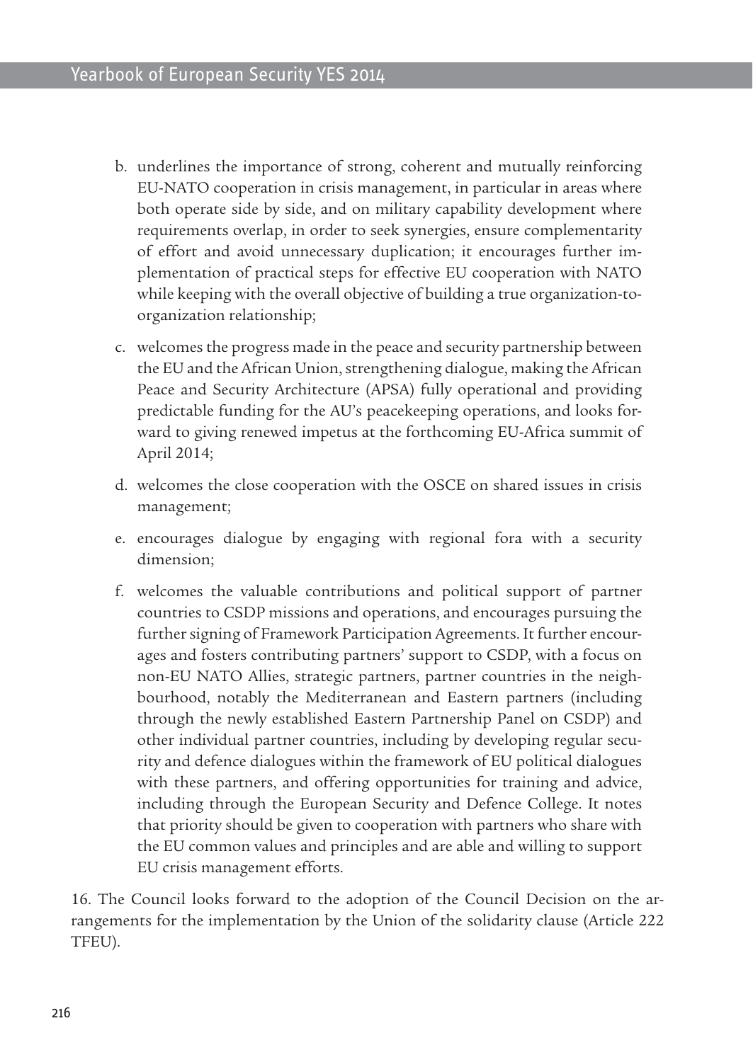b. underlines the importance of strong, coherent and mutually reinforcing EU-NATO cooperation in crisis management, in particular in areas where both operate side by side, and on military capability development where requirements overlap, in order to seek synergies, ensure complementarity of effort and avoid unnecessary duplication; it encourages further implementation of practical steps for effective EU cooperation with NATO while keeping with the overall objective of building a true organization-to-organization relationship;

c. welcomes the progress made in the peace and security partnership between the EU and the African Union, strengthening dialogue, making the African Peace and Security Architecture (APSA) fully operational and providing predictable funding for the AU's peacekeeping operations, and looks forward to giving renewed impetus at the forthcoming EU-Africa summit of April 2014;

d. welcomes the close cooperation with the OSCE on shared issues in crisis management;

e. encourages dialogue by engaging with regional fora with a security dimension;

f. welcomes the valuable contributions and political support of partner countries to CSDP missions and operations, and encourages pursuing the further signing of Framework Participation Agreements. It further encourages and fosters contributing partners' support to CSDP, with a focus on non-EU NATO Allies, strategic partners, partner countries in the neighbourhood, notably the Mediterranean and Eastern partners (including through the newly established Eastern Partnership Panel on CSDP) and other individual partner countries, including by developing regular security and defence dialogues within the framework of EU political dialogues with these partners, and offering opportunities for training and advice, including through the European Security and Defence College. It notes that priority should be given to cooperation with partners who share with the EU common values and principles and are able and willing to support EU crisis management efforts.

16. The Council looks forward to the adoption of the Council Decision on the arrangements for the implementation by the Union of the solidarity clause (Article 222 TFEU).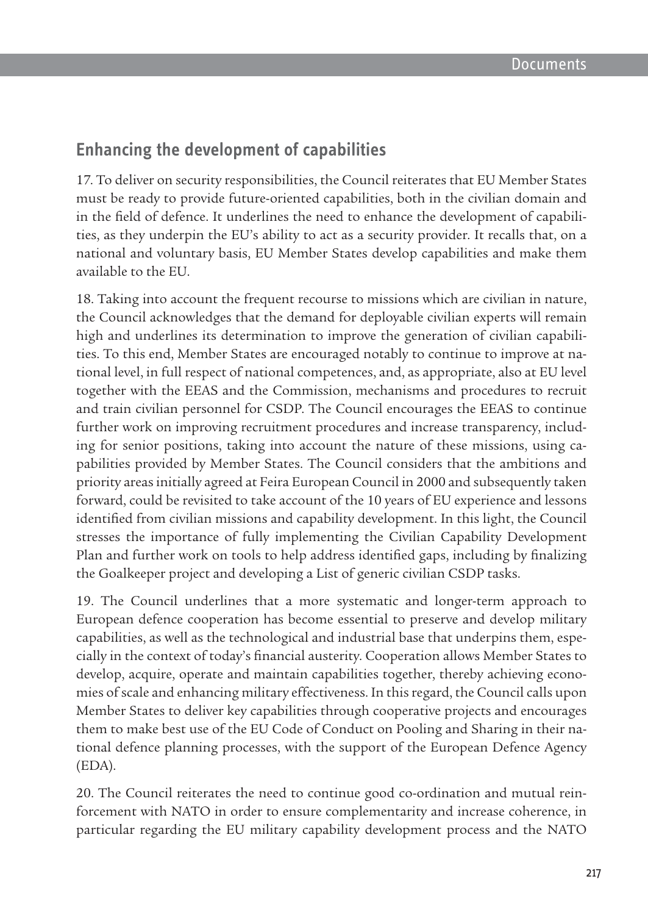## Enhancing the development of capabilities

17. To deliver on security responsibilities, the Council reiterates that EU Member States must be ready to provide future-oriented capabilities, both in the civilian domain and in the field of defence. It underlines the need to enhance the development of capabilities, as they underpin the EU's ability to act as a security provider. It recalls that, on a national and voluntary basis, EU Member States develop capabilities and make them available to the EU.

18. Taking into account the frequent recourse to missions which are civilian in nature, the Council acknowledges that the demand for deployable civilian experts will remain high and underlines its determination to improve the generation of civilian capabilities. To this end, Member States are encouraged notably to continue to improve at national level, in full respect of national competences, and, as appropriate, also at EU level together with the EEAS and the Commission, mechanisms and procedures to recruit and train civilian personnel for CSDP. The Council encourages the EEAS to continue further work on improving recruitment procedures and increase transparency, including for senior positions, taking into account the nature of these missions, using capabilities provided by Member States. The Council considers that the ambitions and priority areas initially agreed at Feira European Council in 2000 and subsequently taken forward, could be revisited to take account of the 10 years of EU experience and lessons identified from civilian missions and capability development. In this light, the Council stresses the importance of fully implementing the Civilian Capability Development Plan and further work on tools to help address identified gaps, including by finalizing the Goalkeeper project and developing a List of generic civilian CSDP tasks.

19. The Council underlines that a more systematic and longer-term approach to European defence cooperation has become essential to preserve and develop military capabilities, as well as the technological and industrial base that underpins them, especially in the context of today's financial austerity. Cooperation allows Member States to develop, acquire, operate and maintain capabilities together, thereby achieving economies of scale and enhancing military effectiveness. In this regard, the Council calls upon Member States to deliver key capabilities through cooperative projects and encourages them to make best use of the EU Code of Conduct on Pooling and Sharing in their national defence planning processes, with the support of the European Defence Agency (EDA).

20. The Council reiterates the need to continue good co-ordination and mutual reinforcement with NATO in order to ensure complementarity and increase coherence, in particular regarding the EU military capability development process and the NATO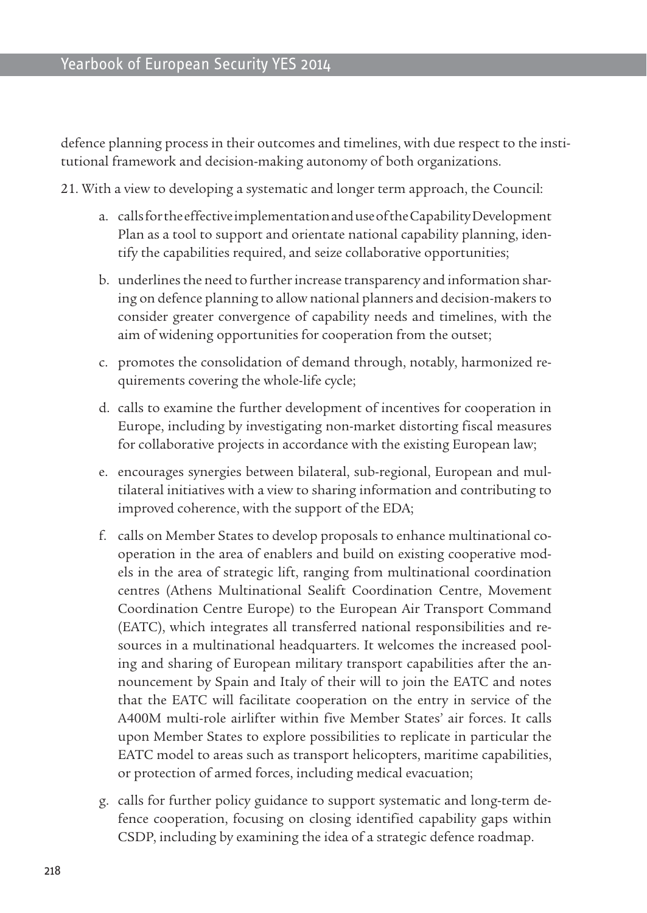defence planning process in their outcomes and timelines, with due respect to the institutional framework and decision-making autonomy of both organizations.

21. With a view to developing a systematic and longer term approach, the Council:

a. calls for the effective implementation and use of the Capability Development Plan as a tool to support and orientate national capability planning, identify the capabilities required, and seize collaborative opportunities;

b. underlines the need to further increase transparency and information sharing on defence planning to allow national planners and decision-makers to consider greater convergence of capability needs and timelines, with the aim of widening opportunities for cooperation from the outset;

c. promotes the consolidation of demand through, notably, harmonized requirements covering the whole-life cycle;

d. calls to examine the further development of incentives for cooperation in Europe, including by investigating non-market distorting fiscal measures for collaborative projects in accordance with the existing European law;

e. encourages synergies between bilateral, sub-regional, European and multilateral initiatives with a view to sharing information and contributing to improved coherence, with the support of the EDA;

f. calls on Member States to develop proposals to enhance multinational cooperation in the area of enablers and build on existing cooperative models in the area of strategic lift, ranging from multinational coordination centres (Athens Multinational Sealift Coordination Centre, Movement Coordination Centre Europe) to the European Air Transport Command (EATC), which integrates all transferred national responsibilities and resources in a multinational headquarters. It welcomes the increased pooling and sharing of European military transport capabilities after the announcement by Spain and Italy of their will to join the EATC and notes that the EATC will facilitate cooperation on the entry in service of the A400M multi-role airlifter within five Member States' air forces. It calls upon Member States to explore possibilities to replicate in particular the EATC model to areas such as transport helicopters, maritime capabilities, or protection of armed forces, including medical evacuation;

g. calls for further policy guidance to support systematic and long-term defence cooperation, focusing on closing identified capability gaps within CSDP, including by examining the idea of a strategic defence roadmap.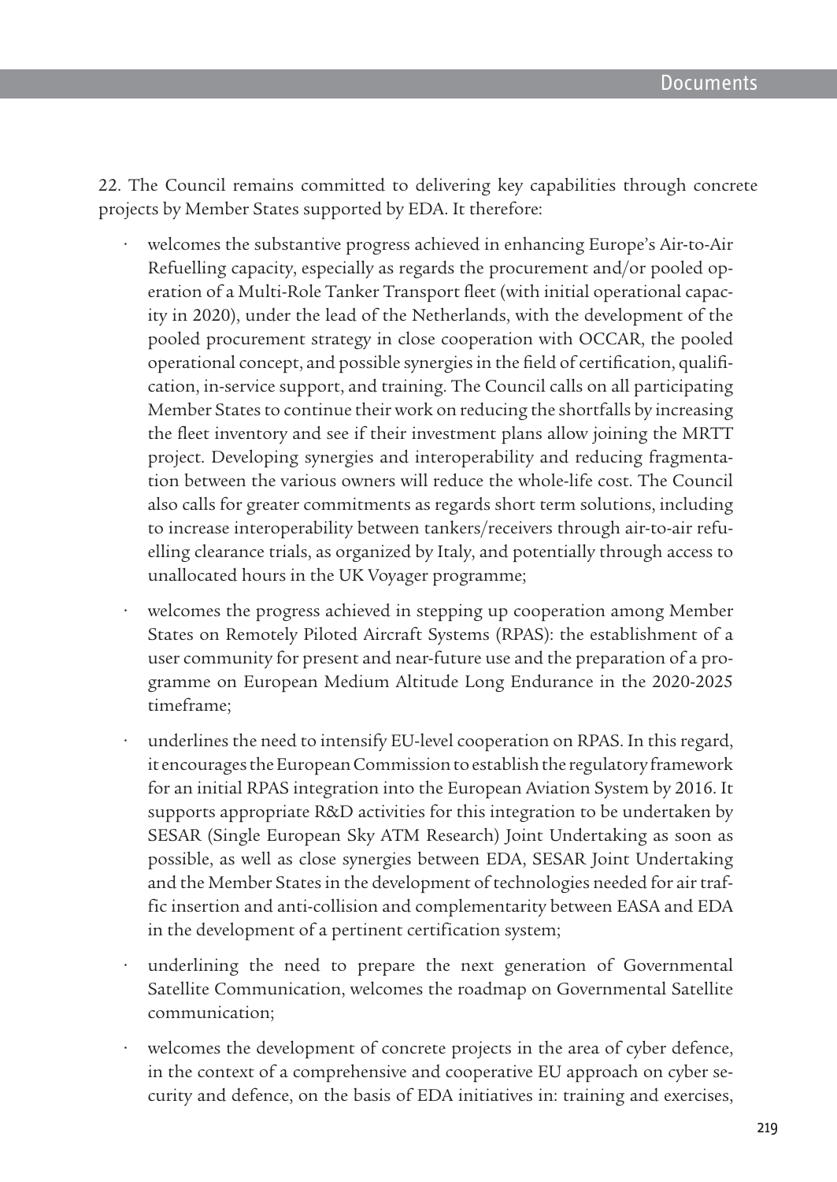22. The Council remains committed to delivering key capabilities through concrete projects by Member States supported by EDA. It therefore:

- welcomes the substantive progress achieved in enhancing Europe's Air-to-Air Refuelling capacity, especially as regards the procurement and/or pooled operation of a Multi-Role Tanker Transport fleet (with initial operational capacity in 2020), under the lead of the Netherlands, with the development of the pooled procurement strategy in close cooperation with OCCAR, the pooled operational concept, and possible synergies in the field of certification, qualification, in-service support, and training. The Council calls on all participating Member States to continue their work on reducing the shortfalls by increasing the fleet inventory and see if their investment plans allow joining the MRTT project. Developing synergies and interoperability and reducing fragmentation between the various owners will reduce the whole-life cost. The Council also calls for greater commitments as regards short term solutions, including to increase interoperability between tankers/receivers through air-to-air refuelling clearance trials, as organized by Italy, and potentially through access to unallocated hours in the UK Voyager programme;

- welcomes the progress achieved in stepping up cooperation among Member States on Remotely Piloted Aircraft Systems (RPAS): the establishment of a user community for present and near-future use and the preparation of a programme on European Medium Altitude Long Endurance in the 2020-2025 timeframe;

- underlines the need to intensify EU-level cooperation on RPAS. In this regard, it encourages the European Commission to establish the regulatory framework for an initial RPAS integration into the European Aviation System by 2016. It supports appropriate R&D activities for this integration to be undertaken by SESAR (Single European Sky ATM Research) Joint Undertaking as soon as possible, as well as close synergies between EDA, SESAR Joint Undertaking and the Member States in the development of technologies needed for air traffic insertion and anti-collision and complementarity between EASA and EDA in the development of a pertinent certification system;

- underlining the need to prepare the next generation of Governmental Satellite Communication, welcomes the roadmap on Governmental Satellite communication;

- welcomes the development of concrete projects in the area of cyber defence, in the context of a comprehensive and cooperative EU approach on cyber security and defence, on the basis of EDA initiatives in: training and exercises,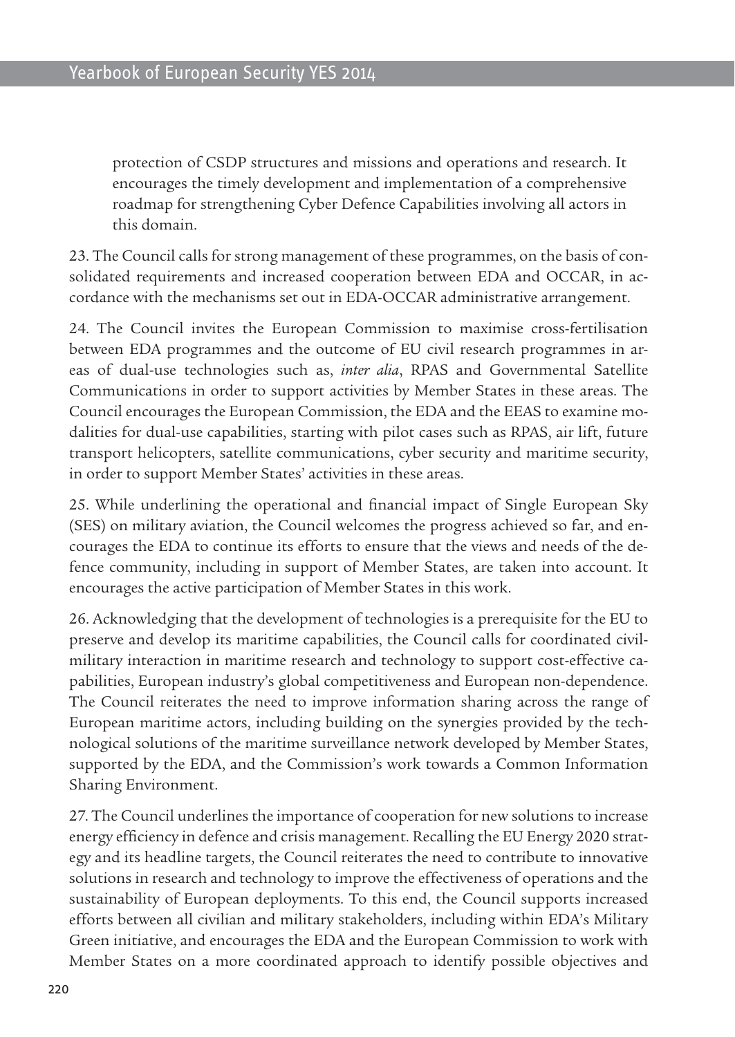protection of CSDP structures and missions and operations and research. It encourages the timely development and implementation of a comprehensive roadmap for strengthening Cyber Defence Capabilities involving all actors in this domain.

23. The Council calls for strong management of these programmes, on the basis of consolidated requirements and increased cooperation between EDA and OCCAR, in accordance with the mechanisms set out in EDA-OCCAR administrative arrangement.

24. The Council invites the European Commission to maximise cross-fertilisation between EDA programmes and the outcome of EU civil research programmes in areas of dual-use technologies such as, *inter alia*, RPAS and Governmental Satellite Communications in order to support activities by Member States in these areas. The Council encourages the European Commission, the EDA and the EEAS to examine modalities for dual-use capabilities, starting with pilot cases such as RPAS, air lift, future transport helicopters, satellite communications, cyber security and maritime security, in order to support Member States' activities in these areas.

25. While underlining the operational and financial impact of Single European Sky (SES) on military aviation, the Council welcomes the progress achieved so far, and encourages the EDA to continue its efforts to ensure that the views and needs of the defence community, including in support of Member States, are taken into account. It encourages the active participation of Member States in this work.

26. Acknowledging that the development of technologies is a prerequisite for the EU to preserve and develop its maritime capabilities, the Council calls for coordinated civil-military interaction in maritime research and technology to support cost-effective capabilities, European industry's global competitiveness and European non-dependence. The Council reiterates the need to improve information sharing across the range of European maritime actors, including building on the synergies provided by the technological solutions of the maritime surveillance network developed by Member States, supported by the EDA, and the Commission's work towards a Common Information Sharing Environment.

27. The Council underlines the importance of cooperation for new solutions to increase energy efficiency in defence and crisis management. Recalling the EU Energy 2020 strategy and its headline targets, the Council reiterates the need to contribute to innovative solutions in research and technology to improve the effectiveness of operations and the sustainability of European deployments. To this end, the Council supports increased efforts between all civilian and military stakeholders, including within EDA's Military Green initiative, and encourages the EDA and the European Commission to work with Member States on a more coordinated approach to identify possible objectives and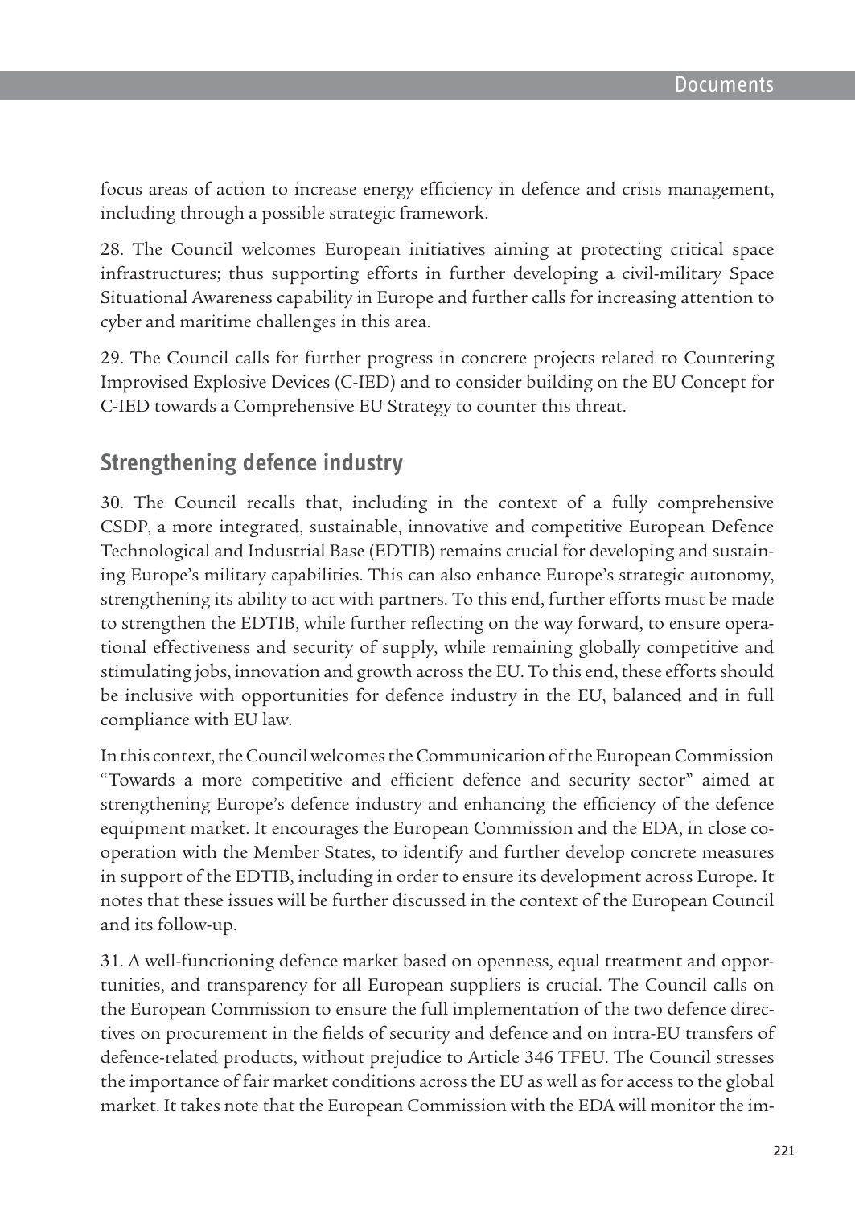focus areas of action to increase energy efficiency in defence and crisis management, including through a possible strategic framework.

28. The Council welcomes European initiatives aiming at protecting critical space infrastructures; thus supporting efforts in further developing a civil-military Space Situational Awareness capability in Europe and further calls for increasing attention to cyber and maritime challenges in this area.

29. The Council calls for further progress in concrete projects related to Countering Improvised Explosive Devices (C-IED) and to consider building on the EU Concept for C-IED towards a Comprehensive EU Strategy to counter this threat.

## Strengthening defence industry

30. The Council recalls that, including in the context of a fully comprehensive CSDP, a more integrated, sustainable, innovative and competitive European Defence Technological and Industrial Base (EDTIB) remains crucial for developing and sustaining Europe's military capabilities. This can also enhance Europe's strategic autonomy, strengthening its ability to act with partners. To this end, further efforts must be made to strengthen the EDTIB, while further reflecting on the way forward, to ensure operational effectiveness and security of supply, while remaining globally competitive and stimulating jobs, innovation and growth across the EU. To this end, these efforts should be inclusive with opportunities for defence industry in the EU, balanced and in full compliance with EU law.

In this context, the Council welcomes the Communication of the European Commission "Towards a more competitive and efficient defence and security sector" aimed at strengthening Europe's defence industry and enhancing the efficiency of the defence equipment market. It encourages the European Commission and the EDA, in close co-operation with the Member States, to identify and further develop concrete measures in support of the EDTIB, including in order to ensure its development across Europe. It notes that these issues will be further discussed in the context of the European Council and its follow-up.

31. A well-functioning defence market based on openness, equal treatment and opportunities, and transparency for all European suppliers is crucial. The Council calls on the European Commission to ensure the full implementation of the two defence directives on procurement in the fields of security and defence and on intra-EU transfers of defence-related products, without prejudice to Article 346 TFEU. The Council stresses the importance of fair market conditions across the EU as well as for access to the global market. It takes note that the European Commission with the EDA will monitor the im-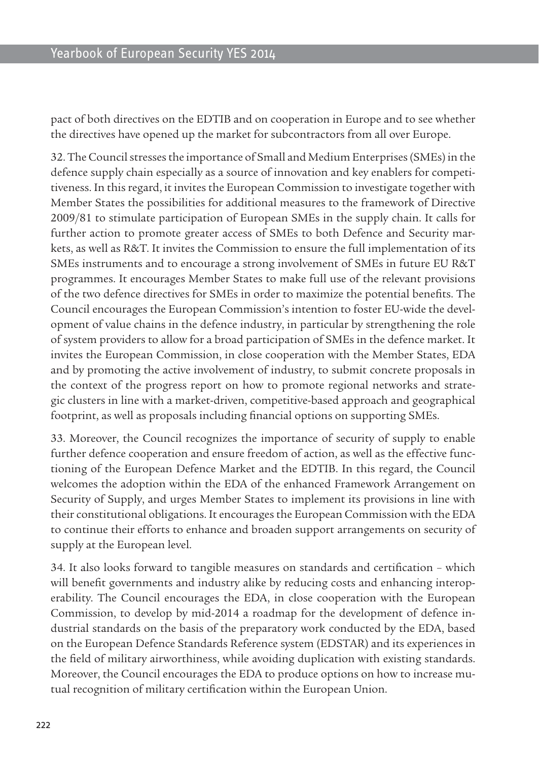pact of both directives on the EDTIB and on cooperation in Europe and to see whether the directives have opened up the market for subcontractors from all over Europe.

32. The Council stresses the importance of Small and Medium Enterprises (SMEs) in the defence supply chain especially as a source of innovation and key enablers for competitiveness. In this regard, it invites the European Commission to investigate together with Member States the possibilities for additional measures to the framework of Directive 2009/81 to stimulate participation of European SMEs in the supply chain. It calls for further action to promote greater access of SMEs to both Defence and Security markets, as well as R&T. It invites the Commission to ensure the full implementation of its SMEs instruments and to encourage a strong involvement of SMEs in future EU R&T programmes. It encourages Member States to make full use of the relevant provisions of the two defence directives for SMEs in order to maximize the potential benefits. The Council encourages the European Commission's intention to foster EU-wide the development of value chains in the defence industry, in particular by strengthening the role of system providers to allow for a broad participation of SMEs in the defence market. It invites the European Commission, in close cooperation with the Member States, EDA and by promoting the active involvement of industry, to submit concrete proposals in the context of the progress report on how to promote regional networks and strategic clusters in line with a market-driven, competitive-based approach and geographical footprint, as well as proposals including financial options on supporting SMEs.

33. Moreover, the Council recognizes the importance of security of supply to enable further defence cooperation and ensure freedom of action, as well as the effective functioning of the European Defence Market and the EDTIB. In this regard, the Council welcomes the adoption within the EDA of the enhanced Framework Arrangement on Security of Supply, and urges Member States to implement its provisions in line with their constitutional obligations. It encourages the European Commission with the EDA to continue their efforts to enhance and broaden support arrangements on security of supply at the European level.

34. It also looks forward to tangible measures on standards and certification – which will benefit governments and industry alike by reducing costs and enhancing interoperability. The Council encourages the EDA, in close cooperation with the European Commission, to develop by mid-2014 a roadmap for the development of defence industrial standards on the basis of the preparatory work conducted by the EDA, based on the European Defence Standards Reference system (EDSTAR) and its experiences in the field of military airworthiness, while avoiding duplication with existing standards. Moreover, the Council encourages the EDA to produce options on how to increase mutual recognition of military certification within the European Union.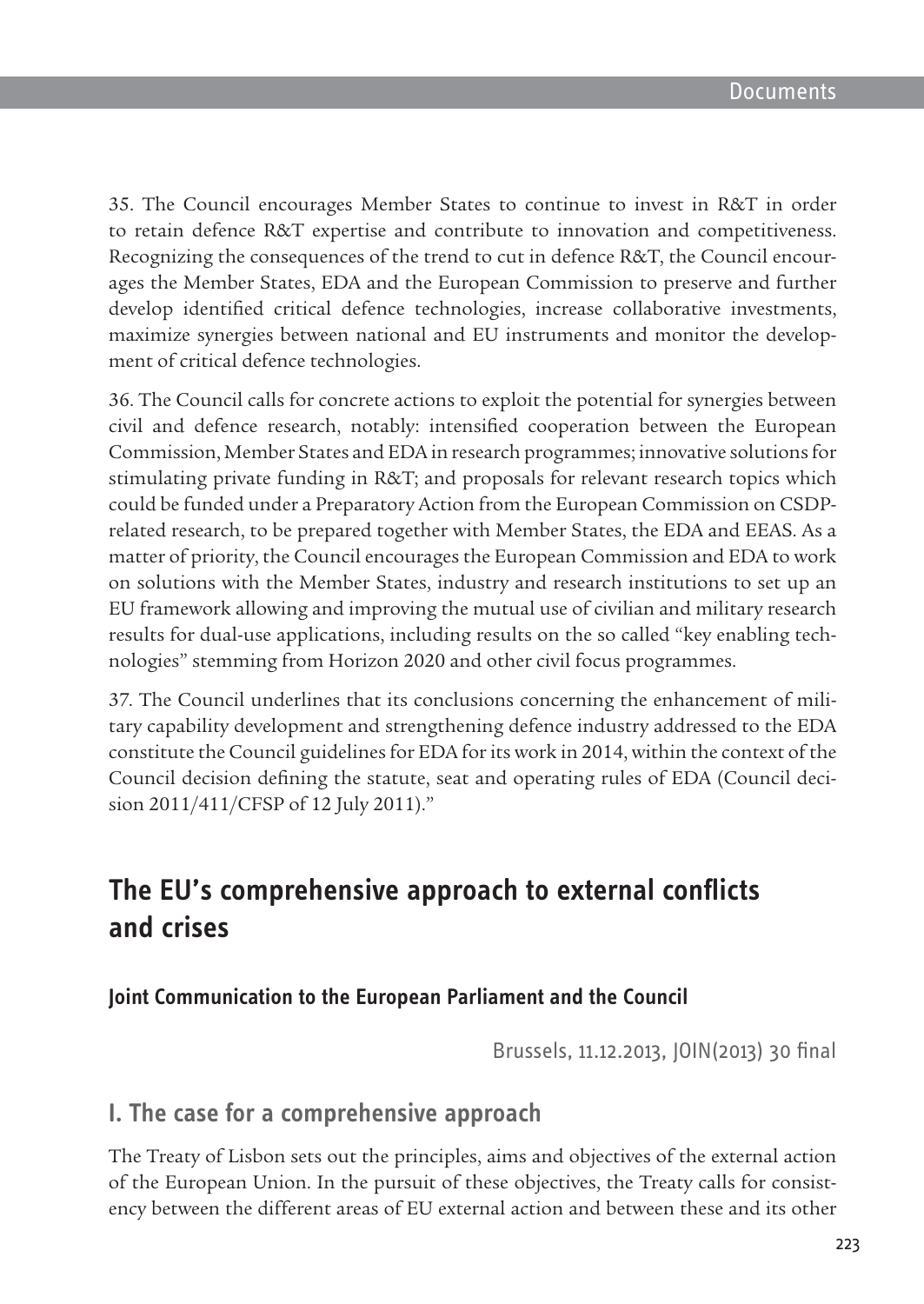35. The Council encourages Member States to continue to invest in R&T in order to retain defence R&T expertise and contribute to innovation and competitiveness. Recognizing the consequences of the trend to cut in defence R&T, the Council encourages the Member States, EDA and the European Commission to preserve and further develop identified critical defence technologies, increase collaborative investments, maximize synergies between national and EU instruments and monitor the development of critical defence technologies.

36. The Council calls for concrete actions to exploit the potential for synergies between civil and defence research, notably: intensified cooperation between the European Commission, Member States and EDA in research programmes; innovative solutions for stimulating private funding in R&T; and proposals for relevant research topics which could be funded under a Preparatory Action from the European Commission on CSDP-related research, to be prepared together with Member States, the EDA and EEAS. As a matter of priority, the Council encourages the European Commission and EDA to work on solutions with the Member States, industry and research institutions to set up an EU framework allowing and improving the mutual use of civilian and military research results for dual-use applications, including results on the so called "key enabling technologies" stemming from Horizon 2020 and other civil focus programmes.

37. The Council underlines that its conclusions concerning the enhancement of military capability development and strengthening defence industry addressed to the EDA constitute the Council guidelines for EDA for its work in 2014, within the context of the Council decision defining the statute, seat and operating rules of EDA (Council decision 2011/411/CFSP of 12 July 2011)."

## The EU's comprehensive approach to external conflicts and crises

### Joint Communication to the European Parliament and the Council

Brussels, 11.12.2013, JOIN(2013) 30 final

### I. The case for a comprehensive approach

The Treaty of Lisbon sets out the principles, aims and objectives of the external action of the European Union. In the pursuit of these objectives, the Treaty calls for consistency between the different areas of EU external action and between these and its other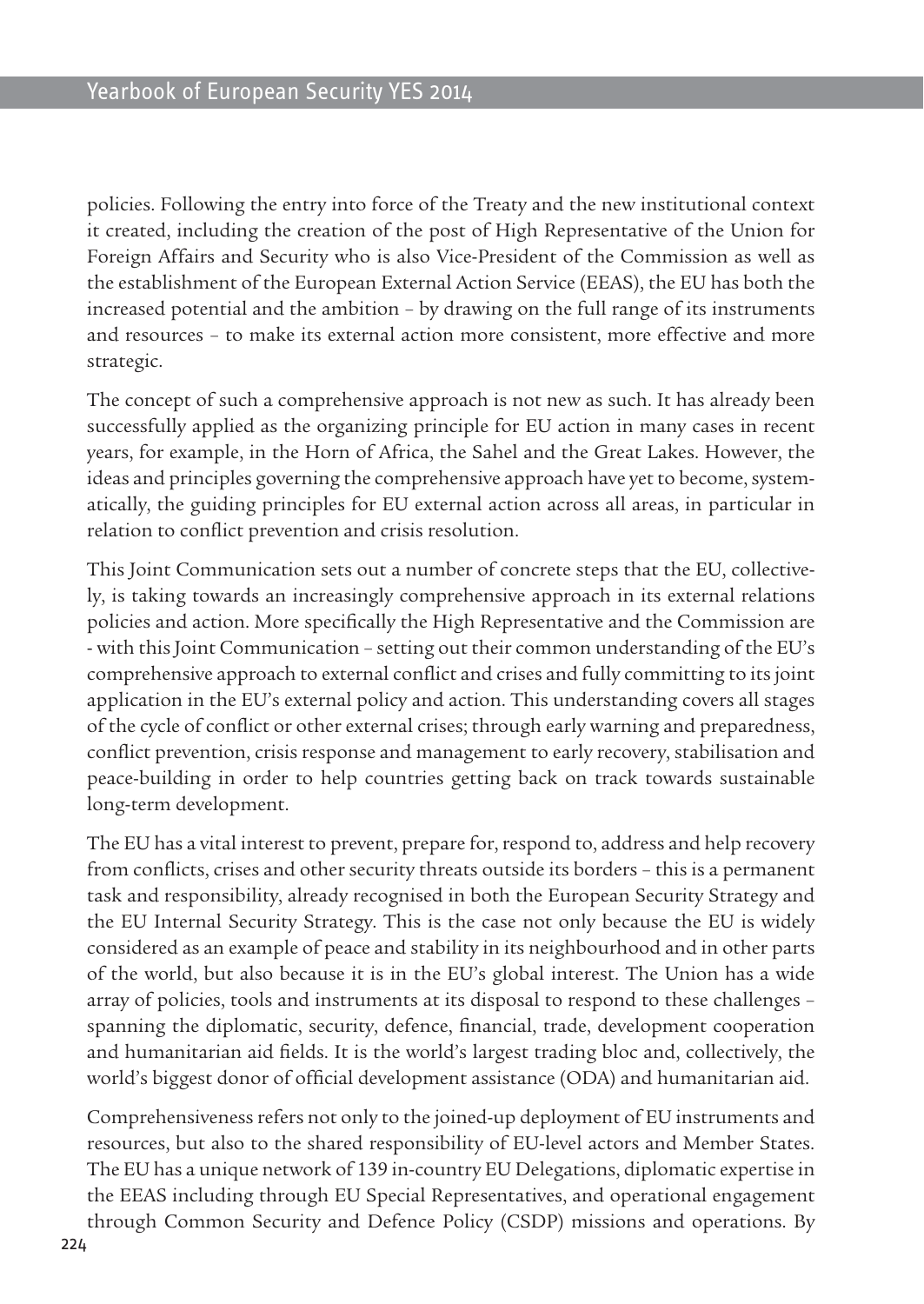policies. Following the entry into force of the Treaty and the new institutional context it created, including the creation of the post of High Representative of the Union for Foreign Affairs and Security who is also Vice-President of the Commission as well as the establishment of the European External Action Service (EEAS), the EU has both the increased potential and the ambition – by drawing on the full range of its instruments and resources – to make its external action more consistent, more effective and more strategic.

The concept of such a comprehensive approach is not new as such. It has already been successfully applied as the organizing principle for EU action in many cases in recent years, for example, in the Horn of Africa, the Sahel and the Great Lakes. However, the ideas and principles governing the comprehensive approach have yet to become, systematically, the guiding principles for EU external action across all areas, in particular in relation to conflict prevention and crisis resolution.

This Joint Communication sets out a number of concrete steps that the EU, collectively, is taking towards an increasingly comprehensive approach in its external relations policies and action. More specifically the High Representative and the Commission are - with this Joint Communication – setting out their common understanding of the EU's comprehensive approach to external conflict and crises and fully committing to its joint application in the EU's external policy and action. This understanding covers all stages of the cycle of conflict or other external crises; through early warning and preparedness, conflict prevention, crisis response and management to early recovery, stabilisation and peace-building in order to help countries getting back on track towards sustainable long-term development.

The EU has a vital interest to prevent, prepare for, respond to, address and help recovery from conflicts, crises and other security threats outside its borders – this is a permanent task and responsibility, already recognised in both the European Security Strategy and the EU Internal Security Strategy. This is the case not only because the EU is widely considered as an example of peace and stability in its neighbourhood and in other parts of the world, but also because it is in the EU's global interest. The Union has a wide array of policies, tools and instruments at its disposal to respond to these challenges – spanning the diplomatic, security, defence, financial, trade, development cooperation and humanitarian aid fields. It is the world's largest trading bloc and, collectively, the world's biggest donor of official development assistance (ODA) and humanitarian aid.

Comprehensiveness refers not only to the joined-up deployment of EU instruments and resources, but also to the shared responsibility of EU-level actors and Member States. The EU has a unique network of 139 in-country EU Delegations, diplomatic expertise in the EEAS including through EU Special Representatives, and operational engagement through Common Security and Defence Policy (CSDP) missions and operations. By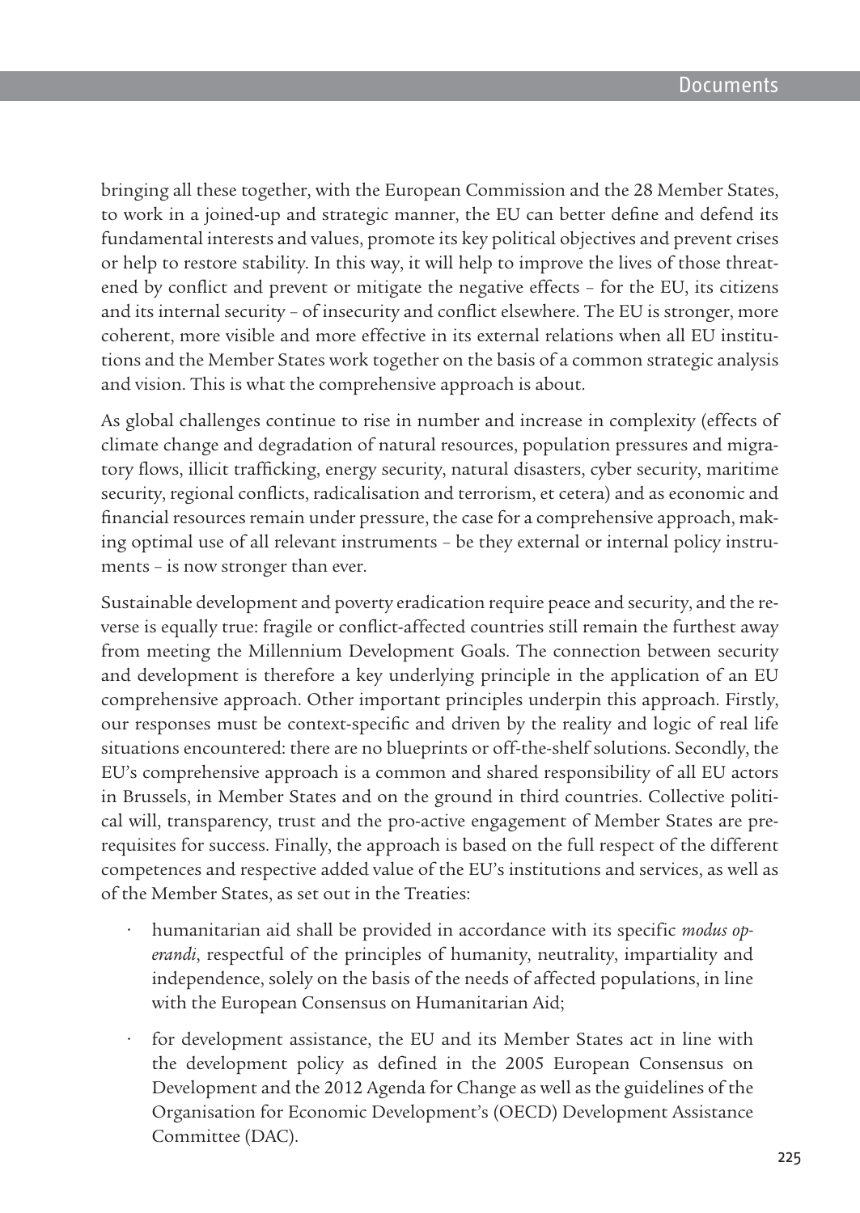bringing all these together, with the European Commission and the 28 Member States, to work in a joined-up and strategic manner, the EU can better define and defend its fundamental interests and values, promote its key political objectives and prevent crises or help to restore stability. In this way, it will help to improve the lives of those threatened by conflict and prevent or mitigate the negative effects – for the EU, its citizens and its internal security – of insecurity and conflict elsewhere. The EU is stronger, more coherent, more visible and more effective in its external relations when all EU institutions and the Member States work together on the basis of a common strategic analysis and vision. This is what the comprehensive approach is about.

As global challenges continue to rise in number and increase in complexity (effects of climate change and degradation of natural resources, population pressures and migratory flows, illicit trafficking, energy security, natural disasters, cyber security, maritime security, regional conflicts, radicalisation and terrorism, et cetera) and as economic and financial resources remain under pressure, the case for a comprehensive approach, making optimal use of all relevant instruments – be they external or internal policy instruments – is now stronger than ever.

Sustainable development and poverty eradication require peace and security, and the reverse is equally true: fragile or conflict-affected countries still remain the furthest away from meeting the Millennium Development Goals. The connection between security and development is therefore a key underlying principle in the application of an EU comprehensive approach. Other important principles underpin this approach. Firstly, our responses must be context-specific and driven by the reality and logic of real life situations encountered: there are no blueprints or off-the-shelf solutions. Secondly, the EU's comprehensive approach is a common and shared responsibility of all EU actors in Brussels, in Member States and on the ground in third countries. Collective political will, transparency, trust and the pro-active engagement of Member States are prerequisites for success. Finally, the approach is based on the full respect of the different competences and respective added value of the EU's institutions and services, as well as of the Member States, as set out in the Treaties:

- humanitarian aid shall be provided in accordance with its specific *modus operandi*, respectful of the principles of humanity, neutrality, impartiality and independence, solely on the basis of the needs of affected populations, in line with the European Consensus on Humanitarian Aid;
- for development assistance, the EU and its Member States act in line with the development policy as defined in the 2005 European Consensus on Development and the 2012 Agenda for Change as well as the guidelines of the Organisation for Economic Development's (OECD) Development Assistance Committee (DAC).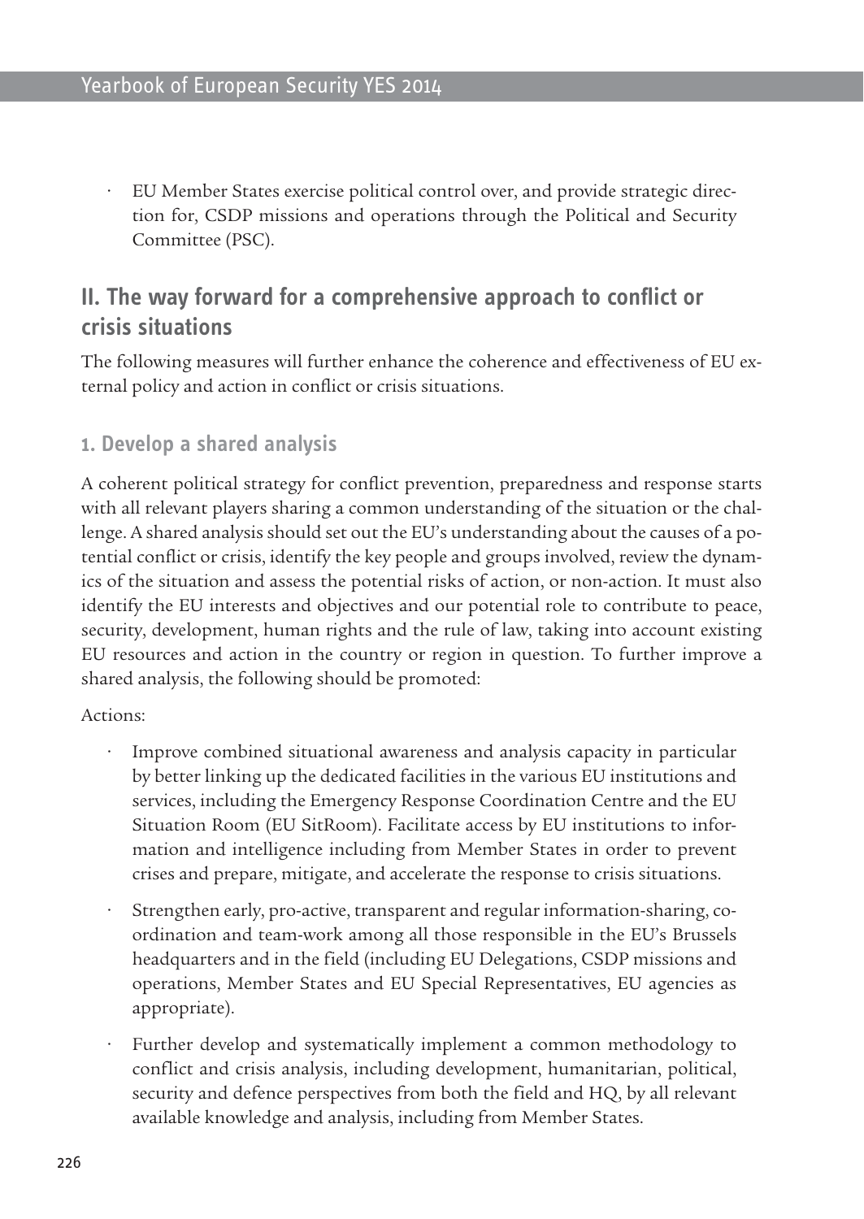- EU Member States exercise political control over, and provide strategic direction for, CSDP missions and operations through the Political and Security Committee (PSC).

## II. The way forward for a comprehensive approach to conflict or crisis situations

The following measures will further enhance the coherence and effectiveness of EU external policy and action in conflict or crisis situations.

### 1. Develop a shared analysis

A coherent political strategy for conflict prevention, preparedness and response starts with all relevant players sharing a common understanding of the situation or the challenge. A shared analysis should set out the EU's understanding about the causes of a potential conflict or crisis, identify the key people and groups involved, review the dynamics of the situation and assess the potential risks of action, or non-action. It must also identify the EU interests and objectives and our potential role to contribute to peace, security, development, human rights and the rule of law, taking into account existing EU resources and action in the country or region in question. To further improve a shared analysis, the following should be promoted:

Actions:

- Improve combined situational awareness and analysis capacity in particular by better linking up the dedicated facilities in the various EU institutions and services, including the Emergency Response Coordination Centre and the EU Situation Room (EU SitRoom). Facilitate access by EU institutions to information and intelligence including from Member States in order to prevent crises and prepare, mitigate, and accelerate the response to crisis situations.
- Strengthen early, pro-active, transparent and regular information-sharing, coordination and team-work among all those responsible in the EU's Brussels headquarters and in the field (including EU Delegations, CSDP missions and operations, Member States and EU Special Representatives, EU agencies as appropriate).
- Further develop and systematically implement a common methodology to conflict and crisis analysis, including development, humanitarian, political, security and defence perspectives from both the field and HQ, by all relevant available knowledge and analysis, including from Member States.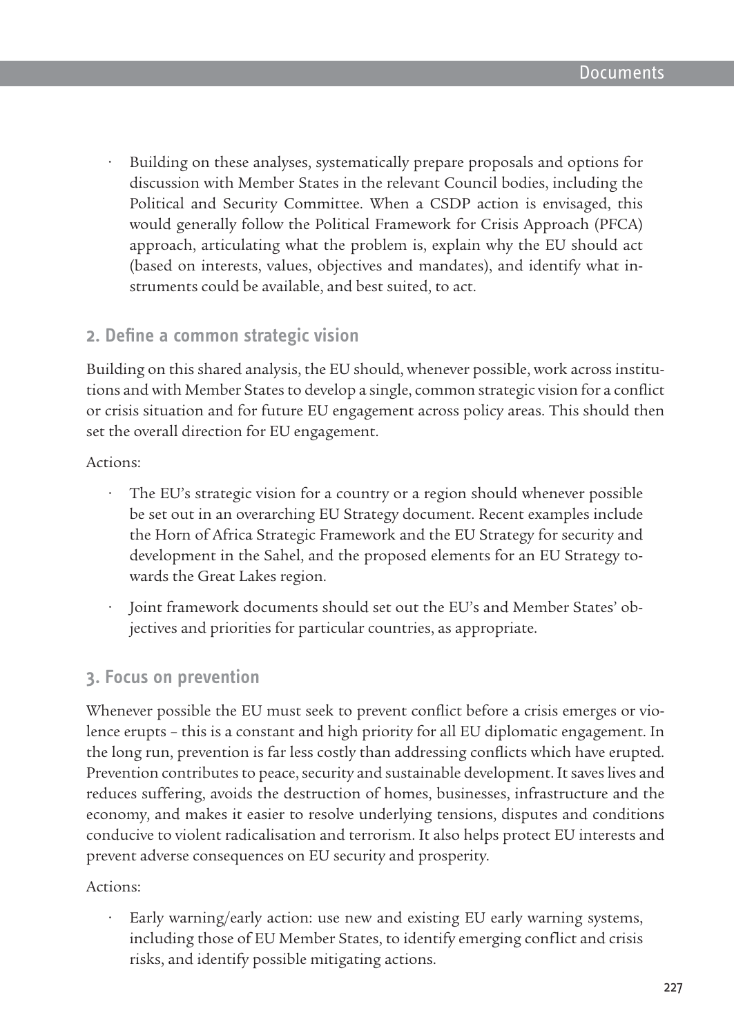- Building on these analyses, systematically prepare proposals and options for discussion with Member States in the relevant Council bodies, including the Political and Security Committee. When a CSDP action is envisaged, this would generally follow the Political Framework for Crisis Approach (PFCA) approach, articulating what the problem is, explain why the EU should act (based on interests, values, objectives and mandates), and identify what instruments could be available, and best suited, to act.

## 2. Define a common strategic vision

Building on this shared analysis, the EU should, whenever possible, work across institutions and with Member States to develop a single, common strategic vision for a conflict or crisis situation and for future EU engagement across policy areas. This should then set the overall direction for EU engagement.

Actions:

- The EU's strategic vision for a country or a region should whenever possible be set out in an overarching EU Strategy document. Recent examples include the Horn of Africa Strategic Framework and the EU Strategy for security and development in the Sahel, and the proposed elements for an EU Strategy towards the Great Lakes region.
- Joint framework documents should set out the EU's and Member States' objectives and priorities for particular countries, as appropriate.

## 3. Focus on prevention

Whenever possible the EU must seek to prevent conflict before a crisis emerges or violence erupts – this is a constant and high priority for all EU diplomatic engagement. In the long run, prevention is far less costly than addressing conflicts which have erupted. Prevention contributes to peace, security and sustainable development. It saves lives and reduces suffering, avoids the destruction of homes, businesses, infrastructure and the economy, and makes it easier to resolve underlying tensions, disputes and conditions conducive to violent radicalisation and terrorism. It also helps protect EU interests and prevent adverse consequences on EU security and prosperity.

Actions:

- Early warning/early action: use new and existing EU early warning systems, including those of EU Member States, to identify emerging conflict and crisis risks, and identify possible mitigating actions.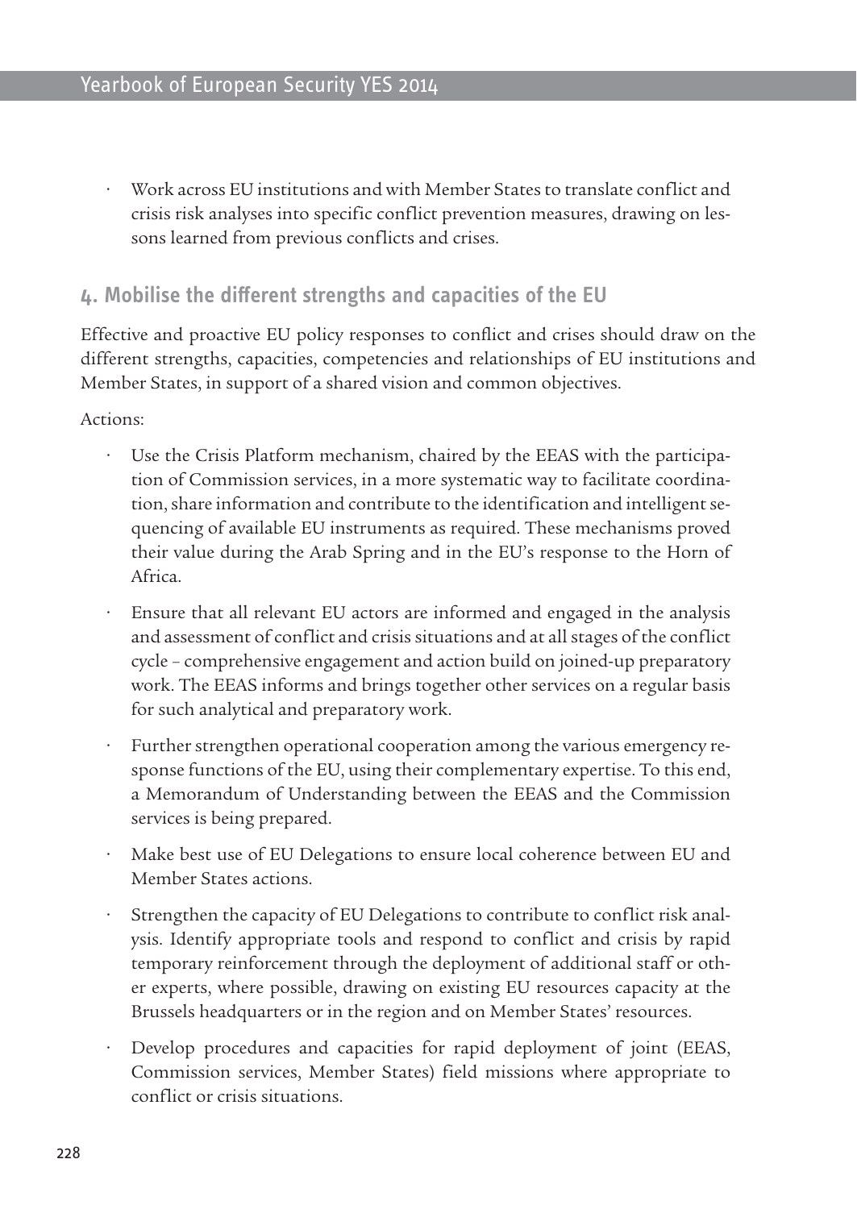- Work across EU institutions and with Member States to translate conflict and crisis risk analyses into specific conflict prevention measures, drawing on lessons learned from previous conflicts and crises.

## 4. Mobilise the different strengths and capacities of the EU

Effective and proactive EU policy responses to conflict and crises should draw on the different strengths, capacities, competencies and relationships of EU institutions and Member States, in support of a shared vision and common objectives.

Actions:

- Use the Crisis Platform mechanism, chaired by the EEAS with the participation of Commission services, in a more systematic way to facilitate coordination, share information and contribute to the identification and intelligent sequencing of available EU instruments as required. These mechanisms proved their value during the Arab Spring and in the EU's response to the Horn of Africa.
- Ensure that all relevant EU actors are informed and engaged in the analysis and assessment of conflict and crisis situations and at all stages of the conflict cycle – comprehensive engagement and action build on joined-up preparatory work. The EEAS informs and brings together other services on a regular basis for such analytical and preparatory work.
- Further strengthen operational cooperation among the various emergency response functions of the EU, using their complementary expertise. To this end, a Memorandum of Understanding between the EEAS and the Commission services is being prepared.
- Make best use of EU Delegations to ensure local coherence between EU and Member States actions.
- Strengthen the capacity of EU Delegations to contribute to conflict risk analysis. Identify appropriate tools and respond to conflict and crisis by rapid temporary reinforcement through the deployment of additional staff or other experts, where possible, drawing on existing EU resources capacity at the Brussels headquarters or in the region and on Member States' resources.
- Develop procedures and capacities for rapid deployment of joint (EEAS, Commission services, Member States) field missions where appropriate to conflict or crisis situations.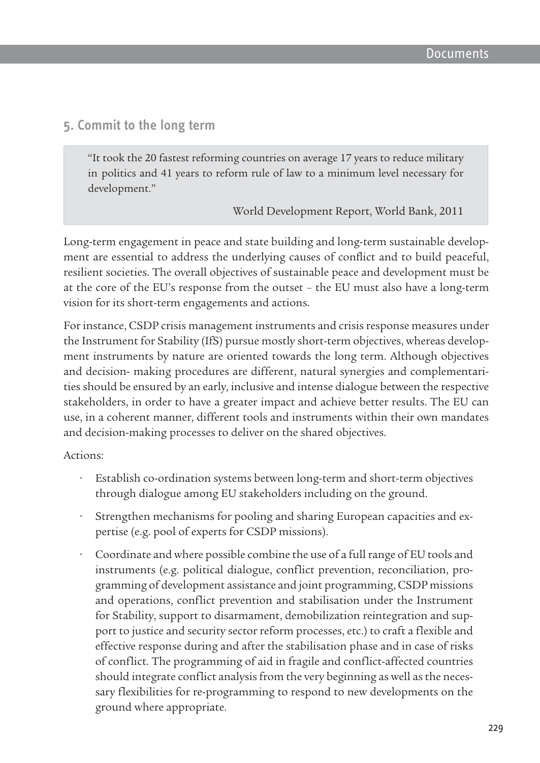## 5. Commit to the long term

> "It took the 20 fastest reforming countries on average 17 years to reduce military in politics and 41 years to reform rule of law to a minimum level necessary for development."
>
> World Development Report, World Bank, 2011

Long-term engagement in peace and state building and long-term sustainable development are essential to address the underlying causes of conflict and to build peaceful, resilient societies. The overall objectives of sustainable peace and development must be at the core of the EU's response from the outset – the EU must also have a long-term vision for its short-term engagements and actions.

For instance, CSDP crisis management instruments and crisis response measures under the Instrument for Stability (IfS) pursue mostly short-term objectives, whereas development instruments by nature are oriented towards the long term. Although objectives and decision- making procedures are different, natural synergies and complementarities should be ensured by an early, inclusive and intense dialogue between the respective stakeholders, in order to have a greater impact and achieve better results. The EU can use, in a coherent manner, different tools and instruments within their own mandates and decision-making processes to deliver on the shared objectives.

Actions:

- Establish co-ordination systems between long-term and short-term objectives through dialogue among EU stakeholders including on the ground.
- Strengthen mechanisms for pooling and sharing European capacities and expertise (e.g. pool of experts for CSDP missions).
- Coordinate and where possible combine the use of a full range of EU tools and instruments (e.g. political dialogue, conflict prevention, reconciliation, programming of development assistance and joint programming, CSDP missions and operations, conflict prevention and stabilisation under the Instrument for Stability, support to disarmament, demobilization reintegration and support to justice and security sector reform processes, etc.) to craft a flexible and effective response during and after the stabilisation phase and in case of risks of conflict. The programming of aid in fragile and conflict-affected countries should integrate conflict analysis from the very beginning as well as the necessary flexibilities for re-programming to respond to new developments on the ground where appropriate.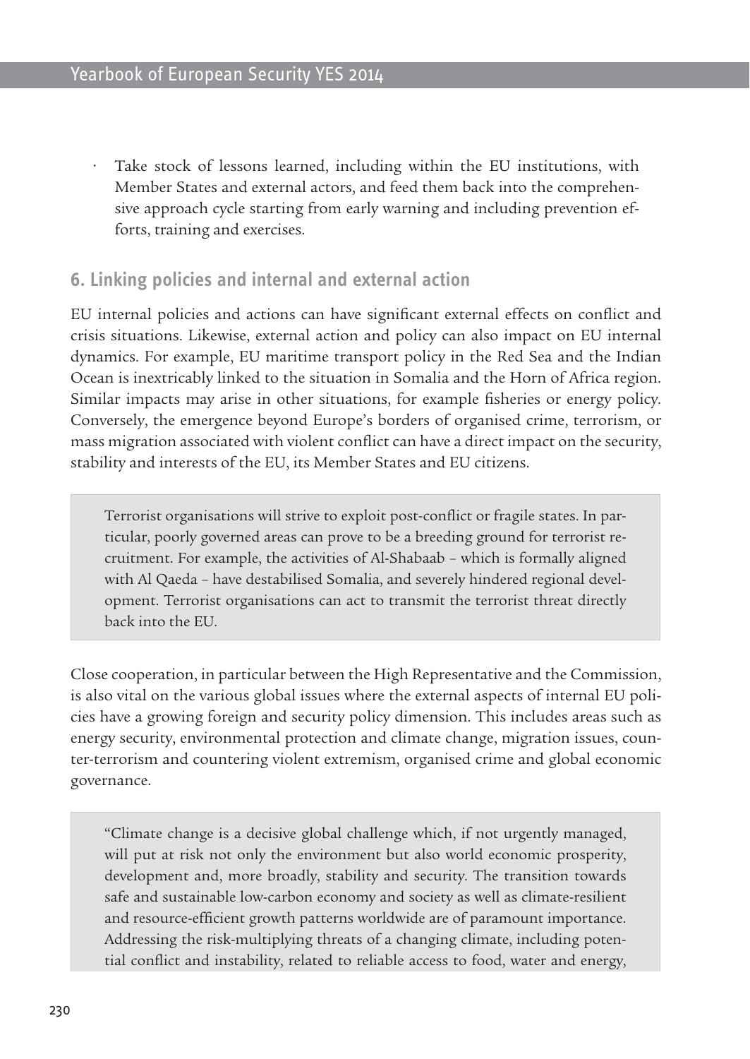- Take stock of lessons learned, including within the EU institutions, with Member States and external actors, and feed them back into the comprehensive approach cycle starting from early warning and including prevention efforts, training and exercises.

## 6. Linking policies and internal and external action

EU internal policies and actions can have significant external effects on conflict and crisis situations. Likewise, external action and policy can also impact on EU internal dynamics. For example, EU maritime transport policy in the Red Sea and the Indian Ocean is inextricably linked to the situation in Somalia and the Horn of Africa region. Similar impacts may arise in other situations, for example fisheries or energy policy. Conversely, the emergence beyond Europe's borders of organised crime, terrorism, or mass migration associated with violent conflict can have a direct impact on the security, stability and interests of the EU, its Member States and EU citizens.

> Terrorist organisations will strive to exploit post-conflict or fragile states. In particular, poorly governed areas can prove to be a breeding ground for terrorist recruitment. For example, the activities of Al-Shabaab – which is formally aligned with Al Qaeda – have destabilised Somalia, and severely hindered regional development. Terrorist organisations can act to transmit the terrorist threat directly back into the EU.

Close cooperation, in particular between the High Representative and the Commission, is also vital on the various global issues where the external aspects of internal EU policies have a growing foreign and security policy dimension. This includes areas such as energy security, environmental protection and climate change, migration issues, counter-terrorism and countering violent extremism, organised crime and global economic governance.

> "Climate change is a decisive global challenge which, if not urgently managed, will put at risk not only the environment but also world economic prosperity, development and, more broadly, stability and security. The transition towards safe and sustainable low-carbon economy and society as well as climate-resilient and resource-efficient growth patterns worldwide are of paramount importance. Addressing the risk-multiplying threats of a changing climate, including potential conflict and instability, related to reliable access to food, water and energy,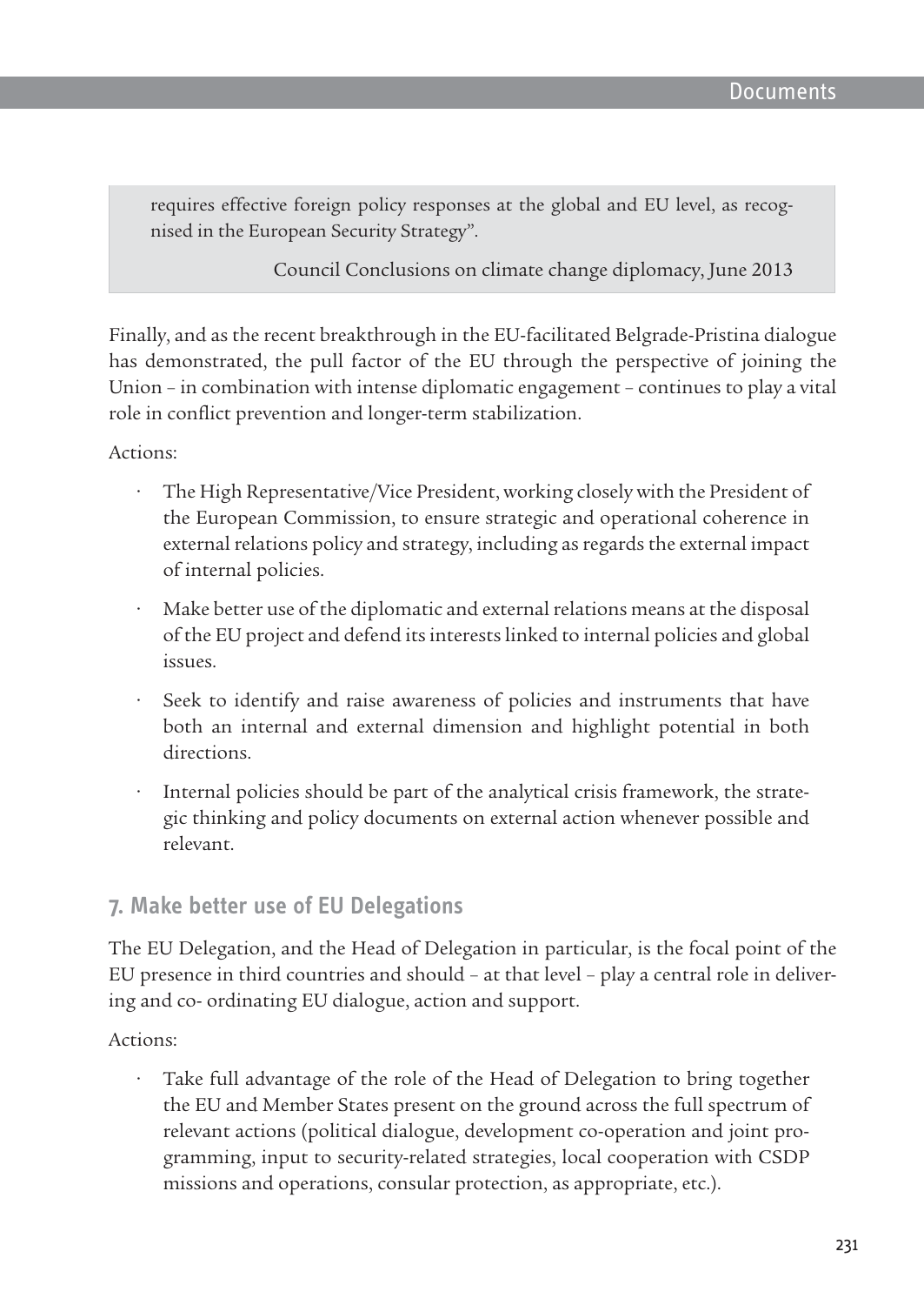> requires effective foreign policy responses at the global and EU level, as recognised in the European Security Strategy".
>
> Council Conclusions on climate change diplomacy, June 2013

Finally, and as the recent breakthrough in the EU-facilitated Belgrade-Pristina dialogue has demonstrated, the pull factor of the EU through the perspective of joining the Union – in combination with intense diplomatic engagement – continues to play a vital role in conflict prevention and longer-term stabilization.

Actions:

- The High Representative/Vice President, working closely with the President of the European Commission, to ensure strategic and operational coherence in external relations policy and strategy, including as regards the external impact of internal policies.
- Make better use of the diplomatic and external relations means at the disposal of the EU project and defend its interests linked to internal policies and global issues.
- Seek to identify and raise awareness of policies and instruments that have both an internal and external dimension and highlight potential in both directions.
- Internal policies should be part of the analytical crisis framework, the strategic thinking and policy documents on external action whenever possible and relevant.

## 7. Make better use of EU Delegations

The EU Delegation, and the Head of Delegation in particular, is the focal point of the EU presence in third countries and should – at that level – play a central role in delivering and co- ordinating EU dialogue, action and support.

Actions:

- Take full advantage of the role of the Head of Delegation to bring together the EU and Member States present on the ground across the full spectrum of relevant actions (political dialogue, development co-operation and joint programming, input to security-related strategies, local cooperation with CSDP missions and operations, consular protection, as appropriate, etc.).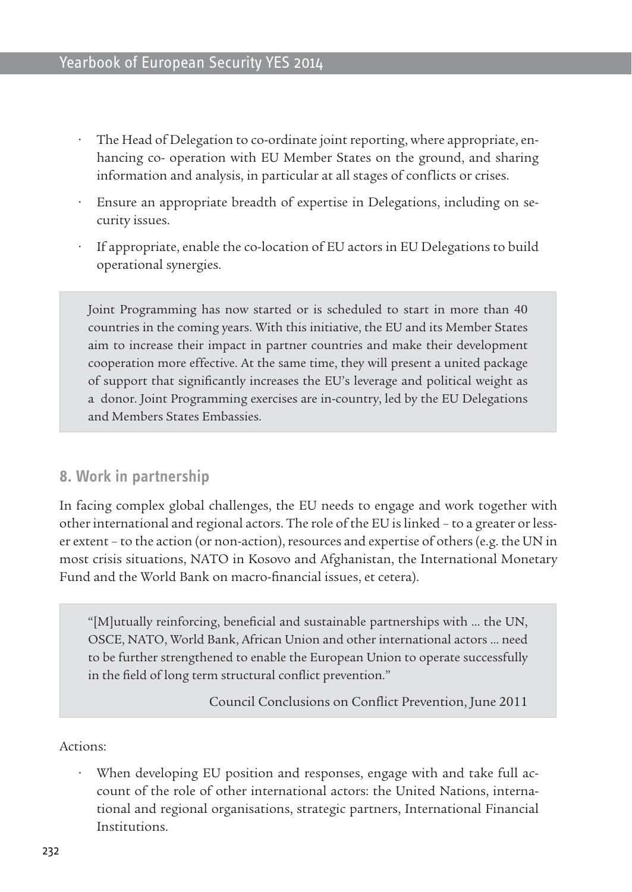- The Head of Delegation to co-ordinate joint reporting, where appropriate, enhancing co- operation with EU Member States on the ground, and sharing information and analysis, in particular at all stages of conflicts or crises.
- Ensure an appropriate breadth of expertise in Delegations, including on security issues.
- If appropriate, enable the co-location of EU actors in EU Delegations to build operational synergies.

> Joint Programming has now started or is scheduled to start in more than 40 countries in the coming years. With this initiative, the EU and its Member States aim to increase their impact in partner countries and make their development cooperation more effective. At the same time, they will present a united package of support that significantly increases the EU's leverage and political weight as a donor. Joint Programming exercises are in-country, led by the EU Delegations and Members States Embassies.

## 8. Work in partnership

In facing complex global challenges, the EU needs to engage and work together with other international and regional actors. The role of the EU is linked – to a greater or lesser extent – to the action (or non-action), resources and expertise of others (e.g. the UN in most crisis situations, NATO in Kosovo and Afghanistan, the International Monetary Fund and the World Bank on macro-financial issues, et cetera).

> "[M]utually reinforcing, beneficial and sustainable partnerships with ... the UN, OSCE, NATO, World Bank, African Union and other international actors ... need to be further strengthened to enable the European Union to operate successfully in the field of long term structural conflict prevention."
>
> Council Conclusions on Conflict Prevention, June 2011

Actions:

- When developing EU position and responses, engage with and take full account of the role of other international actors: the United Nations, international and regional organisations, strategic partners, International Financial Institutions.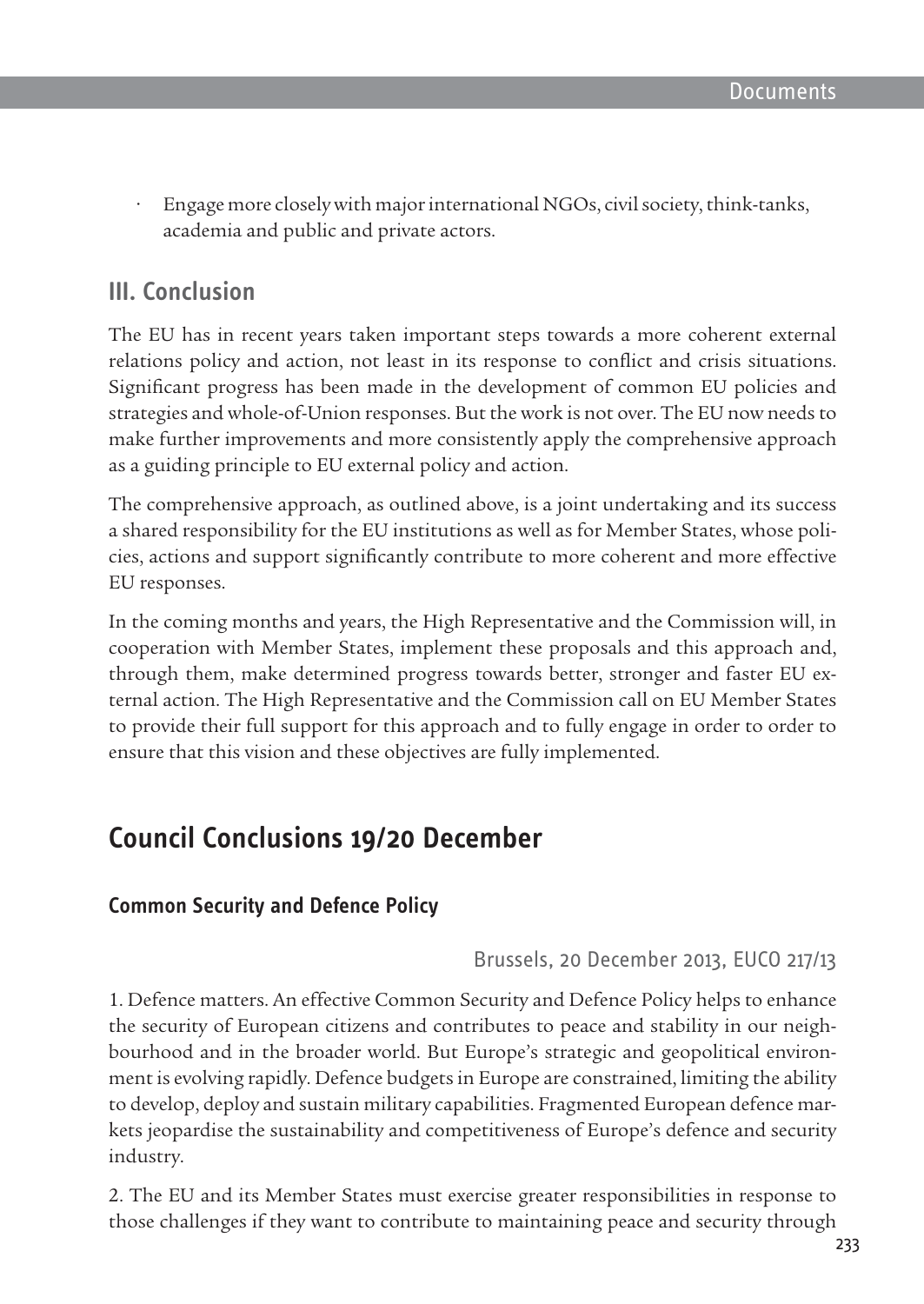- Engage more closely with major international NGOs, civil society, think-tanks, academia and public and private actors.

## III. Conclusion

The EU has in recent years taken important steps towards a more coherent external relations policy and action, not least in its response to conflict and crisis situations. Significant progress has been made in the development of common EU policies and strategies and whole-of-Union responses. But the work is not over. The EU now needs to make further improvements and more consistently apply the comprehensive approach as a guiding principle to EU external policy and action.

The comprehensive approach, as outlined above, is a joint undertaking and its success a shared responsibility for the EU institutions as well as for Member States, whose policies, actions and support significantly contribute to more coherent and more effective EU responses.

In the coming months and years, the High Representative and the Commission will, in cooperation with Member States, implement these proposals and this approach and, through them, make determined progress towards better, stronger and faster EU external action. The High Representative and the Commission call on EU Member States to provide their full support for this approach and to fully engage in order to order to ensure that this vision and these objectives are fully implemented.

# Council Conclusions 19/20 December

### Common Security and Defence Policy

Brussels, 20 December 2013, EUCO 217/13

1. Defence matters. An effective Common Security and Defence Policy helps to enhance the security of European citizens and contributes to peace and stability in our neighbourhood and in the broader world. But Europe's strategic and geopolitical environment is evolving rapidly. Defence budgets in Europe are constrained, limiting the ability to develop, deploy and sustain military capabilities. Fragmented European defence markets jeopardise the sustainability and competitiveness of Europe's defence and security industry.

2. The EU and its Member States must exercise greater responsibilities in response to those challenges if they want to contribute to maintaining peace and security through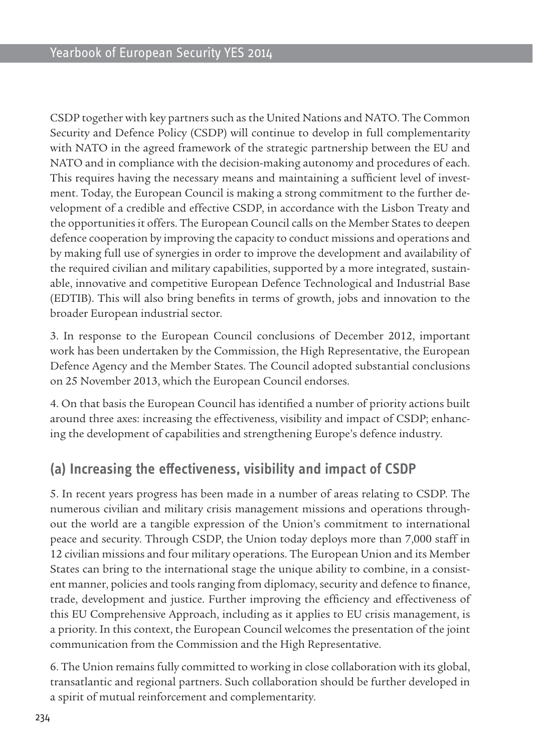CSDP together with key partners such as the United Nations and NATO. The Common Security and Defence Policy (CSDP) will continue to develop in full complementarity with NATO in the agreed framework of the strategic partnership between the EU and NATO and in compliance with the decision-making autonomy and procedures of each. This requires having the necessary means and maintaining a sufficient level of investment. Today, the European Council is making a strong commitment to the further development of a credible and effective CSDP, in accordance with the Lisbon Treaty and the opportunities it offers. The European Council calls on the Member States to deepen defence cooperation by improving the capacity to conduct missions and operations and by making full use of synergies in order to improve the development and availability of the required civilian and military capabilities, supported by a more integrated, sustainable, innovative and competitive European Defence Technological and Industrial Base (EDTIB). This will also bring benefits in terms of growth, jobs and innovation to the broader European industrial sector.

3. In response to the European Council conclusions of December 2012, important work has been undertaken by the Commission, the High Representative, the European Defence Agency and the Member States. The Council adopted substantial conclusions on 25 November 2013, which the European Council endorses.

4. On that basis the European Council has identified a number of priority actions built around three axes: increasing the effectiveness, visibility and impact of CSDP; enhancing the development of capabilities and strengthening Europe's defence industry.

## (a) Increasing the effectiveness, visibility and impact of CSDP

5. In recent years progress has been made in a number of areas relating to CSDP. The numerous civilian and military crisis management missions and operations throughout the world are a tangible expression of the Union's commitment to international peace and security. Through CSDP, the Union today deploys more than 7,000 staff in 12 civilian missions and four military operations. The European Union and its Member States can bring to the international stage the unique ability to combine, in a consistent manner, policies and tools ranging from diplomacy, security and defence to finance, trade, development and justice. Further improving the efficiency and effectiveness of this EU Comprehensive Approach, including as it applies to EU crisis management, is a priority. In this context, the European Council welcomes the presentation of the joint communication from the Commission and the High Representative.

6. The Union remains fully committed to working in close collaboration with its global, transatlantic and regional partners. Such collaboration should be further developed in a spirit of mutual reinforcement and complementarity.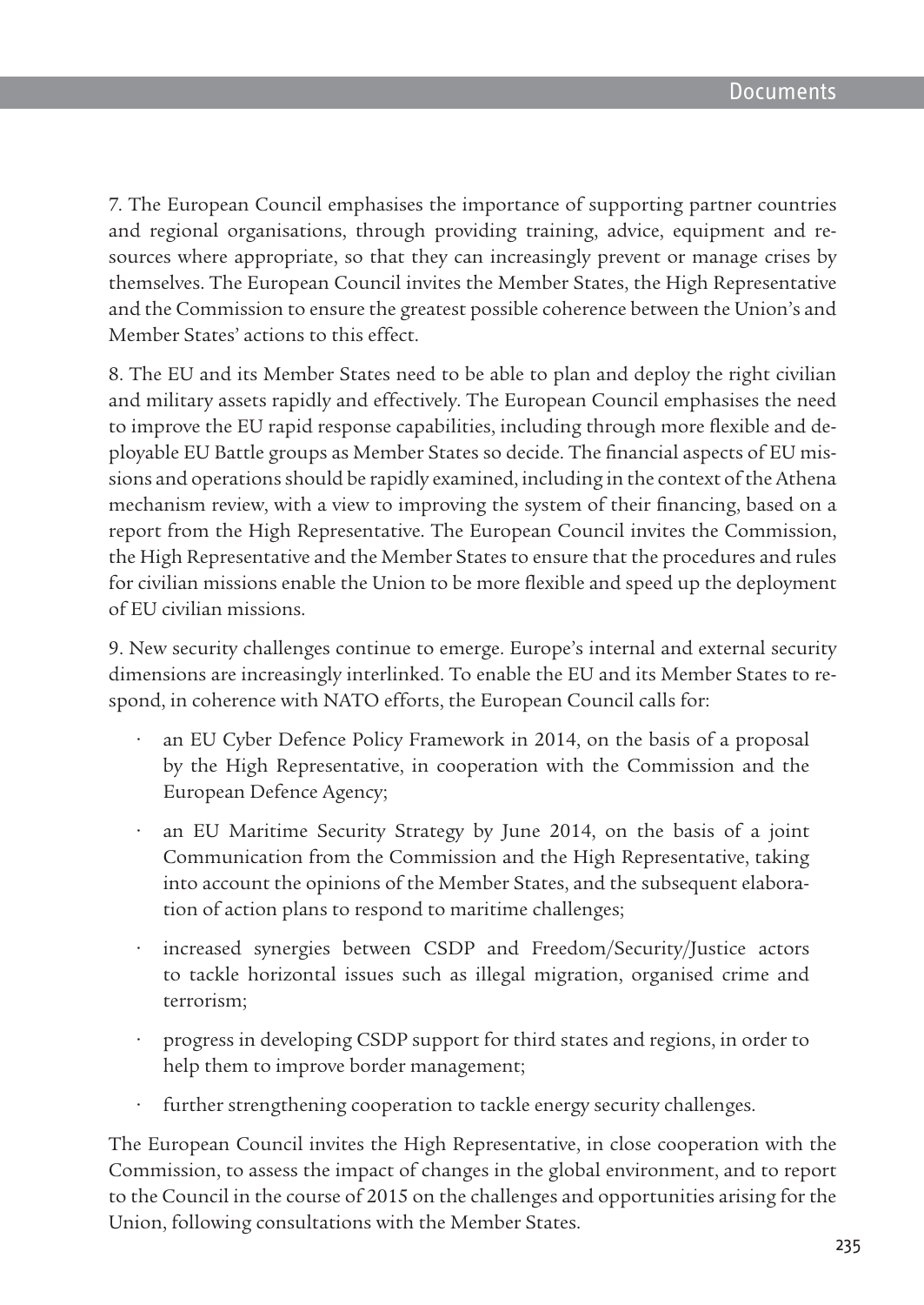7. The European Council emphasises the importance of supporting partner countries and regional organisations, through providing training, advice, equipment and resources where appropriate, so that they can increasingly prevent or manage crises by themselves. The European Council invites the Member States, the High Representative and the Commission to ensure the greatest possible coherence between the Union's and Member States' actions to this effect.

8. The EU and its Member States need to be able to plan and deploy the right civilian and military assets rapidly and effectively. The European Council emphasises the need to improve the EU rapid response capabilities, including through more flexible and deployable EU Battle groups as Member States so decide. The financial aspects of EU missions and operations should be rapidly examined, including in the context of the Athena mechanism review, with a view to improving the system of their financing, based on a report from the High Representative. The European Council invites the Commission, the High Representative and the Member States to ensure that the procedures and rules for civilian missions enable the Union to be more flexible and speed up the deployment of EU civilian missions.

9. New security challenges continue to emerge. Europe's internal and external security dimensions are increasingly interlinked. To enable the EU and its Member States to respond, in coherence with NATO efforts, the European Council calls for:

- an EU Cyber Defence Policy Framework in 2014, on the basis of a proposal by the High Representative, in cooperation with the Commission and the European Defence Agency;
- an EU Maritime Security Strategy by June 2014, on the basis of a joint Communication from the Commission and the High Representative, taking into account the opinions of the Member States, and the subsequent elaboration of action plans to respond to maritime challenges;
- increased synergies between CSDP and Freedom/Security/Justice actors to tackle horizontal issues such as illegal migration, organised crime and terrorism;
- progress in developing CSDP support for third states and regions, in order to help them to improve border management;
- further strengthening cooperation to tackle energy security challenges.

The European Council invites the High Representative, in close cooperation with the Commission, to assess the impact of changes in the global environment, and to report to the Council in the course of 2015 on the challenges and opportunities arising for the Union, following consultations with the Member States.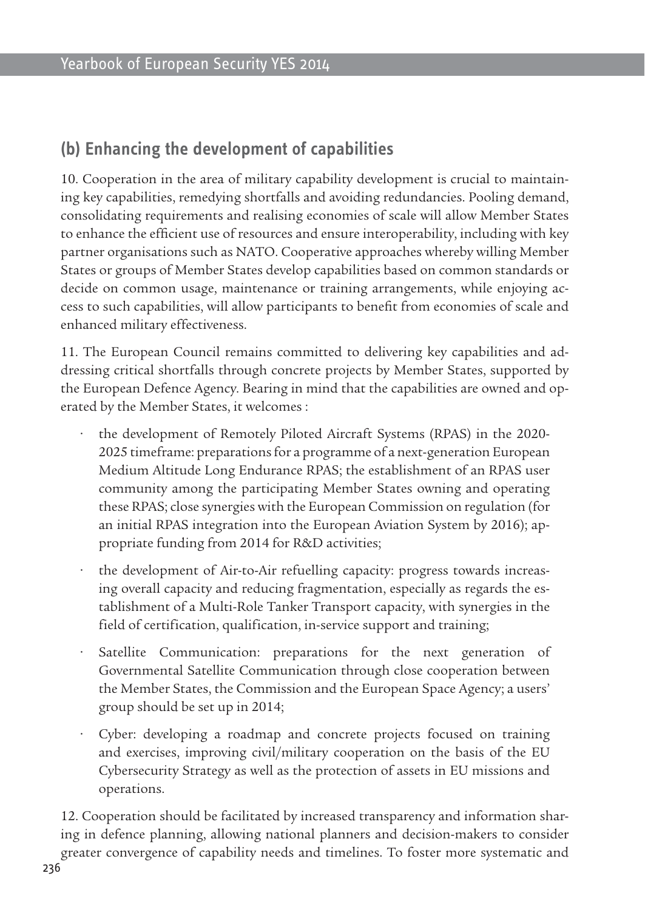## (b) Enhancing the development of capabilities

10. Cooperation in the area of military capability development is crucial to maintaining key capabilities, remedying shortfalls and avoiding redundancies. Pooling demand, consolidating requirements and realising economies of scale will allow Member States to enhance the efficient use of resources and ensure interoperability, including with key partner organisations such as NATO. Cooperative approaches whereby willing Member States or groups of Member States develop capabilities based on common standards or decide on common usage, maintenance or training arrangements, while enjoying access to such capabilities, will allow participants to benefit from economies of scale and enhanced military effectiveness.

11. The European Council remains committed to delivering key capabilities and addressing critical shortfalls through concrete projects by Member States, supported by the European Defence Agency. Bearing in mind that the capabilities are owned and operated by the Member States, it welcomes :

- the development of Remotely Piloted Aircraft Systems (RPAS) in the 2020-2025 timeframe: preparations for a programme of a next-generation European Medium Altitude Long Endurance RPAS; the establishment of an RPAS user community among the participating Member States owning and operating these RPAS; close synergies with the European Commission on regulation (for an initial RPAS integration into the European Aviation System by 2016); appropriate funding from 2014 for R&D activities;
- the development of Air-to-Air refuelling capacity: progress towards increasing overall capacity and reducing fragmentation, especially as regards the establishment of a Multi-Role Tanker Transport capacity, with synergies in the field of certification, qualification, in-service support and training;
- Satellite Communication: preparations for the next generation of Governmental Satellite Communication through close cooperation between the Member States, the Commission and the European Space Agency; a users' group should be set up in 2014;
- Cyber: developing a roadmap and concrete projects focused on training and exercises, improving civil/military cooperation on the basis of the EU Cybersecurity Strategy as well as the protection of assets in EU missions and operations.

12. Cooperation should be facilitated by increased transparency and information sharing in defence planning, allowing national planners and decision-makers to consider greater convergence of capability needs and timelines. To foster more systematic and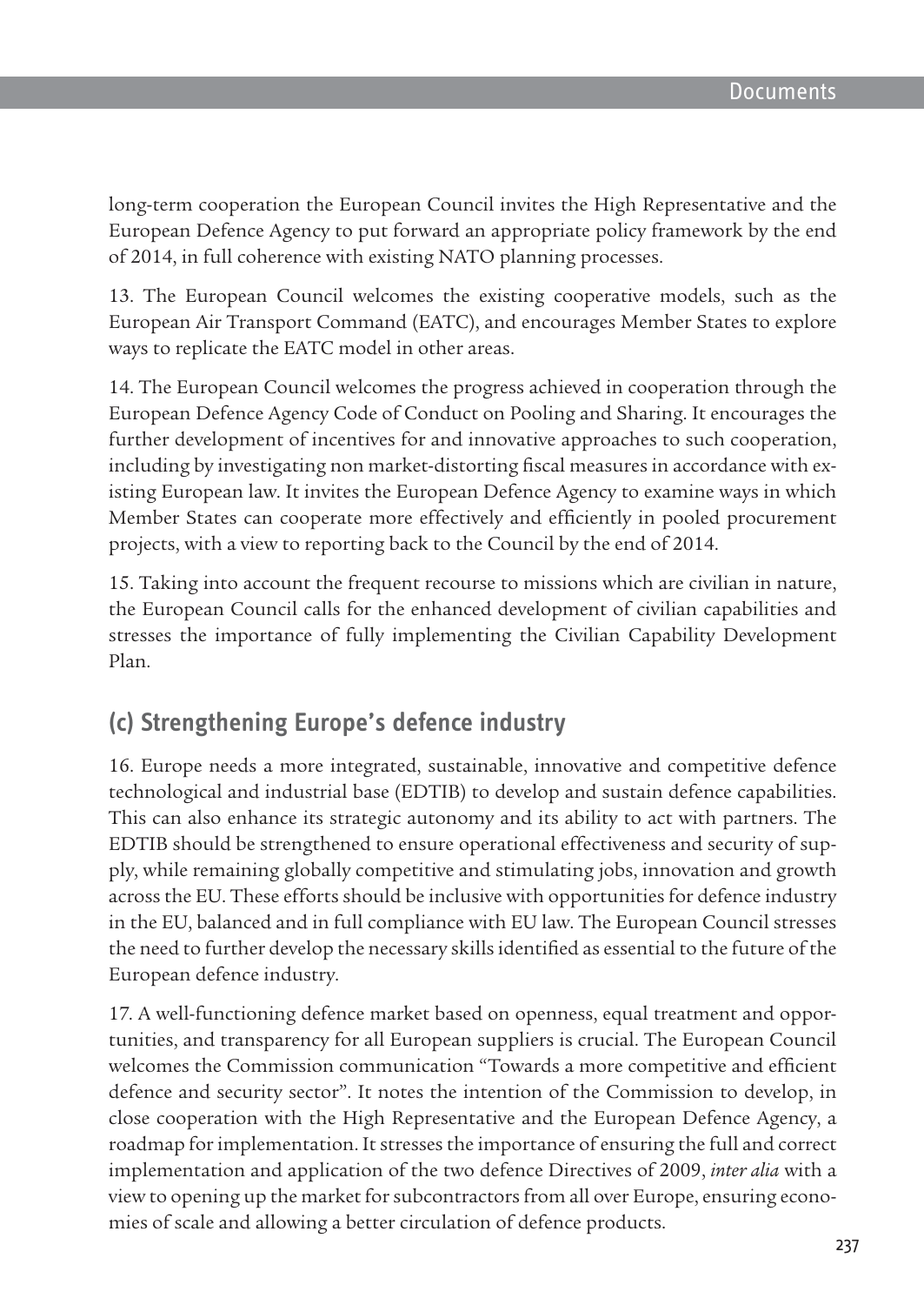long-term cooperation the European Council invites the High Representative and the European Defence Agency to put forward an appropriate policy framework by the end of 2014, in full coherence with existing NATO planning processes.

13. The European Council welcomes the existing cooperative models, such as the European Air Transport Command (EATC), and encourages Member States to explore ways to replicate the EATC model in other areas.

14. The European Council welcomes the progress achieved in cooperation through the European Defence Agency Code of Conduct on Pooling and Sharing. It encourages the further development of incentives for and innovative approaches to such cooperation, including by investigating non market-distorting fiscal measures in accordance with existing European law. It invites the European Defence Agency to examine ways in which Member States can cooperate more effectively and efficiently in pooled procurement projects, with a view to reporting back to the Council by the end of 2014.

15. Taking into account the frequent recourse to missions which are civilian in nature, the European Council calls for the enhanced development of civilian capabilities and stresses the importance of fully implementing the Civilian Capability Development Plan.

## (c) Strengthening Europe's defence industry

16. Europe needs a more integrated, sustainable, innovative and competitive defence technological and industrial base (EDTIB) to develop and sustain defence capabilities. This can also enhance its strategic autonomy and its ability to act with partners. The EDTIB should be strengthened to ensure operational effectiveness and security of supply, while remaining globally competitive and stimulating jobs, innovation and growth across the EU. These efforts should be inclusive with opportunities for defence industry in the EU, balanced and in full compliance with EU law. The European Council stresses the need to further develop the necessary skills identified as essential to the future of the European defence industry.

17. A well-functioning defence market based on openness, equal treatment and opportunities, and transparency for all European suppliers is crucial. The European Council welcomes the Commission communication "Towards a more competitive and efficient defence and security sector". It notes the intention of the Commission to develop, in close cooperation with the High Representative and the European Defence Agency, a roadmap for implementation. It stresses the importance of ensuring the full and correct implementation and application of the two defence Directives of 2009, *inter alia* with a view to opening up the market for subcontractors from all over Europe, ensuring economies of scale and allowing a better circulation of defence products.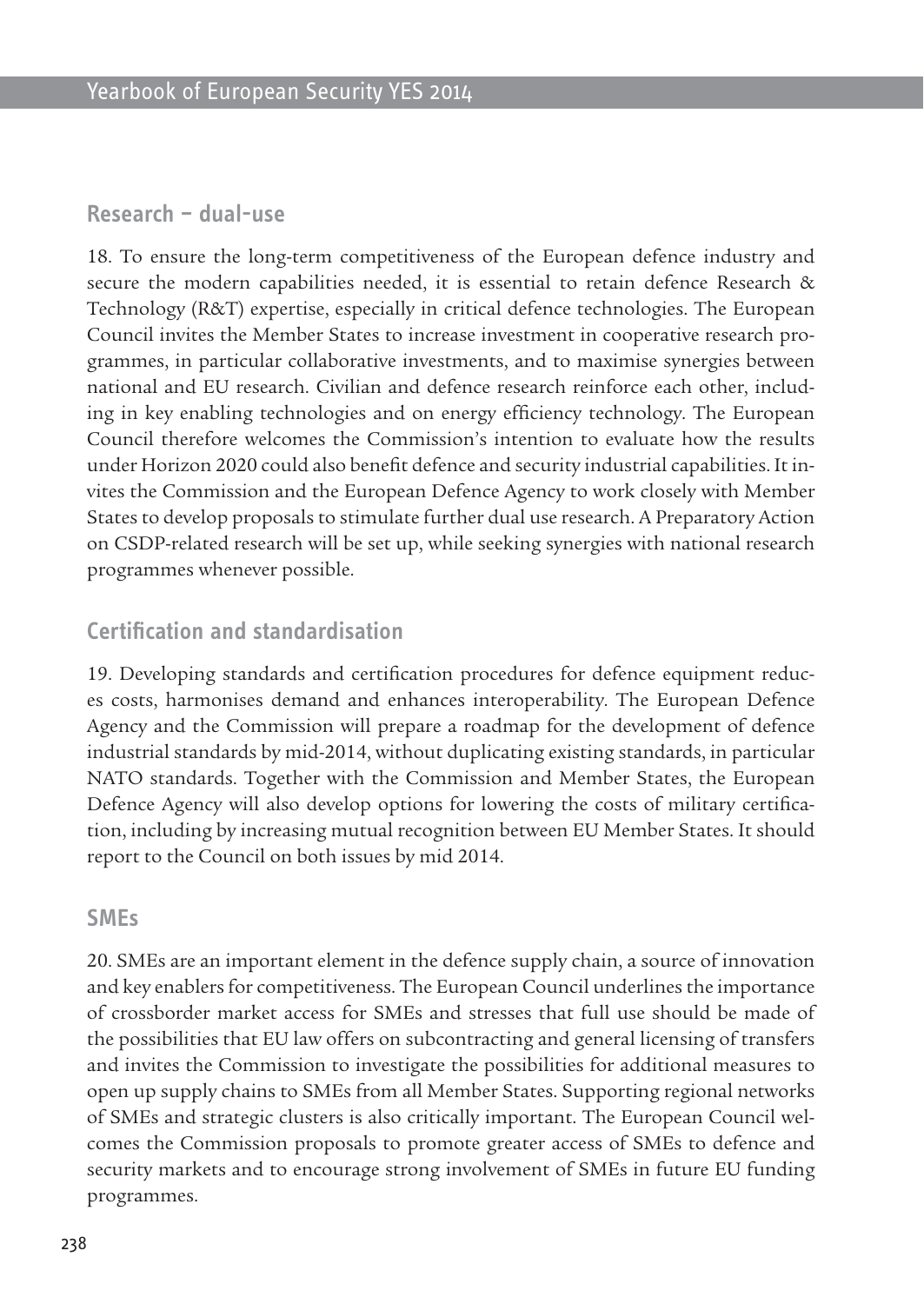## Research – dual-use

18. To ensure the long-term competitiveness of the European defence industry and secure the modern capabilities needed, it is essential to retain defence Research & Technology (R&T) expertise, especially in critical defence technologies. The European Council invites the Member States to increase investment in cooperative research programmes, in particular collaborative investments, and to maximise synergies between national and EU research. Civilian and defence research reinforce each other, including in key enabling technologies and on energy efficiency technology. The European Council therefore welcomes the Commission's intention to evaluate how the results under Horizon 2020 could also benefit defence and security industrial capabilities. It invites the Commission and the European Defence Agency to work closely with Member States to develop proposals to stimulate further dual use research. A Preparatory Action on CSDP-related research will be set up, while seeking synergies with national research programmes whenever possible.

## Certification and standardisation

19. Developing standards and certification procedures for defence equipment reduces costs, harmonises demand and enhances interoperability. The European Defence Agency and the Commission will prepare a roadmap for the development of defence industrial standards by mid-2014, without duplicating existing standards, in particular NATO standards. Together with the Commission and Member States, the European Defence Agency will also develop options for lowering the costs of military certification, including by increasing mutual recognition between EU Member States. It should report to the Council on both issues by mid 2014.

## SMEs

20. SMEs are an important element in the defence supply chain, a source of innovation and key enablers for competitiveness. The European Council underlines the importance of crossborder market access for SMEs and stresses that full use should be made of the possibilities that EU law offers on subcontracting and general licensing of transfers and invites the Commission to investigate the possibilities for additional measures to open up supply chains to SMEs from all Member States. Supporting regional networks of SMEs and strategic clusters is also critically important. The European Council welcomes the Commission proposals to promote greater access of SMEs to defence and security markets and to encourage strong involvement of SMEs in future EU funding programmes.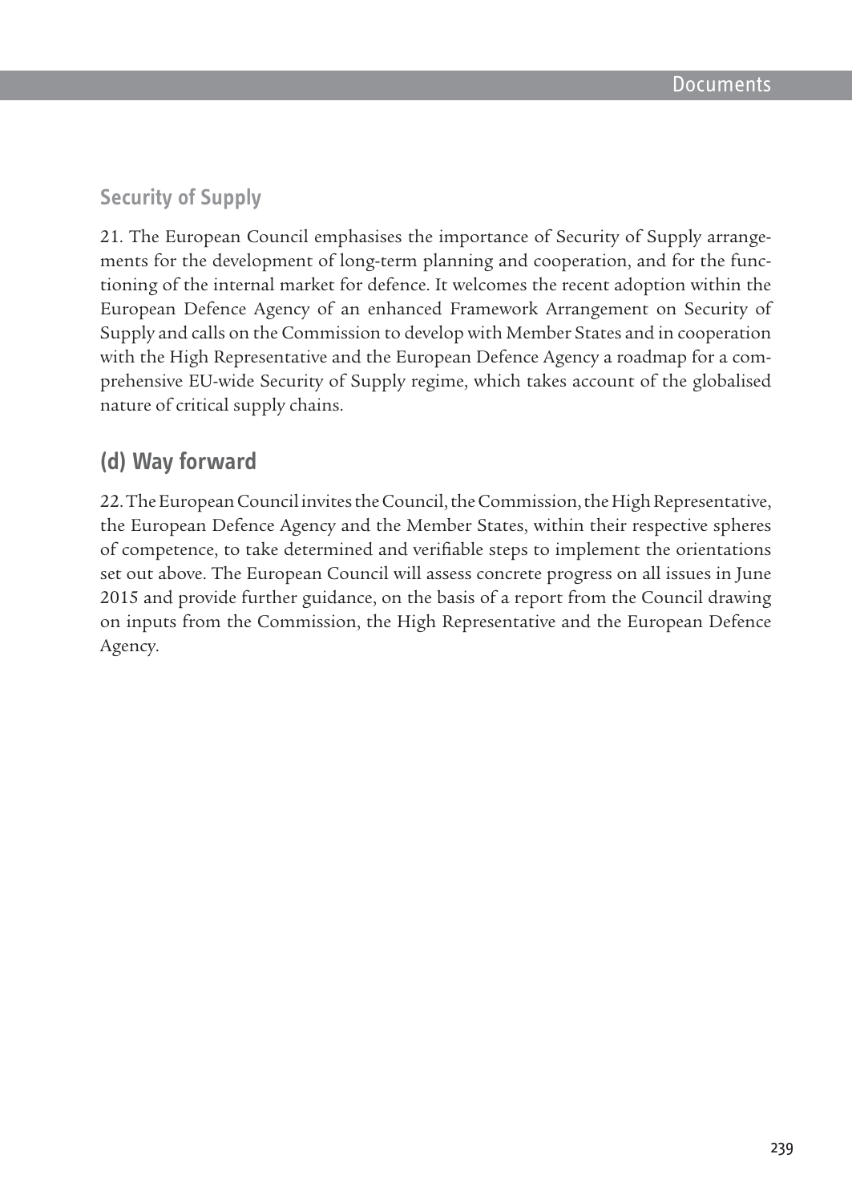### Security of Supply

21. The European Council emphasises the importance of Security of Supply arrangements for the development of long-term planning and cooperation, and for the functioning of the internal market for defence. It welcomes the recent adoption within the European Defence Agency of an enhanced Framework Arrangement on Security of Supply and calls on the Commission to develop with Member States and in cooperation with the High Representative and the European Defence Agency a roadmap for a comprehensive EU-wide Security of Supply regime, which takes account of the globalised nature of critical supply chains.

## (d) Way forward

22. The European Council invites the Council, the Commission, the High Representative, the European Defence Agency and the Member States, within their respective spheres of competence, to take determined and verifiable steps to implement the orientations set out above. The European Council will assess concrete progress on all issues in June 2015 and provide further guidance, on the basis of a report from the Council drawing on inputs from the Commission, the High Representative and the European Defence Agency.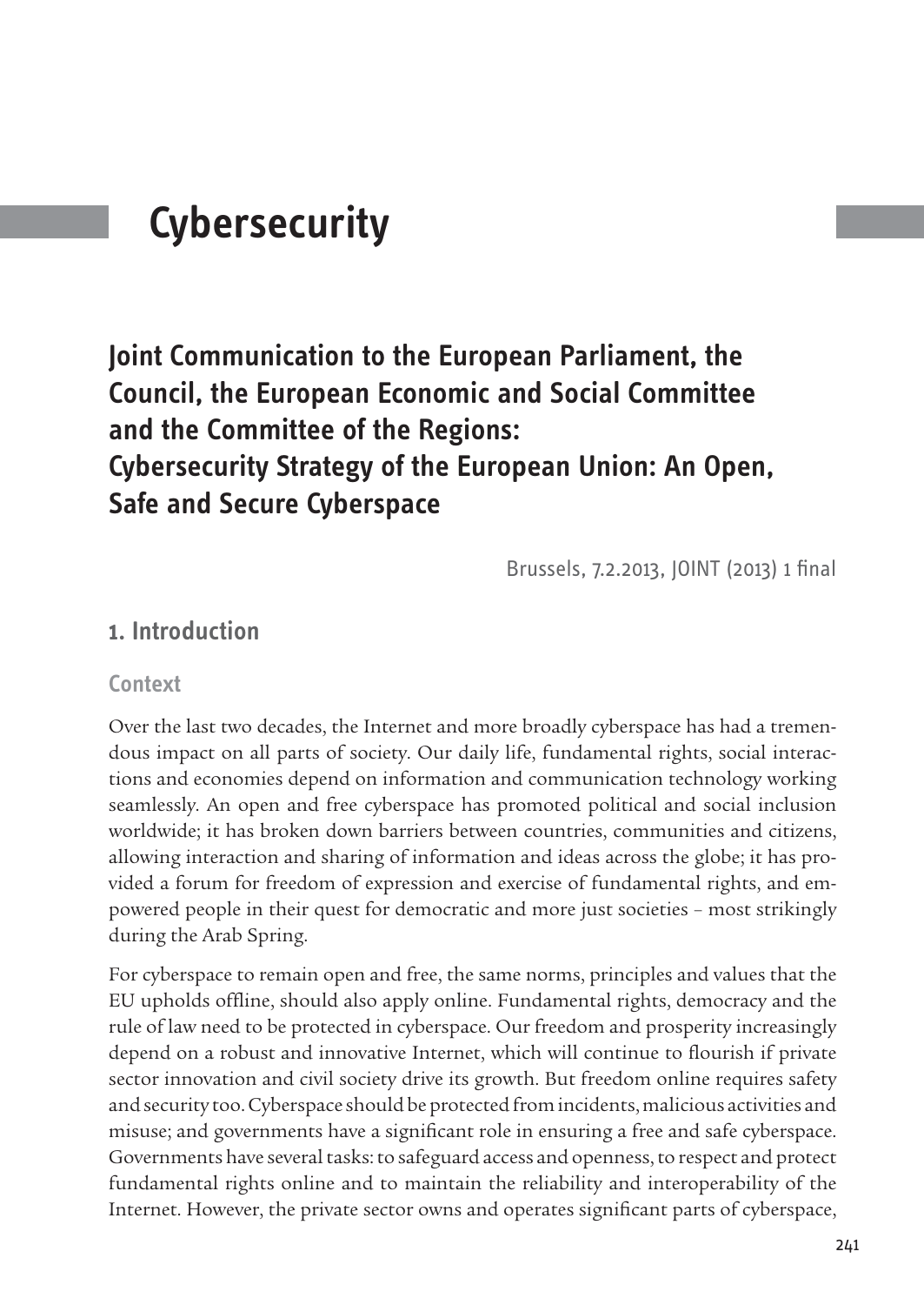# Cybersecurity

## Joint Communication to the European Parliament, the Council, the European Economic and Social Committee and the Committee of the Regions: Cybersecurity Strategy of the European Union: An Open, Safe and Secure Cyberspace

Brussels, 7.2.2013, JOINT (2013) 1 final

### 1. Introduction

#### Context

Over the last two decades, the Internet and more broadly cyberspace has had a tremendous impact on all parts of society. Our daily life, fundamental rights, social interactions and economies depend on information and communication technology working seamlessly. An open and free cyberspace has promoted political and social inclusion worldwide; it has broken down barriers between countries, communities and citizens, allowing interaction and sharing of information and ideas across the globe; it has provided a forum for freedom of expression and exercise of fundamental rights, and empowered people in their quest for democratic and more just societies – most strikingly during the Arab Spring.

For cyberspace to remain open and free, the same norms, principles and values that the EU upholds offline, should also apply online. Fundamental rights, democracy and the rule of law need to be protected in cyberspace. Our freedom and prosperity increasingly depend on a robust and innovative Internet, which will continue to flourish if private sector innovation and civil society drive its growth. But freedom online requires safety and security too. Cyberspace should be protected from incidents, malicious activities and misuse; and governments have a significant role in ensuring a free and safe cyberspace. Governments have several tasks: to safeguard access and openness, to respect and protect fundamental rights online and to maintain the reliability and interoperability of the Internet. However, the private sector owns and operates significant parts of cyberspace,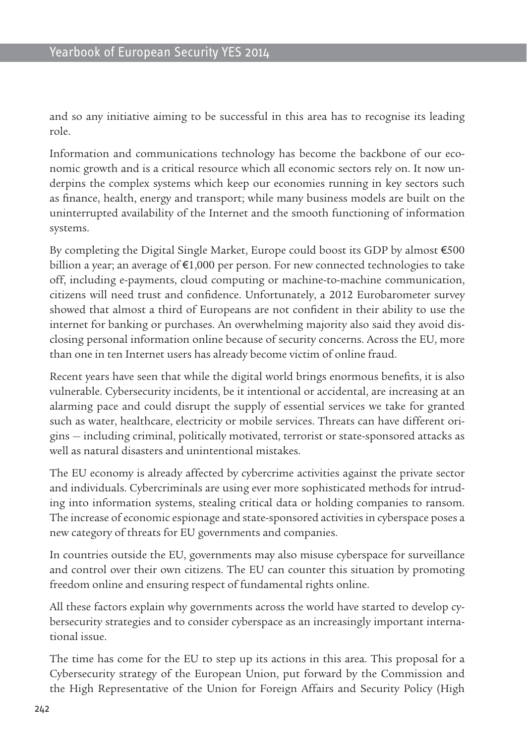and so any initiative aiming to be successful in this area has to recognise its leading role.

Information and communications technology has become the backbone of our economic growth and is a critical resource which all economic sectors rely on. It now underpins the complex systems which keep our economies running in key sectors such as finance, health, energy and transport; while many business models are built on the uninterrupted availability of the Internet and the smooth functioning of information systems.

By completing the Digital Single Market, Europe could boost its GDP by almost €500 billion a year; an average of €1,000 per person. For new connected technologies to take off, including e-payments, cloud computing or machine-to-machine communication, citizens will need trust and confidence. Unfortunately, a 2012 Eurobarometer survey showed that almost a third of Europeans are not confident in their ability to use the internet for banking or purchases. An overwhelming majority also said they avoid disclosing personal information online because of security concerns. Across the EU, more than one in ten Internet users has already become victim of online fraud.

Recent years have seen that while the digital world brings enormous benefits, it is also vulnerable. Cybersecurity incidents, be it intentional or accidental, are increasing at an alarming pace and could disrupt the supply of essential services we take for granted such as water, healthcare, electricity or mobile services. Threats can have different origins – including criminal, politically motivated, terrorist or state-sponsored attacks as well as natural disasters and unintentional mistakes.

The EU economy is already affected by cybercrime activities against the private sector and individuals. Cybercriminals are using ever more sophisticated methods for intruding into information systems, stealing critical data or holding companies to ransom. The increase of economic espionage and state-sponsored activities in cyberspace poses a new category of threats for EU governments and companies.

In countries outside the EU, governments may also misuse cyberspace for surveillance and control over their own citizens. The EU can counter this situation by promoting freedom online and ensuring respect of fundamental rights online.

All these factors explain why governments across the world have started to develop cybersecurity strategies and to consider cyberspace as an increasingly important international issue.

The time has come for the EU to step up its actions in this area. This proposal for a Cybersecurity strategy of the European Union, put forward by the Commission and the High Representative of the Union for Foreign Affairs and Security Policy (High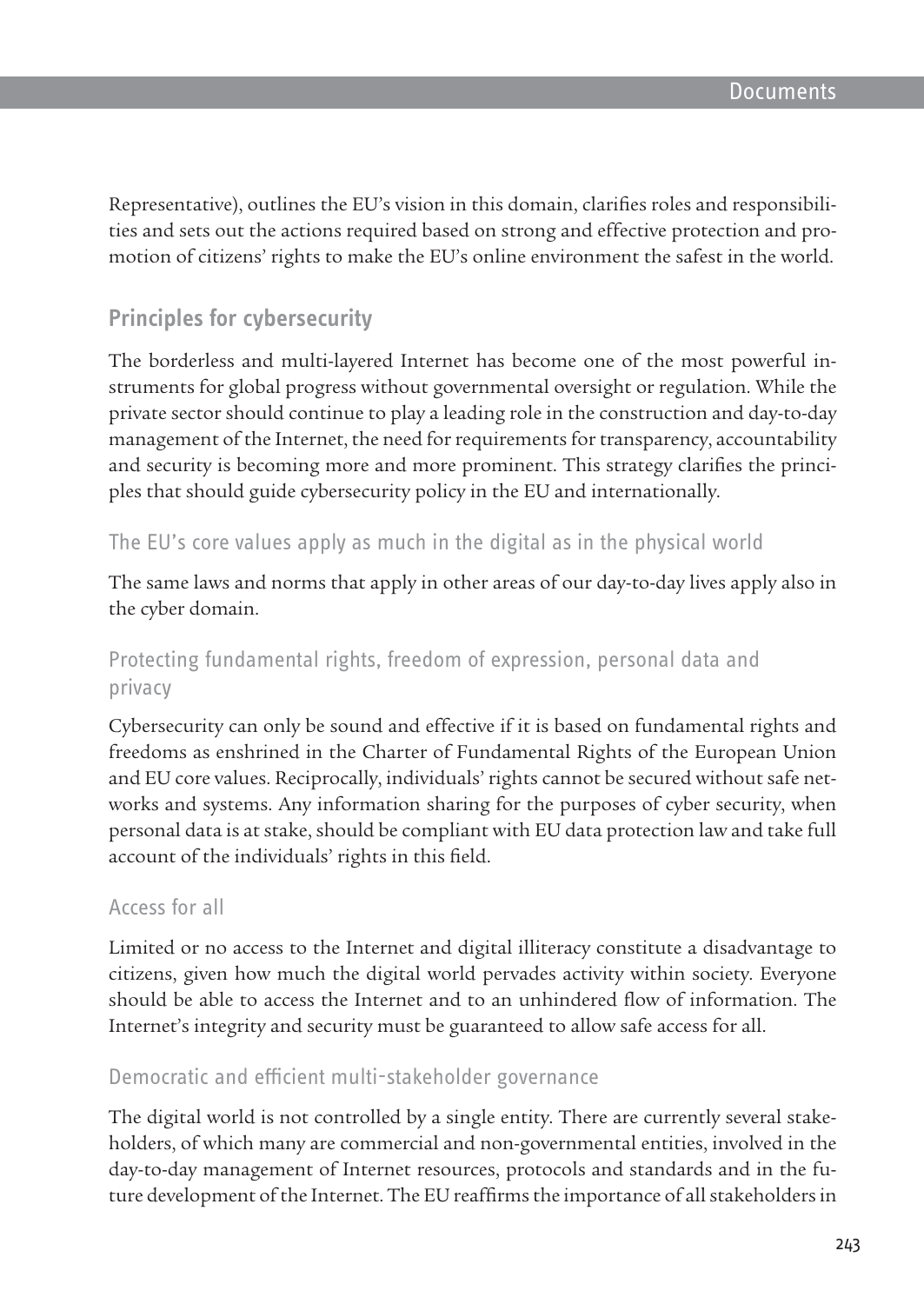Representative), outlines the EU's vision in this domain, clarifies roles and responsibilities and sets out the actions required based on strong and effective protection and promotion of citizens' rights to make the EU's online environment the safest in the world.

## Principles for cybersecurity

The borderless and multi-layered Internet has become one of the most powerful instruments for global progress without governmental oversight or regulation. While the private sector should continue to play a leading role in the construction and day-to-day management of the Internet, the need for requirements for transparency, accountability and security is becoming more and more prominent. This strategy clarifies the principles that should guide cybersecurity policy in the EU and internationally.

### The EU's core values apply as much in the digital as in the physical world

The same laws and norms that apply in other areas of our day-to-day lives apply also in the cyber domain.

### Protecting fundamental rights, freedom of expression, personal data and privacy

Cybersecurity can only be sound and effective if it is based on fundamental rights and freedoms as enshrined in the Charter of Fundamental Rights of the European Union and EU core values. Reciprocally, individuals' rights cannot be secured without safe networks and systems. Any information sharing for the purposes of cyber security, when personal data is at stake, should be compliant with EU data protection law and take full account of the individuals' rights in this field.

### Access for all

Limited or no access to the Internet and digital illiteracy constitute a disadvantage to citizens, given how much the digital world pervades activity within society. Everyone should be able to access the Internet and to an unhindered flow of information. The Internet's integrity and security must be guaranteed to allow safe access for all.

### Democratic and efficient multi-stakeholder governance

The digital world is not controlled by a single entity. There are currently several stakeholders, of which many are commercial and non-governmental entities, involved in the day-to-day management of Internet resources, protocols and standards and in the future development of the Internet. The EU reaffirms the importance of all stakeholders in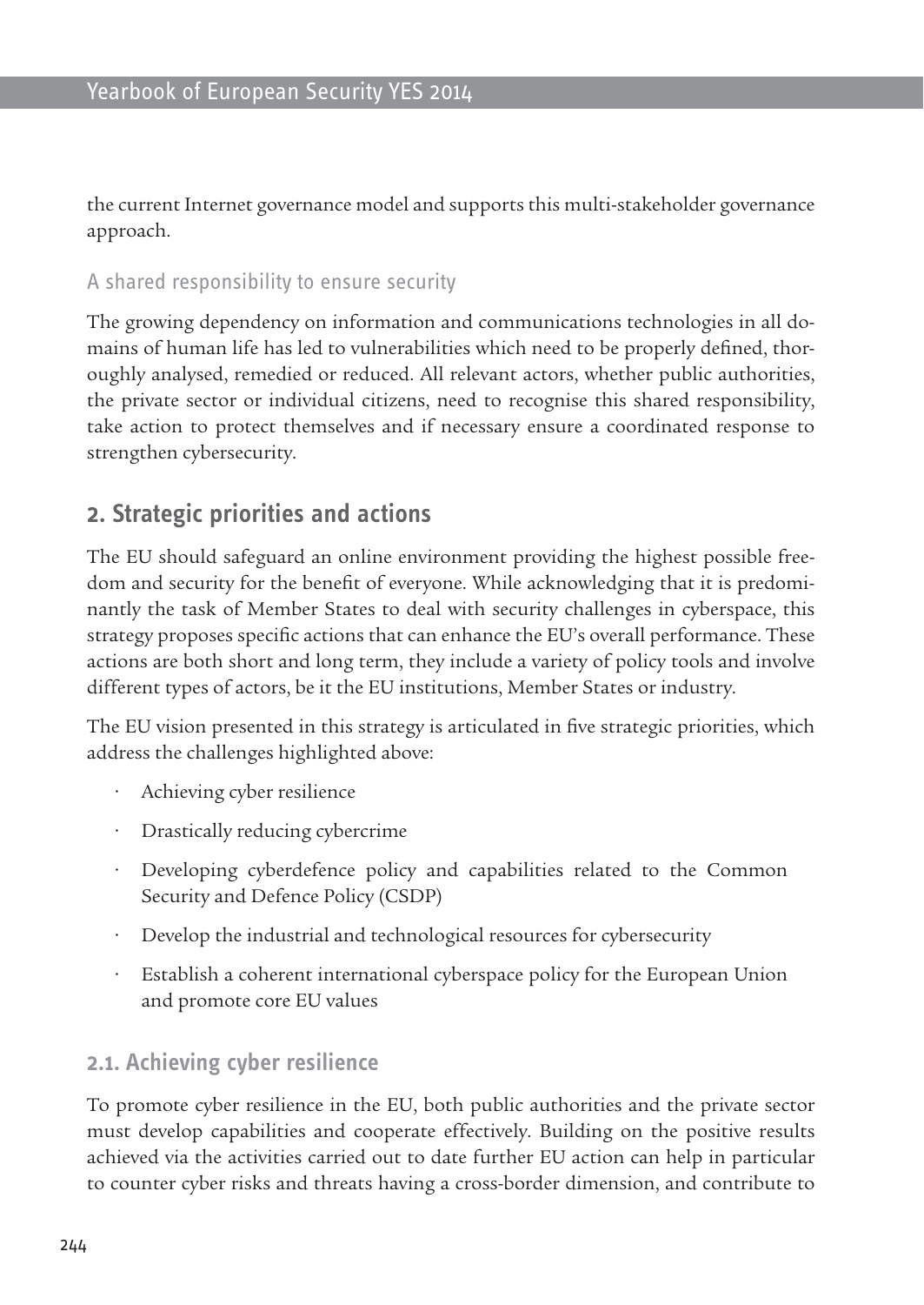the current Internet governance model and supports this multi-stakeholder governance approach.

### A shared responsibility to ensure security

The growing dependency on information and communications technologies in all domains of human life has led to vulnerabilities which need to be properly defined, thoroughly analysed, remedied or reduced. All relevant actors, whether public authorities, the private sector or individual citizens, need to recognise this shared responsibility, take action to protect themselves and if necessary ensure a coordinated response to strengthen cybersecurity.

## 2. Strategic priorities and actions

The EU should safeguard an online environment providing the highest possible freedom and security for the benefit of everyone. While acknowledging that it is predominantly the task of Member States to deal with security challenges in cyberspace, this strategy proposes specific actions that can enhance the EU's overall performance. These actions are both short and long term, they include a variety of policy tools and involve different types of actors, be it the EU institutions, Member States or industry.

The EU vision presented in this strategy is articulated in five strategic priorities, which address the challenges highlighted above:

- Achieving cyber resilience
- Drastically reducing cybercrime
- Developing cyberdefence policy and capabilities related to the Common Security and Defence Policy (CSDP)
- Develop the industrial and technological resources for cybersecurity
- Establish a coherent international cyberspace policy for the European Union and promote core EU values

### 2.1. Achieving cyber resilience

To promote cyber resilience in the EU, both public authorities and the private sector must develop capabilities and cooperate effectively. Building on the positive results achieved via the activities carried out to date further EU action can help in particular to counter cyber risks and threats having a cross-border dimension, and contribute to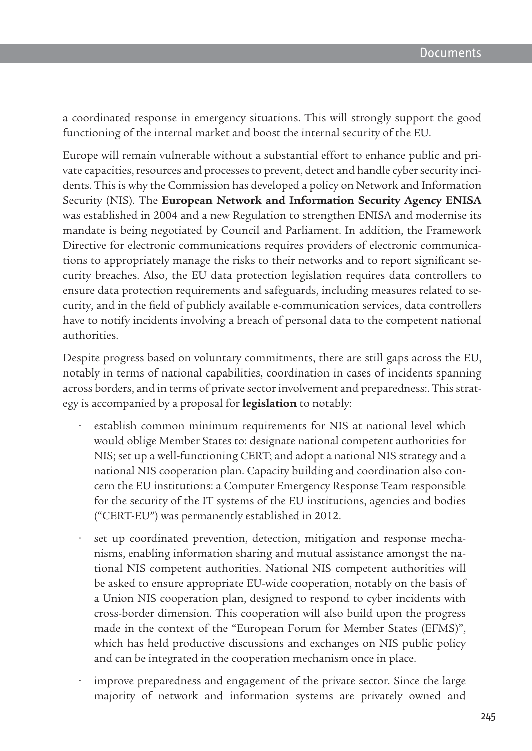a coordinated response in emergency situations. This will strongly support the good functioning of the internal market and boost the internal security of the EU.

Europe will remain vulnerable without a substantial effort to enhance public and private capacities, resources and processes to prevent, detect and handle cyber security incidents. This is why the Commission has developed a policy on Network and Information Security (NIS). The **European Network and Information Security Agency ENISA** was established in 2004 and a new Regulation to strengthen ENISA and modernise its mandate is being negotiated by Council and Parliament. In addition, the Framework Directive for electronic communications requires providers of electronic communications to appropriately manage the risks to their networks and to report significant security breaches. Also, the EU data protection legislation requires data controllers to ensure data protection requirements and safeguards, including measures related to security, and in the field of publicly available e-communication services, data controllers have to notify incidents involving a breach of personal data to the competent national authorities.

Despite progress based on voluntary commitments, there are still gaps across the EU, notably in terms of national capabilities, coordination in cases of incidents spanning across borders, and in terms of private sector involvement and preparedness:. This strategy is accompanied by a proposal for **legislation** to notably:

- establish common minimum requirements for NIS at national level which would oblige Member States to: designate national competent authorities for NIS; set up a well-functioning CERT; and adopt a national NIS strategy and a national NIS cooperation plan. Capacity building and coordination also concern the EU institutions: a Computer Emergency Response Team responsible for the security of the IT systems of the EU institutions, agencies and bodies ("CERT-EU") was permanently established in 2012.
- set up coordinated prevention, detection, mitigation and response mechanisms, enabling information sharing and mutual assistance amongst the national NIS competent authorities. National NIS competent authorities will be asked to ensure appropriate EU-wide cooperation, notably on the basis of a Union NIS cooperation plan, designed to respond to cyber incidents with cross-border dimension. This cooperation will also build upon the progress made in the context of the "European Forum for Member States (EFMS)", which has held productive discussions and exchanges on NIS public policy and can be integrated in the cooperation mechanism once in place.
- improve preparedness and engagement of the private sector. Since the large majority of network and information systems are privately owned and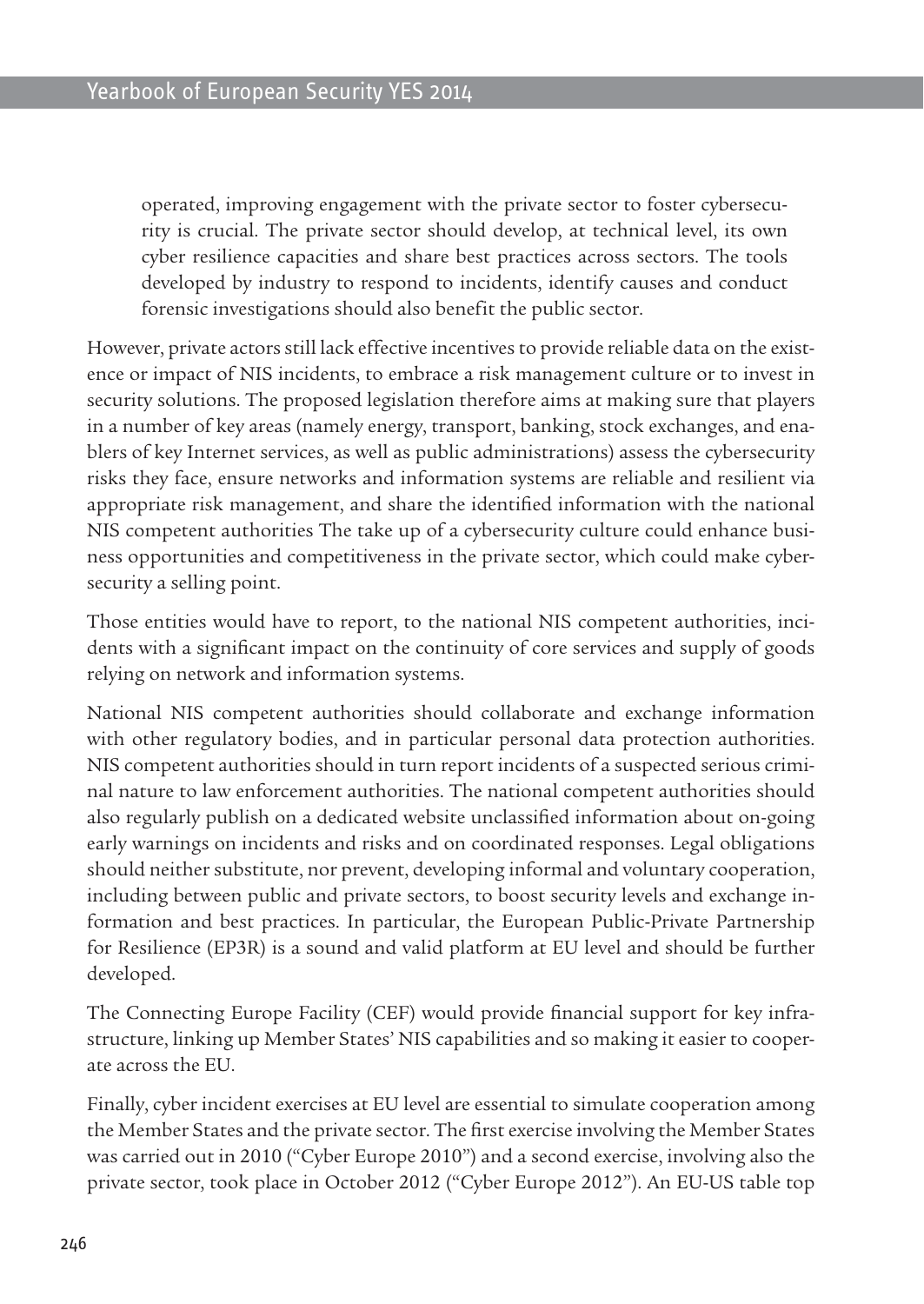> operated, improving engagement with the private sector to foster cybersecurity is crucial. The private sector should develop, at technical level, its own cyber resilience capacities and share best practices across sectors. The tools developed by industry to respond to incidents, identify causes and conduct forensic investigations should also benefit the public sector.

However, private actors still lack effective incentives to provide reliable data on the existence or impact of NIS incidents, to embrace a risk management culture or to invest in security solutions. The proposed legislation therefore aims at making sure that players in a number of key areas (namely energy, transport, banking, stock exchanges, and enablers of key Internet services, as well as public administrations) assess the cybersecurity risks they face, ensure networks and information systems are reliable and resilient via appropriate risk management, and share the identified information with the national NIS competent authorities The take up of a cybersecurity culture could enhance business opportunities and competitiveness in the private sector, which could make cybersecurity a selling point.

Those entities would have to report, to the national NIS competent authorities, incidents with a significant impact on the continuity of core services and supply of goods relying on network and information systems.

National NIS competent authorities should collaborate and exchange information with other regulatory bodies, and in particular personal data protection authorities. NIS competent authorities should in turn report incidents of a suspected serious criminal nature to law enforcement authorities. The national competent authorities should also regularly publish on a dedicated website unclassified information about on-going early warnings on incidents and risks and on coordinated responses. Legal obligations should neither substitute, nor prevent, developing informal and voluntary cooperation, including between public and private sectors, to boost security levels and exchange information and best practices. In particular, the European Public-Private Partnership for Resilience (EP3R) is a sound and valid platform at EU level and should be further developed.

The Connecting Europe Facility (CEF) would provide financial support for key infrastructure, linking up Member States' NIS capabilities and so making it easier to cooperate across the EU.

Finally, cyber incident exercises at EU level are essential to simulate cooperation among the Member States and the private sector. The first exercise involving the Member States was carried out in 2010 ("Cyber Europe 2010") and a second exercise, involving also the private sector, took place in October 2012 ("Cyber Europe 2012"). An EU-US table top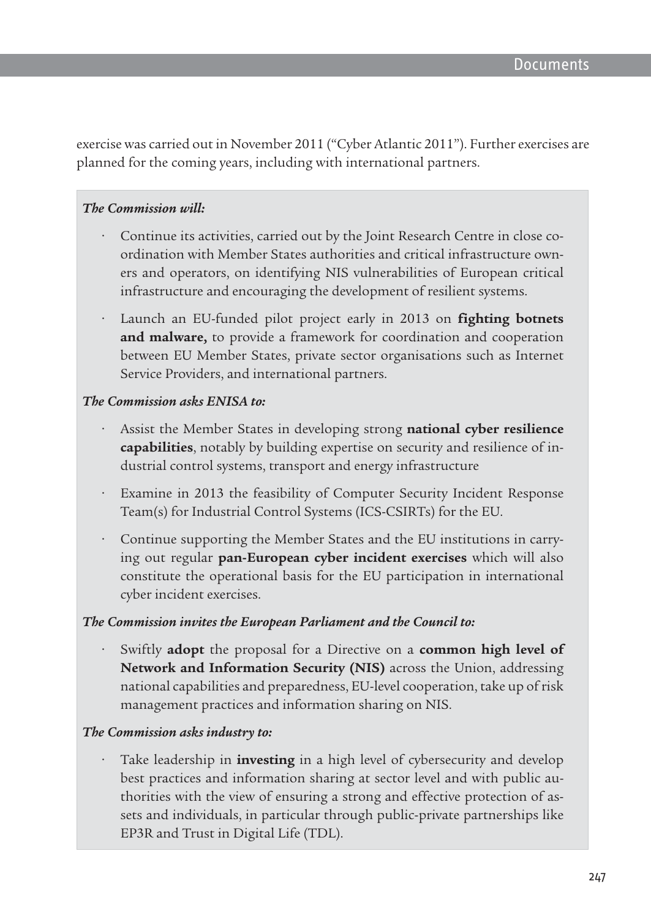exercise was carried out in November 2011 ("Cyber Atlantic 2011"). Further exercises are planned for the coming years, including with international partners.

***The Commission will:***

- Continue its activities, carried out by the Joint Research Centre in close co-ordination with Member States authorities and critical infrastructure owners and operators, on identifying NIS vulnerabilities of European critical infrastructure and encouraging the development of resilient systems.
- Launch an EU-funded pilot project early in 2013 on **fighting botnets and malware,** to provide a framework for coordination and cooperation between EU Member States, private sector organisations such as Internet Service Providers, and international partners.

***The Commission asks ENISA to:***

- Assist the Member States in developing strong **national cyber resilience capabilities**, notably by building expertise on security and resilience of industrial control systems, transport and energy infrastructure
- Examine in 2013 the feasibility of Computer Security Incident Response Team(s) for Industrial Control Systems (ICS-CSIRTs) for the EU.
- Continue supporting the Member States and the EU institutions in carrying out regular **pan-European cyber incident exercises** which will also constitute the operational basis for the EU participation in international cyber incident exercises.

***The Commission invites the European Parliament and the Council to:***

- Swiftly **adopt** the proposal for a Directive on a **common high level of Network and Information Security (NIS)** across the Union, addressing national capabilities and preparedness, EU-level cooperation, take up of risk management practices and information sharing on NIS.

***The Commission asks industry to:***

- Take leadership in **investing** in a high level of cybersecurity and develop best practices and information sharing at sector level and with public authorities with the view of ensuring a strong and effective protection of assets and individuals, in particular through public-private partnerships like EP3R and Trust in Digital Life (TDL).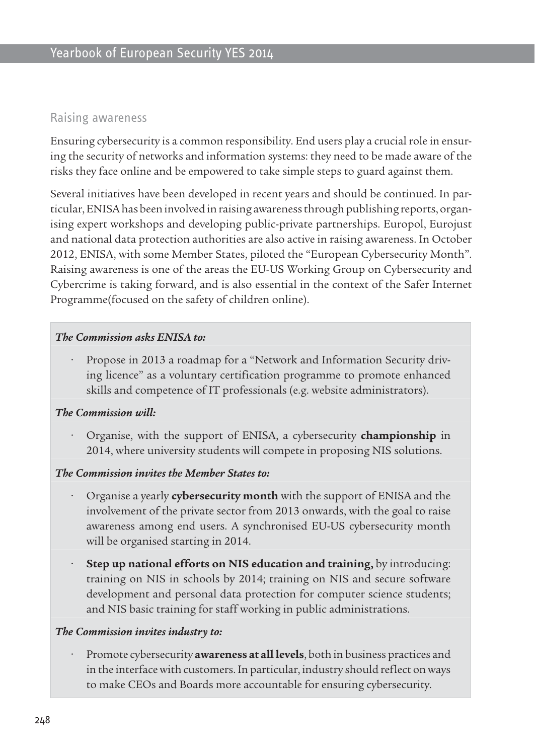## Raising awareness

Ensuring cybersecurity is a common responsibility. End users play a crucial role in ensuring the security of networks and information systems: they need to be made aware of the risks they face online and be empowered to take simple steps to guard against them.

Several initiatives have been developed in recent years and should be continued. In particular, ENISA has been involved in raising awareness through publishing reports, organising expert workshops and developing public-private partnerships. Europol, Eurojust and national data protection authorities are also active in raising awareness. In October 2012, ENISA, with some Member States, piloted the "European Cybersecurity Month". Raising awareness is one of the areas the EU-US Working Group on Cybersecurity and Cybercrime is taking forward, and is also essential in the context of the Safer Internet Programme(focused on the safety of children online).

***The Commission asks ENISA to:***

- Propose in 2013 a roadmap for a "Network and Information Security driving licence" as a voluntary certification programme to promote enhanced skills and competence of IT professionals (e.g. website administrators).

***The Commission will:***

- Organise, with the support of ENISA, a cybersecurity **championship** in 2014, where university students will compete in proposing NIS solutions.

***The Commission invites the Member States to:***

- Organise a yearly **cybersecurity month** with the support of ENISA and the involvement of the private sector from 2013 onwards, with the goal to raise awareness among end users. A synchronised EU-US cybersecurity month will be organised starting in 2014.
- **Step up national efforts on NIS education and training,** by introducing: training on NIS in schools by 2014; training on NIS and secure software development and personal data protection for computer science students; and NIS basic training for staff working in public administrations.

***The Commission invites industry to:***

- Promote cybersecurity **awareness at all levels**, both in business practices and in the interface with customers. In particular, industry should reflect on ways to make CEOs and Boards more accountable for ensuring cybersecurity.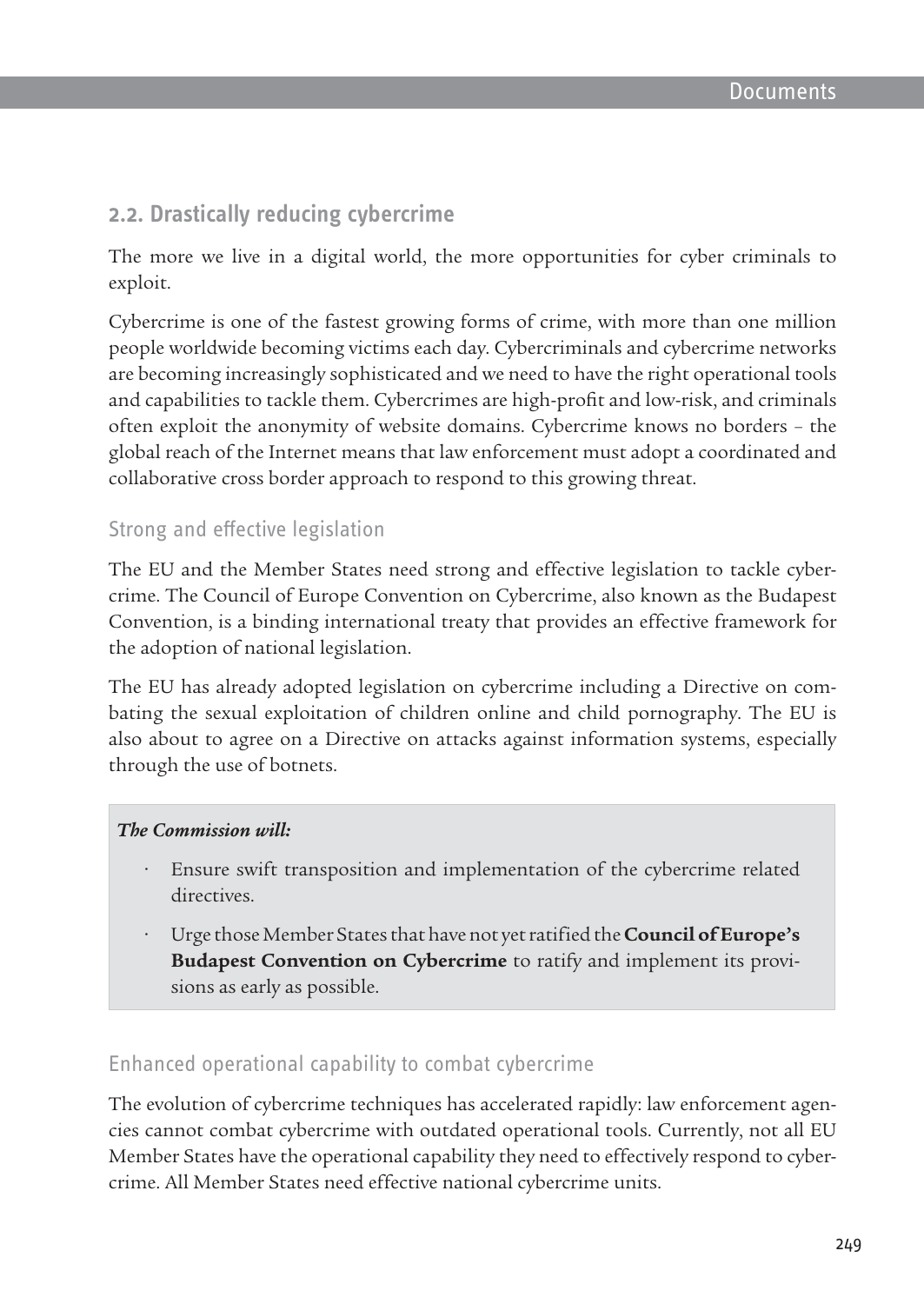## 2.2. Drastically reducing cybercrime

The more we live in a digital world, the more opportunities for cyber criminals to exploit.

Cybercrime is one of the fastest growing forms of crime, with more than one million people worldwide becoming victims each day. Cybercriminals and cybercrime networks are becoming increasingly sophisticated and we need to have the right operational tools and capabilities to tackle them. Cybercrimes are high-profit and low-risk, and criminals often exploit the anonymity of website domains. Cybercrime knows no borders – the global reach of the Internet means that law enforcement must adopt a coordinated and collaborative cross border approach to respond to this growing threat.

### Strong and effective legislation

The EU and the Member States need strong and effective legislation to tackle cybercrime. The Council of Europe Convention on Cybercrime, also known as the Budapest Convention, is a binding international treaty that provides an effective framework for the adoption of national legislation.

The EU has already adopted legislation on cybercrime including a Directive on combating the sexual exploitation of children online and child pornography. The EU is also about to agree on a Directive on attacks against information systems, especially through the use of botnets.

***The Commission will:***

- Ensure swift transposition and implementation of the cybercrime related directives.
- Urge those Member States that have not yet ratified the **Council of Europe's Budapest Convention on Cybercrime** to ratify and implement its provisions as early as possible.

### Enhanced operational capability to combat cybercrime

The evolution of cybercrime techniques has accelerated rapidly: law enforcement agencies cannot combat cybercrime with outdated operational tools. Currently, not all EU Member States have the operational capability they need to effectively respond to cybercrime. All Member States need effective national cybercrime units.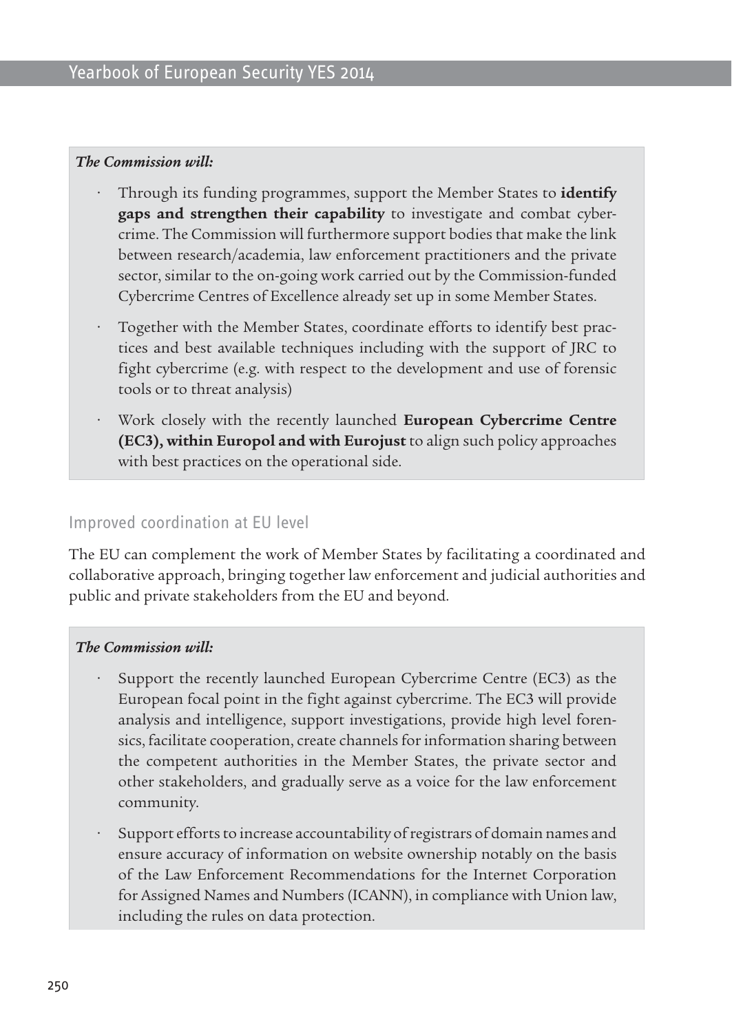***The Commission will:***

- Through its funding programmes, support the Member States to **identify gaps and strengthen their capability** to investigate and combat cybercrime. The Commission will furthermore support bodies that make the link between research/academia, law enforcement practitioners and the private sector, similar to the on-going work carried out by the Commission-funded Cybercrime Centres of Excellence already set up in some Member States.
- Together with the Member States, coordinate efforts to identify best practices and best available techniques including with the support of JRC to fight cybercrime (e.g. with respect to the development and use of forensic tools or to threat analysis)
- Work closely with the recently launched **European Cybercrime Centre (EC3), within Europol and with Eurojust** to align such policy approaches with best practices on the operational side.

## Improved coordination at EU level

The EU can complement the work of Member States by facilitating a coordinated and collaborative approach, bringing together law enforcement and judicial authorities and public and private stakeholders from the EU and beyond.

***The Commission will:***

- Support the recently launched European Cybercrime Centre (EC3) as the European focal point in the fight against cybercrime. The EC3 will provide analysis and intelligence, support investigations, provide high level forensics, facilitate cooperation, create channels for information sharing between the competent authorities in the Member States, the private sector and other stakeholders, and gradually serve as a voice for the law enforcement community.
- Support efforts to increase accountability of registrars of domain names and ensure accuracy of information on website ownership notably on the basis of the Law Enforcement Recommendations for the Internet Corporation for Assigned Names and Numbers (ICANN), in compliance with Union law, including the rules on data protection.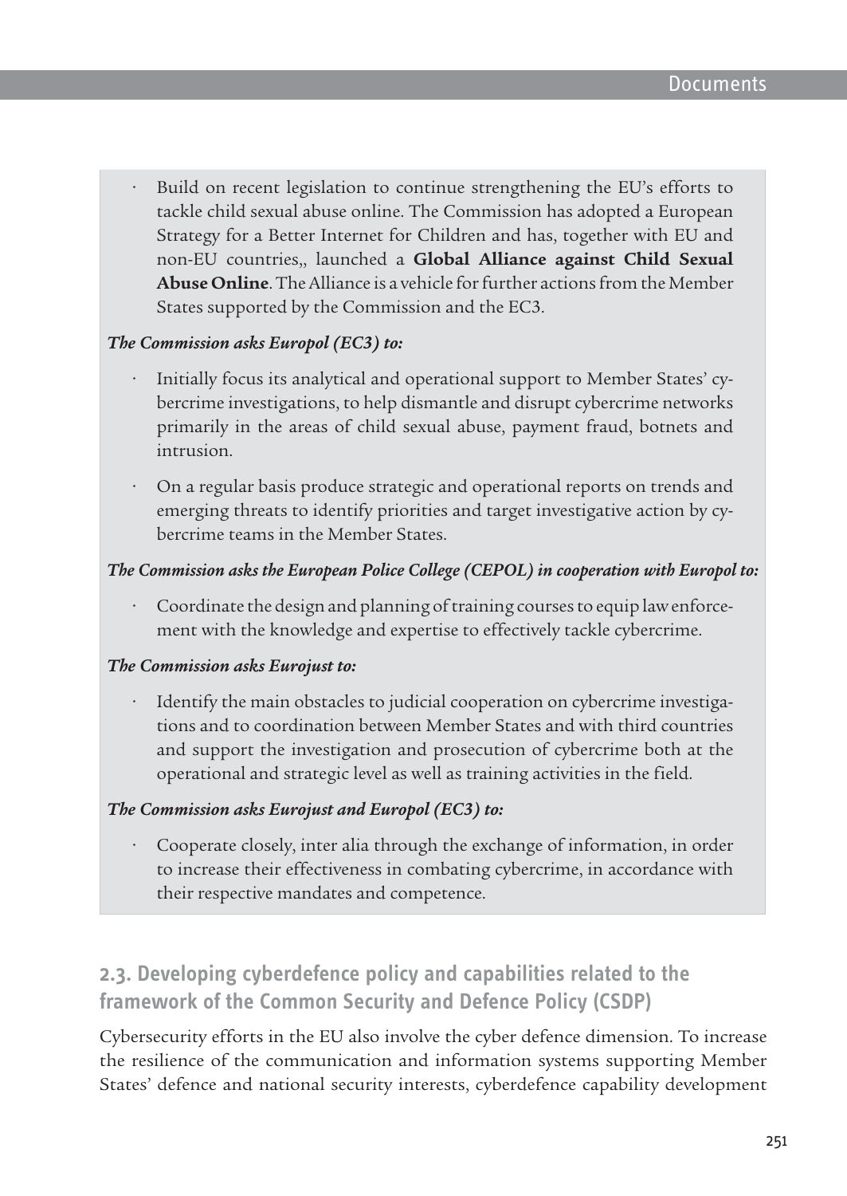- Build on recent legislation to continue strengthening the EU's efforts to tackle child sexual abuse online. The Commission has adopted a European Strategy for a Better Internet for Children and has, together with EU and non-EU countries,, launched a **Global Alliance against Child Sexual Abuse Online**. The Alliance is a vehicle for further actions from the Member States supported by the Commission and the EC3.

***The Commission asks Europol (EC3) to:***

- Initially focus its analytical and operational support to Member States' cybercrime investigations, to help dismantle and disrupt cybercrime networks primarily in the areas of child sexual abuse, payment fraud, botnets and intrusion.
- On a regular basis produce strategic and operational reports on trends and emerging threats to identify priorities and target investigative action by cybercrime teams in the Member States.

***The Commission asks the European Police College (CEPOL) in cooperation with Europol to:***

- Coordinate the design and planning of training courses to equip law enforcement with the knowledge and expertise to effectively tackle cybercrime.

***The Commission asks Eurojust to:***

- Identify the main obstacles to judicial cooperation on cybercrime investigations and to coordination between Member States and with third countries and support the investigation and prosecution of cybercrime both at the operational and strategic level as well as training activities in the field.

***The Commission asks Eurojust and Europol (EC3) to:***

- Cooperate closely, inter alia through the exchange of information, in order to increase their effectiveness in combating cybercrime, in accordance with their respective mandates and competence.

## 2.3. Developing cyberdefence policy and capabilities related to the framework of the Common Security and Defence Policy (CSDP)

Cybersecurity efforts in the EU also involve the cyber defence dimension. To increase the resilience of the communication and information systems supporting Member States' defence and national security interests, cyberdefence capability development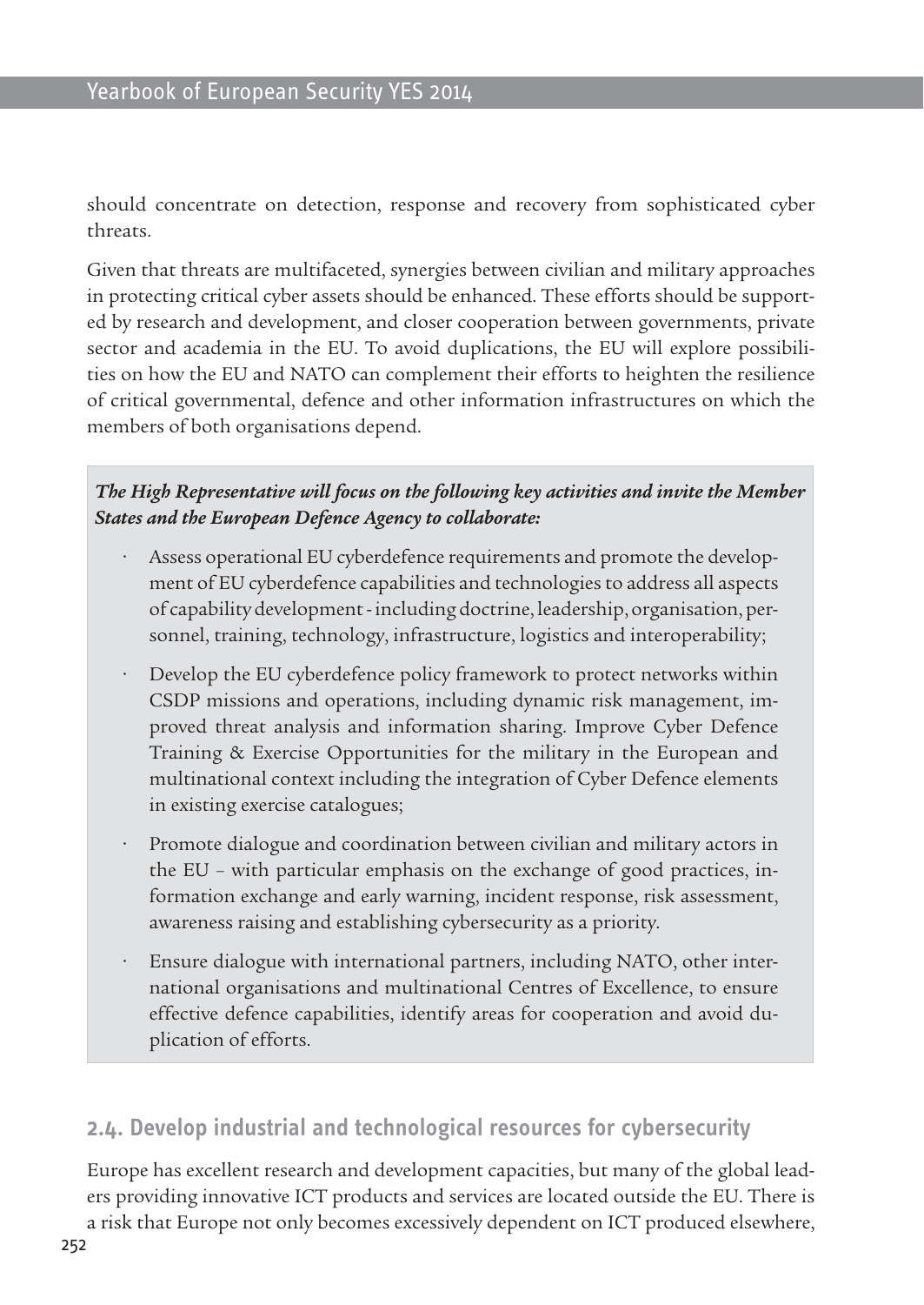should concentrate on detection, response and recovery from sophisticated cyber threats.

Given that threats are multifaceted, synergies between civilian and military approaches in protecting critical cyber assets should be enhanced. These efforts should be supported by research and development, and closer cooperation between governments, private sector and academia in the EU. To avoid duplications, the EU will explore possibilities on how the EU and NATO can complement their efforts to heighten the resilience of critical governmental, defence and other information infrastructures on which the members of both organisations depend.

***The High Representative will focus on the following key activities and invite the Member States and the European Defence Agency to collaborate:***

- Assess operational EU cyberdefence requirements and promote the development of EU cyberdefence capabilities and technologies to address all aspects of capability development - including doctrine, leadership, organisation, personnel, training, technology, infrastructure, logistics and interoperability;
- Develop the EU cyberdefence policy framework to protect networks within CSDP missions and operations, including dynamic risk management, improved threat analysis and information sharing. Improve Cyber Defence Training & Exercise Opportunities for the military in the European and multinational context including the integration of Cyber Defence elements in existing exercise catalogues;
- Promote dialogue and coordination between civilian and military actors in the EU – with particular emphasis on the exchange of good practices, information exchange and early warning, incident response, risk assessment, awareness raising and establishing cybersecurity as a priority.
- Ensure dialogue with international partners, including NATO, other international organisations and multinational Centres of Excellence, to ensure effective defence capabilities, identify areas for cooperation and avoid duplication of efforts.

## 2.4. Develop industrial and technological resources for cybersecurity

Europe has excellent research and development capacities, but many of the global leaders providing innovative ICT products and services are located outside the EU. There is a risk that Europe not only becomes excessively dependent on ICT produced elsewhere,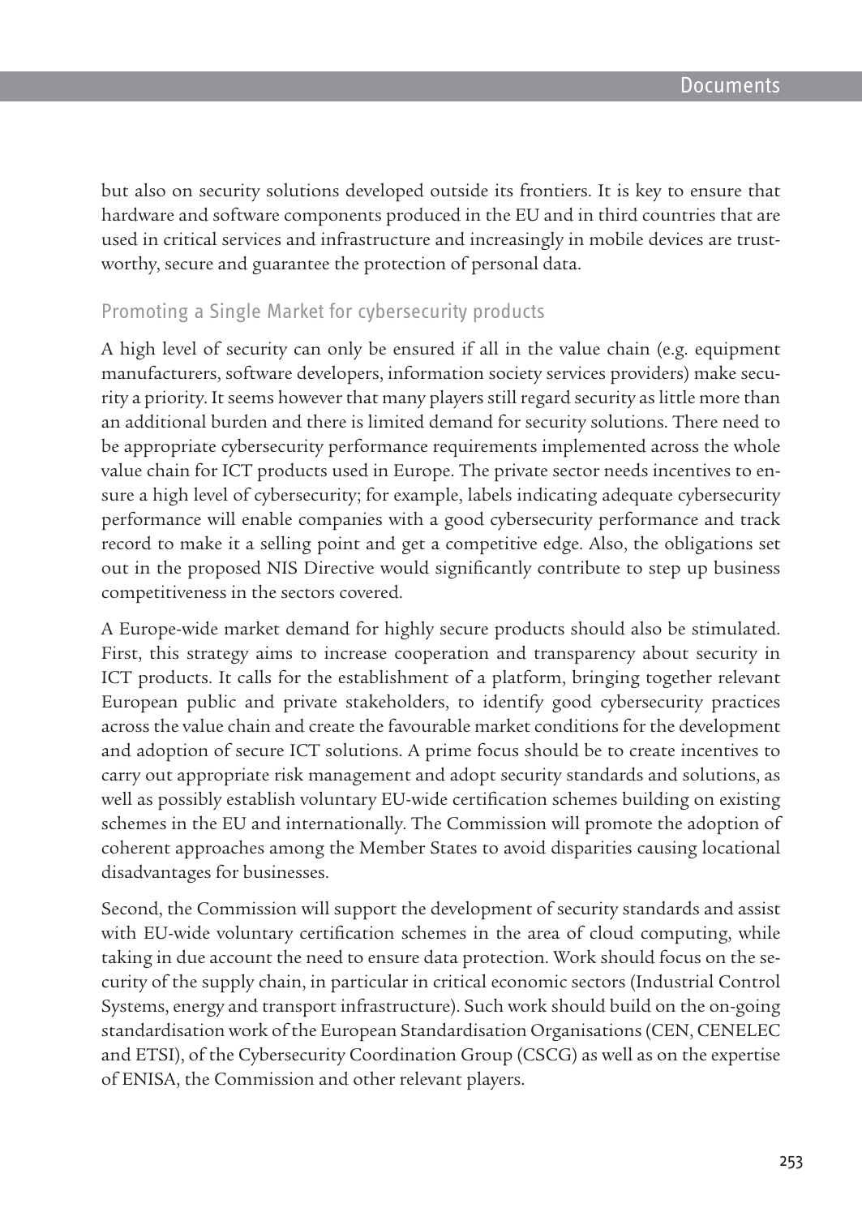but also on security solutions developed outside its frontiers. It is key to ensure that hardware and software components produced in the EU and in third countries that are used in critical services and infrastructure and increasingly in mobile devices are trustworthy, secure and guarantee the protection of personal data.

### Promoting a Single Market for cybersecurity products

A high level of security can only be ensured if all in the value chain (e.g. equipment manufacturers, software developers, information society services providers) make security a priority. It seems however that many players still regard security as little more than an additional burden and there is limited demand for security solutions. There need to be appropriate cybersecurity performance requirements implemented across the whole value chain for ICT products used in Europe. The private sector needs incentives to ensure a high level of cybersecurity; for example, labels indicating adequate cybersecurity performance will enable companies with a good cybersecurity performance and track record to make it a selling point and get a competitive edge. Also, the obligations set out in the proposed NIS Directive would significantly contribute to step up business competitiveness in the sectors covered.

A Europe-wide market demand for highly secure products should also be stimulated. First, this strategy aims to increase cooperation and transparency about security in ICT products. It calls for the establishment of a platform, bringing together relevant European public and private stakeholders, to identify good cybersecurity practices across the value chain and create the favourable market conditions for the development and adoption of secure ICT solutions. A prime focus should be to create incentives to carry out appropriate risk management and adopt security standards and solutions, as well as possibly establish voluntary EU-wide certification schemes building on existing schemes in the EU and internationally. The Commission will promote the adoption of coherent approaches among the Member States to avoid disparities causing locational disadvantages for businesses.

Second, the Commission will support the development of security standards and assist with EU-wide voluntary certification schemes in the area of cloud computing, while taking in due account the need to ensure data protection. Work should focus on the security of the supply chain, in particular in critical economic sectors (Industrial Control Systems, energy and transport infrastructure). Such work should build on the on-going standardisation work of the European Standardisation Organisations (CEN, CENELEC and ETSI), of the Cybersecurity Coordination Group (CSCG) as well as on the expertise of ENISA, the Commission and other relevant players.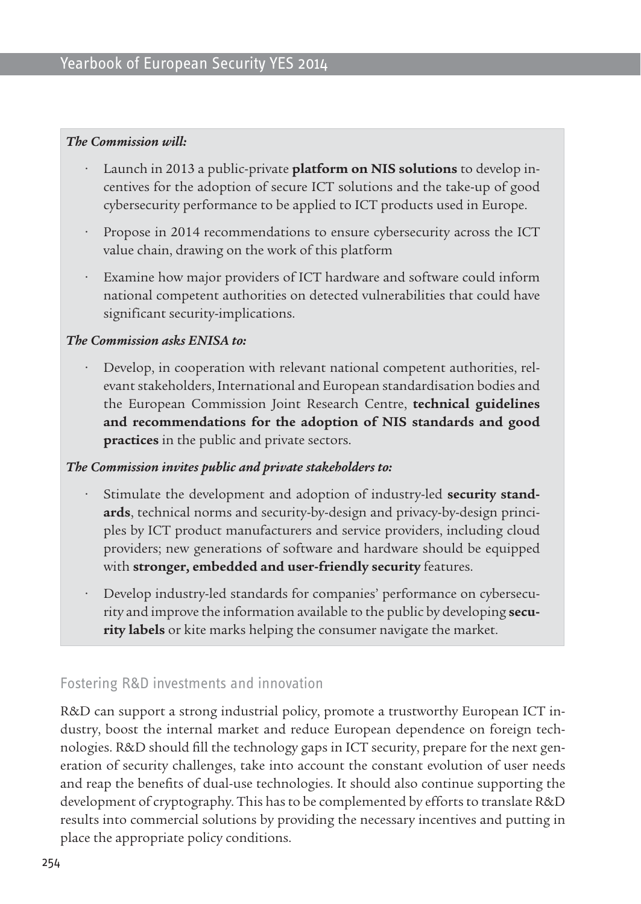***The Commission will:***

- Launch in 2013 a public-private **platform on NIS solutions** to develop incentives for the adoption of secure ICT solutions and the take-up of good cybersecurity performance to be applied to ICT products used in Europe.
- Propose in 2014 recommendations to ensure cybersecurity across the ICT value chain, drawing on the work of this platform
- Examine how major providers of ICT hardware and software could inform national competent authorities on detected vulnerabilities that could have significant security-implications.

***The Commission asks ENISA to:***

- Develop, in cooperation with relevant national competent authorities, relevant stakeholders, International and European standardisation bodies and the European Commission Joint Research Centre, **technical guidelines and recommendations for the adoption of NIS standards and good practices** in the public and private sectors.

***The Commission invites public and private stakeholders to:***

- Stimulate the development and adoption of industry-led **security standards**, technical norms and security-by-design and privacy-by-design principles by ICT product manufacturers and service providers, including cloud providers; new generations of software and hardware should be equipped with **stronger, embedded and user-friendly security** features.
- Develop industry-led standards for companies' performance on cybersecurity and improve the information available to the public by developing **security labels** or kite marks helping the consumer navigate the market.

## Fostering R&D investments and innovation

R&D can support a strong industrial policy, promote a trustworthy European ICT industry, boost the internal market and reduce European dependence on foreign technologies. R&D should fill the technology gaps in ICT security, prepare for the next generation of security challenges, take into account the constant evolution of user needs and reap the benefits of dual-use technologies. It should also continue supporting the development of cryptography. This has to be complemented by efforts to translate R&D results into commercial solutions by providing the necessary incentives and putting in place the appropriate policy conditions.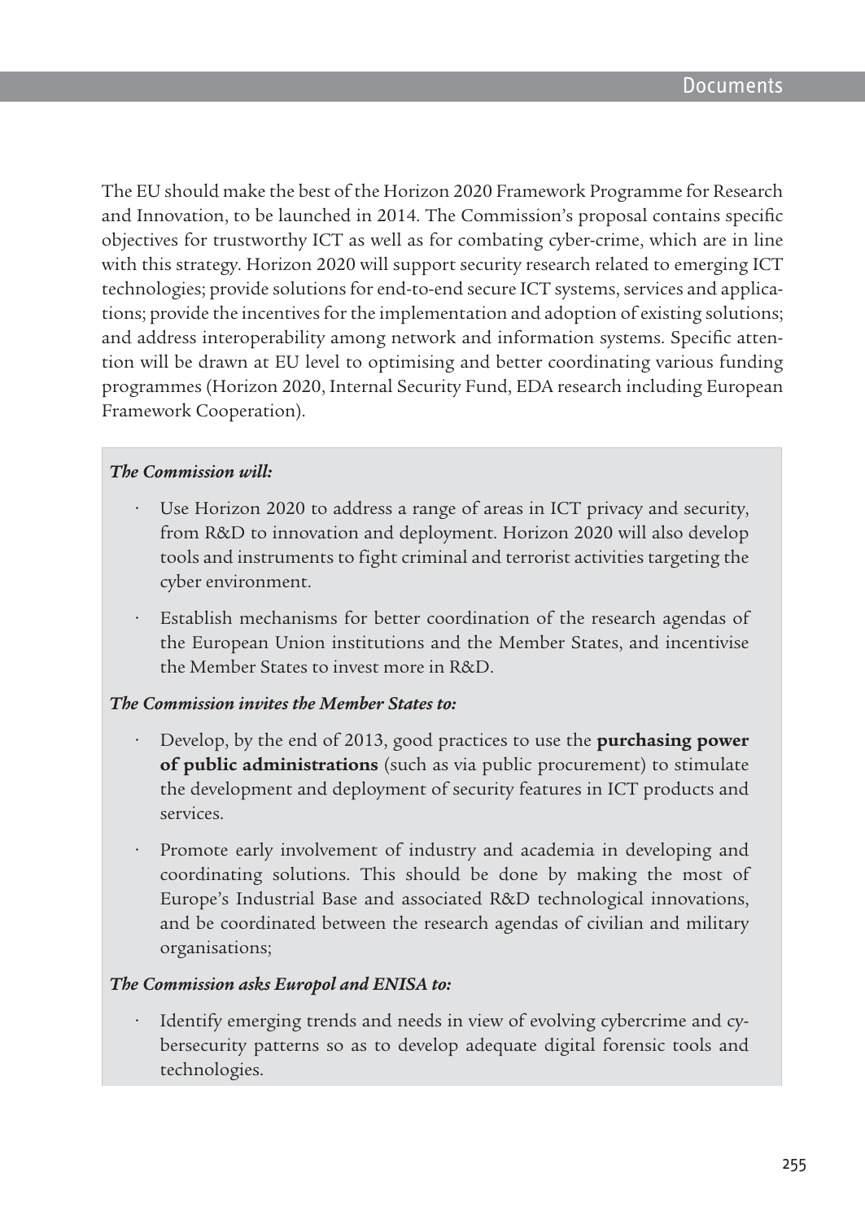The EU should make the best of the Horizon 2020 Framework Programme for Research and Innovation, to be launched in 2014. The Commission's proposal contains specific objectives for trustworthy ICT as well as for combating cyber-crime, which are in line with this strategy. Horizon 2020 will support security research related to emerging ICT technologies; provide solutions for end-to-end secure ICT systems, services and applications; provide the incentives for the implementation and adoption of existing solutions; and address interoperability among network and information systems. Specific attention will be drawn at EU level to optimising and better coordinating various funding programmes (Horizon 2020, Internal Security Fund, EDA research including European Framework Cooperation).

***The Commission will:***

- Use Horizon 2020 to address a range of areas in ICT privacy and security, from R&D to innovation and deployment. Horizon 2020 will also develop tools and instruments to fight criminal and terrorist activities targeting the cyber environment.
- Establish mechanisms for better coordination of the research agendas of the European Union institutions and the Member States, and incentivise the Member States to invest more in R&D.

***The Commission invites the Member States to:***

- Develop, by the end of 2013, good practices to use the **purchasing power of public administrations** (such as via public procurement) to stimulate the development and deployment of security features in ICT products and services.
- Promote early involvement of industry and academia in developing and coordinating solutions. This should be done by making the most of Europe's Industrial Base and associated R&D technological innovations, and be coordinated between the research agendas of civilian and military organisations;

***The Commission asks Europol and ENISA to:***

- Identify emerging trends and needs in view of evolving cybercrime and cybersecurity patterns so as to develop adequate digital forensic tools and technologies.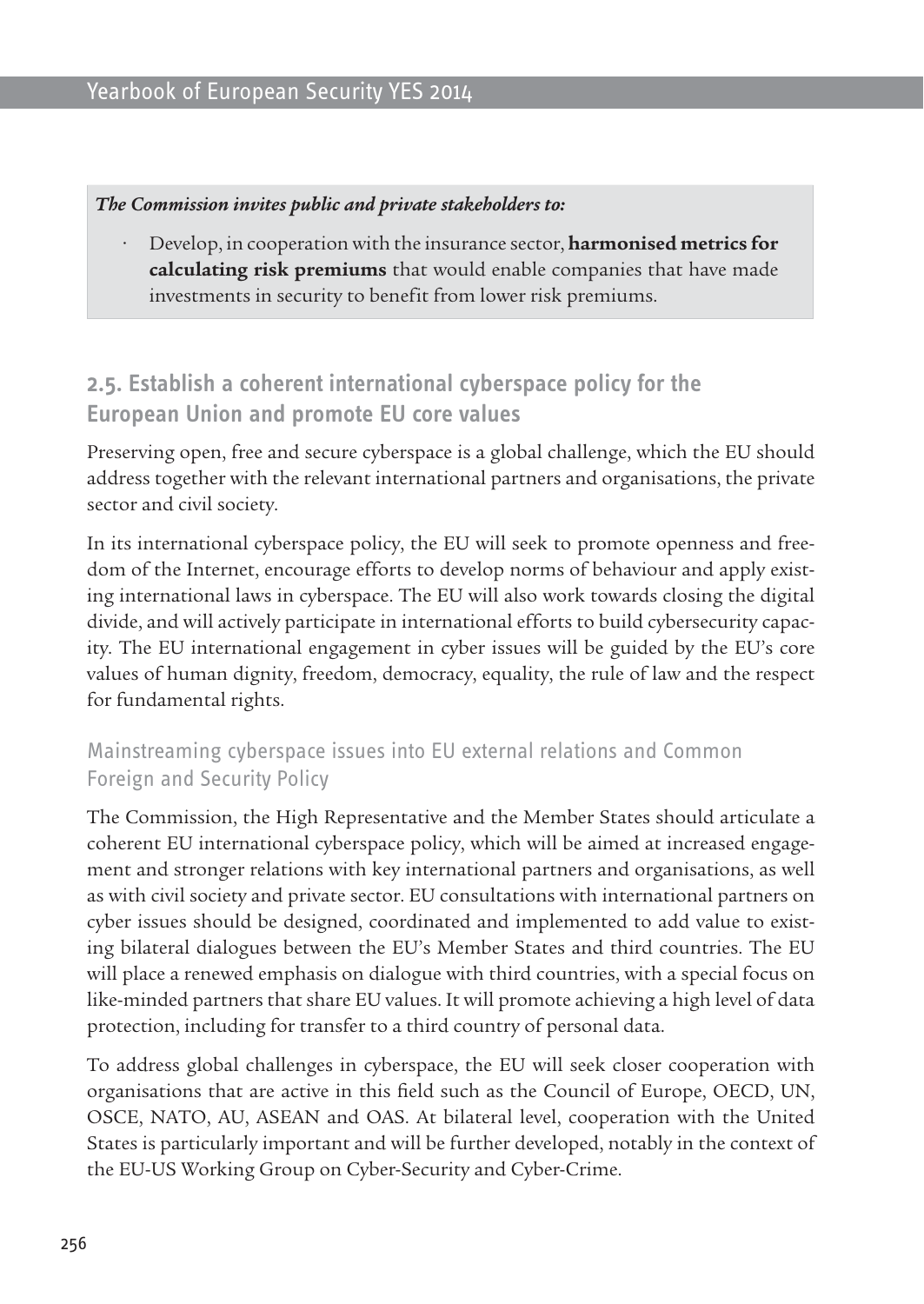***The Commission invites public and private stakeholders to:***

- Develop, in cooperation with the insurance sector, **harmonised metrics for calculating risk premiums** that would enable companies that have made investments in security to benefit from lower risk premiums.

## 2.5. Establish a coherent international cyberspace policy for the European Union and promote EU core values

Preserving open, free and secure cyberspace is a global challenge, which the EU should address together with the relevant international partners and organisations, the private sector and civil society.

In its international cyberspace policy, the EU will seek to promote openness and freedom of the Internet, encourage efforts to develop norms of behaviour and apply existing international laws in cyberspace. The EU will also work towards closing the digital divide, and will actively participate in international efforts to build cybersecurity capacity. The EU international engagement in cyber issues will be guided by the EU's core values of human dignity, freedom, democracy, equality, the rule of law and the respect for fundamental rights.

### Mainstreaming cyberspace issues into EU external relations and Common Foreign and Security Policy

The Commission, the High Representative and the Member States should articulate a coherent EU international cyberspace policy, which will be aimed at increased engagement and stronger relations with key international partners and organisations, as well as with civil society and private sector. EU consultations with international partners on cyber issues should be designed, coordinated and implemented to add value to existing bilateral dialogues between the EU's Member States and third countries. The EU will place a renewed emphasis on dialogue with third countries, with a special focus on like-minded partners that share EU values. It will promote achieving a high level of data protection, including for transfer to a third country of personal data.

To address global challenges in cyberspace, the EU will seek closer cooperation with organisations that are active in this field such as the Council of Europe, OECD, UN, OSCE, NATO, AU, ASEAN and OAS. At bilateral level, cooperation with the United States is particularly important and will be further developed, notably in the context of the EU-US Working Group on Cyber-Security and Cyber-Crime.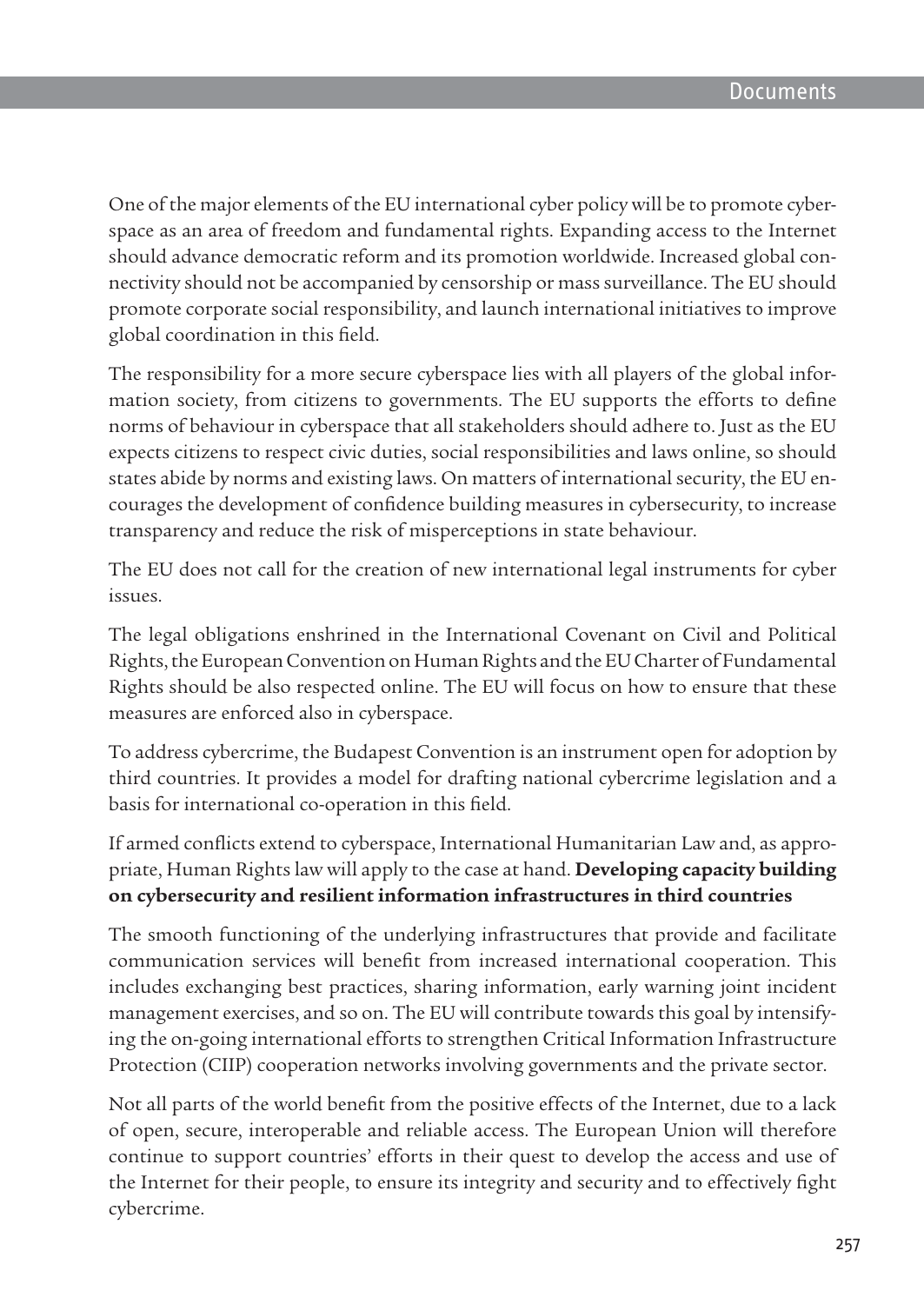One of the major elements of the EU international cyber policy will be to promote cyberspace as an area of freedom and fundamental rights. Expanding access to the Internet should advance democratic reform and its promotion worldwide. Increased global connectivity should not be accompanied by censorship or mass surveillance. The EU should promote corporate social responsibility, and launch international initiatives to improve global coordination in this field.

The responsibility for a more secure cyberspace lies with all players of the global information society, from citizens to governments. The EU supports the efforts to define norms of behaviour in cyberspace that all stakeholders should adhere to. Just as the EU expects citizens to respect civic duties, social responsibilities and laws online, so should states abide by norms and existing laws. On matters of international security, the EU encourages the development of confidence building measures in cybersecurity, to increase transparency and reduce the risk of misperceptions in state behaviour.

The EU does not call for the creation of new international legal instruments for cyber issues.

The legal obligations enshrined in the International Covenant on Civil and Political Rights, the European Convention on Human Rights and the EU Charter of Fundamental Rights should be also respected online. The EU will focus on how to ensure that these measures are enforced also in cyberspace.

To address cybercrime, the Budapest Convention is an instrument open for adoption by third countries. It provides a model for drafting national cybercrime legislation and a basis for international co-operation in this field.

If armed conflicts extend to cyberspace, International Humanitarian Law and, as appropriate, Human Rights law will apply to the case at hand. **Developing capacity building on cybersecurity and resilient information infrastructures in third countries**

The smooth functioning of the underlying infrastructures that provide and facilitate communication services will benefit from increased international cooperation. This includes exchanging best practices, sharing information, early warning joint incident management exercises, and so on. The EU will contribute towards this goal by intensifying the on-going international efforts to strengthen Critical Information Infrastructure Protection (CIIP) cooperation networks involving governments and the private sector.

Not all parts of the world benefit from the positive effects of the Internet, due to a lack of open, secure, interoperable and reliable access. The European Union will therefore continue to support countries' efforts in their quest to develop the access and use of the Internet for their people, to ensure its integrity and security and to effectively fight cybercrime.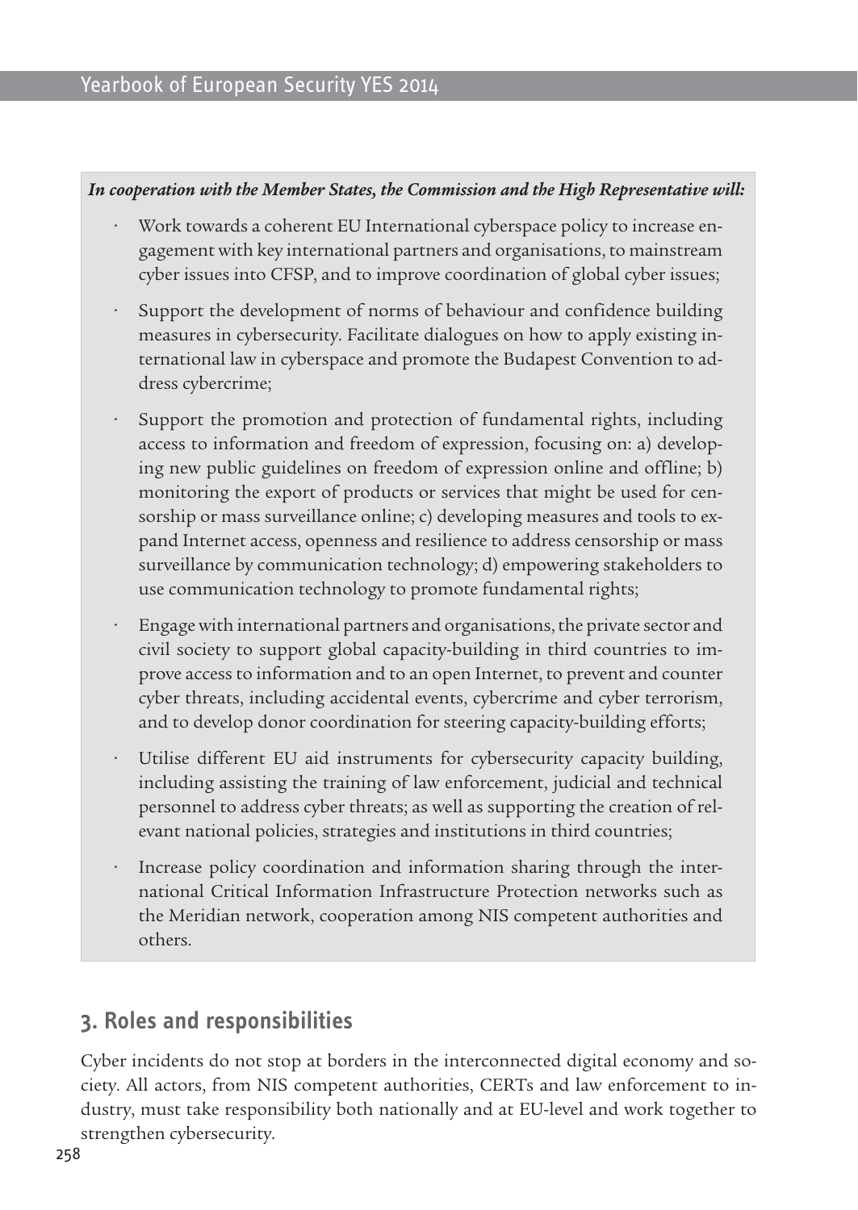***In cooperation with the Member States, the Commission and the High Representative will:***

- Work towards a coherent EU International cyberspace policy to increase engagement with key international partners and organisations, to mainstream cyber issues into CFSP, and to improve coordination of global cyber issues;
- Support the development of norms of behaviour and confidence building measures in cybersecurity. Facilitate dialogues on how to apply existing international law in cyberspace and promote the Budapest Convention to address cybercrime;
- Support the promotion and protection of fundamental rights, including access to information and freedom of expression, focusing on: a) developing new public guidelines on freedom of expression online and offline; b) monitoring the export of products or services that might be used for censorship or mass surveillance online; c) developing measures and tools to expand Internet access, openness and resilience to address censorship or mass surveillance by communication technology; d) empowering stakeholders to use communication technology to promote fundamental rights;
- Engage with international partners and organisations, the private sector and civil society to support global capacity-building in third countries to improve access to information and to an open Internet, to prevent and counter cyber threats, including accidental events, cybercrime and cyber terrorism, and to develop donor coordination for steering capacity-building efforts;
- Utilise different EU aid instruments for cybersecurity capacity building, including assisting the training of law enforcement, judicial and technical personnel to address cyber threats; as well as supporting the creation of relevant national policies, strategies and institutions in third countries;
- Increase policy coordination and information sharing through the international Critical Information Infrastructure Protection networks such as the Meridian network, cooperation among NIS competent authorities and others.

## 3. Roles and responsibilities

Cyber incidents do not stop at borders in the interconnected digital economy and society. All actors, from NIS competent authorities, CERTs and law enforcement to industry, must take responsibility both nationally and at EU-level and work together to strengthen cybersecurity.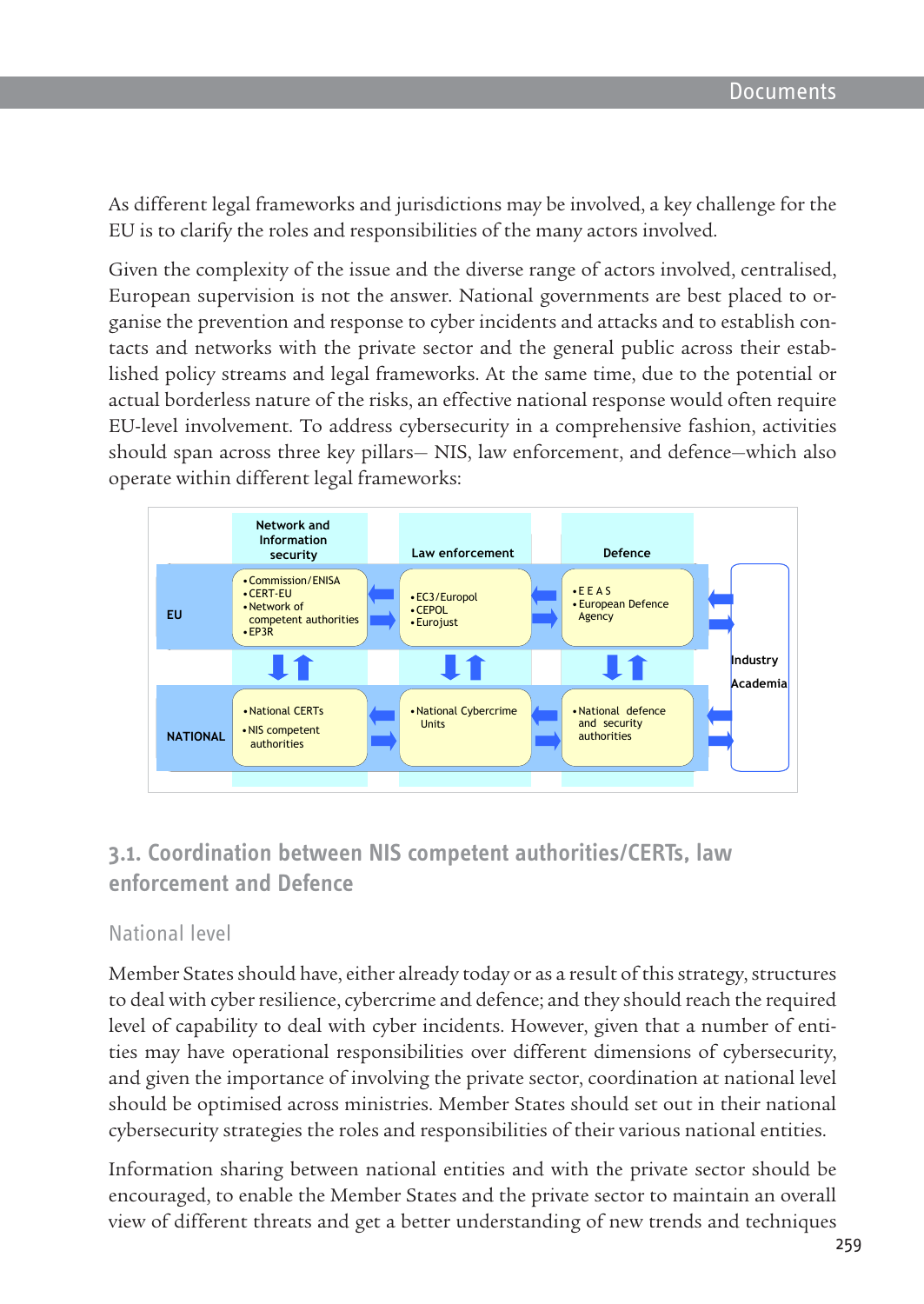As different legal frameworks and jurisdictions may be involved, a key challenge for the EU is to clarify the roles and responsibilities of the many actors involved.

Given the complexity of the issue and the diverse range of actors involved, centralised, European supervision is not the answer. National governments are best placed to organise the prevention and response to cyber incidents and attacks and to establish contacts and networks with the private sector and the general public across their established policy streams and legal frameworks. At the same time, due to the potential or actual borderless nature of the risks, an effective national response would often require EU-level involvement. To address cybersecurity in a comprehensive fashion, activities should span across three key pillars– NIS, law enforcement, and defence–which also operate within different legal frameworks:

| | Network and Information security | Law enforcement | Defence | |
|---|---|---|---|---|
| EU | • Commission/ENISA<br>• CERT-EU<br>• Network of competent authorities<br>• EP3R | • EC3/Europol<br>• CEPOL<br>• Eurojust | • E E A S<br>• European Defence Agency | Industry<br>Academia |
| NATIONAL | • National CERTs<br>• NIS competent authorities | • National Cybercrime Units | • National defence and security authorities | |

## 3.1. Coordination between NIS competent authorities/CERTs, law enforcement and Defence

### National level

Member States should have, either already today or as a result of this strategy, structures to deal with cyber resilience, cybercrime and defence; and they should reach the required level of capability to deal with cyber incidents. However, given that a number of entities may have operational responsibilities over different dimensions of cybersecurity, and given the importance of involving the private sector, coordination at national level should be optimised across ministries. Member States should set out in their national cybersecurity strategies the roles and responsibilities of their various national entities.

Information sharing between national entities and with the private sector should be encouraged, to enable the Member States and the private sector to maintain an overall view of different threats and get a better understanding of new trends and techniques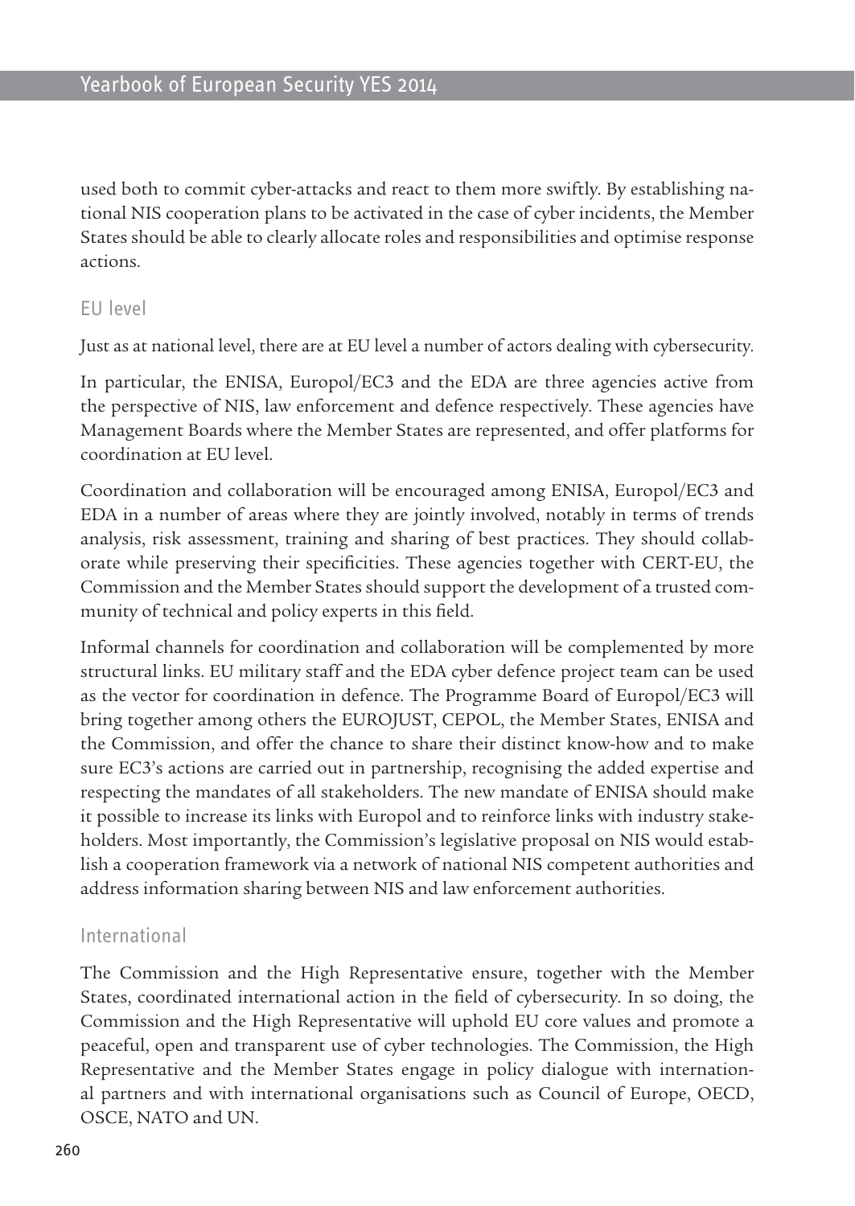used both to commit cyber-attacks and react to them more swiftly. By establishing national NIS cooperation plans to be activated in the case of cyber incidents, the Member States should be able to clearly allocate roles and responsibilities and optimise response actions.

### EU level

Just as at national level, there are at EU level a number of actors dealing with cybersecurity.

In particular, the ENISA, Europol/EC3 and the EDA are three agencies active from the perspective of NIS, law enforcement and defence respectively. These agencies have Management Boards where the Member States are represented, and offer platforms for coordination at EU level.

Coordination and collaboration will be encouraged among ENISA, Europol/EC3 and EDA in a number of areas where they are jointly involved, notably in terms of trends analysis, risk assessment, training and sharing of best practices. They should collaborate while preserving their specificities. These agencies together with CERT-EU, the Commission and the Member States should support the development of a trusted community of technical and policy experts in this field.

Informal channels for coordination and collaboration will be complemented by more structural links. EU military staff and the EDA cyber defence project team can be used as the vector for coordination in defence. The Programme Board of Europol/EC3 will bring together among others the EUROJUST, CEPOL, the Member States, ENISA and the Commission, and offer the chance to share their distinct know-how and to make sure EC3's actions are carried out in partnership, recognising the added expertise and respecting the mandates of all stakeholders. The new mandate of ENISA should make it possible to increase its links with Europol and to reinforce links with industry stakeholders. Most importantly, the Commission's legislative proposal on NIS would establish a cooperation framework via a network of national NIS competent authorities and address information sharing between NIS and law enforcement authorities.

### International

The Commission and the High Representative ensure, together with the Member States, coordinated international action in the field of cybersecurity. In so doing, the Commission and the High Representative will uphold EU core values and promote a peaceful, open and transparent use of cyber technologies. The Commission, the High Representative and the Member States engage in policy dialogue with international partners and with international organisations such as Council of Europe, OECD, OSCE, NATO and UN.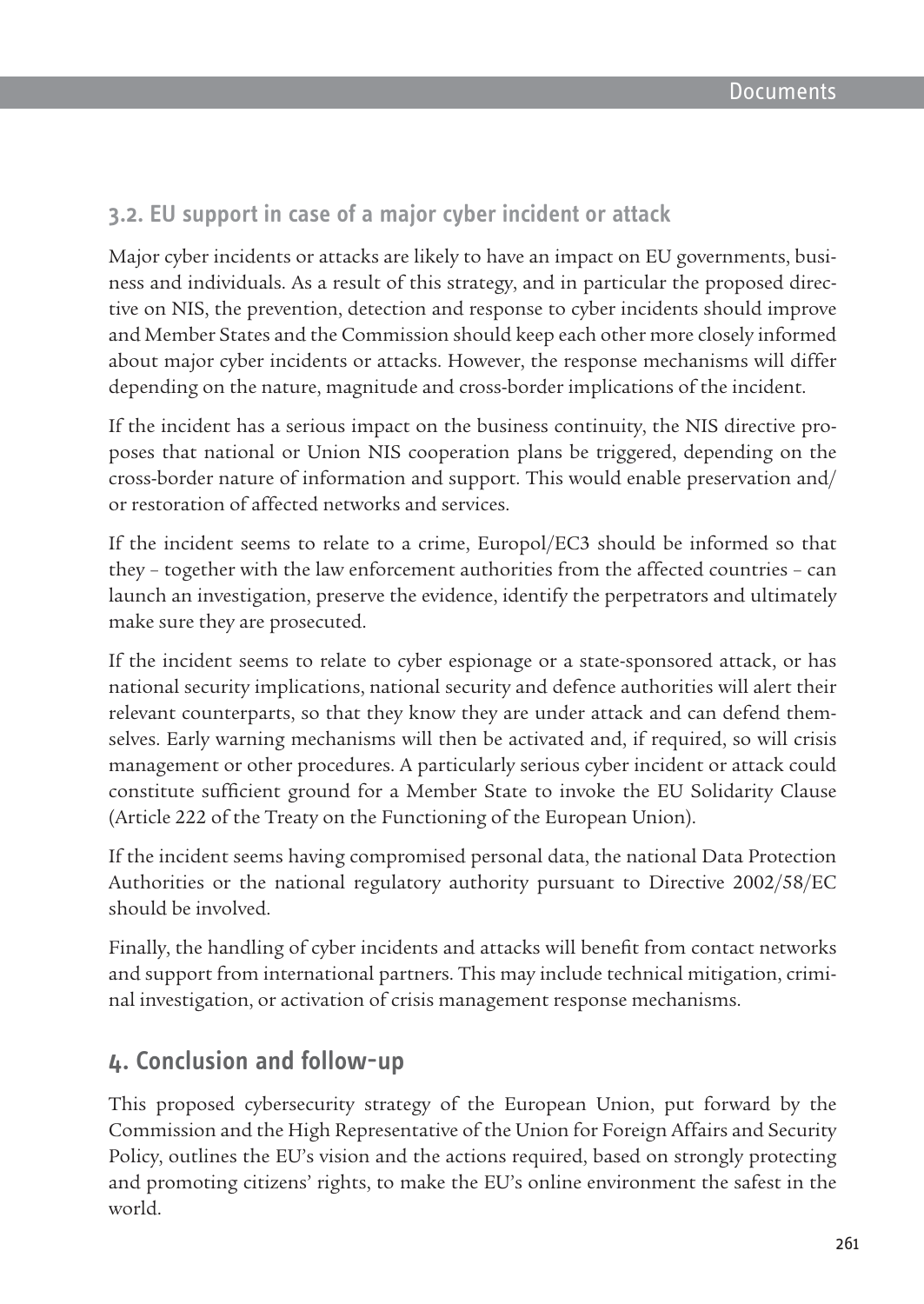### 3.2. EU support in case of a major cyber incident or attack

Major cyber incidents or attacks are likely to have an impact on EU governments, business and individuals. As a result of this strategy, and in particular the proposed directive on NIS, the prevention, detection and response to cyber incidents should improve and Member States and the Commission should keep each other more closely informed about major cyber incidents or attacks. However, the response mechanisms will differ depending on the nature, magnitude and cross-border implications of the incident.

If the incident has a serious impact on the business continuity, the NIS directive proposes that national or Union NIS cooperation plans be triggered, depending on the cross-border nature of information and support. This would enable preservation and/or restoration of affected networks and services.

If the incident seems to relate to a crime, Europol/EC3 should be informed so that they – together with the law enforcement authorities from the affected countries – can launch an investigation, preserve the evidence, identify the perpetrators and ultimately make sure they are prosecuted.

If the incident seems to relate to cyber espionage or a state-sponsored attack, or has national security implications, national security and defence authorities will alert their relevant counterparts, so that they know they are under attack and can defend themselves. Early warning mechanisms will then be activated and, if required, so will crisis management or other procedures. A particularly serious cyber incident or attack could constitute sufficient ground for a Member State to invoke the EU Solidarity Clause (Article 222 of the Treaty on the Functioning of the European Union).

If the incident seems having compromised personal data, the national Data Protection Authorities or the national regulatory authority pursuant to Directive 2002/58/EC should be involved.

Finally, the handling of cyber incidents and attacks will benefit from contact networks and support from international partners. This may include technical mitigation, criminal investigation, or activation of crisis management response mechanisms.

## 4. Conclusion and follow-up

This proposed cybersecurity strategy of the European Union, put forward by the Commission and the High Representative of the Union for Foreign Affairs and Security Policy, outlines the EU's vision and the actions required, based on strongly protecting and promoting citizens' rights, to make the EU's online environment the safest in the world.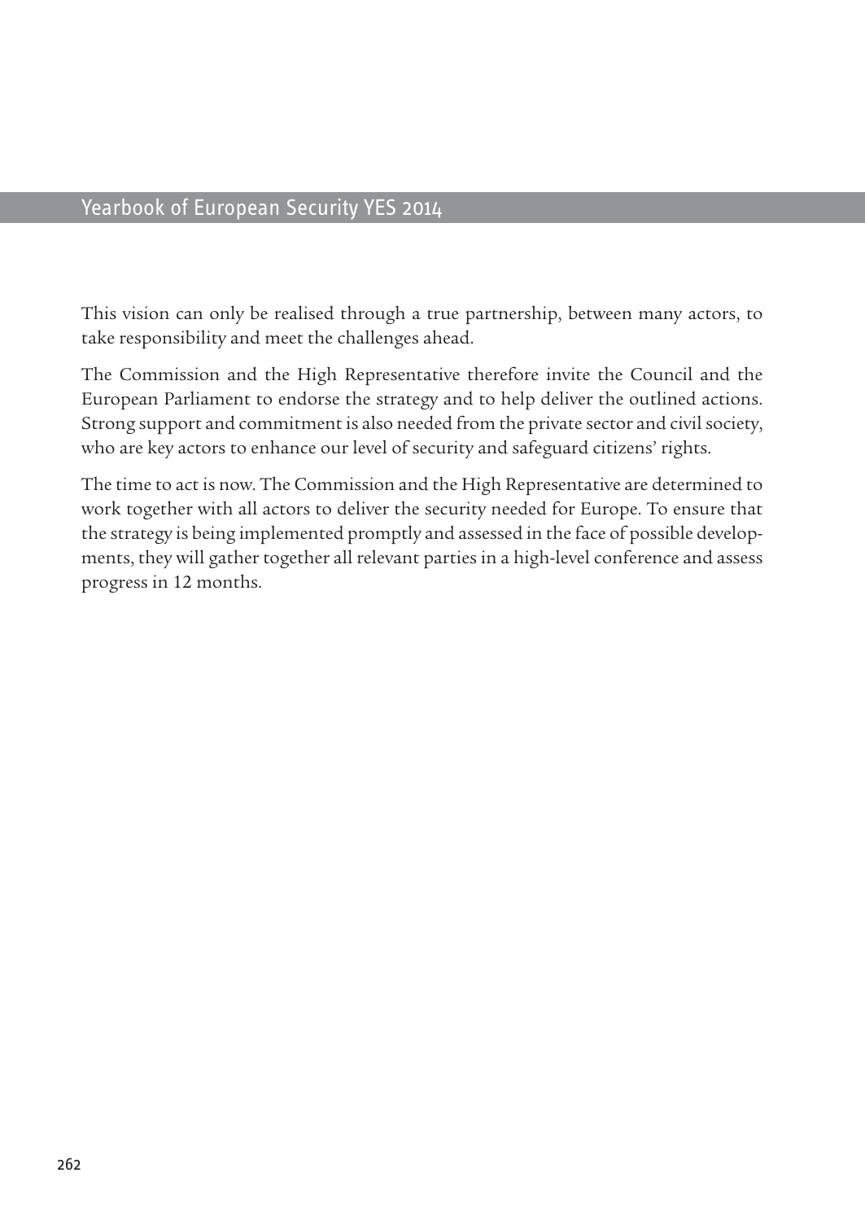This vision can only be realised through a true partnership, between many actors, to take responsibility and meet the challenges ahead.

The Commission and the High Representative therefore invite the Council and the European Parliament to endorse the strategy and to help deliver the outlined actions. Strong support and commitment is also needed from the private sector and civil society, who are key actors to enhance our level of security and safeguard citizens' rights.

The time to act is now. The Commission and the High Representative are determined to work together with all actors to deliver the security needed for Europe. To ensure that the strategy is being implemented promptly and assessed in the face of possible developments, they will gather together all relevant parties in a high-level conference and assess progress in 12 months.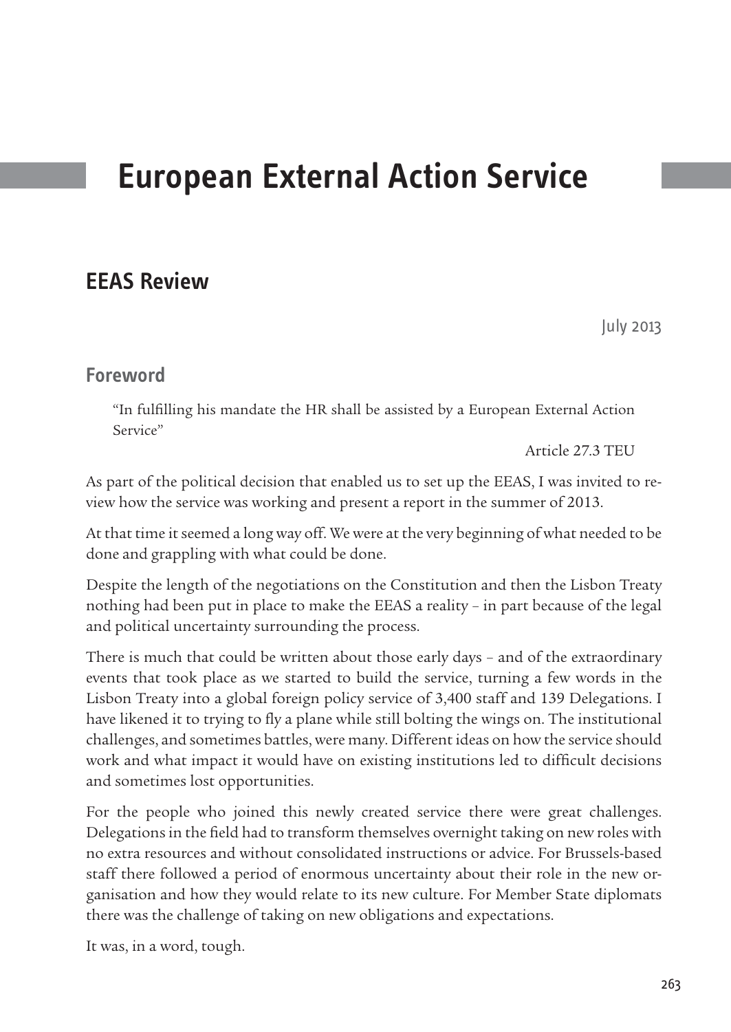# European External Action Service

## EEAS Review

July 2013

### Foreword

> "In fulfilling his mandate the HR shall be assisted by a European External Action Service"
>
> Article 27.3 TEU

As part of the political decision that enabled us to set up the EEAS, I was invited to review how the service was working and present a report in the summer of 2013.

At that time it seemed a long way off. We were at the very beginning of what needed to be done and grappling with what could be done.

Despite the length of the negotiations on the Constitution and then the Lisbon Treaty nothing had been put in place to make the EEAS a reality – in part because of the legal and political uncertainty surrounding the process.

There is much that could be written about those early days – and of the extraordinary events that took place as we started to build the service, turning a few words in the Lisbon Treaty into a global foreign policy service of 3,400 staff and 139 Delegations. I have likened it to trying to fly a plane while still bolting the wings on. The institutional challenges, and sometimes battles, were many. Different ideas on how the service should work and what impact it would have on existing institutions led to difficult decisions and sometimes lost opportunities.

For the people who joined this newly created service there were great challenges. Delegations in the field had to transform themselves overnight taking on new roles with no extra resources and without consolidated instructions or advice. For Brussels-based staff there followed a period of enormous uncertainty about their role in the new organisation and how they would relate to its new culture. For Member State diplomats there was the challenge of taking on new obligations and expectations.

It was, in a word, tough.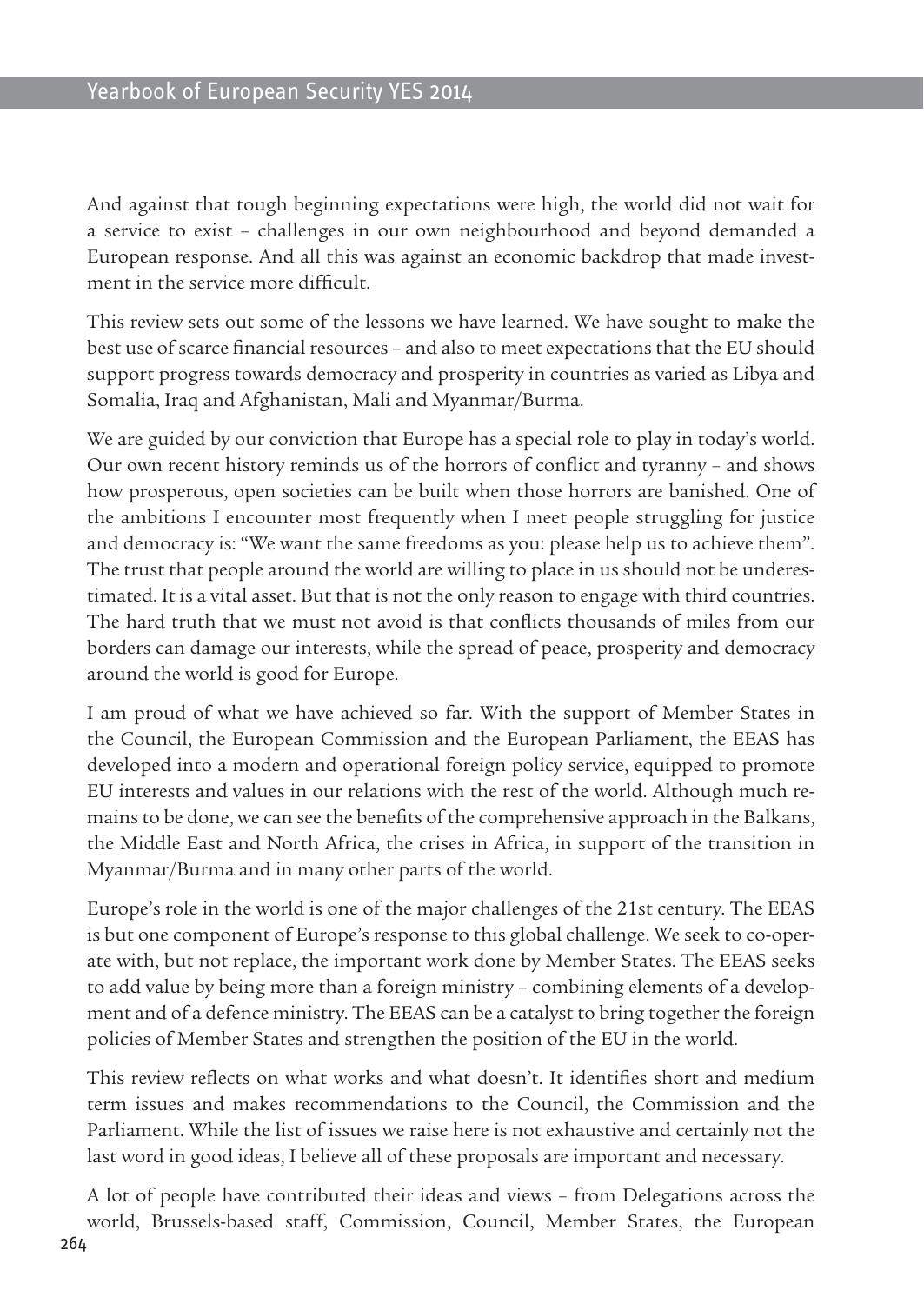And against that tough beginning expectations were high, the world did not wait for a service to exist – challenges in our own neighbourhood and beyond demanded a European response. And all this was against an economic backdrop that made investment in the service more difficult.

This review sets out some of the lessons we have learned. We have sought to make the best use of scarce financial resources – and also to meet expectations that the EU should support progress towards democracy and prosperity in countries as varied as Libya and Somalia, Iraq and Afghanistan, Mali and Myanmar/Burma.

We are guided by our conviction that Europe has a special role to play in today's world. Our own recent history reminds us of the horrors of conflict and tyranny – and shows how prosperous, open societies can be built when those horrors are banished. One of the ambitions I encounter most frequently when I meet people struggling for justice and democracy is: "We want the same freedoms as you: please help us to achieve them". The trust that people around the world are willing to place in us should not be underestimated. It is a vital asset. But that is not the only reason to engage with third countries. The hard truth that we must not avoid is that conflicts thousands of miles from our borders can damage our interests, while the spread of peace, prosperity and democracy around the world is good for Europe.

I am proud of what we have achieved so far. With the support of Member States in the Council, the European Commission and the European Parliament, the EEAS has developed into a modern and operational foreign policy service, equipped to promote EU interests and values in our relations with the rest of the world. Although much remains to be done, we can see the benefits of the comprehensive approach in the Balkans, the Middle East and North Africa, the crises in Africa, in support of the transition in Myanmar/Burma and in many other parts of the world.

Europe's role in the world is one of the major challenges of the 21st century. The EEAS is but one component of Europe's response to this global challenge. We seek to co-operate with, but not replace, the important work done by Member States. The EEAS seeks to add value by being more than a foreign ministry – combining elements of a development and of a defence ministry. The EEAS can be a catalyst to bring together the foreign policies of Member States and strengthen the position of the EU in the world.

This review reflects on what works and what doesn't. It identifies short and medium term issues and makes recommendations to the Council, the Commission and the Parliament. While the list of issues we raise here is not exhaustive and certainly not the last word in good ideas, I believe all of these proposals are important and necessary.

A lot of people have contributed their ideas and views – from Delegations across the world, Brussels-based staff, Commission, Council, Member States, the European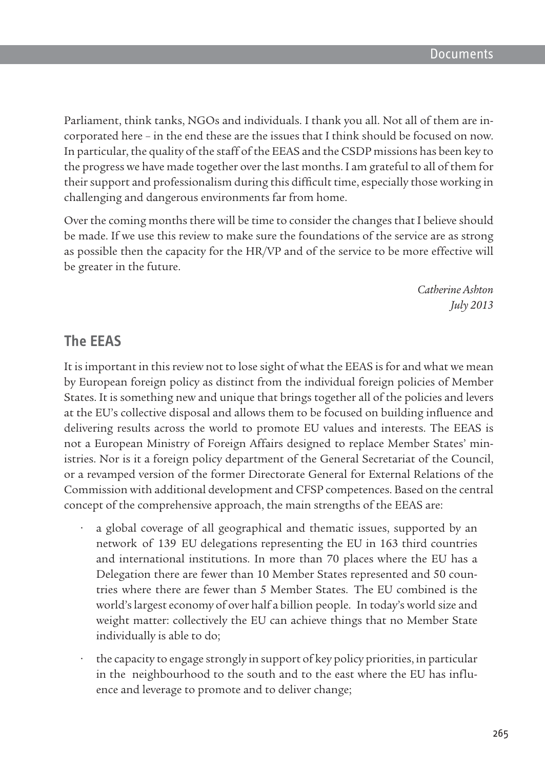Parliament, think tanks, NGOs and individuals. I thank you all. Not all of them are incorporated here – in the end these are the issues that I think should be focused on now. In particular, the quality of the staff of the EEAS and the CSDP missions has been key to the progress we have made together over the last months. I am grateful to all of them for their support and professionalism during this difficult time, especially those working in challenging and dangerous environments far from home.

Over the coming months there will be time to consider the changes that I believe should be made. If we use this review to make sure the foundations of the service are as strong as possible then the capacity for the HR/VP and of the service to be more effective will be greater in the future.

*Catherine Ashton*
*July 2013*

## The EEAS

It is important in this review not to lose sight of what the EEAS is for and what we mean by European foreign policy as distinct from the individual foreign policies of Member States. It is something new and unique that brings together all of the policies and levers at the EU's collective disposal and allows them to be focused on building influence and delivering results across the world to promote EU values and interests. The EEAS is not a European Ministry of Foreign Affairs designed to replace Member States' ministries. Nor is it a foreign policy department of the General Secretariat of the Council, or a revamped version of the former Directorate General for External Relations of the Commission with additional development and CFSP competences. Based on the central concept of the comprehensive approach, the main strengths of the EEAS are:

- a global coverage of all geographical and thematic issues, supported by an network of 139 EU delegations representing the EU in 163 third countries and international institutions. In more than 70 places where the EU has a Delegation there are fewer than 10 Member States represented and 50 countries where there are fewer than 5 Member States. The EU combined is the world's largest economy of over half a billion people. In today's world size and weight matter: collectively the EU can achieve things that no Member State individually is able to do;
- the capacity to engage strongly in support of key policy priorities, in particular in the neighbourhood to the south and to the east where the EU has influence and leverage to promote and to deliver change;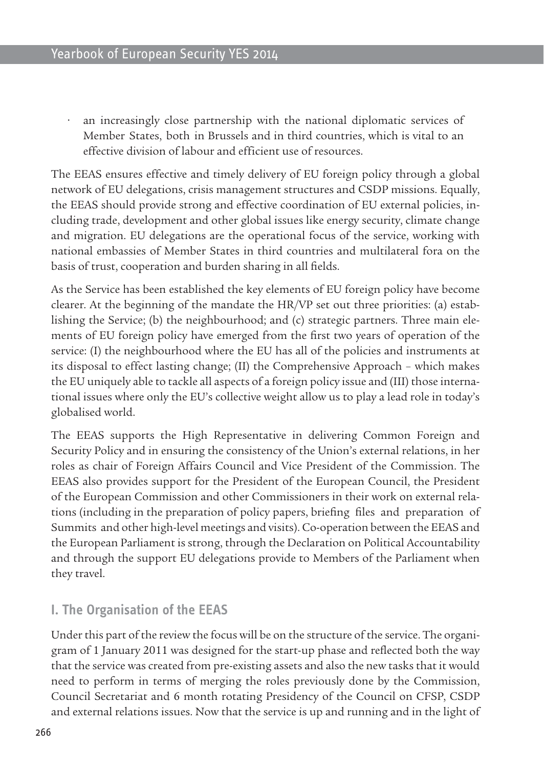- an increasingly close partnership with the national diplomatic services of Member States, both in Brussels and in third countries, which is vital to an effective division of labour and efficient use of resources.

The EEAS ensures effective and timely delivery of EU foreign policy through a global network of EU delegations, crisis management structures and CSDP missions. Equally, the EEAS should provide strong and effective coordination of EU external policies, including trade, development and other global issues like energy security, climate change and migration. EU delegations are the operational focus of the service, working with national embassies of Member States in third countries and multilateral fora on the basis of trust, cooperation and burden sharing in all fields.

As the Service has been established the key elements of EU foreign policy have become clearer. At the beginning of the mandate the HR/VP set out three priorities: (a) establishing the Service; (b) the neighbourhood; and (c) strategic partners. Three main elements of EU foreign policy have emerged from the first two years of operation of the service: (I) the neighbourhood where the EU has all of the policies and instruments at its disposal to effect lasting change; (II) the Comprehensive Approach – which makes the EU uniquely able to tackle all aspects of a foreign policy issue and (III) those international issues where only the EU's collective weight allow us to play a lead role in today's globalised world.

The EEAS supports the High Representative in delivering Common Foreign and Security Policy and in ensuring the consistency of the Union's external relations, in her roles as chair of Foreign Affairs Council and Vice President of the Commission. The EEAS also provides support for the President of the European Council, the President of the European Commission and other Commissioners in their work on external relations (including in the preparation of policy papers, briefing files and preparation of Summits and other high-level meetings and visits). Co-operation between the EEAS and the European Parliament is strong, through the Declaration on Political Accountability and through the support EU delegations provide to Members of the Parliament when they travel.

## I. The Organisation of the EEAS

Under this part of the review the focus will be on the structure of the service. The organigram of 1 January 2011 was designed for the start-up phase and reflected both the way that the service was created from pre-existing assets and also the new tasks that it would need to perform in terms of merging the roles previously done by the Commission, Council Secretariat and 6 month rotating Presidency of the Council on CFSP, CSDP and external relations issues. Now that the service is up and running and in the light of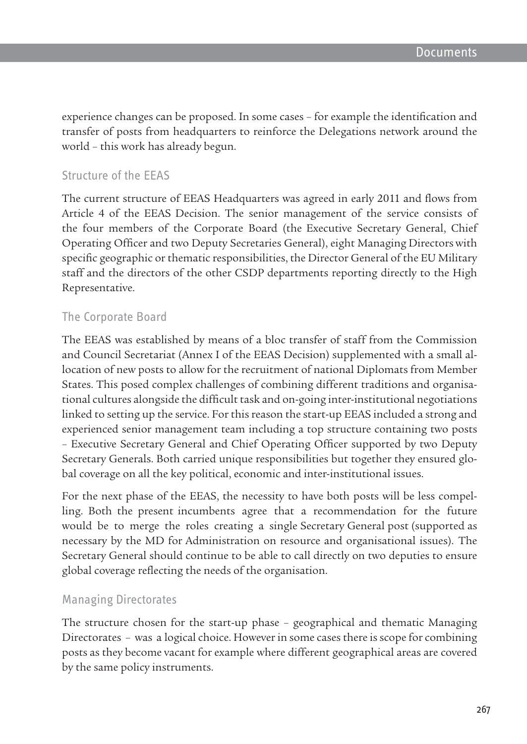experience changes can be proposed. In some cases – for example the identification and transfer of posts from headquarters to reinforce the Delegations network around the world – this work has already begun.

## Structure of the EEAS

The current structure of EEAS Headquarters was agreed in early 2011 and flows from Article 4 of the EEAS Decision. The senior management of the service consists of the four members of the Corporate Board (the Executive Secretary General, Chief Operating Officer and two Deputy Secretaries General), eight Managing Directors with specific geographic or thematic responsibilities, the Director General of the EU Military staff and the directors of the other CSDP departments reporting directly to the High Representative.

## The Corporate Board

The EEAS was established by means of a bloc transfer of staff from the Commission and Council Secretariat (Annex I of the EEAS Decision) supplemented with a small allocation of new posts to allow for the recruitment of national Diplomats from Member States. This posed complex challenges of combining different traditions and organisational cultures alongside the difficult task and on-going inter-institutional negotiations linked to setting up the service. For this reason the start-up EEAS included a strong and experienced senior management team including a top structure containing two posts – Executive Secretary General and Chief Operating Officer supported by two Deputy Secretary Generals. Both carried unique responsibilities but together they ensured global coverage on all the key political, economic and inter-institutional issues.

For the next phase of the EEAS, the necessity to have both posts will be less compelling. Both the present incumbents agree that a recommendation for the future would be to merge the roles creating a single Secretary General post (supported as necessary by the MD for Administration on resource and organisational issues). The Secretary General should continue to be able to call directly on two deputies to ensure global coverage reflecting the needs of the organisation.

## Managing Directorates

The structure chosen for the start-up phase – geographical and thematic Managing Directorates – was a logical choice. However in some cases there is scope for combining posts as they become vacant for example where different geographical areas are covered by the same policy instruments.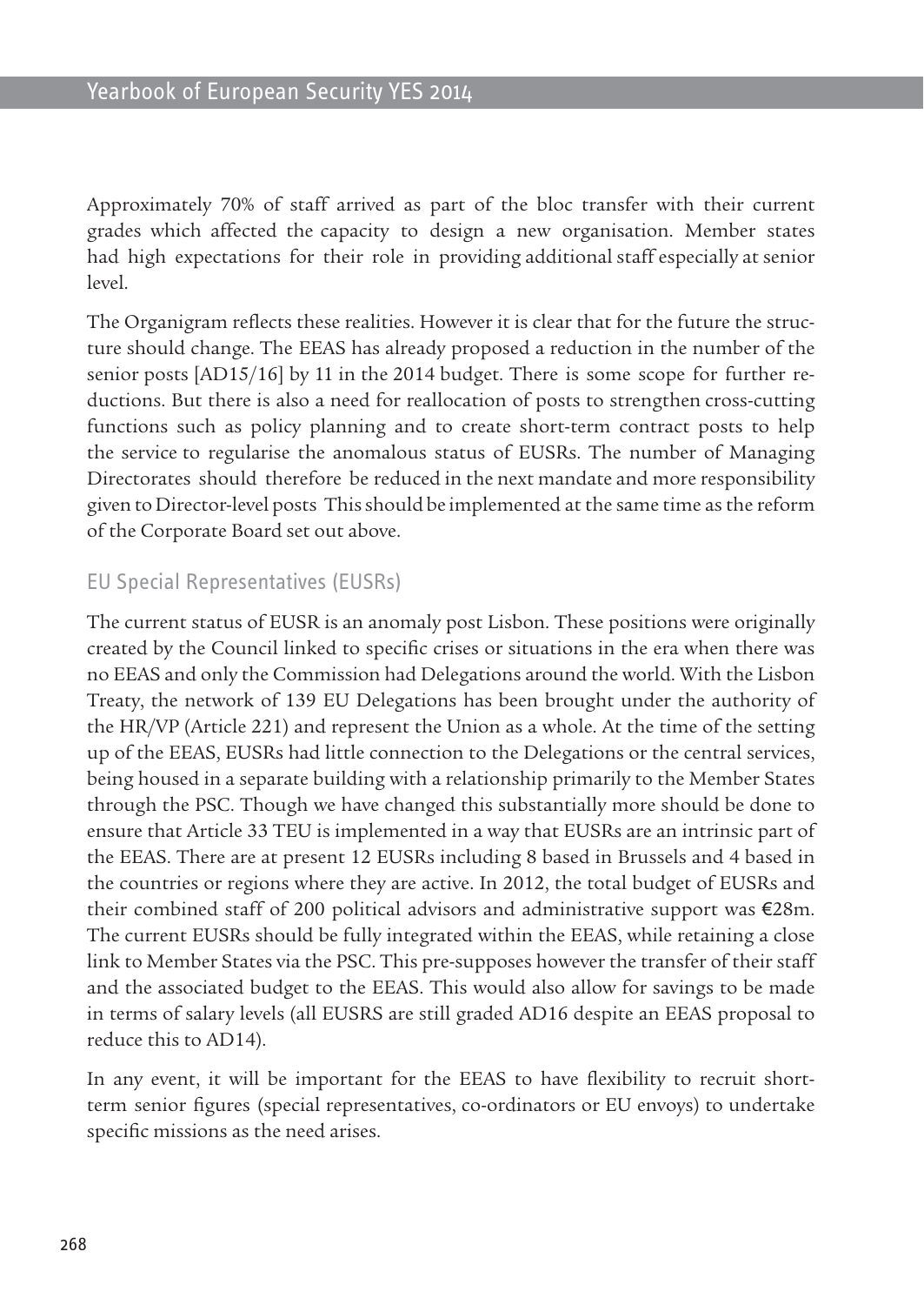Approximately 70% of staff arrived as part of the bloc transfer with their current grades which affected the capacity to design a new organisation. Member states had high expectations for their role in providing additional staff especially at senior level.

The Organigram reflects these realities. However it is clear that for the future the structure should change. The EEAS has already proposed a reduction in the number of the senior posts [AD15/16] by 11 in the 2014 budget. There is some scope for further reductions. But there is also a need for reallocation of posts to strengthen cross-cutting functions such as policy planning and to create short-term contract posts to help the service to regularise the anomalous status of EUSRs. The number of Managing Directorates should therefore be reduced in the next mandate and more responsibility given to Director-level posts This should be implemented at the same time as the reform of the Corporate Board set out above.

## EU Special Representatives (EUSRs)

The current status of EUSR is an anomaly post Lisbon. These positions were originally created by the Council linked to specific crises or situations in the era when there was no EEAS and only the Commission had Delegations around the world. With the Lisbon Treaty, the network of 139 EU Delegations has been brought under the authority of the HR/VP (Article 221) and represent the Union as a whole. At the time of the setting up of the EEAS, EUSRs had little connection to the Delegations or the central services, being housed in a separate building with a relationship primarily to the Member States through the PSC. Though we have changed this substantially more should be done to ensure that Article 33 TEU is implemented in a way that EUSRs are an intrinsic part of the EEAS. There are at present 12 EUSRs including 8 based in Brussels and 4 based in the countries or regions where they are active. In 2012, the total budget of EUSRs and their combined staff of 200 political advisors and administrative support was €28m. The current EUSRs should be fully integrated within the EEAS, while retaining a close link to Member States via the PSC. This pre-supposes however the transfer of their staff and the associated budget to the EEAS. This would also allow for savings to be made in terms of salary levels (all EUSRS are still graded AD16 despite an EEAS proposal to reduce this to AD14).

In any event, it will be important for the EEAS to have flexibility to recruit short-term senior figures (special representatives, co-ordinators or EU envoys) to undertake specific missions as the need arises.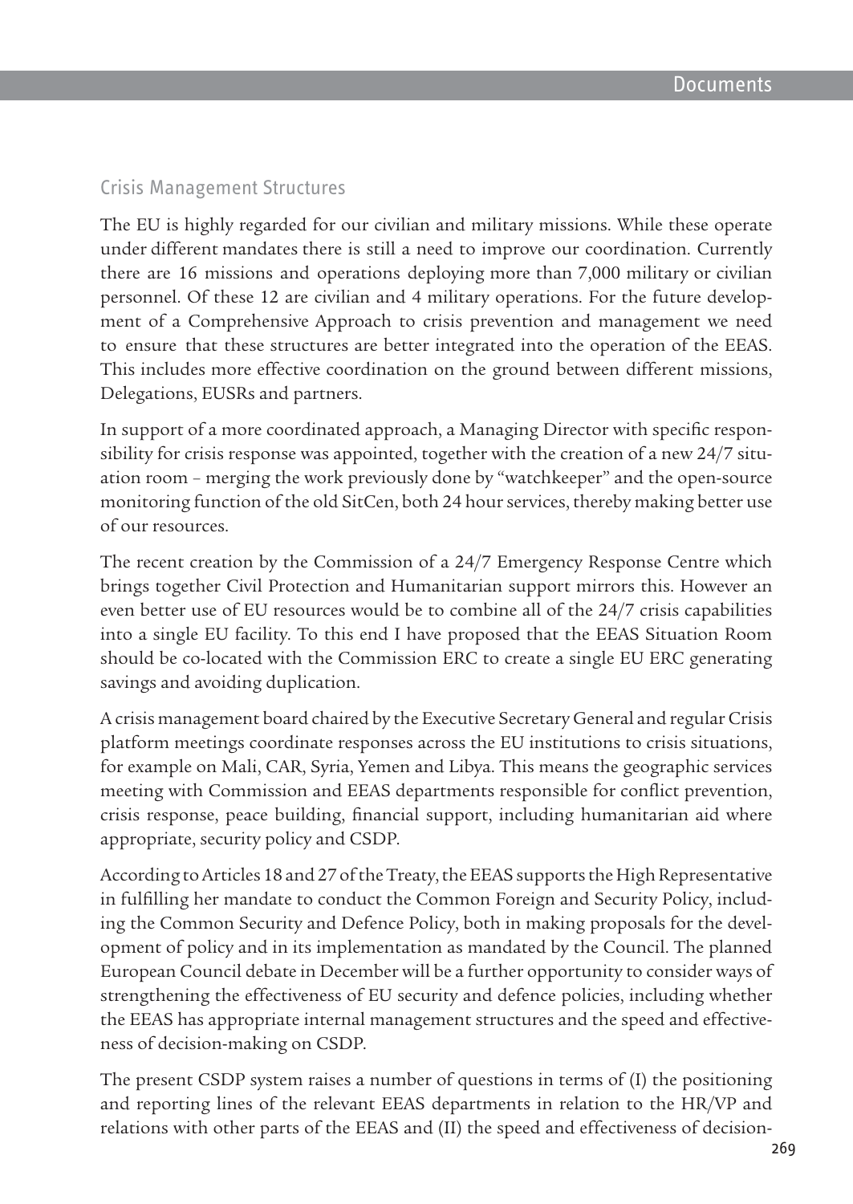## Crisis Management Structures

The EU is highly regarded for our civilian and military missions. While these operate under different mandates there is still a need to improve our coordination. Currently there are 16 missions and operations deploying more than 7,000 military or civilian personnel. Of these 12 are civilian and 4 military operations. For the future development of a Comprehensive Approach to crisis prevention and management we need to ensure that these structures are better integrated into the operation of the EEAS. This includes more effective coordination on the ground between different missions, Delegations, EUSRs and partners.

In support of a more coordinated approach, a Managing Director with specific responsibility for crisis response was appointed, together with the creation of a new 24/7 situation room – merging the work previously done by "watchkeeper" and the open-source monitoring function of the old SitCen, both 24 hour services, thereby making better use of our resources.

The recent creation by the Commission of a 24/7 Emergency Response Centre which brings together Civil Protection and Humanitarian support mirrors this. However an even better use of EU resources would be to combine all of the 24/7 crisis capabilities into a single EU facility. To this end I have proposed that the EEAS Situation Room should be co-located with the Commission ERC to create a single EU ERC generating savings and avoiding duplication.

A crisis management board chaired by the Executive Secretary General and regular Crisis platform meetings coordinate responses across the EU institutions to crisis situations, for example on Mali, CAR, Syria, Yemen and Libya. This means the geographic services meeting with Commission and EEAS departments responsible for conflict prevention, crisis response, peace building, financial support, including humanitarian aid where appropriate, security policy and CSDP.

According to Articles 18 and 27 of the Treaty, the EEAS supports the High Representative in fulfilling her mandate to conduct the Common Foreign and Security Policy, including the Common Security and Defence Policy, both in making proposals for the development of policy and in its implementation as mandated by the Council. The planned European Council debate in December will be a further opportunity to consider ways of strengthening the effectiveness of EU security and defence policies, including whether the EEAS has appropriate internal management structures and the speed and effectiveness of decision-making on CSDP.

The present CSDP system raises a number of questions in terms of (I) the positioning and reporting lines of the relevant EEAS departments in relation to the HR/VP and relations with other parts of the EEAS and (II) the speed and effectiveness of decision-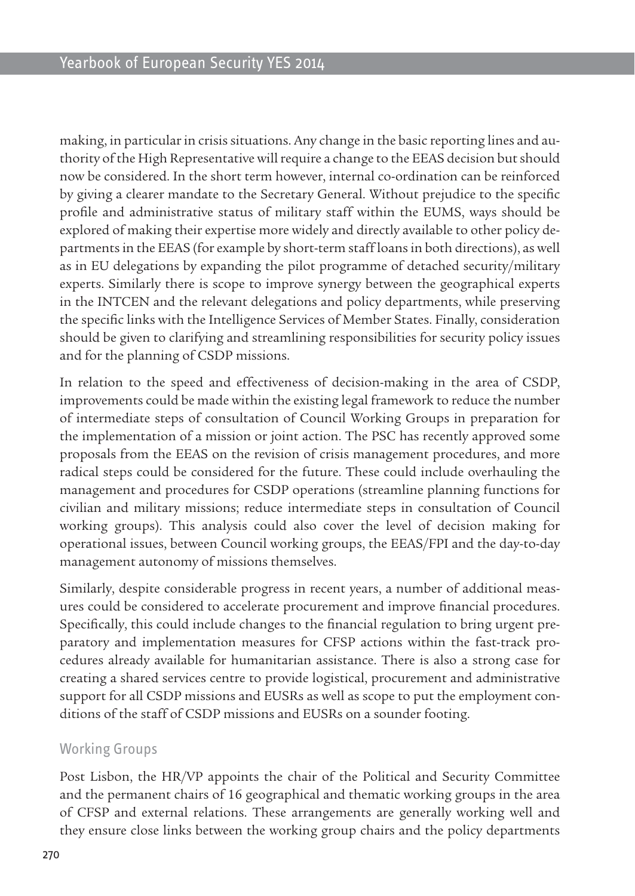making, in particular in crisis situations. Any change in the basic reporting lines and authority of the High Representative will require a change to the EEAS decision but should now be considered. In the short term however, internal co-ordination can be reinforced by giving a clearer mandate to the Secretary General. Without prejudice to the specific profile and administrative status of military staff within the EUMS, ways should be explored of making their expertise more widely and directly available to other policy departments in the EEAS (for example by short-term staff loans in both directions), as well as in EU delegations by expanding the pilot programme of detached security/military experts. Similarly there is scope to improve synergy between the geographical experts in the INTCEN and the relevant delegations and policy departments, while preserving the specific links with the Intelligence Services of Member States. Finally, consideration should be given to clarifying and streamlining responsibilities for security policy issues and for the planning of CSDP missions.

In relation to the speed and effectiveness of decision-making in the area of CSDP, improvements could be made within the existing legal framework to reduce the number of intermediate steps of consultation of Council Working Groups in preparation for the implementation of a mission or joint action. The PSC has recently approved some proposals from the EEAS on the revision of crisis management procedures, and more radical steps could be considered for the future. These could include overhauling the management and procedures for CSDP operations (streamline planning functions for civilian and military missions; reduce intermediate steps in consultation of Council working groups). This analysis could also cover the level of decision making for operational issues, between Council working groups, the EEAS/FPI and the day-to-day management autonomy of missions themselves.

Similarly, despite considerable progress in recent years, a number of additional measures could be considered to accelerate procurement and improve financial procedures. Specifically, this could include changes to the financial regulation to bring urgent preparatory and implementation measures for CFSP actions within the fast-track procedures already available for humanitarian assistance. There is also a strong case for creating a shared services centre to provide logistical, procurement and administrative support for all CSDP missions and EUSRs as well as scope to put the employment conditions of the staff of CSDP missions and EUSRs on a sounder footing.

## Working Groups

Post Lisbon, the HR/VP appoints the chair of the Political and Security Committee and the permanent chairs of 16 geographical and thematic working groups in the area of CFSP and external relations. These arrangements are generally working well and they ensure close links between the working group chairs and the policy departments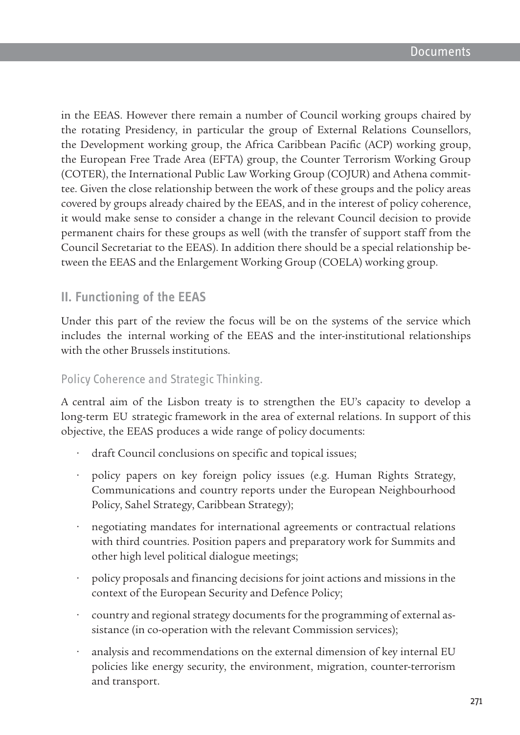in the EEAS. However there remain a number of Council working groups chaired by the rotating Presidency, in particular the group of External Relations Counsellors, the Development working group, the Africa Caribbean Pacific (ACP) working group, the European Free Trade Area (EFTA) group, the Counter Terrorism Working Group (COTER), the International Public Law Working Group (COJUR) and Athena committee. Given the close relationship between the work of these groups and the policy areas covered by groups already chaired by the EEAS, and in the interest of policy coherence, it would make sense to consider a change in the relevant Council decision to provide permanent chairs for these groups as well (with the transfer of support staff from the Council Secretariat to the EEAS). In addition there should be a special relationship between the EEAS and the Enlargement Working Group (COELA) working group.

## II. Functioning of the EEAS

Under this part of the review the focus will be on the systems of the service which includes the internal working of the EEAS and the inter-institutional relationships with the other Brussels institutions.

### Policy Coherence and Strategic Thinking.

A central aim of the Lisbon treaty is to strengthen the EU's capacity to develop a long-term EU strategic framework in the area of external relations. In support of this objective, the EEAS produces a wide range of policy documents:

- draft Council conclusions on specific and topical issues;
- policy papers on key foreign policy issues (e.g. Human Rights Strategy, Communications and country reports under the European Neighbourhood Policy, Sahel Strategy, Caribbean Strategy);
- negotiating mandates for international agreements or contractual relations with third countries. Position papers and preparatory work for Summits and other high level political dialogue meetings;
- policy proposals and financing decisions for joint actions and missions in the context of the European Security and Defence Policy;
- country and regional strategy documents for the programming of external assistance (in co-operation with the relevant Commission services);
- analysis and recommendations on the external dimension of key internal EU policies like energy security, the environment, migration, counter-terrorism and transport.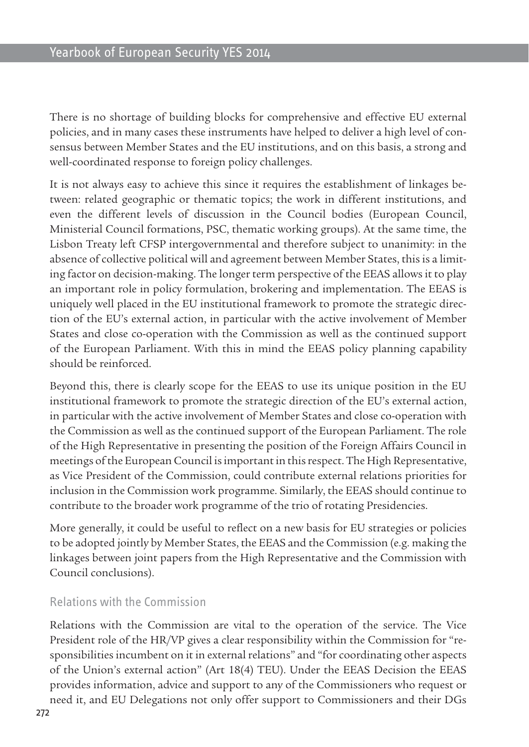There is no shortage of building blocks for comprehensive and effective EU external policies, and in many cases these instruments have helped to deliver a high level of consensus between Member States and the EU institutions, and on this basis, a strong and well-coordinated response to foreign policy challenges.

It is not always easy to achieve this since it requires the establishment of linkages between: related geographic or thematic topics; the work in different institutions, and even the different levels of discussion in the Council bodies (European Council, Ministerial Council formations, PSC, thematic working groups). At the same time, the Lisbon Treaty left CFSP intergovernmental and therefore subject to unanimity: in the absence of collective political will and agreement between Member States, this is a limiting factor on decision-making. The longer term perspective of the EEAS allows it to play an important role in policy formulation, brokering and implementation. The EEAS is uniquely well placed in the EU institutional framework to promote the strategic direction of the EU's external action, in particular with the active involvement of Member States and close co-operation with the Commission as well as the continued support of the European Parliament. With this in mind the EEAS policy planning capability should be reinforced.

Beyond this, there is clearly scope for the EEAS to use its unique position in the EU institutional framework to promote the strategic direction of the EU's external action, in particular with the active involvement of Member States and close co-operation with the Commission as well as the continued support of the European Parliament. The role of the High Representative in presenting the position of the Foreign Affairs Council in meetings of the European Council is important in this respect. The High Representative, as Vice President of the Commission, could contribute external relations priorities for inclusion in the Commission work programme. Similarly, the EEAS should continue to contribute to the broader work programme of the trio of rotating Presidencies.

More generally, it could be useful to reflect on a new basis for EU strategies or policies to be adopted jointly by Member States, the EEAS and the Commission (e.g. making the linkages between joint papers from the High Representative and the Commission with Council conclusions).

## Relations with the Commission

Relations with the Commission are vital to the operation of the service. The Vice President role of the HR/VP gives a clear responsibility within the Commission for "responsibilities incumbent on it in external relations" and "for coordinating other aspects of the Union's external action" (Art 18(4) TEU). Under the EEAS Decision the EEAS provides information, advice and support to any of the Commissioners who request or need it, and EU Delegations not only offer support to Commissioners and their DGs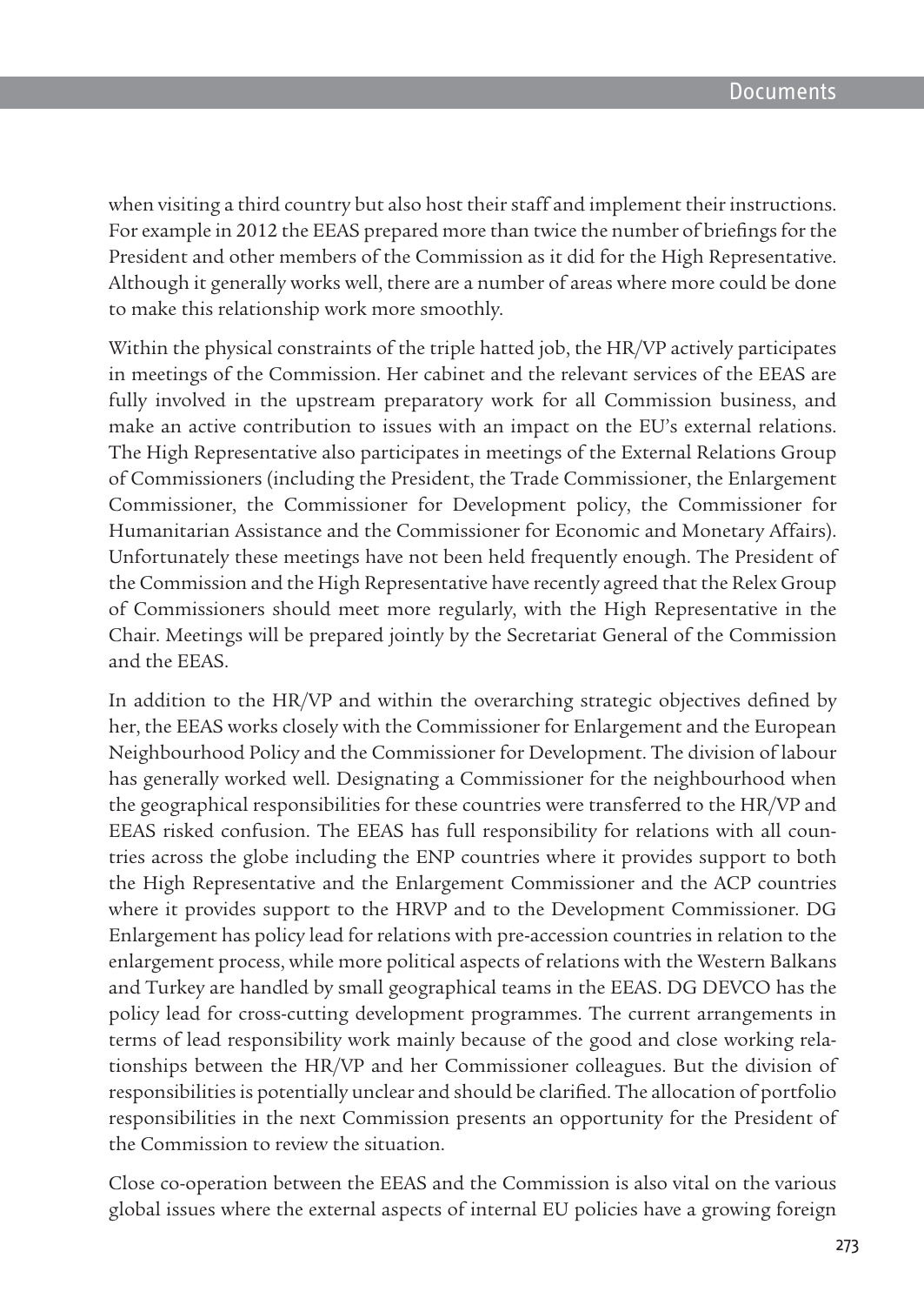when visiting a third country but also host their staff and implement their instructions. For example in 2012 the EEAS prepared more than twice the number of briefings for the President and other members of the Commission as it did for the High Representative. Although it generally works well, there are a number of areas where more could be done to make this relationship work more smoothly.

Within the physical constraints of the triple hatted job, the HR/VP actively participates in meetings of the Commission. Her cabinet and the relevant services of the EEAS are fully involved in the upstream preparatory work for all Commission business, and make an active contribution to issues with an impact on the EU's external relations. The High Representative also participates in meetings of the External Relations Group of Commissioners (including the President, the Trade Commissioner, the Enlargement Commissioner, the Commissioner for Development policy, the Commissioner for Humanitarian Assistance and the Commissioner for Economic and Monetary Affairs). Unfortunately these meetings have not been held frequently enough. The President of the Commission and the High Representative have recently agreed that the Relex Group of Commissioners should meet more regularly, with the High Representative in the Chair. Meetings will be prepared jointly by the Secretariat General of the Commission and the EEAS.

In addition to the HR/VP and within the overarching strategic objectives defined by her, the EEAS works closely with the Commissioner for Enlargement and the European Neighbourhood Policy and the Commissioner for Development. The division of labour has generally worked well. Designating a Commissioner for the neighbourhood when the geographical responsibilities for these countries were transferred to the HR/VP and EEAS risked confusion. The EEAS has full responsibility for relations with all countries across the globe including the ENP countries where it provides support to both the High Representative and the Enlargement Commissioner and the ACP countries where it provides support to the HRVP and to the Development Commissioner. DG Enlargement has policy lead for relations with pre-accession countries in relation to the enlargement process, while more political aspects of relations with the Western Balkans and Turkey are handled by small geographical teams in the EEAS. DG DEVCO has the policy lead for cross-cutting development programmes. The current arrangements in terms of lead responsibility work mainly because of the good and close working relationships between the HR/VP and her Commissioner colleagues. But the division of responsibilities is potentially unclear and should be clarified. The allocation of portfolio responsibilities in the next Commission presents an opportunity for the President of the Commission to review the situation.

Close co-operation between the EEAS and the Commission is also vital on the various global issues where the external aspects of internal EU policies have a growing foreign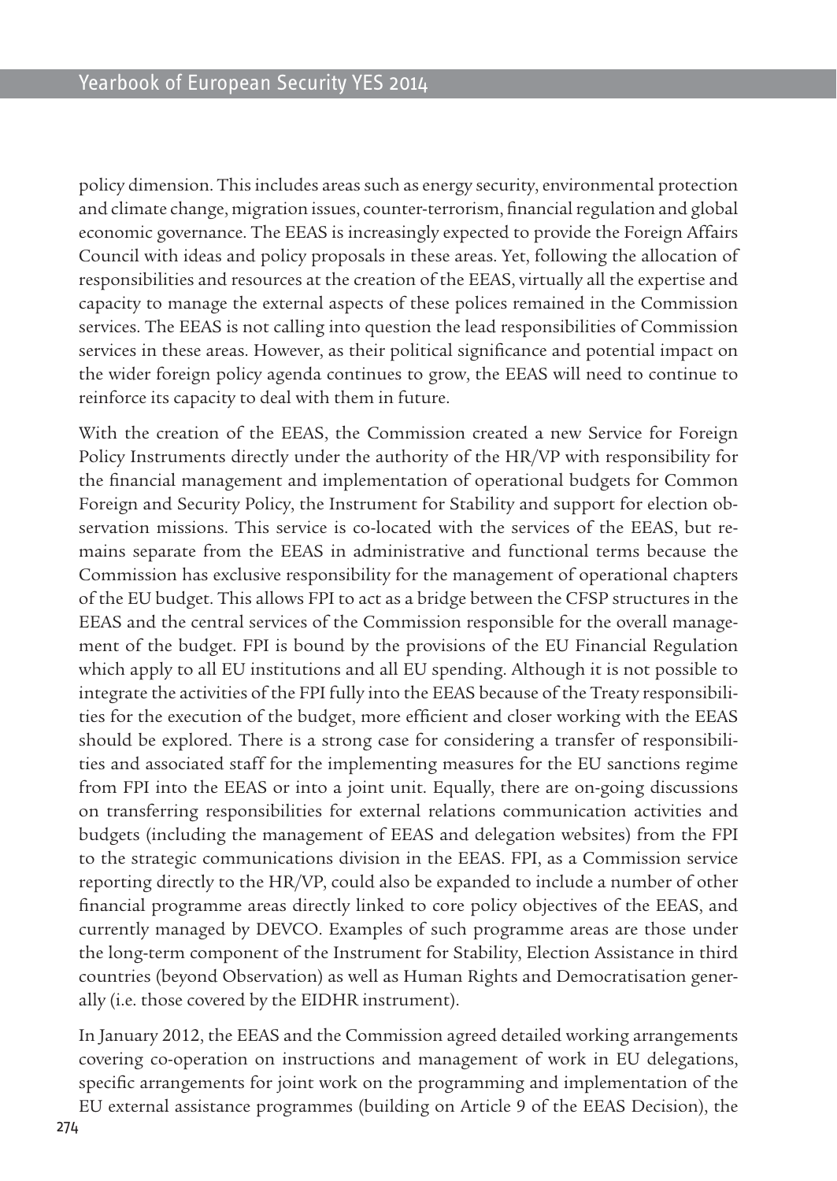policy dimension. This includes areas such as energy security, environmental protection and climate change, migration issues, counter-terrorism, financial regulation and global economic governance. The EEAS is increasingly expected to provide the Foreign Affairs Council with ideas and policy proposals in these areas. Yet, following the allocation of responsibilities and resources at the creation of the EEAS, virtually all the expertise and capacity to manage the external aspects of these polices remained in the Commission services. The EEAS is not calling into question the lead responsibilities of Commission services in these areas. However, as their political significance and potential impact on the wider foreign policy agenda continues to grow, the EEAS will need to continue to reinforce its capacity to deal with them in future.

With the creation of the EEAS, the Commission created a new Service for Foreign Policy Instruments directly under the authority of the HR/VP with responsibility for the financial management and implementation of operational budgets for Common Foreign and Security Policy, the Instrument for Stability and support for election observation missions. This service is co-located with the services of the EEAS, but remains separate from the EEAS in administrative and functional terms because the Commission has exclusive responsibility for the management of operational chapters of the EU budget. This allows FPI to act as a bridge between the CFSP structures in the EEAS and the central services of the Commission responsible for the overall management of the budget. FPI is bound by the provisions of the EU Financial Regulation which apply to all EU institutions and all EU spending. Although it is not possible to integrate the activities of the FPI fully into the EEAS because of the Treaty responsibilities for the execution of the budget, more efficient and closer working with the EEAS should be explored. There is a strong case for considering a transfer of responsibilities and associated staff for the implementing measures for the EU sanctions regime from FPI into the EEAS or into a joint unit. Equally, there are on-going discussions on transferring responsibilities for external relations communication activities and budgets (including the management of EEAS and delegation websites) from the FPI to the strategic communications division in the EEAS. FPI, as a Commission service reporting directly to the HR/VP, could also be expanded to include a number of other financial programme areas directly linked to core policy objectives of the EEAS, and currently managed by DEVCO. Examples of such programme areas are those under the long-term component of the Instrument for Stability, Election Assistance in third countries (beyond Observation) as well as Human Rights and Democratisation generally (i.e. those covered by the EIDHR instrument).

In January 2012, the EEAS and the Commission agreed detailed working arrangements covering co-operation on instructions and management of work in EU delegations, specific arrangements for joint work on the programming and implementation of the EU external assistance programmes (building on Article 9 of the EEAS Decision), the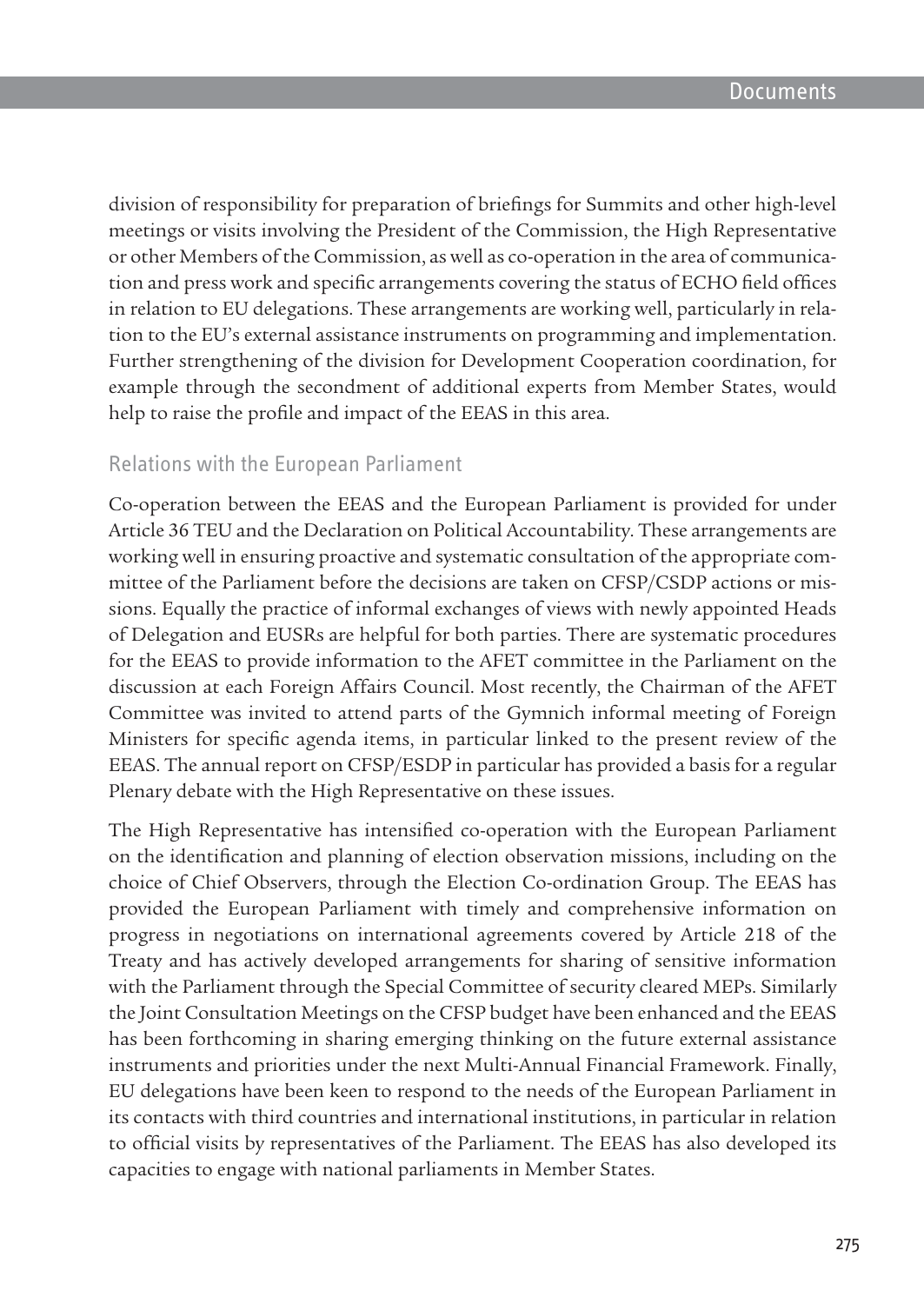division of responsibility for preparation of briefings for Summits and other high-level meetings or visits involving the President of the Commission, the High Representative or other Members of the Commission, as well as co-operation in the area of communication and press work and specific arrangements covering the status of ECHO field offices in relation to EU delegations. These arrangements are working well, particularly in relation to the EU's external assistance instruments on programming and implementation. Further strengthening of the division for Development Cooperation coordination, for example through the secondment of additional experts from Member States, would help to raise the profile and impact of the EEAS in this area.

## Relations with the European Parliament

Co-operation between the EEAS and the European Parliament is provided for under Article 36 TEU and the Declaration on Political Accountability. These arrangements are working well in ensuring proactive and systematic consultation of the appropriate committee of the Parliament before the decisions are taken on CFSP/CSDP actions or missions. Equally the practice of informal exchanges of views with newly appointed Heads of Delegation and EUSRs are helpful for both parties. There are systematic procedures for the EEAS to provide information to the AFET committee in the Parliament on the discussion at each Foreign Affairs Council. Most recently, the Chairman of the AFET Committee was invited to attend parts of the Gymnich informal meeting of Foreign Ministers for specific agenda items, in particular linked to the present review of the EEAS. The annual report on CFSP/ESDP in particular has provided a basis for a regular Plenary debate with the High Representative on these issues.

The High Representative has intensified co-operation with the European Parliament on the identification and planning of election observation missions, including on the choice of Chief Observers, through the Election Co-ordination Group. The EEAS has provided the European Parliament with timely and comprehensive information on progress in negotiations on international agreements covered by Article 218 of the Treaty and has actively developed arrangements for sharing of sensitive information with the Parliament through the Special Committee of security cleared MEPs. Similarly the Joint Consultation Meetings on the CFSP budget have been enhanced and the EEAS has been forthcoming in sharing emerging thinking on the future external assistance instruments and priorities under the next Multi-Annual Financial Framework. Finally, EU delegations have been keen to respond to the needs of the European Parliament in its contacts with third countries and international institutions, in particular in relation to official visits by representatives of the Parliament. The EEAS has also developed its capacities to engage with national parliaments in Member States.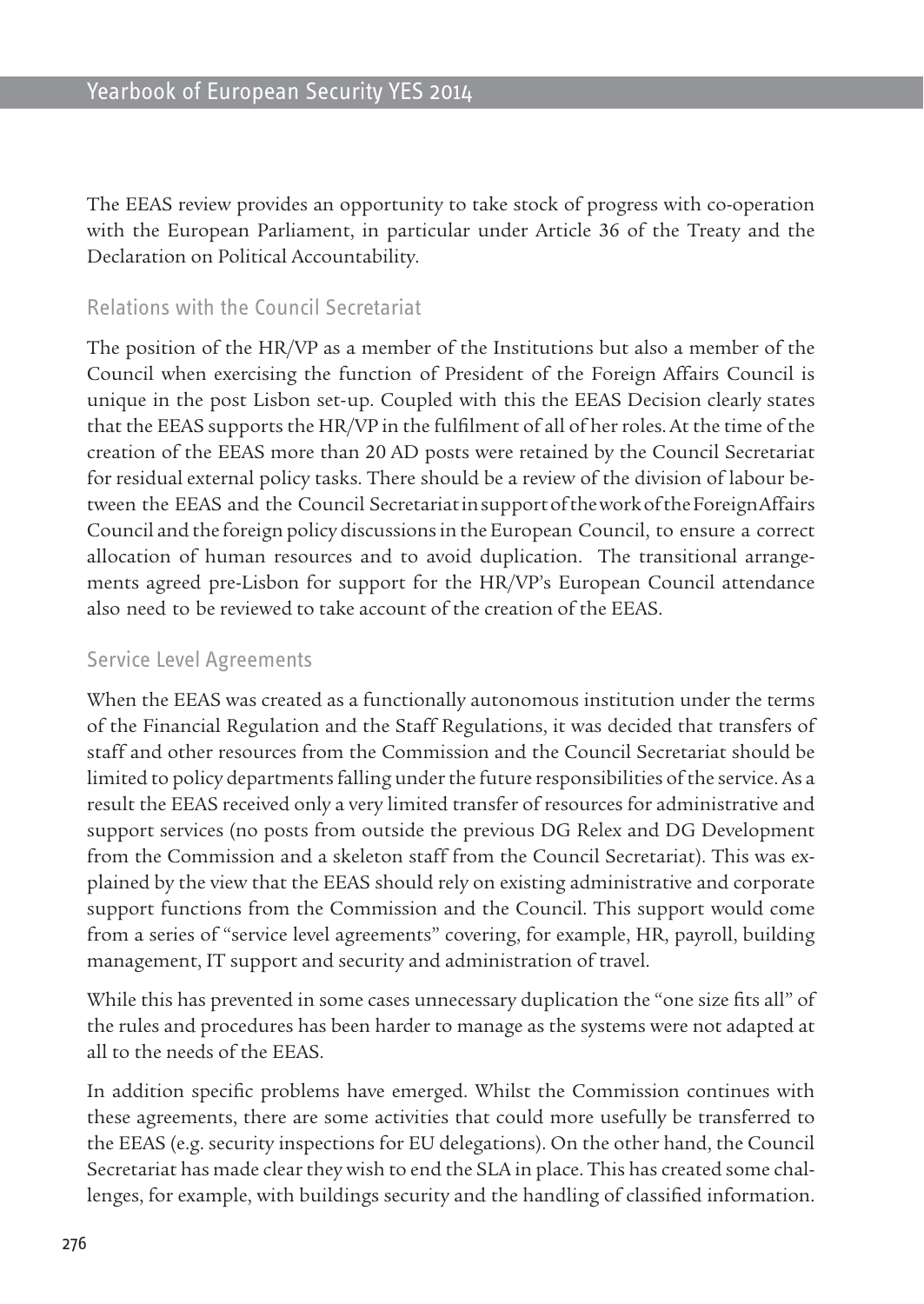The EEAS review provides an opportunity to take stock of progress with co-operation with the European Parliament, in particular under Article 36 of the Treaty and the Declaration on Political Accountability.

### Relations with the Council Secretariat

The position of the HR/VP as a member of the Institutions but also a member of the Council when exercising the function of President of the Foreign Affairs Council is unique in the post Lisbon set-up. Coupled with this the EEAS Decision clearly states that the EEAS supports the HR/VP in the fulfilment of all of her roles. At the time of the creation of the EEAS more than 20 AD posts were retained by the Council Secretariat for residual external policy tasks. There should be a review of the division of labour between the EEAS and the Council Secretariat in support of the work of the Foreign Affairs Council and the foreign policy discussions in the European Council, to ensure a correct allocation of human resources and to avoid duplication. The transitional arrangements agreed pre-Lisbon for support for the HR/VP's European Council attendance also need to be reviewed to take account of the creation of the EEAS.

### Service Level Agreements

When the EEAS was created as a functionally autonomous institution under the terms of the Financial Regulation and the Staff Regulations, it was decided that transfers of staff and other resources from the Commission and the Council Secretariat should be limited to policy departments falling under the future responsibilities of the service. As a result the EEAS received only a very limited transfer of resources for administrative and support services (no posts from outside the previous DG Relex and DG Development from the Commission and a skeleton staff from the Council Secretariat). This was explained by the view that the EEAS should rely on existing administrative and corporate support functions from the Commission and the Council. This support would come from a series of "service level agreements" covering, for example, HR, payroll, building management, IT support and security and administration of travel.

While this has prevented in some cases unnecessary duplication the "one size fits all" of the rules and procedures has been harder to manage as the systems were not adapted at all to the needs of the EEAS.

In addition specific problems have emerged. Whilst the Commission continues with these agreements, there are some activities that could more usefully be transferred to the EEAS (e.g. security inspections for EU delegations). On the other hand, the Council Secretariat has made clear they wish to end the SLA in place. This has created some challenges, for example, with buildings security and the handling of classified information.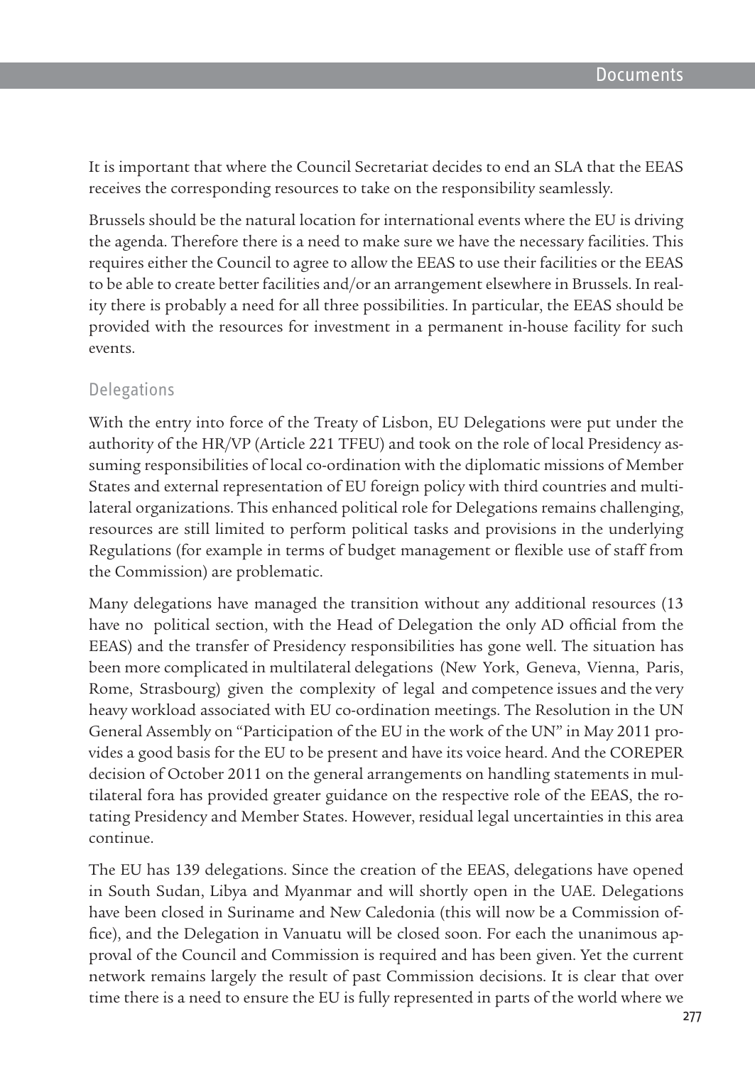It is important that where the Council Secretariat decides to end an SLA that the EEAS receives the corresponding resources to take on the responsibility seamlessly.

Brussels should be the natural location for international events where the EU is driving the agenda. Therefore there is a need to make sure we have the necessary facilities. This requires either the Council to agree to allow the EEAS to use their facilities or the EEAS to be able to create better facilities and/or an arrangement elsewhere in Brussels. In reality there is probably a need for all three possibilities. In particular, the EEAS should be provided with the resources for investment in a permanent in-house facility for such events.

## Delegations

With the entry into force of the Treaty of Lisbon, EU Delegations were put under the authority of the HR/VP (Article 221 TFEU) and took on the role of local Presidency assuming responsibilities of local co-ordination with the diplomatic missions of Member States and external representation of EU foreign policy with third countries and multilateral organizations. This enhanced political role for Delegations remains challenging, resources are still limited to perform political tasks and provisions in the underlying Regulations (for example in terms of budget management or flexible use of staff from the Commission) are problematic.

Many delegations have managed the transition without any additional resources (13 have no political section, with the Head of Delegation the only AD official from the EEAS) and the transfer of Presidency responsibilities has gone well. The situation has been more complicated in multilateral delegations (New York, Geneva, Vienna, Paris, Rome, Strasbourg) given the complexity of legal and competence issues and the very heavy workload associated with EU co-ordination meetings. The Resolution in the UN General Assembly on "Participation of the EU in the work of the UN" in May 2011 provides a good basis for the EU to be present and have its voice heard. And the COREPER decision of October 2011 on the general arrangements on handling statements in multilateral fora has provided greater guidance on the respective role of the EEAS, the rotating Presidency and Member States. However, residual legal uncertainties in this area continue.

The EU has 139 delegations. Since the creation of the EEAS, delegations have opened in South Sudan, Libya and Myanmar and will shortly open in the UAE. Delegations have been closed in Suriname and New Caledonia (this will now be a Commission office), and the Delegation in Vanuatu will be closed soon. For each the unanimous approval of the Council and Commission is required and has been given. Yet the current network remains largely the result of past Commission decisions. It is clear that over time there is a need to ensure the EU is fully represented in parts of the world where we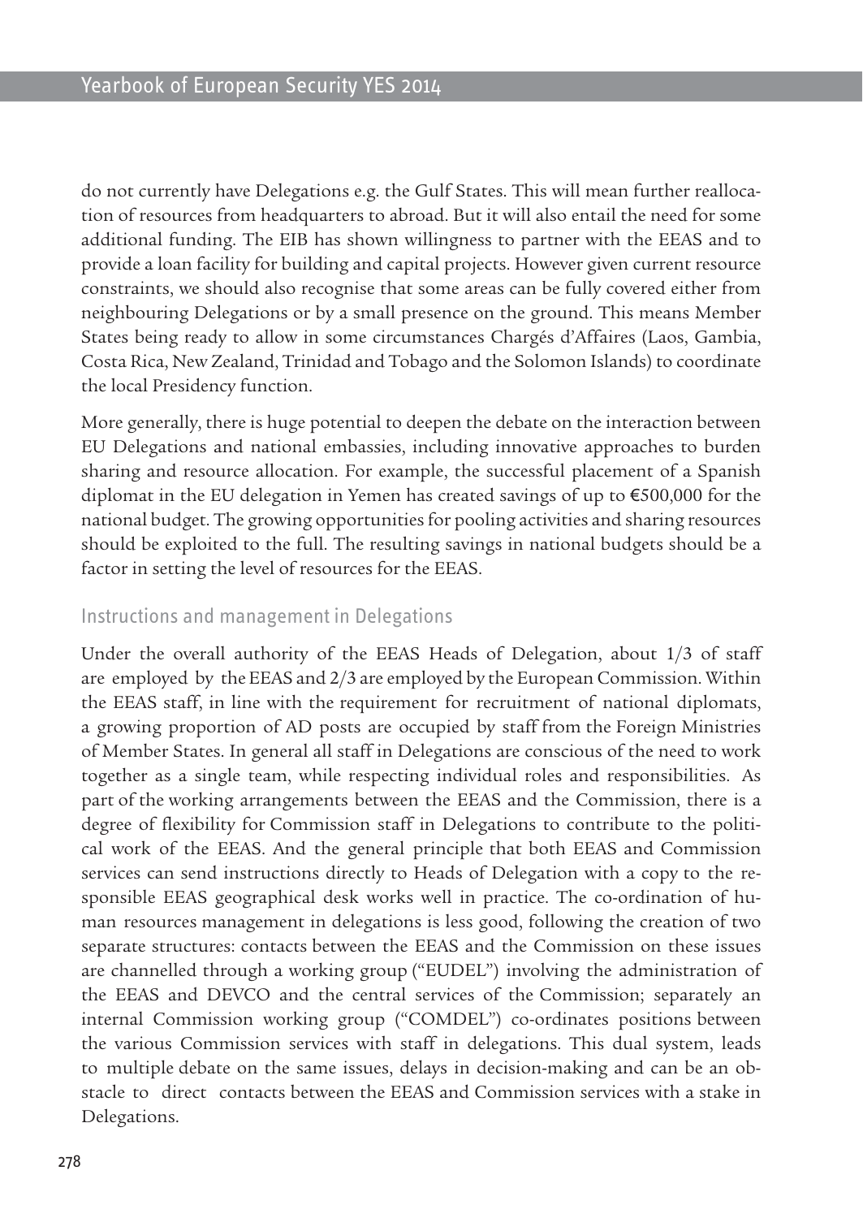do not currently have Delegations e.g. the Gulf States. This will mean further reallocation of resources from headquarters to abroad. But it will also entail the need for some additional funding. The EIB has shown willingness to partner with the EEAS and to provide a loan facility for building and capital projects. However given current resource constraints, we should also recognise that some areas can be fully covered either from neighbouring Delegations or by a small presence on the ground. This means Member States being ready to allow in some circumstances Chargés d'Affaires (Laos, Gambia, Costa Rica, New Zealand, Trinidad and Tobago and the Solomon Islands) to coordinate the local Presidency function.

More generally, there is huge potential to deepen the debate on the interaction between EU Delegations and national embassies, including innovative approaches to burden sharing and resource allocation. For example, the successful placement of a Spanish diplomat in the EU delegation in Yemen has created savings of up to €500,000 for the national budget. The growing opportunities for pooling activities and sharing resources should be exploited to the full. The resulting savings in national budgets should be a factor in setting the level of resources for the EEAS.

### Instructions and management in Delegations

Under the overall authority of the EEAS Heads of Delegation, about 1/3 of staff are employed by the EEAS and 2/3 are employed by the European Commission. Within the EEAS staff, in line with the requirement for recruitment of national diplomats, a growing proportion of AD posts are occupied by staff from the Foreign Ministries of Member States. In general all staff in Delegations are conscious of the need to work together as a single team, while respecting individual roles and responsibilities. As part of the working arrangements between the EEAS and the Commission, there is a degree of flexibility for Commission staff in Delegations to contribute to the political work of the EEAS. And the general principle that both EEAS and Commission services can send instructions directly to Heads of Delegation with a copy to the responsible EEAS geographical desk works well in practice. The co-ordination of human resources management in delegations is less good, following the creation of two separate structures: contacts between the EEAS and the Commission on these issues are channelled through a working group ("EUDEL") involving the administration of the EEAS and DEVCO and the central services of the Commission; separately an internal Commission working group ("COMDEL") co-ordinates positions between the various Commission services with staff in delegations. This dual system, leads to multiple debate on the same issues, delays in decision-making and can be an obstacle to direct contacts between the EEAS and Commission services with a stake in Delegations.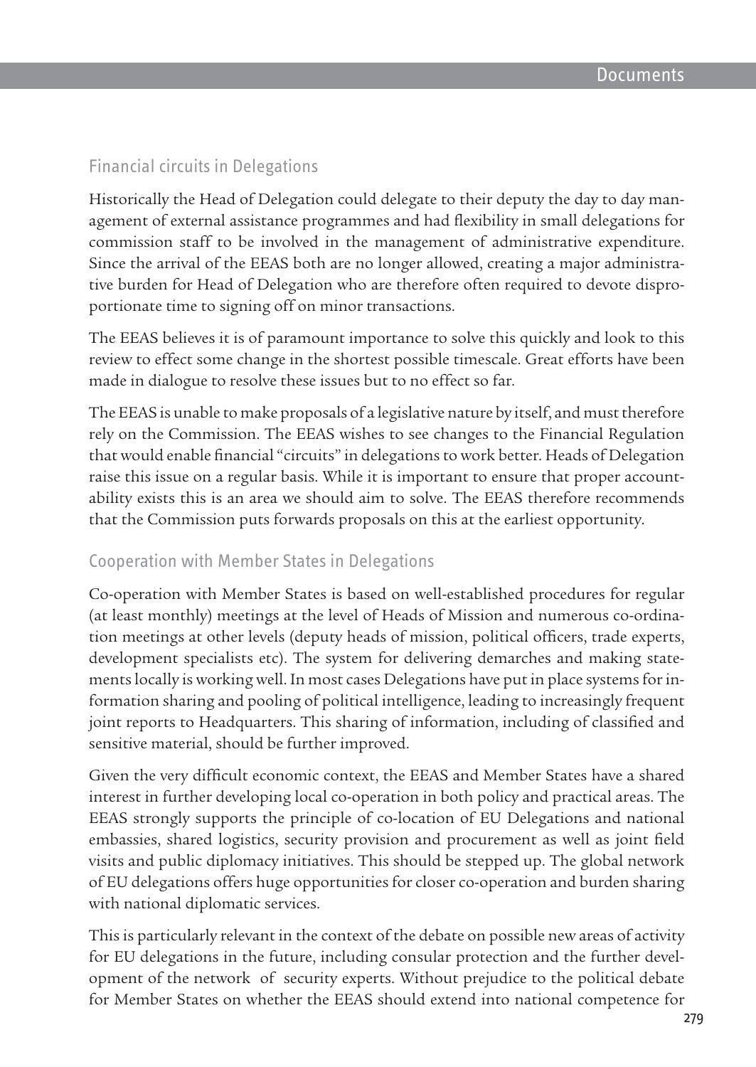## Financial circuits in Delegations

Historically the Head of Delegation could delegate to their deputy the day to day management of external assistance programmes and had flexibility in small delegations for commission staff to be involved in the management of administrative expenditure. Since the arrival of the EEAS both are no longer allowed, creating a major administrative burden for Head of Delegation who are therefore often required to devote disproportionate time to signing off on minor transactions.

The EEAS believes it is of paramount importance to solve this quickly and look to this review to effect some change in the shortest possible timescale. Great efforts have been made in dialogue to resolve these issues but to no effect so far.

The EEAS is unable to make proposals of a legislative nature by itself, and must therefore rely on the Commission. The EEAS wishes to see changes to the Financial Regulation that would enable financial "circuits" in delegations to work better. Heads of Delegation raise this issue on a regular basis. While it is important to ensure that proper accountability exists this is an area we should aim to solve. The EEAS therefore recommends that the Commission puts forwards proposals on this at the earliest opportunity.

## Cooperation with Member States in Delegations

Co-operation with Member States is based on well-established procedures for regular (at least monthly) meetings at the level of Heads of Mission and numerous co-ordination meetings at other levels (deputy heads of mission, political officers, trade experts, development specialists etc). The system for delivering demarches and making statements locally is working well. In most cases Delegations have put in place systems for information sharing and pooling of political intelligence, leading to increasingly frequent joint reports to Headquarters. This sharing of information, including of classified and sensitive material, should be further improved.

Given the very difficult economic context, the EEAS and Member States have a shared interest in further developing local co-operation in both policy and practical areas. The EEAS strongly supports the principle of co-location of EU Delegations and national embassies, shared logistics, security provision and procurement as well as joint field visits and public diplomacy initiatives. This should be stepped up. The global network of EU delegations offers huge opportunities for closer co-operation and burden sharing with national diplomatic services.

This is particularly relevant in the context of the debate on possible new areas of activity for EU delegations in the future, including consular protection and the further development of the network of security experts. Without prejudice to the political debate for Member States on whether the EEAS should extend into national competence for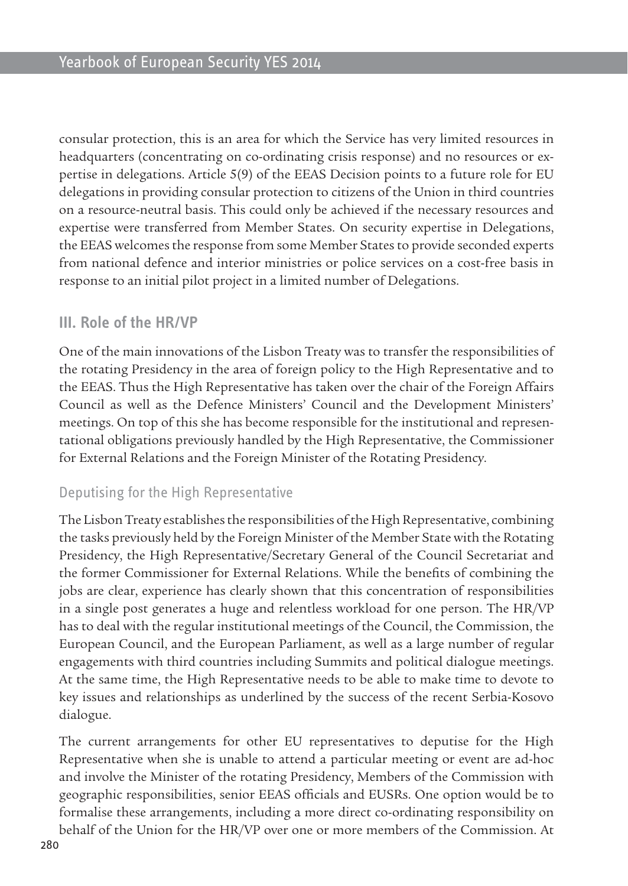consular protection, this is an area for which the Service has very limited resources in headquarters (concentrating on co-ordinating crisis response) and no resources or expertise in delegations. Article 5(9) of the EEAS Decision points to a future role for EU delegations in providing consular protection to citizens of the Union in third countries on a resource-neutral basis. This could only be achieved if the necessary resources and expertise were transferred from Member States. On security expertise in Delegations, the EEAS welcomes the response from some Member States to provide seconded experts from national defence and interior ministries or police services on a cost-free basis in response to an initial pilot project in a limited number of Delegations.

## III. Role of the HR/VP

One of the main innovations of the Lisbon Treaty was to transfer the responsibilities of the rotating Presidency in the area of foreign policy to the High Representative and to the EEAS. Thus the High Representative has taken over the chair of the Foreign Affairs Council as well as the Defence Ministers' Council and the Development Ministers' meetings. On top of this she has become responsible for the institutional and representational obligations previously handled by the High Representative, the Commissioner for External Relations and the Foreign Minister of the Rotating Presidency.

### Deputising for the High Representative

The Lisbon Treaty establishes the responsibilities of the High Representative, combining the tasks previously held by the Foreign Minister of the Member State with the Rotating Presidency, the High Representative/Secretary General of the Council Secretariat and the former Commissioner for External Relations. While the benefits of combining the jobs are clear, experience has clearly shown that this concentration of responsibilities in a single post generates a huge and relentless workload for one person. The HR/VP has to deal with the regular institutional meetings of the Council, the Commission, the European Council, and the European Parliament, as well as a large number of regular engagements with third countries including Summits and political dialogue meetings. At the same time, the High Representative needs to be able to make time to devote to key issues and relationships as underlined by the success of the recent Serbia-Kosovo dialogue.

The current arrangements for other EU representatives to deputise for the High Representative when she is unable to attend a particular meeting or event are ad-hoc and involve the Minister of the rotating Presidency, Members of the Commission with geographic responsibilities, senior EEAS officials and EUSRs. One option would be to formalise these arrangements, including a more direct co-ordinating responsibility on behalf of the Union for the HR/VP over one or more members of the Commission. At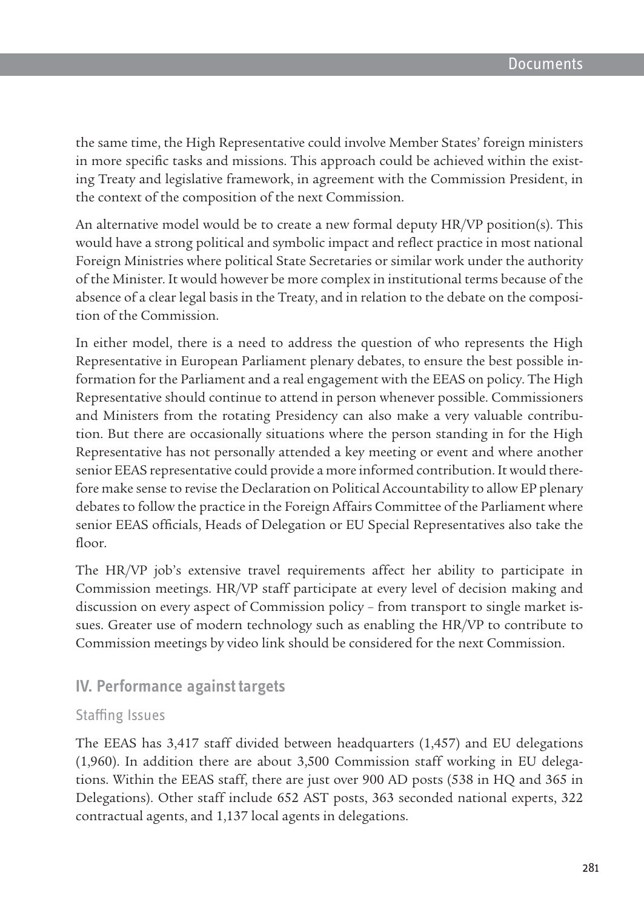the same time, the High Representative could involve Member States' foreign ministers in more specific tasks and missions. This approach could be achieved within the existing Treaty and legislative framework, in agreement with the Commission President, in the context of the composition of the next Commission.

An alternative model would be to create a new formal deputy HR/VP position(s). This would have a strong political and symbolic impact and reflect practice in most national Foreign Ministries where political State Secretaries or similar work under the authority of the Minister. It would however be more complex in institutional terms because of the absence of a clear legal basis in the Treaty, and in relation to the debate on the composition of the Commission.

In either model, there is a need to address the question of who represents the High Representative in European Parliament plenary debates, to ensure the best possible information for the Parliament and a real engagement with the EEAS on policy. The High Representative should continue to attend in person whenever possible. Commissioners and Ministers from the rotating Presidency can also make a very valuable contribution. But there are occasionally situations where the person standing in for the High Representative has not personally attended a key meeting or event and where another senior EEAS representative could provide a more informed contribution. It would therefore make sense to revise the Declaration on Political Accountability to allow EP plenary debates to follow the practice in the Foreign Affairs Committee of the Parliament where senior EEAS officials, Heads of Delegation or EU Special Representatives also take the floor.

The HR/VP job's extensive travel requirements affect her ability to participate in Commission meetings. HR/VP staff participate at every level of decision making and discussion on every aspect of Commission policy – from transport to single market issues. Greater use of modern technology such as enabling the HR/VP to contribute to Commission meetings by video link should be considered for the next Commission.

## IV. Performance against targets

### Staffing Issues

The EEAS has 3,417 staff divided between headquarters (1,457) and EU delegations (1,960). In addition there are about 3,500 Commission staff working in EU delegations. Within the EEAS staff, there are just over 900 AD posts (538 in HQ and 365 in Delegations). Other staff include 652 AST posts, 363 seconded national experts, 322 contractual agents, and 1,137 local agents in delegations.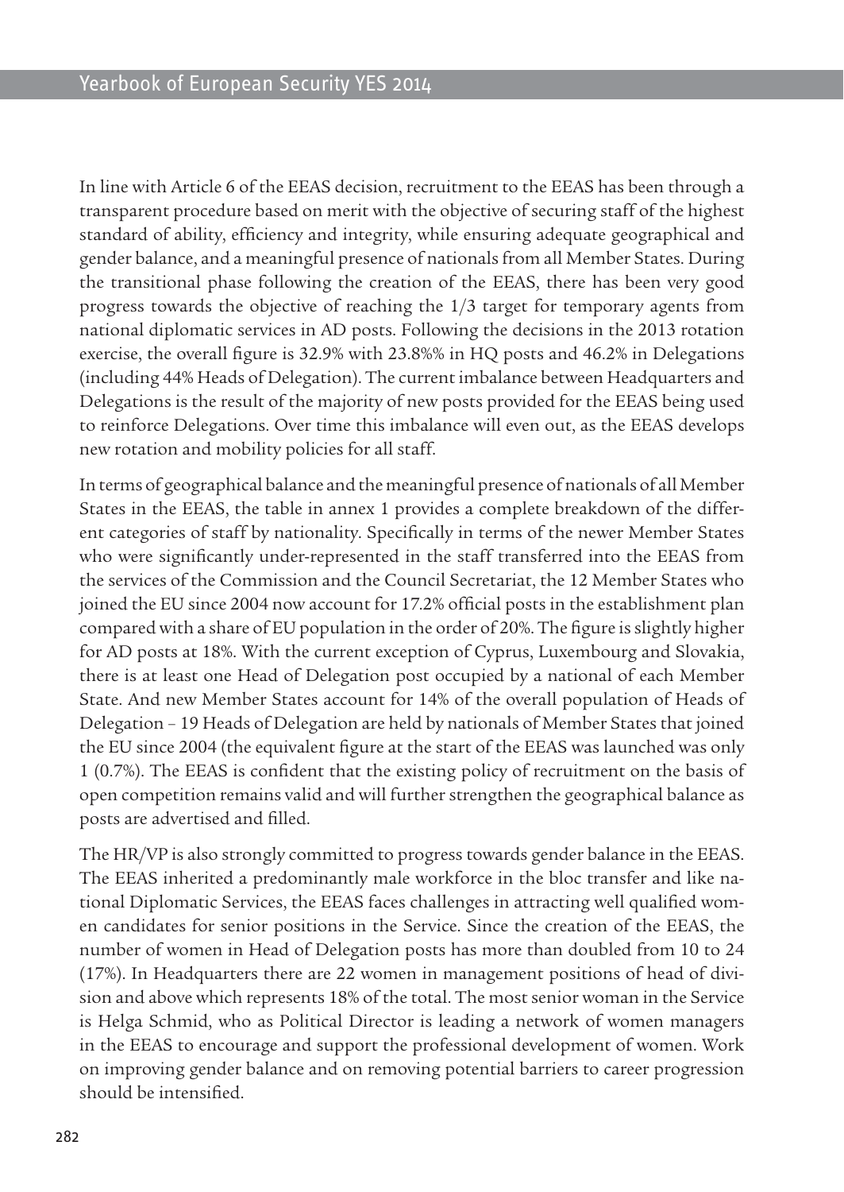In line with Article 6 of the EEAS decision, recruitment to the EEAS has been through a transparent procedure based on merit with the objective of securing staff of the highest standard of ability, efficiency and integrity, while ensuring adequate geographical and gender balance, and a meaningful presence of nationals from all Member States. During the transitional phase following the creation of the EEAS, there has been very good progress towards the objective of reaching the 1/3 target for temporary agents from national diplomatic services in AD posts. Following the decisions in the 2013 rotation exercise, the overall figure is 32.9% with 23.8%% in HQ posts and 46.2% in Delegations (including 44% Heads of Delegation). The current imbalance between Headquarters and Delegations is the result of the majority of new posts provided for the EEAS being used to reinforce Delegations. Over time this imbalance will even out, as the EEAS develops new rotation and mobility policies for all staff.

In terms of geographical balance and the meaningful presence of nationals of all Member States in the EEAS, the table in annex 1 provides a complete breakdown of the different categories of staff by nationality. Specifically in terms of the newer Member States who were significantly under-represented in the staff transferred into the EEAS from the services of the Commission and the Council Secretariat, the 12 Member States who joined the EU since 2004 now account for 17.2% official posts in the establishment plan compared with a share of EU population in the order of 20%. The figure is slightly higher for AD posts at 18%. With the current exception of Cyprus, Luxembourg and Slovakia, there is at least one Head of Delegation post occupied by a national of each Member State. And new Member States account for 14% of the overall population of Heads of Delegation – 19 Heads of Delegation are held by nationals of Member States that joined the EU since 2004 (the equivalent figure at the start of the EEAS was launched was only 1 (0.7%). The EEAS is confident that the existing policy of recruitment on the basis of open competition remains valid and will further strengthen the geographical balance as posts are advertised and filled.

The HR/VP is also strongly committed to progress towards gender balance in the EEAS. The EEAS inherited a predominantly male workforce in the bloc transfer and like national Diplomatic Services, the EEAS faces challenges in attracting well qualified women candidates for senior positions in the Service. Since the creation of the EEAS, the number of women in Head of Delegation posts has more than doubled from 10 to 24 (17%). In Headquarters there are 22 women in management positions of head of division and above which represents 18% of the total. The most senior woman in the Service is Helga Schmid, who as Political Director is leading a network of women managers in the EEAS to encourage and support the professional development of women. Work on improving gender balance and on removing potential barriers to career progression should be intensified.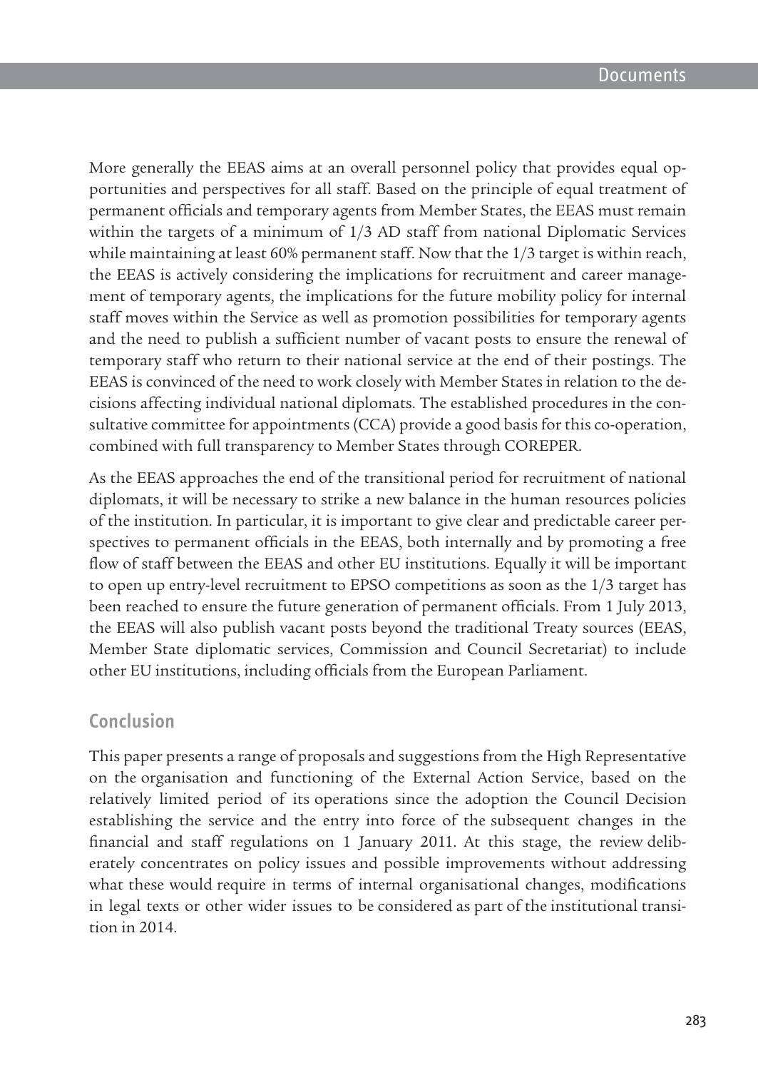More generally the EEAS aims at an overall personnel policy that provides equal opportunities and perspectives for all staff. Based on the principle of equal treatment of permanent officials and temporary agents from Member States, the EEAS must remain within the targets of a minimum of 1/3 AD staff from national Diplomatic Services while maintaining at least 60% permanent staff. Now that the 1/3 target is within reach, the EEAS is actively considering the implications for recruitment and career management of temporary agents, the implications for the future mobility policy for internal staff moves within the Service as well as promotion possibilities for temporary agents and the need to publish a sufficient number of vacant posts to ensure the renewal of temporary staff who return to their national service at the end of their postings. The EEAS is convinced of the need to work closely with Member States in relation to the decisions affecting individual national diplomats. The established procedures in the consultative committee for appointments (CCA) provide a good basis for this co-operation, combined with full transparency to Member States through COREPER.

As the EEAS approaches the end of the transitional period for recruitment of national diplomats, it will be necessary to strike a new balance in the human resources policies of the institution. In particular, it is important to give clear and predictable career perspectives to permanent officials in the EEAS, both internally and by promoting a free flow of staff between the EEAS and other EU institutions. Equally it will be important to open up entry-level recruitment to EPSO competitions as soon as the 1/3 target has been reached to ensure the future generation of permanent officials. From 1 July 2013, the EEAS will also publish vacant posts beyond the traditional Treaty sources (EEAS, Member State diplomatic services, Commission and Council Secretariat) to include other EU institutions, including officials from the European Parliament.

## Conclusion

This paper presents a range of proposals and suggestions from the High Representative on the organisation and functioning of the External Action Service, based on the relatively limited period of its operations since the adoption the Council Decision establishing the service and the entry into force of the subsequent changes in the financial and staff regulations on 1 January 2011. At this stage, the review deliberately concentrates on policy issues and possible improvements without addressing what these would require in terms of internal organisational changes, modifications in legal texts or other wider issues to be considered as part of the institutional transition in 2014.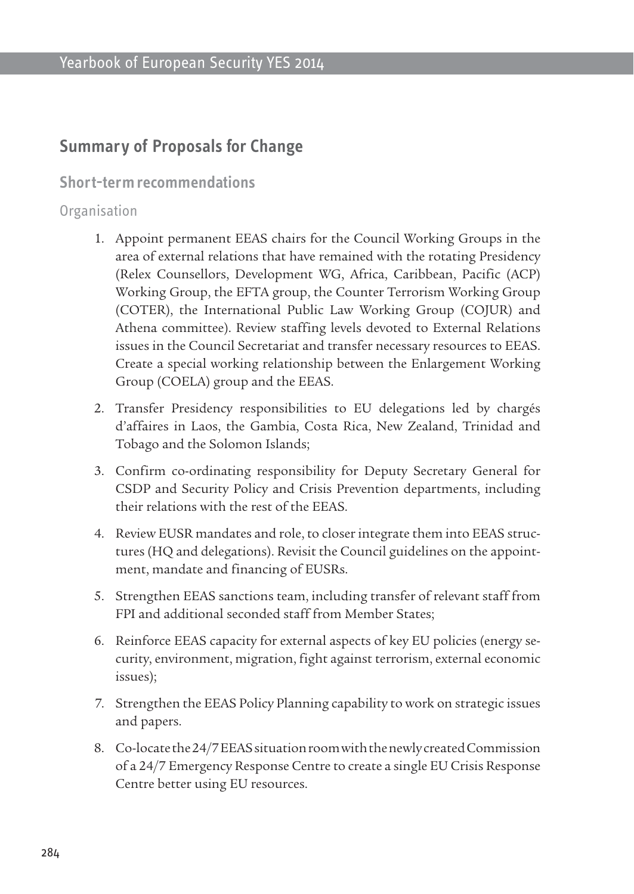## Summary of Proposals for Change

### Short-term recommendations

#### Organisation

1. Appoint permanent EEAS chairs for the Council Working Groups in the area of external relations that have remained with the rotating Presidency (Relex Counsellors, Development WG, Africa, Caribbean, Pacific (ACP) Working Group, the EFTA group, the Counter Terrorism Working Group (COTER), the International Public Law Working Group (COJUR) and Athena committee). Review staffing levels devoted to External Relations issues in the Council Secretariat and transfer necessary resources to EEAS. Create a special working relationship between the Enlargement Working Group (COELA) group and the EEAS.
2. Transfer Presidency responsibilities to EU delegations led by chargés d'affaires in Laos, the Gambia, Costa Rica, New Zealand, Trinidad and Tobago and the Solomon Islands;
3. Confirm co-ordinating responsibility for Deputy Secretary General for CSDP and Security Policy and Crisis Prevention departments, including their relations with the rest of the EEAS.
4. Review EUSR mandates and role, to closer integrate them into EEAS structures (HQ and delegations). Revisit the Council guidelines on the appointment, mandate and financing of EUSRs.
5. Strengthen EEAS sanctions team, including transfer of relevant staff from FPI and additional seconded staff from Member States;
6. Reinforce EEAS capacity for external aspects of key EU policies (energy security, environment, migration, fight against terrorism, external economic issues);
7. Strengthen the EEAS Policy Planning capability to work on strategic issues and papers.
8. Co-locate the 24/7 EEAS situation room with the newly created Commission of a 24/7 Emergency Response Centre to create a single EU Crisis Response Centre better using EU resources.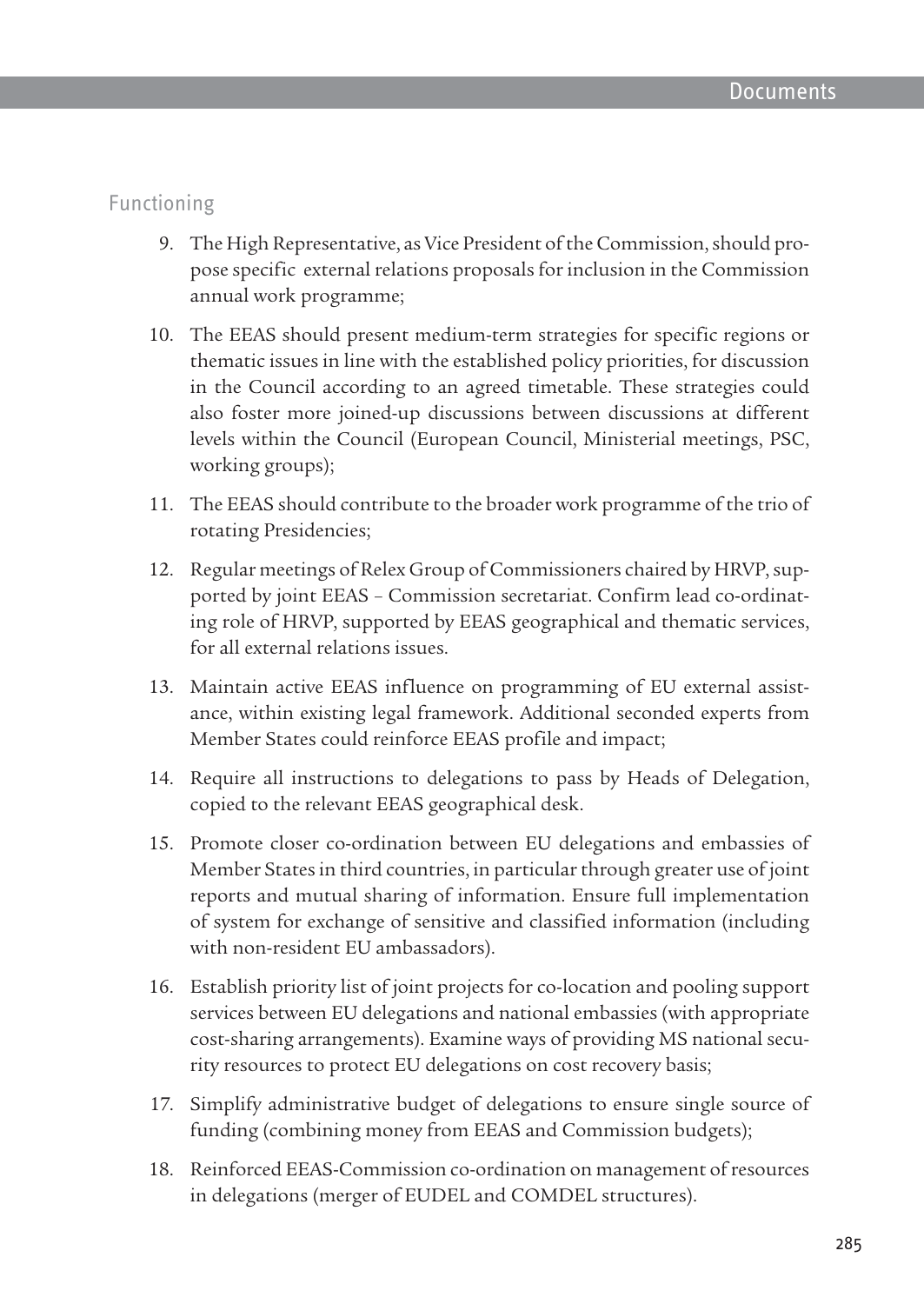## Functioning

9. The High Representative, as Vice President of the Commission, should propose specific external relations proposals for inclusion in the Commission annual work programme;
10. The EEAS should present medium-term strategies for specific regions or thematic issues in line with the established policy priorities, for discussion in the Council according to an agreed timetable. These strategies could also foster more joined-up discussions between discussions at different levels within the Council (European Council, Ministerial meetings, PSC, working groups);
11. The EEAS should contribute to the broader work programme of the trio of rotating Presidencies;
12. Regular meetings of Relex Group of Commissioners chaired by HRVP, supported by joint EEAS – Commission secretariat. Confirm lead co-ordinating role of HRVP, supported by EEAS geographical and thematic services, for all external relations issues.
13. Maintain active EEAS influence on programming of EU external assistance, within existing legal framework. Additional seconded experts from Member States could reinforce EEAS profile and impact;
14. Require all instructions to delegations to pass by Heads of Delegation, copied to the relevant EEAS geographical desk.
15. Promote closer co-ordination between EU delegations and embassies of Member States in third countries, in particular through greater use of joint reports and mutual sharing of information. Ensure full implementation of system for exchange of sensitive and classified information (including with non-resident EU ambassadors).
16. Establish priority list of joint projects for co-location and pooling support services between EU delegations and national embassies (with appropriate cost-sharing arrangements). Examine ways of providing MS national security resources to protect EU delegations on cost recovery basis;
17. Simplify administrative budget of delegations to ensure single source of funding (combining money from EEAS and Commission budgets);
18. Reinforced EEAS-Commission co-ordination on management of resources in delegations (merger of EUDEL and COMDEL structures).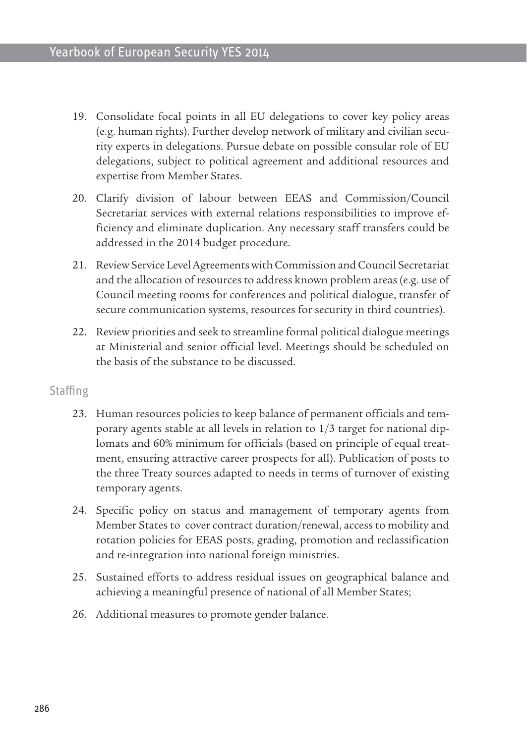19. Consolidate focal points in all EU delegations to cover key policy areas (e.g. human rights). Further develop network of military and civilian security experts in delegations. Pursue debate on possible consular role of EU delegations, subject to political agreement and additional resources and expertise from Member States.

20. Clarify division of labour between EEAS and Commission/Council Secretariat services with external relations responsibilities to improve efficiency and eliminate duplication. Any necessary staff transfers could be addressed in the 2014 budget procedure.

21. Review Service Level Agreements with Commission and Council Secretariat and the allocation of resources to address known problem areas (e.g. use of Council meeting rooms for conferences and political dialogue, transfer of secure communication systems, resources for security in third countries).

22. Review priorities and seek to streamline formal political dialogue meetings at Ministerial and senior official level. Meetings should be scheduled on the basis of the substance to be discussed.

### Staffing

23. Human resources policies to keep balance of permanent officials and temporary agents stable at all levels in relation to 1/3 target for national diplomats and 60% minimum for officials (based on principle of equal treatment, ensuring attractive career prospects for all). Publication of posts to the three Treaty sources adapted to needs in terms of turnover of existing temporary agents.

24. Specific policy on status and management of temporary agents from Member States to cover contract duration/renewal, access to mobility and rotation policies for EEAS posts, grading, promotion and reclassification and re-integration into national foreign ministries.

25. Sustained efforts to address residual issues on geographical balance and achieving a meaningful presence of national of all Member States;

26. Additional measures to promote gender balance.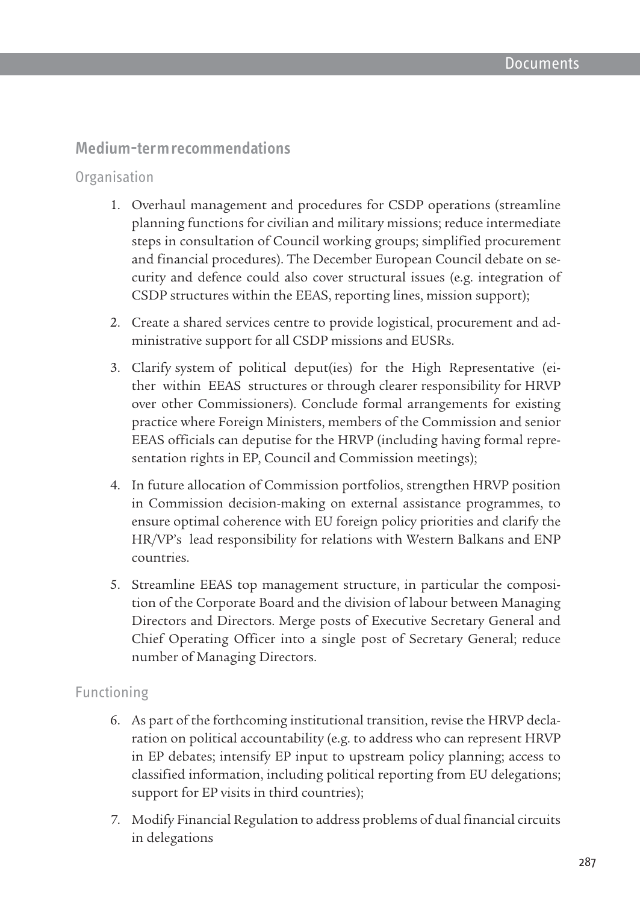## Medium-term recommendations

### Organisation

1. Overhaul management and procedures for CSDP operations (streamline planning functions for civilian and military missions; reduce intermediate steps in consultation of Council working groups; simplified procurement and financial procedures). The December European Council debate on security and defence could also cover structural issues (e.g. integration of CSDP structures within the EEAS, reporting lines, mission support);
2. Create a shared services centre to provide logistical, procurement and administrative support for all CSDP missions and EUSRs.
3. Clarify system of political deput(ies) for the High Representative (either within EEAS structures or through clearer responsibility for HRVP over other Commissioners). Conclude formal arrangements for existing practice where Foreign Ministers, members of the Commission and senior EEAS officials can deputise for the HRVP (including having formal representation rights in EP, Council and Commission meetings);
4. In future allocation of Commission portfolios, strengthen HRVP position in Commission decision-making on external assistance programmes, to ensure optimal coherence with EU foreign policy priorities and clarify the HR/VP's lead responsibility for relations with Western Balkans and ENP countries.
5. Streamline EEAS top management structure, in particular the composition of the Corporate Board and the division of labour between Managing Directors and Directors. Merge posts of Executive Secretary General and Chief Operating Officer into a single post of Secretary General; reduce number of Managing Directors.

### Functioning

6. As part of the forthcoming institutional transition, revise the HRVP declaration on political accountability (e.g. to address who can represent HRVP in EP debates; intensify EP input to upstream policy planning; access to classified information, including political reporting from EU delegations; support for EP visits in third countries);
7. Modify Financial Regulation to address problems of dual financial circuits in delegations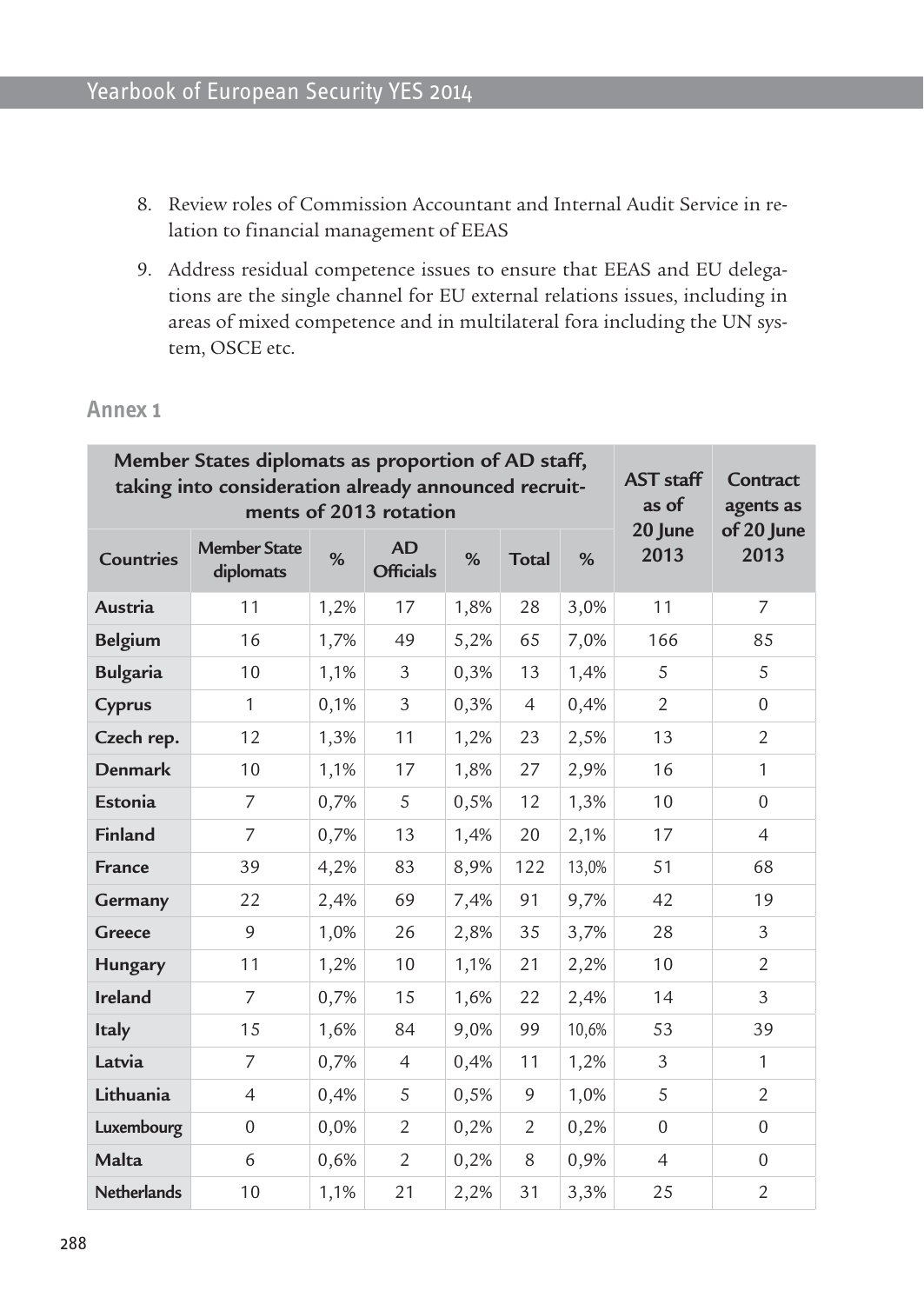8. Review roles of Commission Accountant and Internal Audit Service in relation to financial management of EEAS
9. Address residual competence issues to ensure that EEAS and EU delegations are the single channel for EU external relations issues, including in areas of mixed competence and in multilateral fora including the UN system, OSCE etc.

## Annex 1

| Member States diplomats as proportion of AD staff, taking into consideration already announced recruitments of 2013 rotation | | | | | | | AST staff as of 20 June 2013 | Contract agents as of 20 June 2013 |
|---|---|---|---|---|---|---|---|---|
| **Countries** | **Member State diplomats** | **%** | **AD Officials** | **%** | **Total** | **%** | | |
| **Austria** | 11 | 1,2% | 17 | 1,8% | 28 | 3,0% | 11 | 7 |
| **Belgium** | 16 | 1,7% | 49 | 5,2% | 65 | 7,0% | 166 | 85 |
| **Bulgaria** | 10 | 1,1% | 3 | 0,3% | 13 | 1,4% | 5 | 5 |
| **Cyprus** | 1 | 0,1% | 3 | 0,3% | 4 | 0,4% | 2 | 0 |
| **Czech rep.** | 12 | 1,3% | 11 | 1,2% | 23 | 2,5% | 13 | 2 |
| **Denmark** | 10 | 1,1% | 17 | 1,8% | 27 | 2,9% | 16 | 1 |
| **Estonia** | 7 | 0,7% | 5 | 0,5% | 12 | 1,3% | 10 | 0 |
| **Finland** | 7 | 0,7% | 13 | 1,4% | 20 | 2,1% | 17 | 4 |
| **France** | 39 | 4,2% | 83 | 8,9% | 122 | 13,0% | 51 | 68 |
| **Germany** | 22 | 2,4% | 69 | 7,4% | 91 | 9,7% | 42 | 19 |
| **Greece** | 9 | 1,0% | 26 | 2,8% | 35 | 3,7% | 28 | 3 |
| **Hungary** | 11 | 1,2% | 10 | 1,1% | 21 | 2,2% | 10 | 2 |
| **Ireland** | 7 | 0,7% | 15 | 1,6% | 22 | 2,4% | 14 | 3 |
| **Italy** | 15 | 1,6% | 84 | 9,0% | 99 | 10,6% | 53 | 39 |
| **Latvia** | 7 | 0,7% | 4 | 0,4% | 11 | 1,2% | 3 | 1 |
| **Lithuania** | 4 | 0,4% | 5 | 0,5% | 9 | 1,0% | 5 | 2 |
| **Luxembourg** | 0 | 0,0% | 2 | 0,2% | 2 | 0,2% | 0 | 0 |
| **Malta** | 6 | 0,6% | 2 | 0,2% | 8 | 0,9% | 4 | 0 |
| **Netherlands** | 10 | 1,1% | 21 | 2,2% | 31 | 3,3% | 25 | 2 |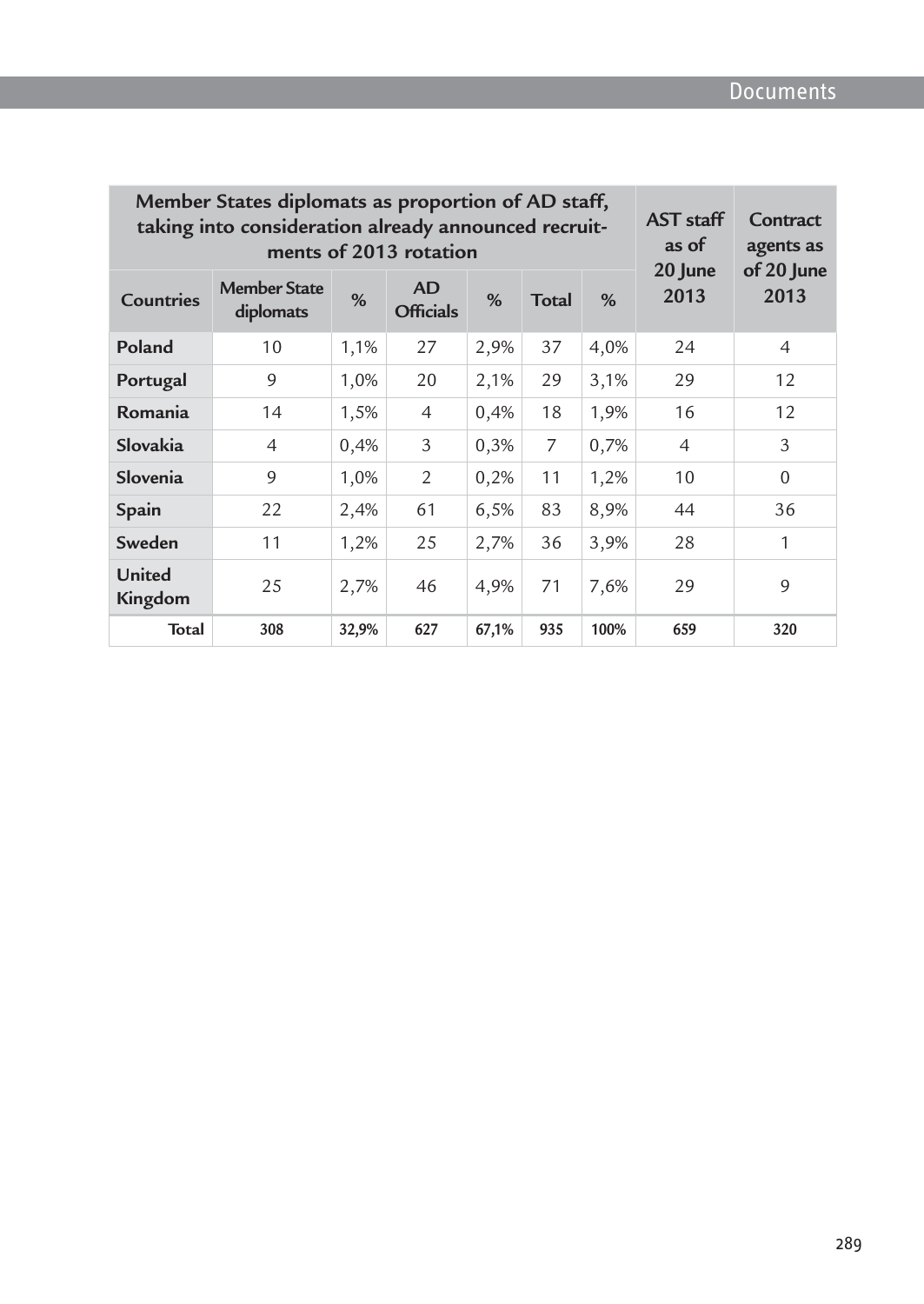| Member States diplomats as proportion of AD staff, taking into consideration already announced recruitments of 2013 rotation | | | | | | | AST staff as of 20 June 2013 | Contract agents as of 20 June 2013 |
|---|---|---|---|---|---|---|---|---|
| Countries | Member State diplomats | % | AD Officials | % | Total | % | | |
| Poland | 10 | 1,1% | 27 | 2,9% | 37 | 4,0% | 24 | 4 |
| Portugal | 9 | 1,0% | 20 | 2,1% | 29 | 3,1% | 29 | 12 |
| Romania | 14 | 1,5% | 4 | 0,4% | 18 | 1,9% | 16 | 12 |
| Slovakia | 4 | 0,4% | 3 | 0,3% | 7 | 0,7% | 4 | 3 |
| Slovenia | 9 | 1,0% | 2 | 0,2% | 11 | 1,2% | 10 | 0 |
| Spain | 22 | 2,4% | 61 | 6,5% | 83 | 8,9% | 44 | 36 |
| Sweden | 11 | 1,2% | 25 | 2,7% | 36 | 3,9% | 28 | 1 |
| United Kingdom | 25 | 2,7% | 46 | 4,9% | 71 | 7,6% | 29 | 9 |
| **Total** | **308** | **32,9%** | **627** | **67,1%** | **935** | **100%** | **659** | **320** |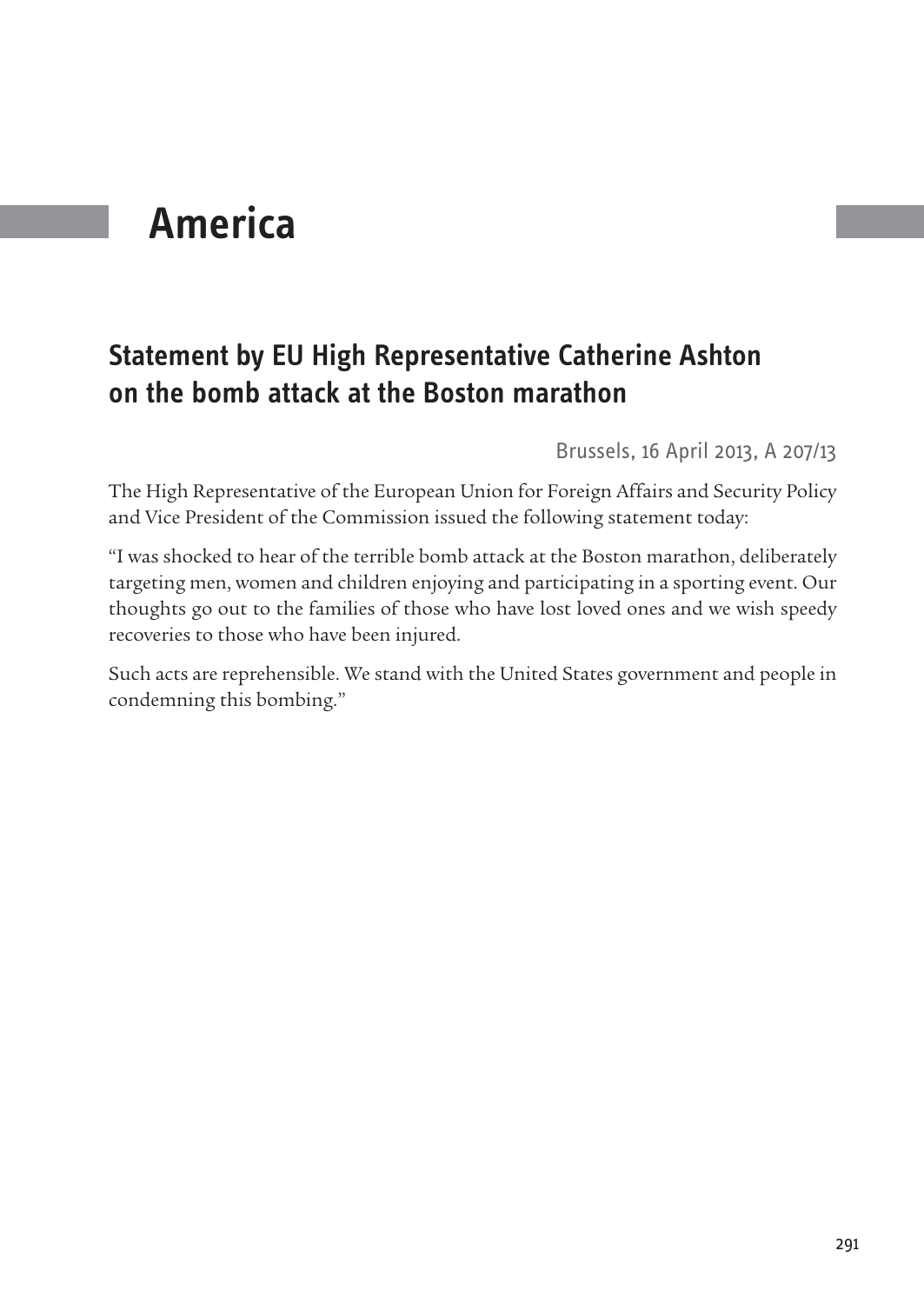# America

## Statement by EU High Representative Catherine Ashton on the bomb attack at the Boston marathon

Brussels, 16 April 2013, A 207/13

The High Representative of the European Union for Foreign Affairs and Security Policy and Vice President of the Commission issued the following statement today:

"I was shocked to hear of the terrible bomb attack at the Boston marathon, deliberately targeting men, women and children enjoying and participating in a sporting event. Our thoughts go out to the families of those who have lost loved ones and we wish speedy recoveries to those who have been injured.

Such acts are reprehensible. We stand with the United States government and people in condemning this bombing."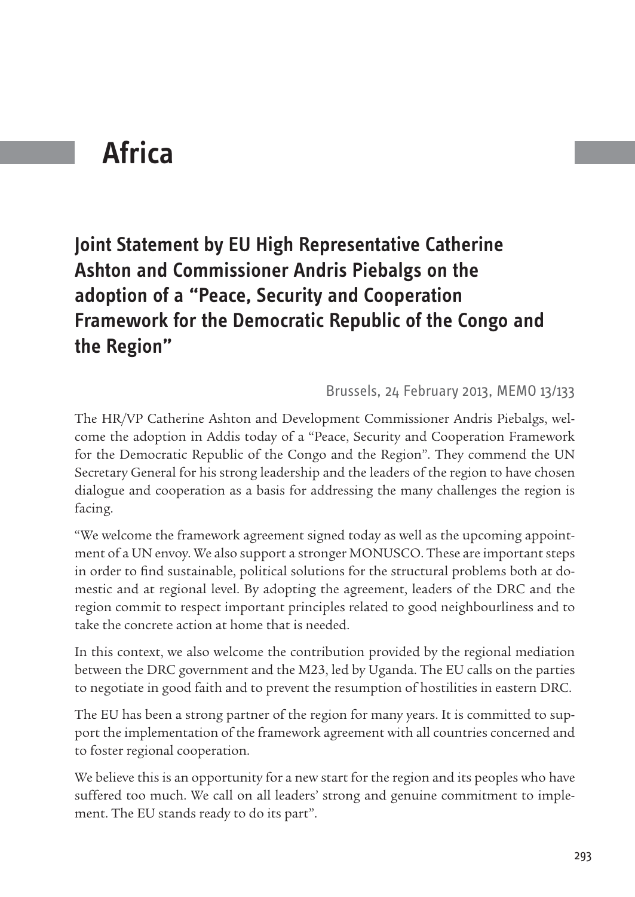# Africa

## Joint Statement by EU High Representative Catherine Ashton and Commissioner Andris Piebalgs on the adoption of a "Peace, Security and Cooperation Framework for the Democratic Republic of the Congo and the Region"

Brussels, 24 February 2013, MEMO 13/133

The HR/VP Catherine Ashton and Development Commissioner Andris Piebalgs, welcome the adoption in Addis today of a "Peace, Security and Cooperation Framework for the Democratic Republic of the Congo and the Region". They commend the UN Secretary General for his strong leadership and the leaders of the region to have chosen dialogue and cooperation as a basis for addressing the many challenges the region is facing.

"We welcome the framework agreement signed today as well as the upcoming appointment of a UN envoy. We also support a stronger MONUSCO. These are important steps in order to find sustainable, political solutions for the structural problems both at domestic and at regional level. By adopting the agreement, leaders of the DRC and the region commit to respect important principles related to good neighbourliness and to take the concrete action at home that is needed.

In this context, we also welcome the contribution provided by the regional mediation between the DRC government and the M23, led by Uganda. The EU calls on the parties to negotiate in good faith and to prevent the resumption of hostilities in eastern DRC.

The EU has been a strong partner of the region for many years. It is committed to support the implementation of the framework agreement with all countries concerned and to foster regional cooperation.

We believe this is an opportunity for a new start for the region and its peoples who have suffered too much. We call on all leaders' strong and genuine commitment to implement. The EU stands ready to do its part".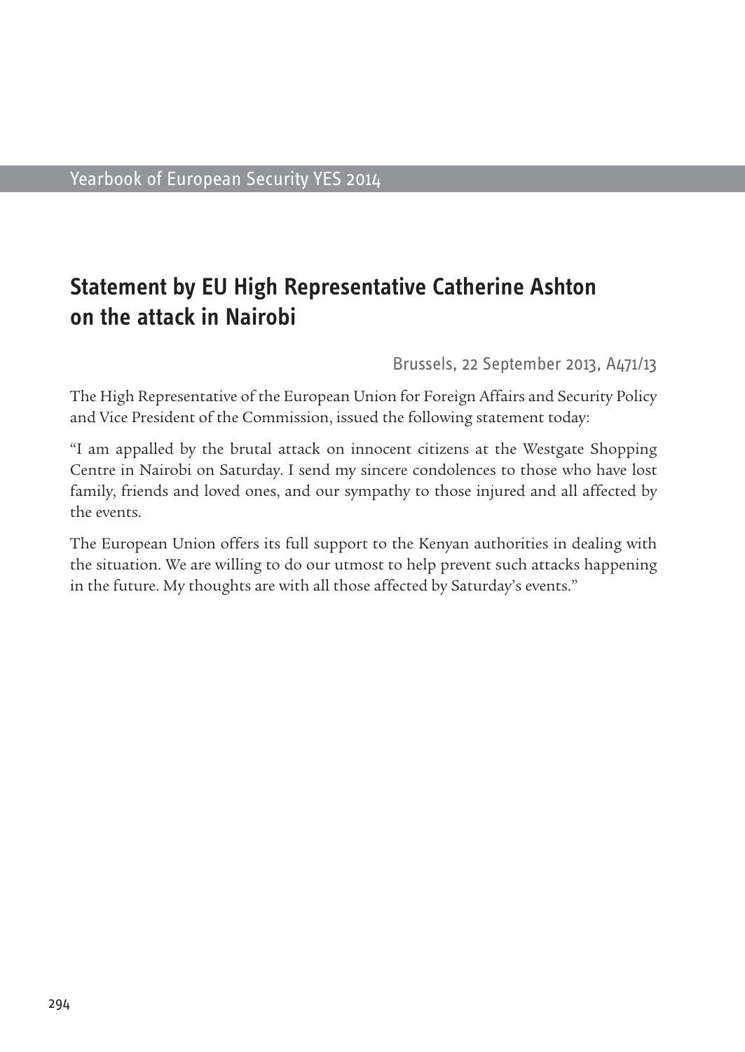## Statement by EU High Representative Catherine Ashton on the attack in Nairobi

Brussels, 22 September 2013, A471/13

The High Representative of the European Union for Foreign Affairs and Security Policy and Vice President of the Commission, issued the following statement today:

"I am appalled by the brutal attack on innocent citizens at the Westgate Shopping Centre in Nairobi on Saturday. I send my sincere condolences to those who have lost family, friends and loved ones, and our sympathy to those injured and all affected by the events.

The European Union offers its full support to the Kenyan authorities in dealing with the situation. We are willing to do our utmost to help prevent such attacks happening in the future. My thoughts are with all those affected by Saturday's events."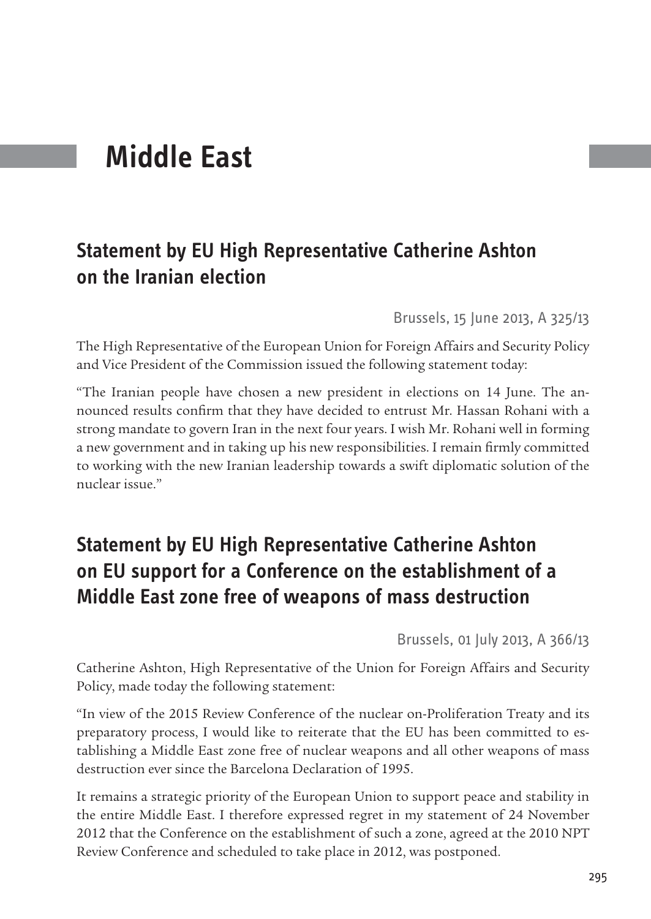# Middle East

## Statement by EU High Representative Catherine Ashton on the Iranian election

Brussels, 15 June 2013, A 325/13

The High Representative of the European Union for Foreign Affairs and Security Policy and Vice President of the Commission issued the following statement today:

"The Iranian people have chosen a new president in elections on 14 June. The announced results confirm that they have decided to entrust Mr. Hassan Rohani with a strong mandate to govern Iran in the next four years. I wish Mr. Rohani well in forming a new government and in taking up his new responsibilities. I remain firmly committed to working with the new Iranian leadership towards a swift diplomatic solution of the nuclear issue."

## Statement by EU High Representative Catherine Ashton on EU support for a Conference on the establishment of a Middle East zone free of weapons of mass destruction

Brussels, 01 July 2013, A 366/13

Catherine Ashton, High Representative of the Union for Foreign Affairs and Security Policy, made today the following statement:

"In view of the 2015 Review Conference of the nuclear on-Proliferation Treaty and its preparatory process, I would like to reiterate that the EU has been committed to establishing a Middle East zone free of nuclear weapons and all other weapons of mass destruction ever since the Barcelona Declaration of 1995.

It remains a strategic priority of the European Union to support peace and stability in the entire Middle East. I therefore expressed regret in my statement of 24 November 2012 that the Conference on the establishment of such a zone, agreed at the 2010 NPT Review Conference and scheduled to take place in 2012, was postponed.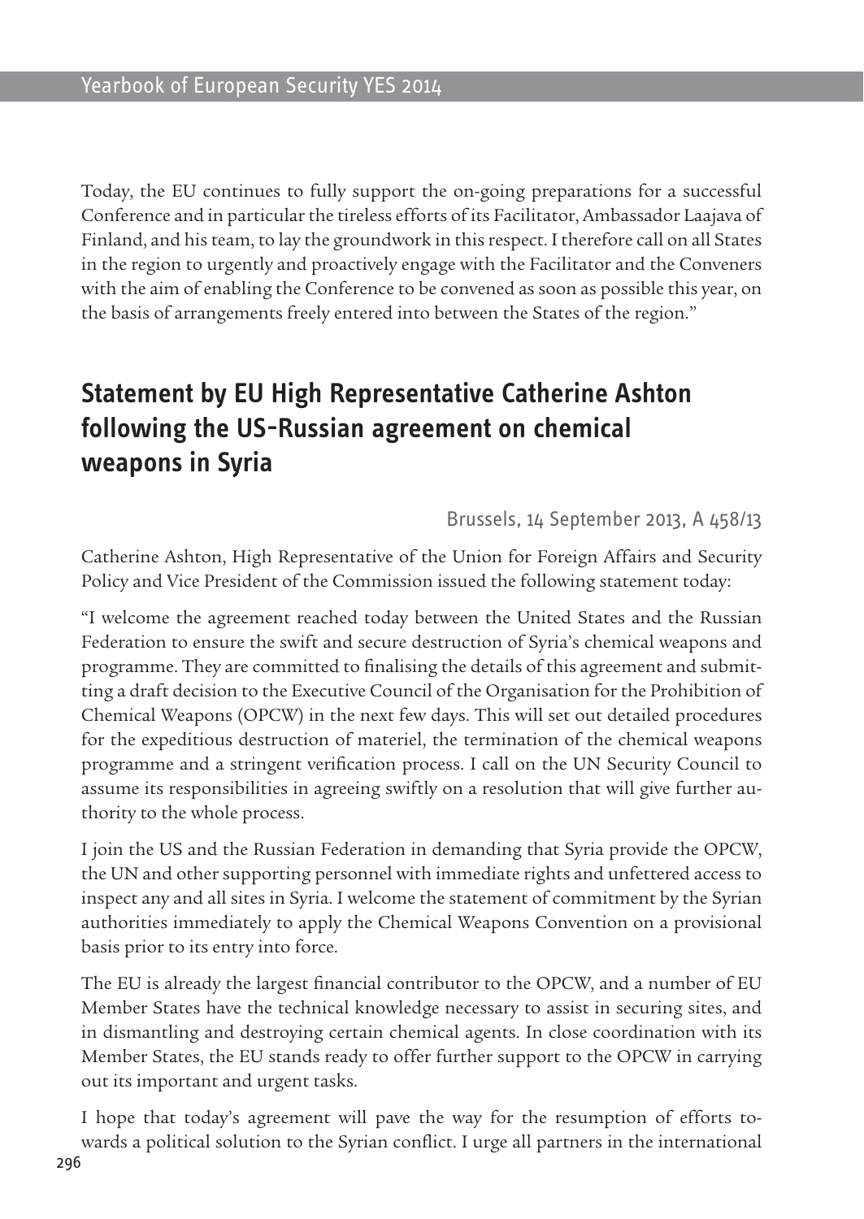Today, the EU continues to fully support the on-going preparations for a successful Conference and in particular the tireless efforts of its Facilitator, Ambassador Laajava of Finland, and his team, to lay the groundwork in this respect. I therefore call on all States in the region to urgently and proactively engage with the Facilitator and the Conveners with the aim of enabling the Conference to be convened as soon as possible this year, on the basis of arrangements freely entered into between the States of the region."

## Statement by EU High Representative Catherine Ashton following the US-Russian agreement on chemical weapons in Syria

Brussels, 14 September 2013, A 458/13

Catherine Ashton, High Representative of the Union for Foreign Affairs and Security Policy and Vice President of the Commission issued the following statement today:

"I welcome the agreement reached today between the United States and the Russian Federation to ensure the swift and secure destruction of Syria's chemical weapons and programme. They are committed to finalising the details of this agreement and submitting a draft decision to the Executive Council of the Organisation for the Prohibition of Chemical Weapons (OPCW) in the next few days. This will set out detailed procedures for the expeditious destruction of materiel, the termination of the chemical weapons programme and a stringent verification process. I call on the UN Security Council to assume its responsibilities in agreeing swiftly on a resolution that will give further authority to the whole process.

I join the US and the Russian Federation in demanding that Syria provide the OPCW, the UN and other supporting personnel with immediate rights and unfettered access to inspect any and all sites in Syria. I welcome the statement of commitment by the Syrian authorities immediately to apply the Chemical Weapons Convention on a provisional basis prior to its entry into force.

The EU is already the largest financial contributor to the OPCW, and a number of EU Member States have the technical knowledge necessary to assist in securing sites, and in dismantling and destroying certain chemical agents. In close coordination with its Member States, the EU stands ready to offer further support to the OPCW in carrying out its important and urgent tasks.

I hope that today's agreement will pave the way for the resumption of efforts towards a political solution to the Syrian conflict. I urge all partners in the international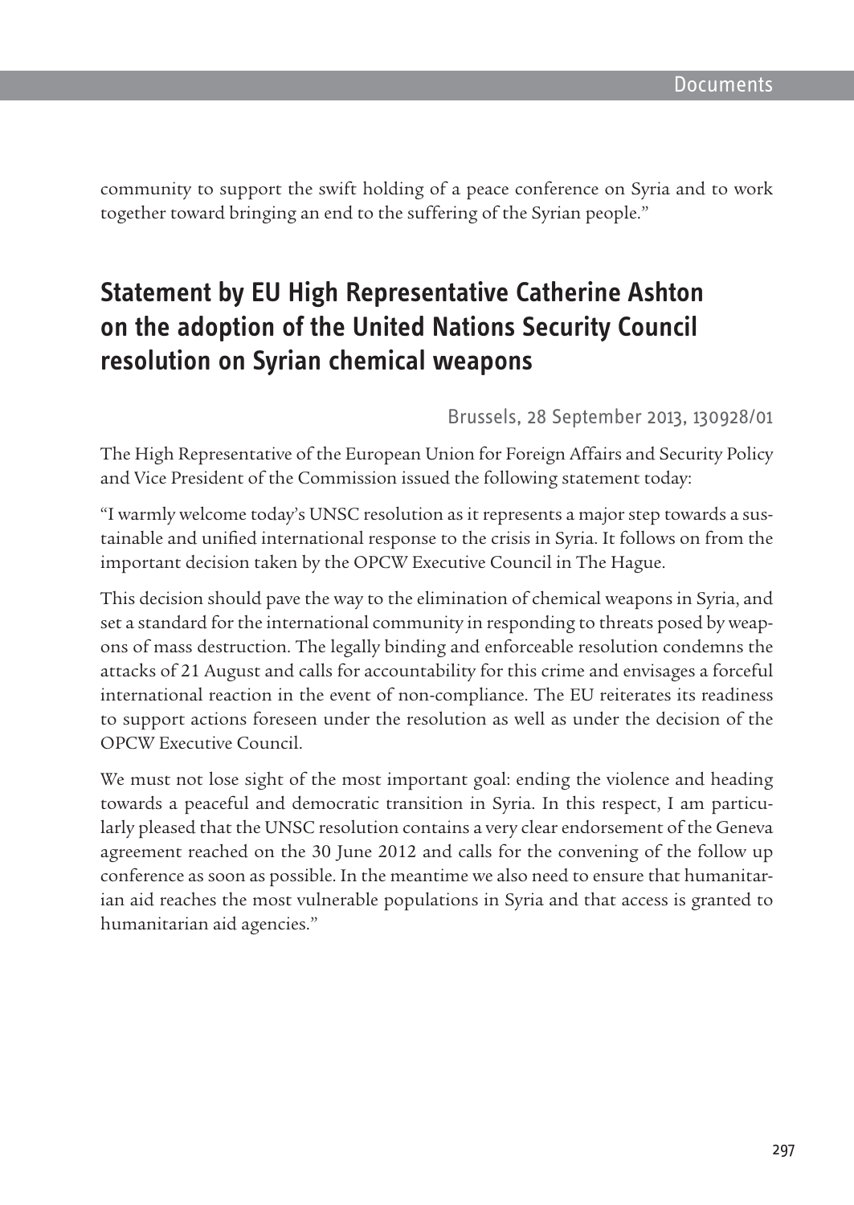community to support the swift holding of a peace conference on Syria and to work together toward bringing an end to the suffering of the Syrian people."

## Statement by EU High Representative Catherine Ashton on the adoption of the United Nations Security Council resolution on Syrian chemical weapons

Brussels, 28 September 2013, 130928/01

The High Representative of the European Union for Foreign Affairs and Security Policy and Vice President of the Commission issued the following statement today:

"I warmly welcome today's UNSC resolution as it represents a major step towards a sustainable and unified international response to the crisis in Syria. It follows on from the important decision taken by the OPCW Executive Council in The Hague.

This decision should pave the way to the elimination of chemical weapons in Syria, and set a standard for the international community in responding to threats posed by weapons of mass destruction. The legally binding and enforceable resolution condemns the attacks of 21 August and calls for accountability for this crime and envisages a forceful international reaction in the event of non-compliance. The EU reiterates its readiness to support actions foreseen under the resolution as well as under the decision of the OPCW Executive Council.

We must not lose sight of the most important goal: ending the violence and heading towards a peaceful and democratic transition in Syria. In this respect, I am particularly pleased that the UNSC resolution contains a very clear endorsement of the Geneva agreement reached on the 30 June 2012 and calls for the convening of the follow up conference as soon as possible. In the meantime we also need to ensure that humanitarian aid reaches the most vulnerable populations in Syria and that access is granted to humanitarian aid agencies."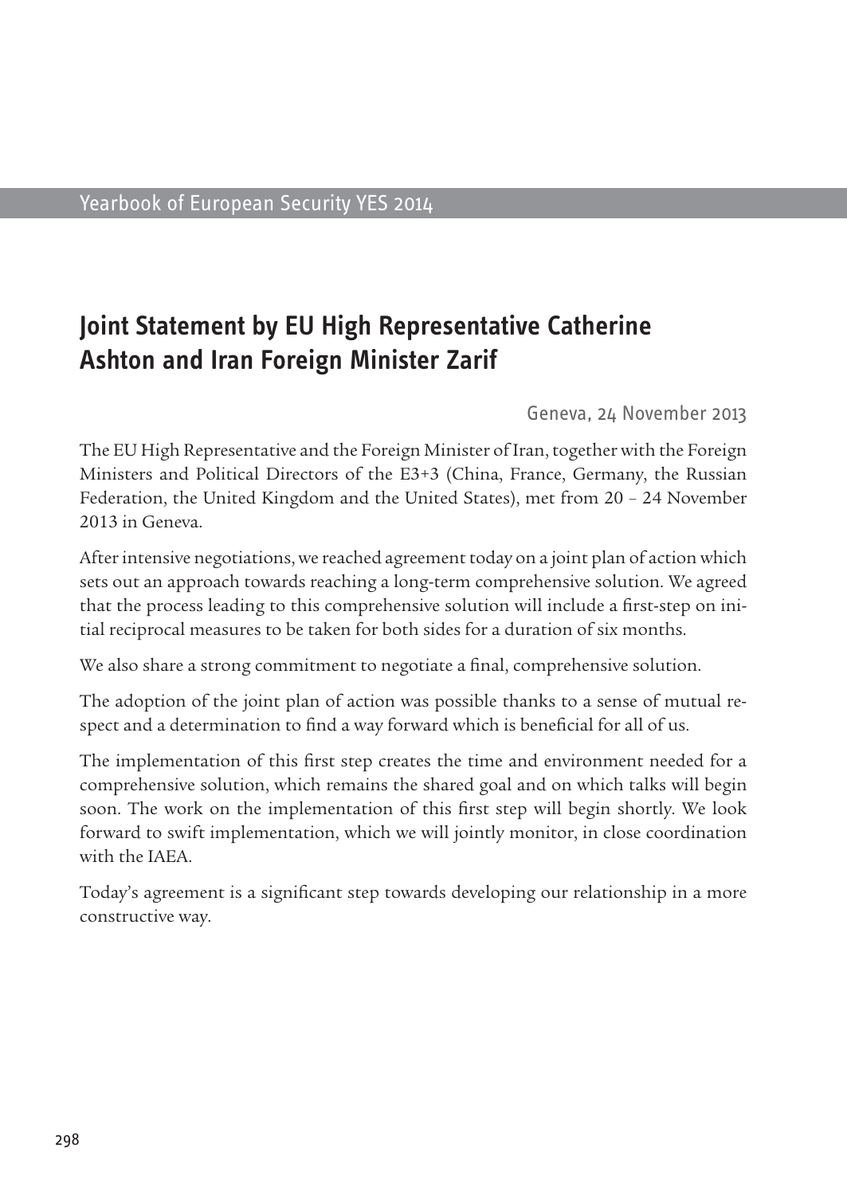# Joint Statement by EU High Representative Catherine Ashton and Iran Foreign Minister Zarif

Geneva, 24 November 2013

The EU High Representative and the Foreign Minister of Iran, together with the Foreign Ministers and Political Directors of the E3+3 (China, France, Germany, the Russian Federation, the United Kingdom and the United States), met from 20 – 24 November 2013 in Geneva.

After intensive negotiations, we reached agreement today on a joint plan of action which sets out an approach towards reaching a long-term comprehensive solution. We agreed that the process leading to this comprehensive solution will include a first-step on initial reciprocal measures to be taken for both sides for a duration of six months.

We also share a strong commitment to negotiate a final, comprehensive solution.

The adoption of the joint plan of action was possible thanks to a sense of mutual respect and a determination to find a way forward which is beneficial for all of us.

The implementation of this first step creates the time and environment needed for a comprehensive solution, which remains the shared goal and on which talks will begin soon. The work on the implementation of this first step will begin shortly. We look forward to swift implementation, which we will jointly monitor, in close coordination with the IAEA.

Today's agreement is a significant step towards developing our relationship in a more constructive way.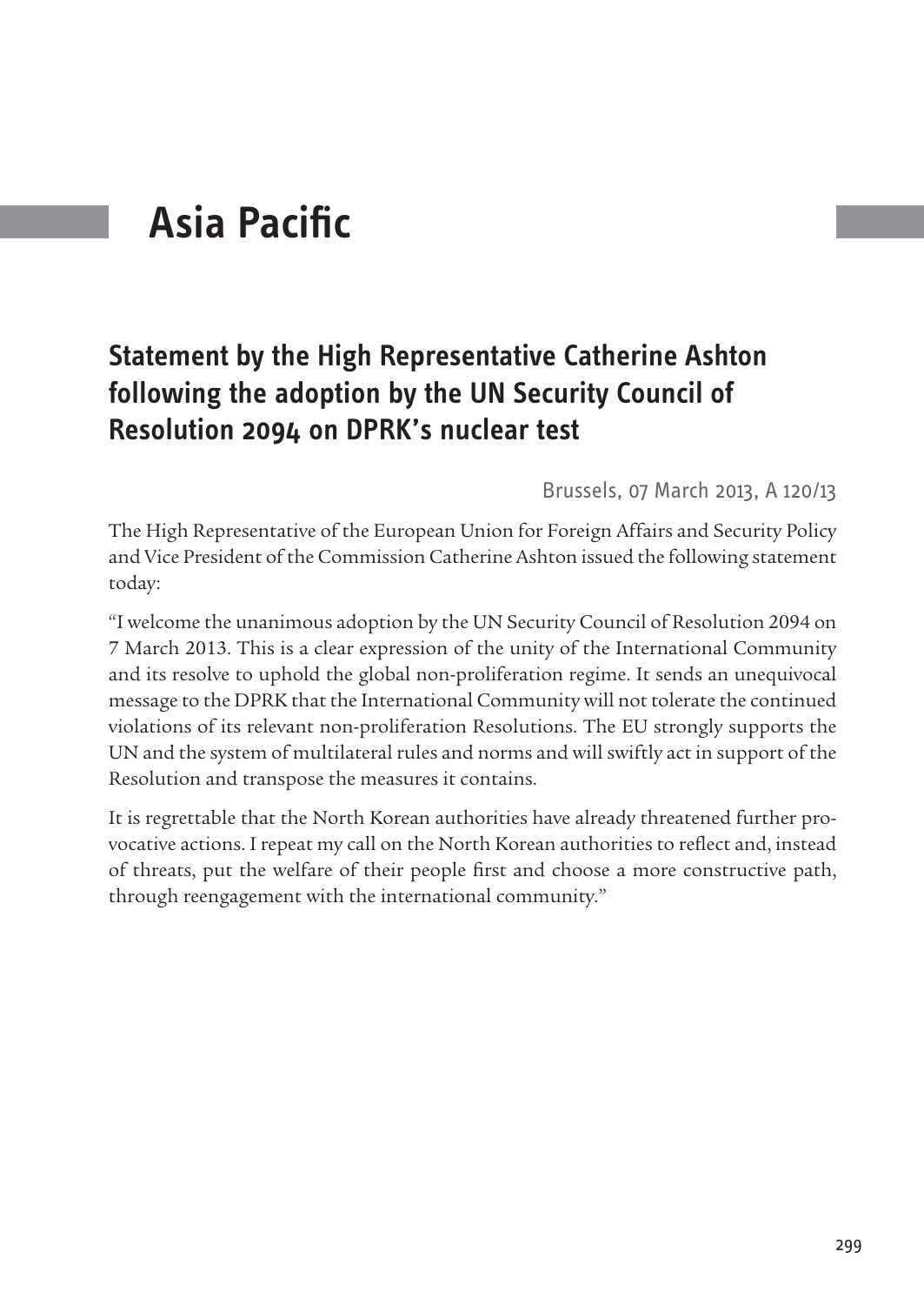# Asia Pacific

## Statement by the High Representative Catherine Ashton following the adoption by the UN Security Council of Resolution 2094 on DPRK's nuclear test

Brussels, 07 March 2013, A 120/13

The High Representative of the European Union for Foreign Affairs and Security Policy and Vice President of the Commission Catherine Ashton issued the following statement today:

"I welcome the unanimous adoption by the UN Security Council of Resolution 2094 on 7 March 2013. This is a clear expression of the unity of the International Community and its resolve to uphold the global non-proliferation regime. It sends an unequivocal message to the DPRK that the International Community will not tolerate the continued violations of its relevant non-proliferation Resolutions. The EU strongly supports the UN and the system of multilateral rules and norms and will swiftly act in support of the Resolution and transpose the measures it contains.

It is regrettable that the North Korean authorities have already threatened further provocative actions. I repeat my call on the North Korean authorities to reflect and, instead of threats, put the welfare of their people first and choose a more constructive path, through reengagement with the international community."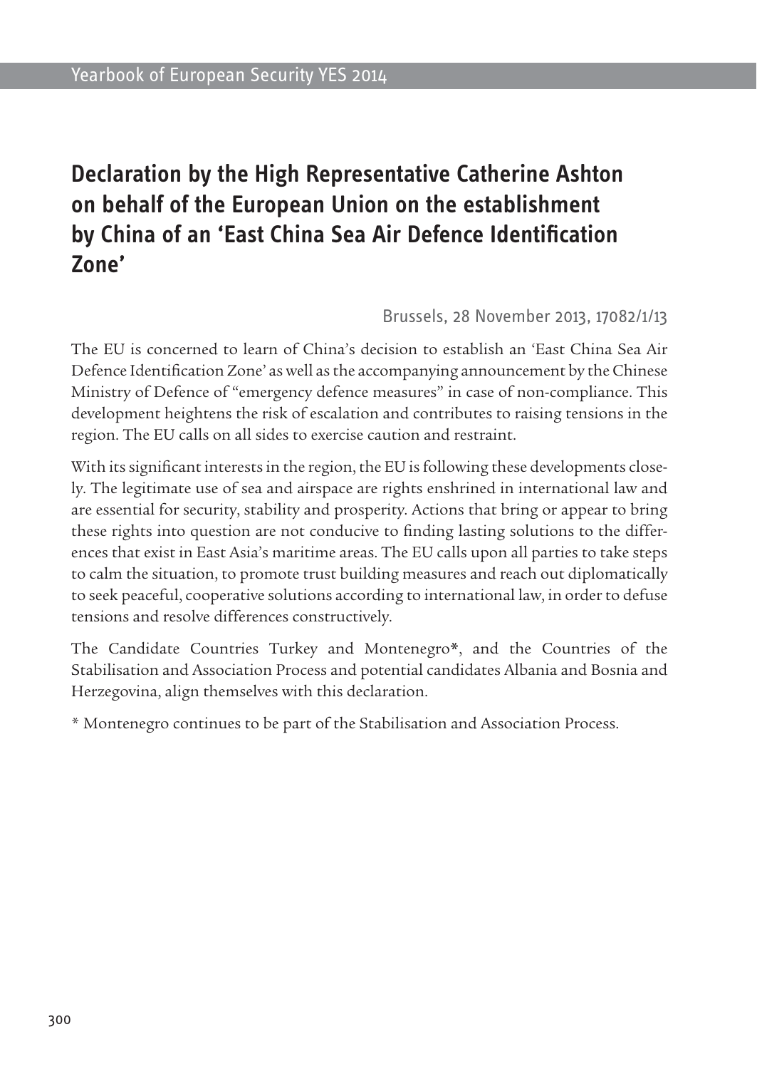# Declaration by the High Representative Catherine Ashton on behalf of the European Union on the establishment by China of an 'East China Sea Air Defence Identification Zone'

Brussels, 28 November 2013, 17082/1/13

The EU is concerned to learn of China's decision to establish an 'East China Sea Air Defence Identification Zone' as well as the accompanying announcement by the Chinese Ministry of Defence of "emergency defence measures" in case of non-compliance. This development heightens the risk of escalation and contributes to raising tensions in the region. The EU calls on all sides to exercise caution and restraint.

With its significant interests in the region, the EU is following these developments closely. The legitimate use of sea and airspace are rights enshrined in international law and are essential for security, stability and prosperity. Actions that bring or appear to bring these rights into question are not conducive to finding lasting solutions to the differences that exist in East Asia's maritime areas. The EU calls upon all parties to take steps to calm the situation, to promote trust building measures and reach out diplomatically to seek peaceful, cooperative solutions according to international law, in order to defuse tensions and resolve differences constructively.

The Candidate Countries Turkey and Montenegro*, and the Countries of the Stabilisation and Association Process and potential candidates Albania and Bosnia and Herzegovina, align themselves with this declaration.

* Montenegro continues to be part of the Stabilisation and Association Process.